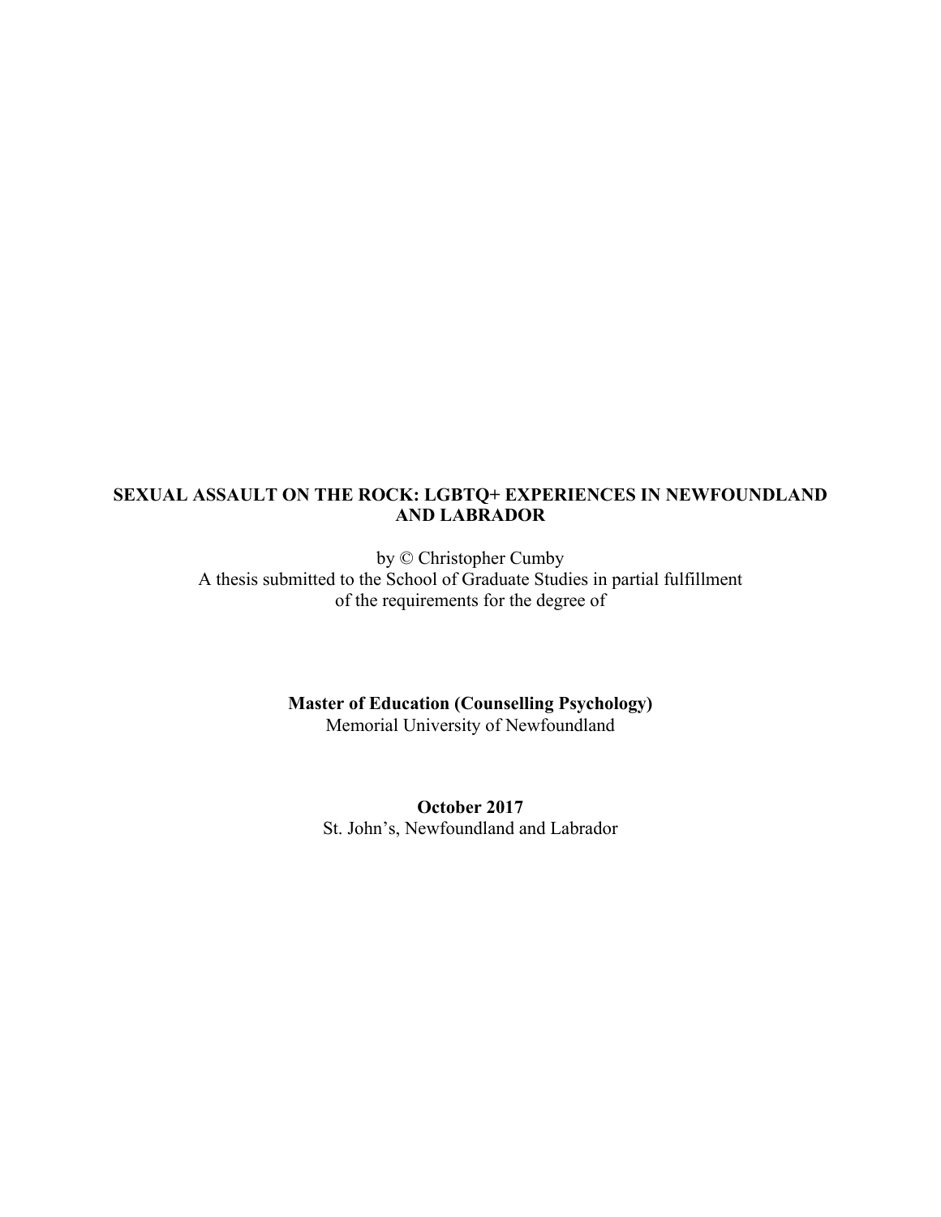**SEXUAL ASSAULT ON THE ROCK: LGBTQ+ EXPERIENCES IN NEWFOUNDLAND AND LABRADOR**

by © Christopher Cumby

A thesis submitted to the School of Graduate Studies in partial fulfillment of the requirements for the degree of

**Master of Education (Counselling Psychology)**

Memorial University of Newfoundland

**October 2017**

St. John's, Newfoundland and Labrador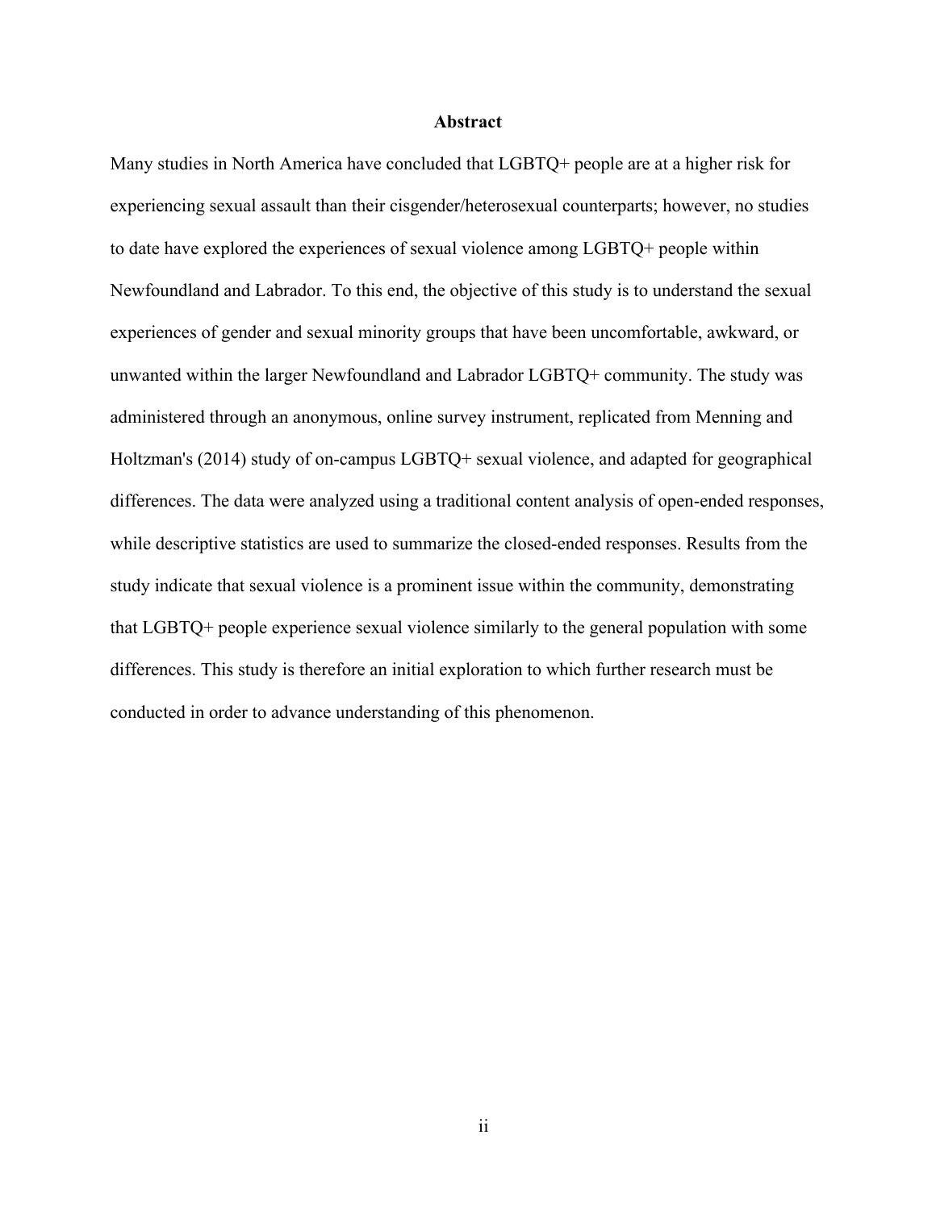# Abstract

Many studies in North America have concluded that LGBTQ+ people are at a higher risk for experiencing sexual assault than their cisgender/heterosexual counterparts; however, no studies to date have explored the experiences of sexual violence among LGBTQ+ people within Newfoundland and Labrador. To this end, the objective of this study is to understand the sexual experiences of gender and sexual minority groups that have been uncomfortable, awkward, or unwanted within the larger Newfoundland and Labrador LGBTQ+ community. The study was administered through an anonymous, online survey instrument, replicated from Menning and Holtzman's (2014) study of on-campus LGBTQ+ sexual violence, and adapted for geographical differences. The data were analyzed using a traditional content analysis of open-ended responses, while descriptive statistics are used to summarize the closed-ended responses. Results from the study indicate that sexual violence is a prominent issue within the community, demonstrating that LGBTQ+ people experience sexual violence similarly to the general population with some differences. This study is therefore an initial exploration to which further research must be conducted in order to advance understanding of this phenomenon.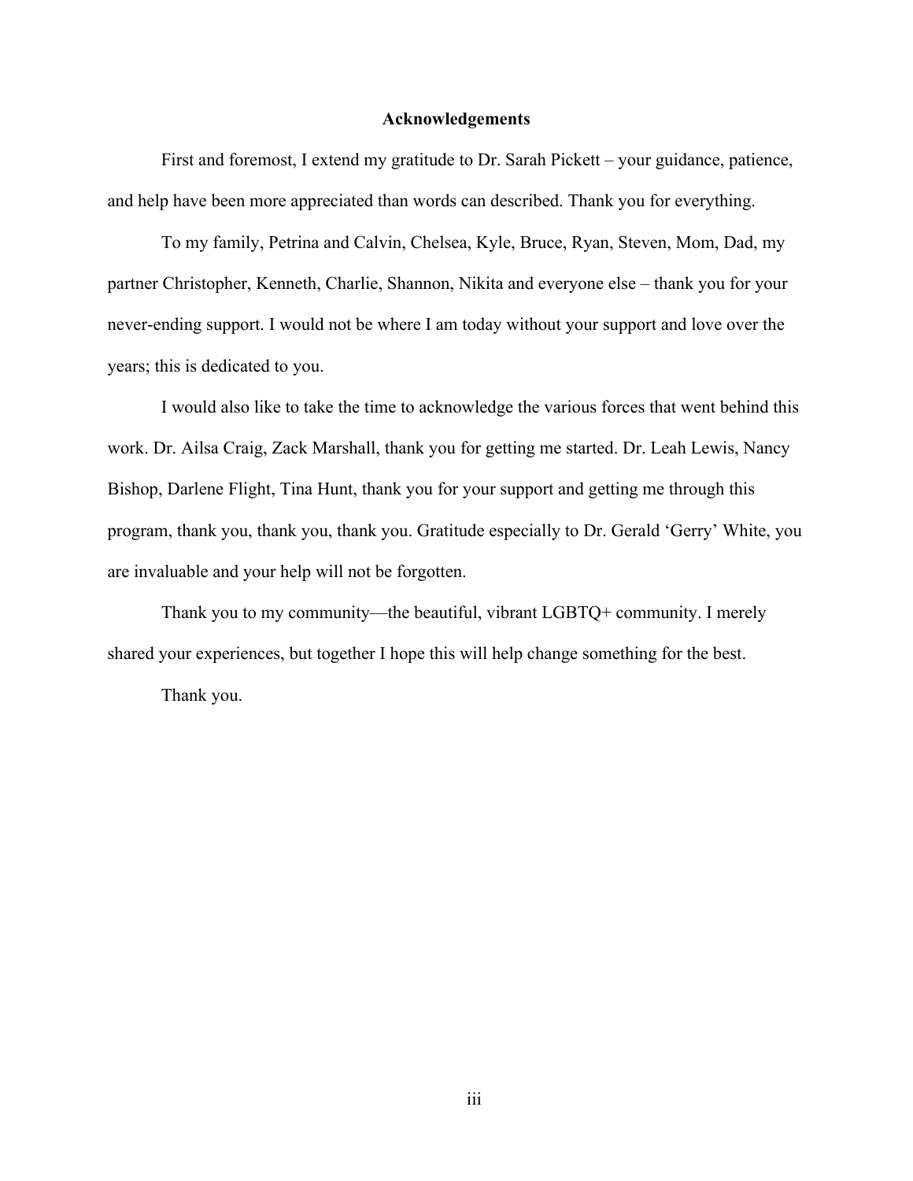# Acknowledgements

First and foremost, I extend my gratitude to Dr. Sarah Pickett – your guidance, patience, and help have been more appreciated than words can described. Thank you for everything.

To my family, Petrina and Calvin, Chelsea, Kyle, Bruce, Ryan, Steven, Mom, Dad, my partner Christopher, Kenneth, Charlie, Shannon, Nikita and everyone else – thank you for your never-ending support. I would not be where I am today without your support and love over the years; this is dedicated to you.

I would also like to take the time to acknowledge the various forces that went behind this work. Dr. Ailsa Craig, Zack Marshall, thank you for getting me started. Dr. Leah Lewis, Nancy Bishop, Darlene Flight, Tina Hunt, thank you for your support and getting me through this program, thank you, thank you, thank you. Gratitude especially to Dr. Gerald 'Gerry' White, you are invaluable and your help will not be forgotten.

Thank you to my community—the beautiful, vibrant LGBTQ+ community. I merely shared your experiences, but together I hope this will help change something for the best.

Thank you.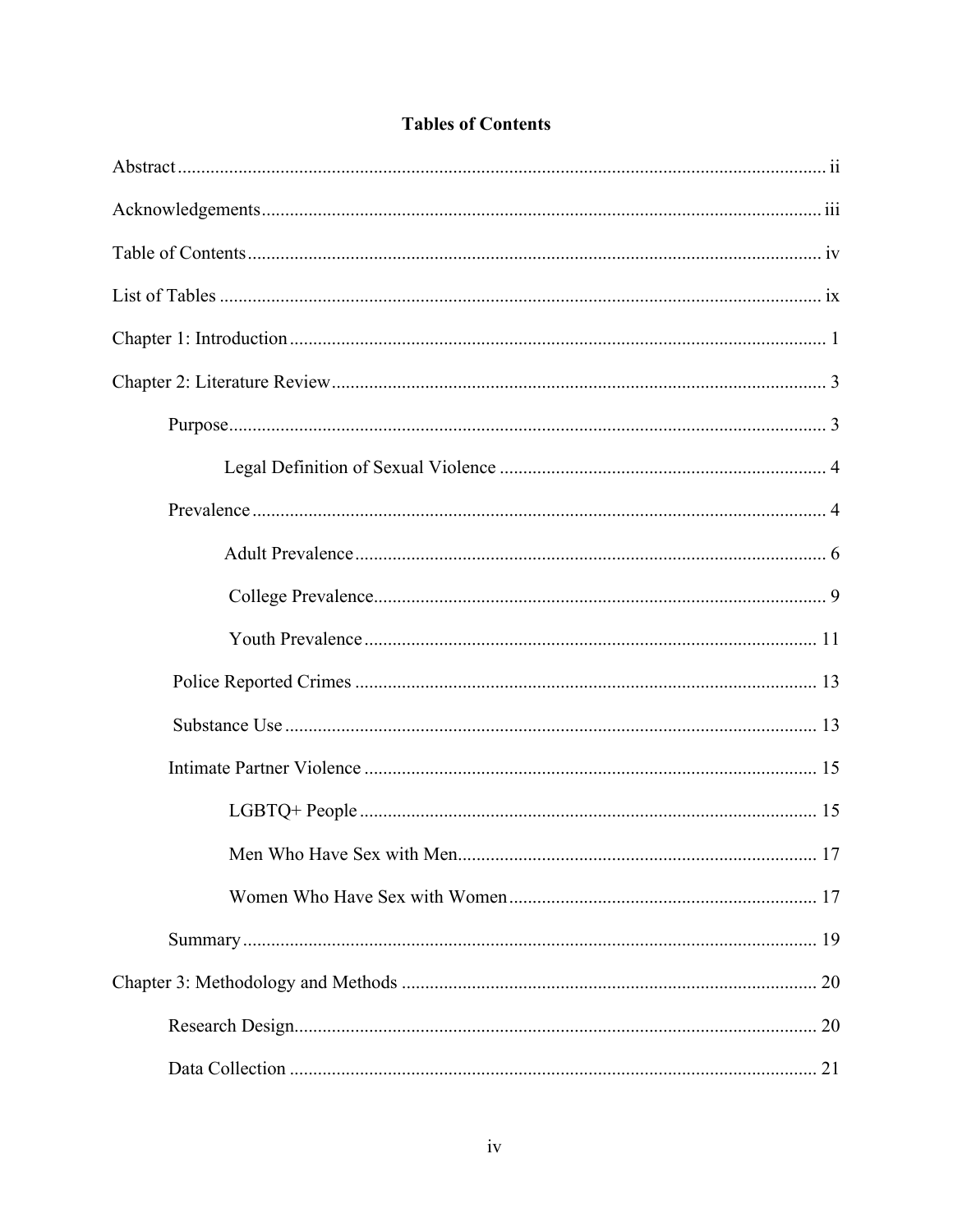# Tables of Contents

Abstract ........ ii

Acknowledgements ........ iii

Table of Contents ........ iv

List of Tables ........ ix

Chapter 1: Introduction ........ 1

Chapter 2: Literature Review ........ 3

- Purpose ........ 3
  - Legal Definition of Sexual Violence ........ 4
- Prevalence ........ 4
  - Adult Prevalence ........ 6
  - College Prevalence ........ 9
  - Youth Prevalence ........ 11
- Police Reported Crimes ........ 13
- Substance Use ........ 13
- Intimate Partner Violence ........ 15
  - LGBTQ+ People ........ 15
  - Men Who Have Sex with Men ........ 17
  - Women Who Have Sex with Women ........ 17
- Summary ........ 19

Chapter 3: Methodology and Methods ........ 20

- Research Design ........ 20
- Data Collection ........ 21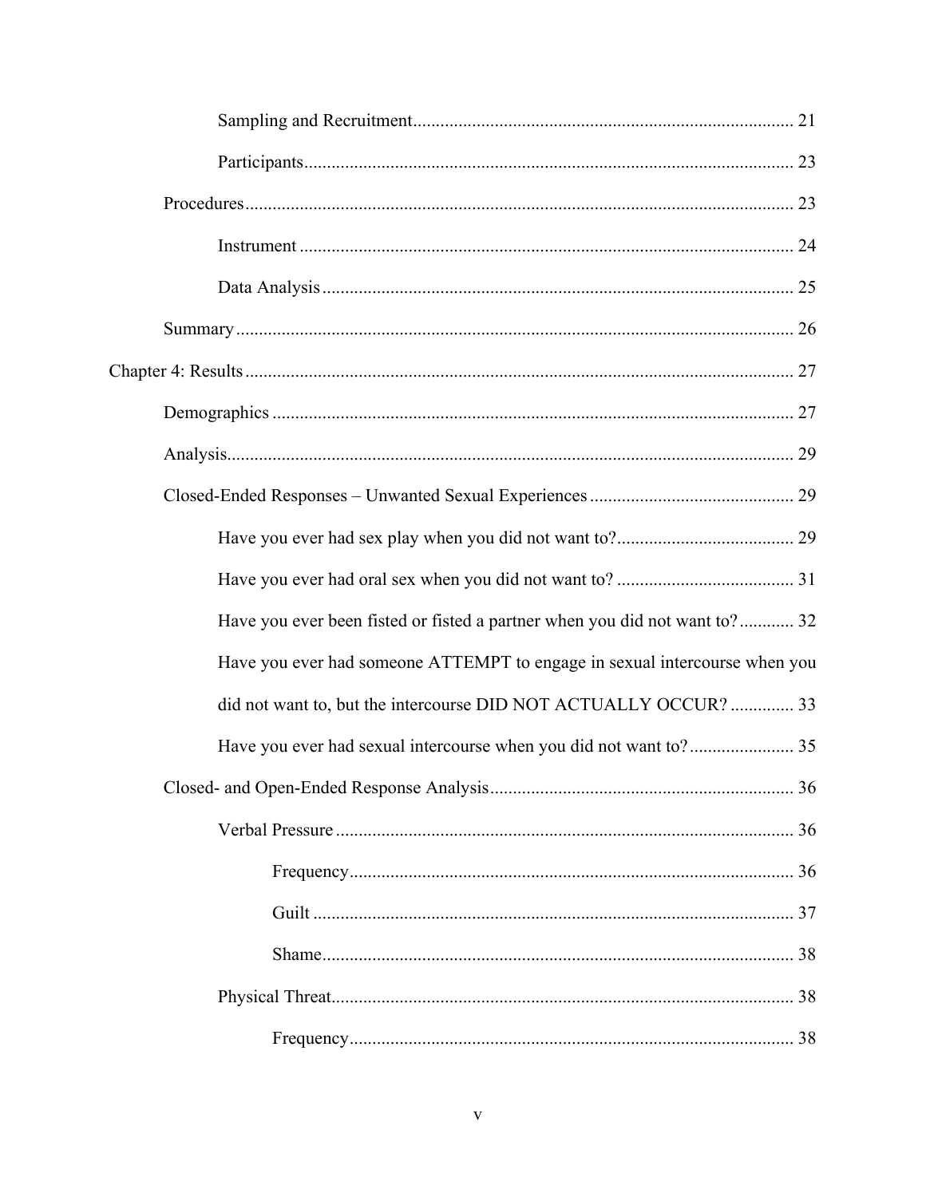Sampling and Recruitment ........................................................................................ 21

Participants ........................................................................................................... 23

Procedures ................................................................................................................ 23

Instrument ............................................................................................................ 24

Data Analysis ....................................................................................................... 25

Summary .................................................................................................................. 26

Chapter 4: Results ........................................................................................................ 27

Demographics .......................................................................................................... 27

Analysis .................................................................................................................... 29

Closed-Ended Responses – Unwanted Sexual Experiences ..................................... 29

Have you ever had sex play when you did not want to? ....................................... 29

Have you ever had oral sex when you did not want to? ....................................... 31

Have you ever been fisted or fisted a partner when you did not want to? ............ 32

Have you ever had someone ATTEMPT to engage in sexual intercourse when you did not want to, but the intercourse DID NOT ACTUALLY OCCUR? .............. 33

Have you ever had sexual intercourse when you did not want to? ....................... 35

Closed- and Open-Ended Response Analysis .......................................................... 36

Verbal Pressure ..................................................................................................... 36

Frequency .......................................................................................................... 36

Guilt ................................................................................................................... 37

Shame ................................................................................................................. 38

Physical Threat ..................................................................................................... 38

Frequency .......................................................................................................... 38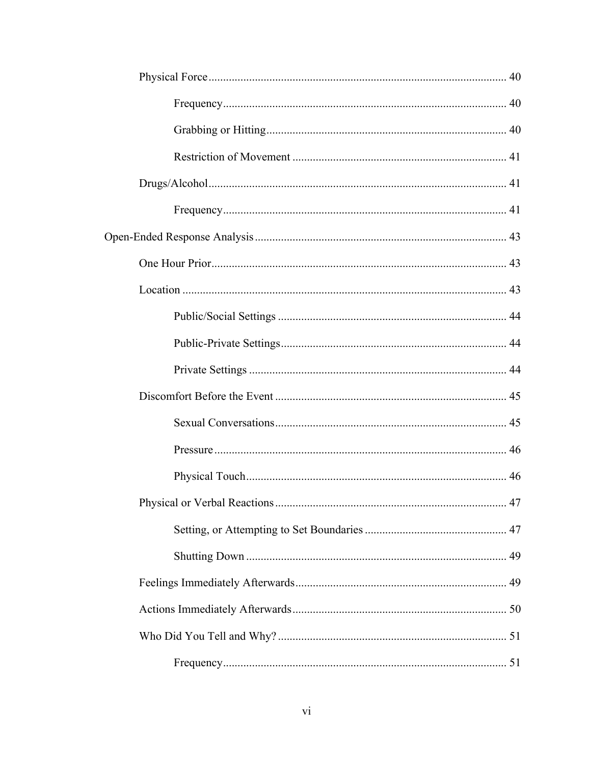Physical Force .................................................................................................... 40

Frequency ................................................................................................ 40

Grabbing or Hitting .................................................................................. 40

Restriction of Movement ......................................................................... 41

Drugs/Alcohol .................................................................................................... 41

Frequency ................................................................................................ 41

Open-Ended Response Analysis ..................................................................................... 43

One Hour Prior .................................................................................................... 43

Location ............................................................................................................... 43

Public/Social Settings .............................................................................. 44

Public-Private Settings ............................................................................. 44

Private Settings ........................................................................................ 44

Discomfort Before the Event ............................................................................... 45

Sexual Conversations ............................................................................... 45

Pressure .................................................................................................... 46

Physical Touch ......................................................................................... 46

Physical or Verbal Reactions ............................................................................... 47

Setting, or Attempting to Set Boundaries ................................................ 47

Shutting Down ......................................................................................... 49

Feelings Immediately Afterwards ........................................................................ 49

Actions Immediately Afterwards ......................................................................... 50

Who Did You Tell and Why? .............................................................................. 51

Frequency ................................................................................................ 51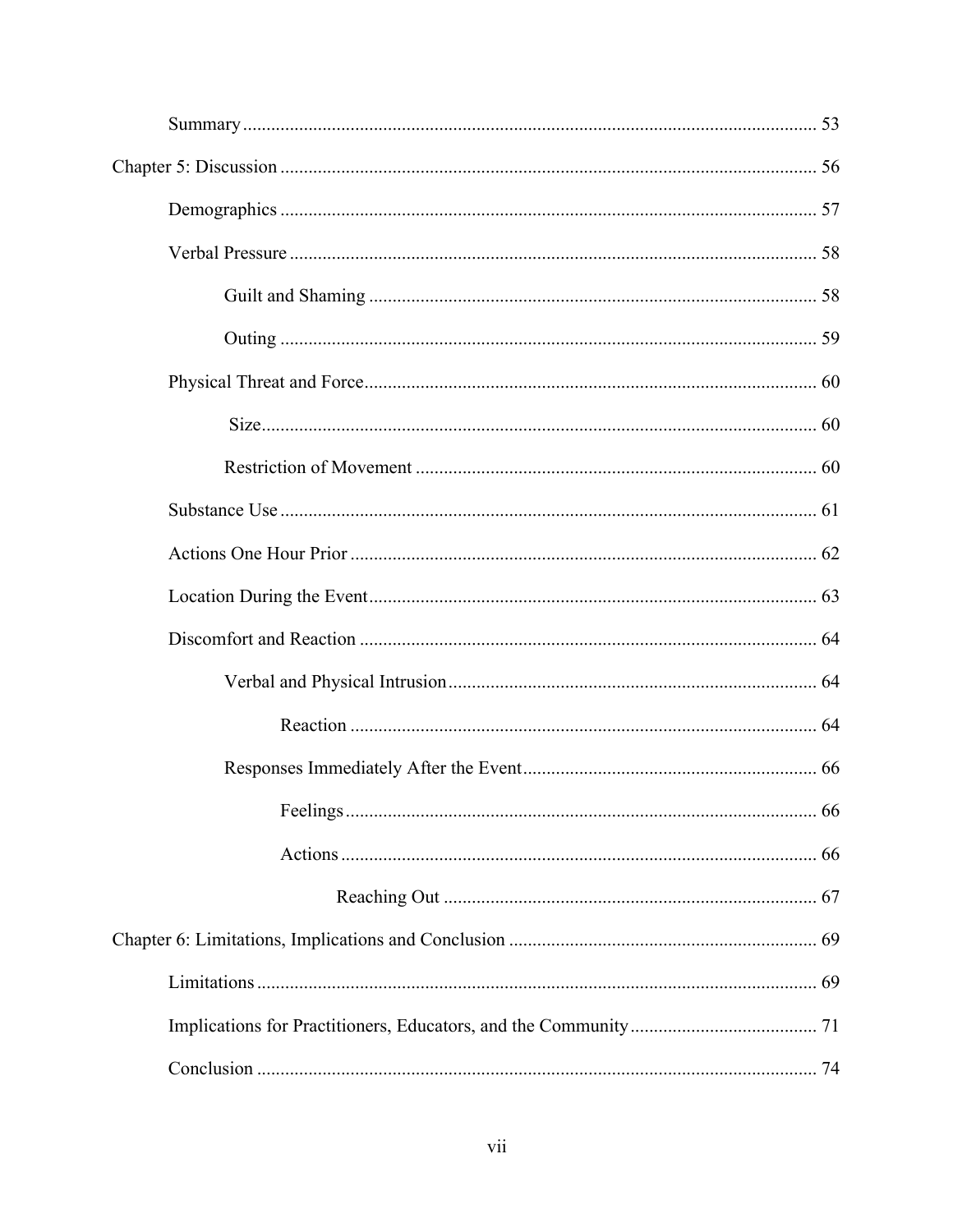Summary ........................................................................................................................ 53

Chapter 5: Discussion ................................................................................................................ 56

Demographics ................................................................................................................ 57

Verbal Pressure ................................................................................................................ 58

Guilt and Shaming ................................................................................................ 58

Outing ................................................................................................................ 59

Physical Threat and Force................................................................................................ 60

Size................................................................................................................ 60

Restriction of Movement ................................................................................................ 60

Substance Use ................................................................................................................ 61

Actions One Hour Prior ................................................................................................ 62

Location During the Event................................................................................................ 63

Discomfort and Reaction ................................................................................................ 64

Verbal and Physical Intrusion................................................................................ 64

Reaction ................................................................................................ 64

Responses Immediately After the Event................................................................ 66

Feelings................................................................................................ 66

Actions ................................................................................................ 66

Reaching Out ................................................................................ 67

Chapter 6: Limitations, Implications and Conclusion ................................................................ 69

Limitations................................................................................................................ 69

Implications for Practitioners, Educators, and the Community........................................ 71

Conclusion ................................................................................................................ 74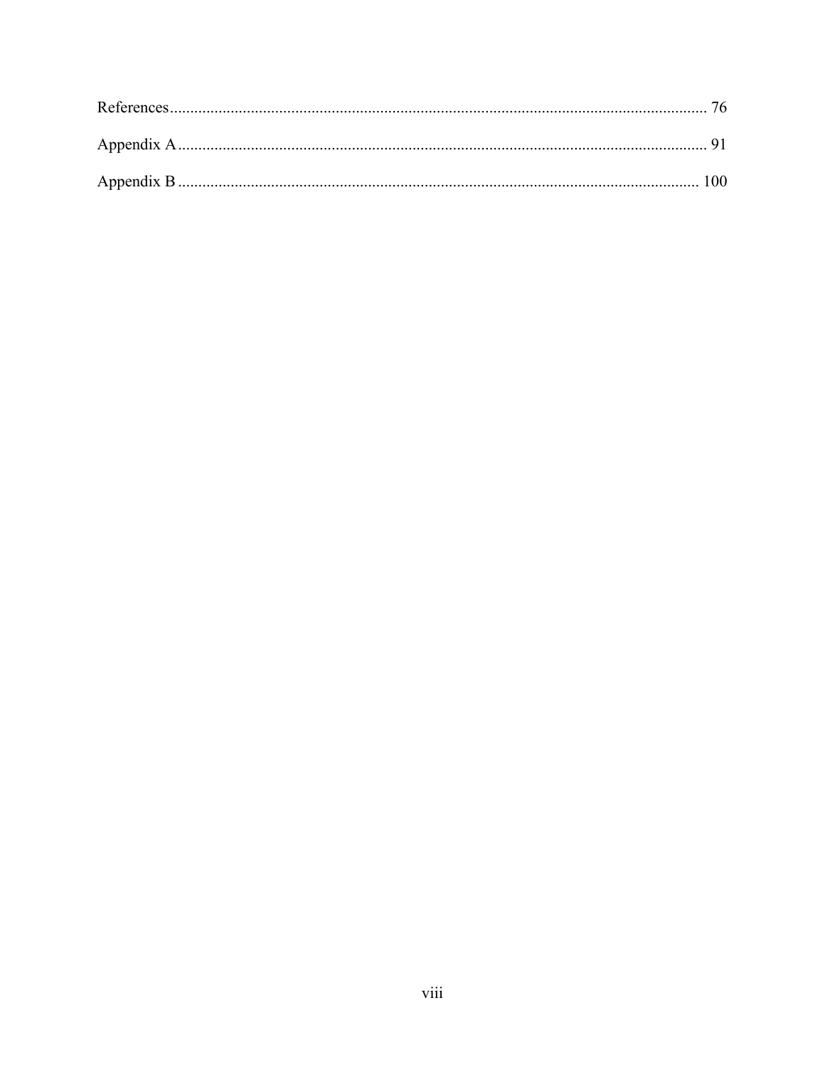References .......................................................................................................................... 76

Appendix A ........................................................................................................................ 91

Appendix B ........................................................................................................................ 100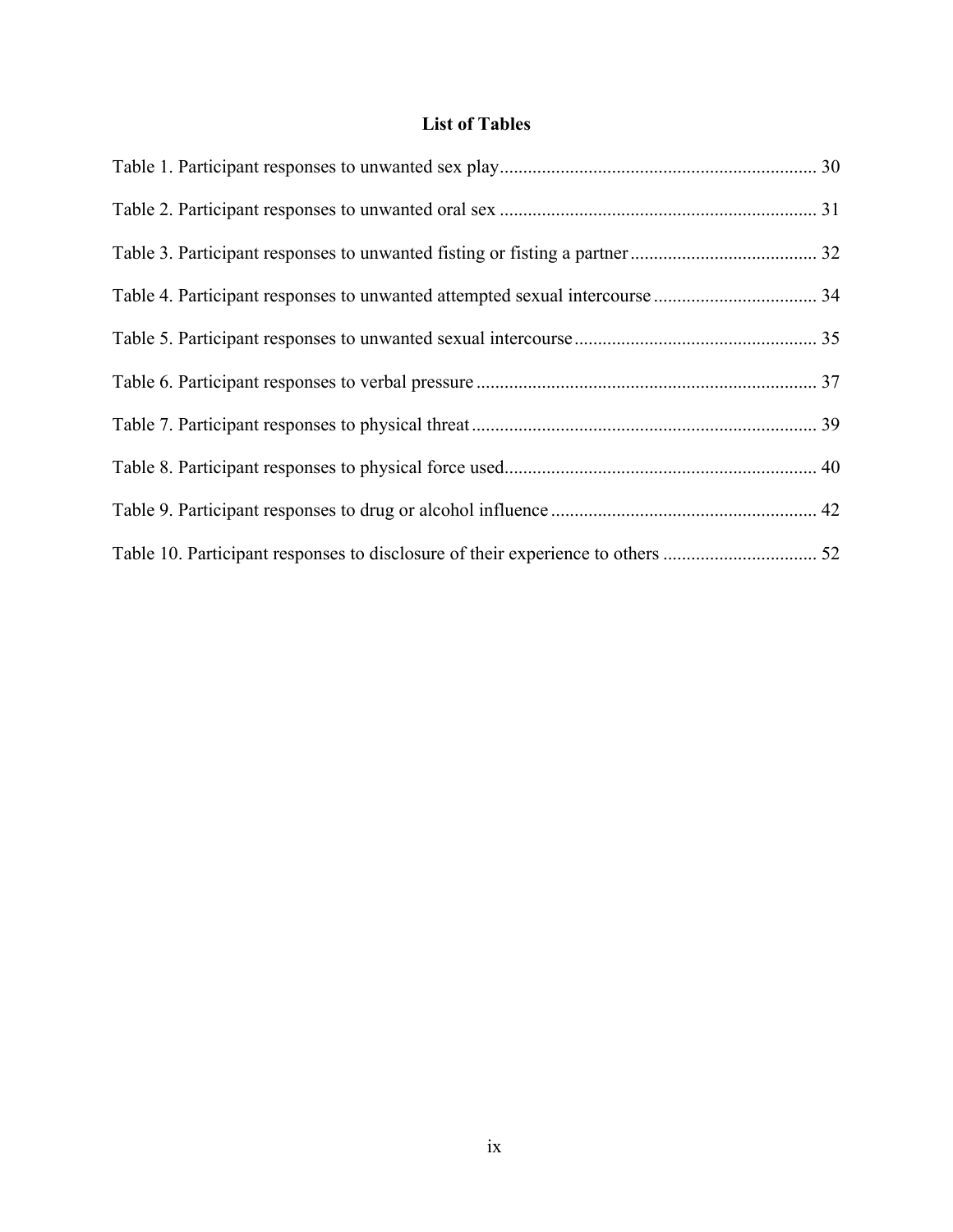## List of Tables

Table 1. Participant responses to unwanted sex play .................................................................... 30

Table 2. Participant responses to unwanted oral sex .................................................................... 31

Table 3. Participant responses to unwanted fisting or fisting a partner ........................................ 32

Table 4. Participant responses to unwanted attempted sexual intercourse ................................... 34

Table 5. Participant responses to unwanted sexual intercourse .................................................... 35

Table 6. Participant responses to verbal pressure ......................................................................... 37

Table 7. Participant responses to physical threat .......................................................................... 39

Table 8. Participant responses to physical force used................................................................... 40

Table 9. Participant responses to drug or alcohol influence ......................................................... 42

Table 10. Participant responses to disclosure of their experience to others ................................. 52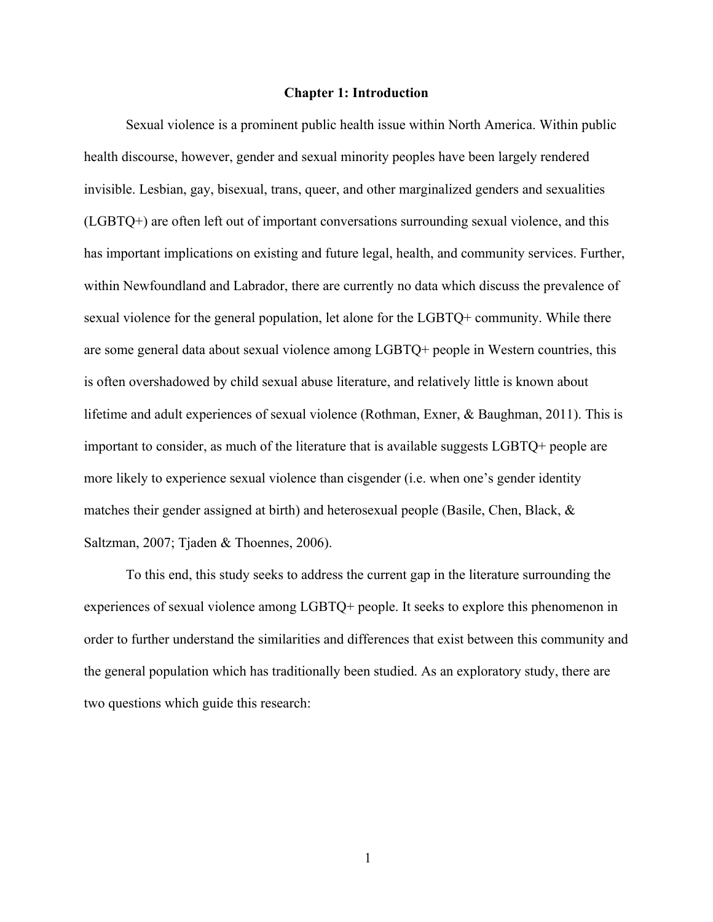# Chapter 1: Introduction

Sexual violence is a prominent public health issue within North America. Within public health discourse, however, gender and sexual minority peoples have been largely rendered invisible. Lesbian, gay, bisexual, trans, queer, and other marginalized genders and sexualities (LGBTQ+) are often left out of important conversations surrounding sexual violence, and this has important implications on existing and future legal, health, and community services. Further, within Newfoundland and Labrador, there are currently no data which discuss the prevalence of sexual violence for the general population, let alone for the LGBTQ+ community. While there are some general data about sexual violence among LGBTQ+ people in Western countries, this is often overshadowed by child sexual abuse literature, and relatively little is known about lifetime and adult experiences of sexual violence (Rothman, Exner, & Baughman, 2011). This is important to consider, as much of the literature that is available suggests LGBTQ+ people are more likely to experience sexual violence than cisgender (i.e. when one's gender identity matches their gender assigned at birth) and heterosexual people (Basile, Chen, Black, & Saltzman, 2007; Tjaden & Thoennes, 2006).

To this end, this study seeks to address the current gap in the literature surrounding the experiences of sexual violence among LGBTQ+ people. It seeks to explore this phenomenon in order to further understand the similarities and differences that exist between this community and the general population which has traditionally been studied. As an exploratory study, there are two questions which guide this research: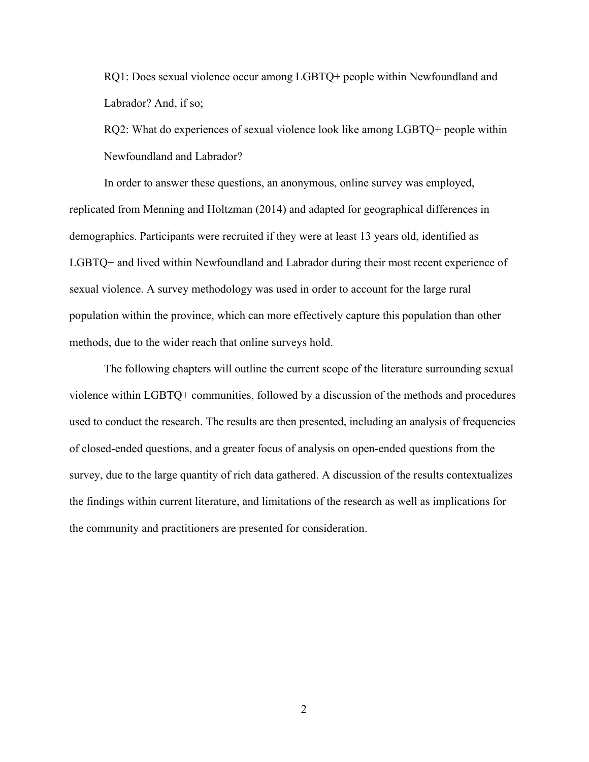RQ1: Does sexual violence occur among LGBTQ+ people within Newfoundland and Labrador? And, if so;

RQ2: What do experiences of sexual violence look like among LGBTQ+ people within Newfoundland and Labrador?

In order to answer these questions, an anonymous, online survey was employed, replicated from Menning and Holtzman (2014) and adapted for geographical differences in demographics. Participants were recruited if they were at least 13 years old, identified as LGBTQ+ and lived within Newfoundland and Labrador during their most recent experience of sexual violence. A survey methodology was used in order to account for the large rural population within the province, which can more effectively capture this population than other methods, due to the wider reach that online surveys hold.

The following chapters will outline the current scope of the literature surrounding sexual violence within LGBTQ+ communities, followed by a discussion of the methods and procedures used to conduct the research. The results are then presented, including an analysis of frequencies of closed-ended questions, and a greater focus of analysis on open-ended questions from the survey, due to the large quantity of rich data gathered. A discussion of the results contextualizes the findings within current literature, and limitations of the research as well as implications for the community and practitioners are presented for consideration.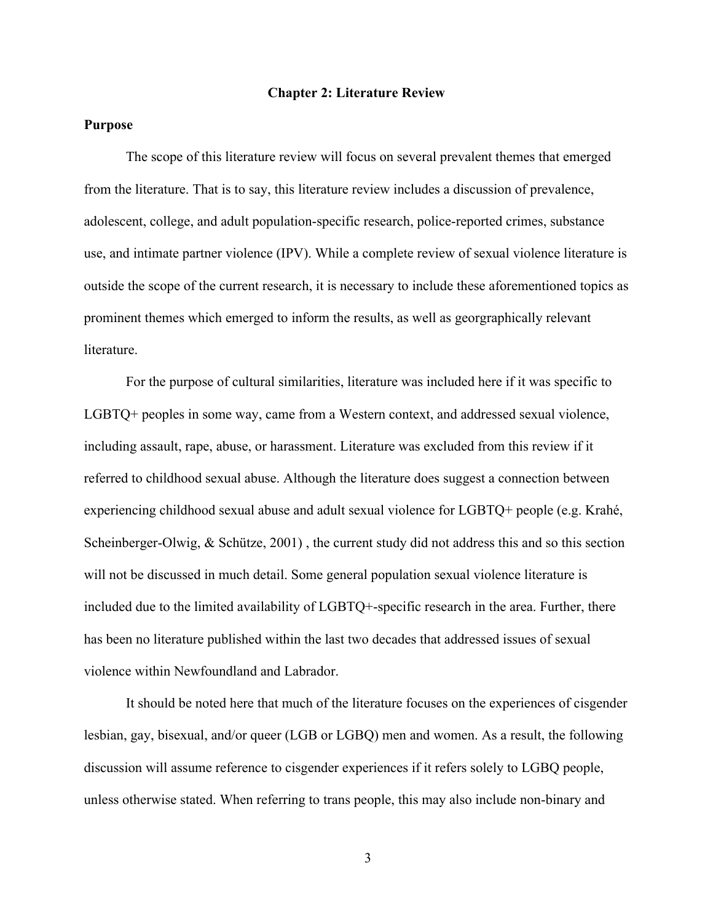# Chapter 2: Literature Review

## Purpose

The scope of this literature review will focus on several prevalent themes that emerged from the literature. That is to say, this literature review includes a discussion of prevalence, adolescent, college, and adult population-specific research, police-reported crimes, substance use, and intimate partner violence (IPV). While a complete review of sexual violence literature is outside the scope of the current research, it is necessary to include these aforementioned topics as prominent themes which emerged to inform the results, as well as georgraphically relevant literature.

For the purpose of cultural similarities, literature was included here if it was specific to LGBTQ+ peoples in some way, came from a Western context, and addressed sexual violence, including assault, rape, abuse, or harassment. Literature was excluded from this review if it referred to childhood sexual abuse. Although the literature does suggest a connection between experiencing childhood sexual abuse and adult sexual violence for LGBTQ+ people (e.g. Krahé, Scheinberger-Olwig, & Schütze, 2001) , the current study did not address this and so this section will not be discussed in much detail. Some general population sexual violence literature is included due to the limited availability of LGBTQ+-specific research in the area. Further, there has been no literature published within the last two decades that addressed issues of sexual violence within Newfoundland and Labrador.

It should be noted here that much of the literature focuses on the experiences of cisgender lesbian, gay, bisexual, and/or queer (LGB or LGBQ) men and women. As a result, the following discussion will assume reference to cisgender experiences if it refers solely to LGBQ people, unless otherwise stated. When referring to trans people, this may also include non-binary and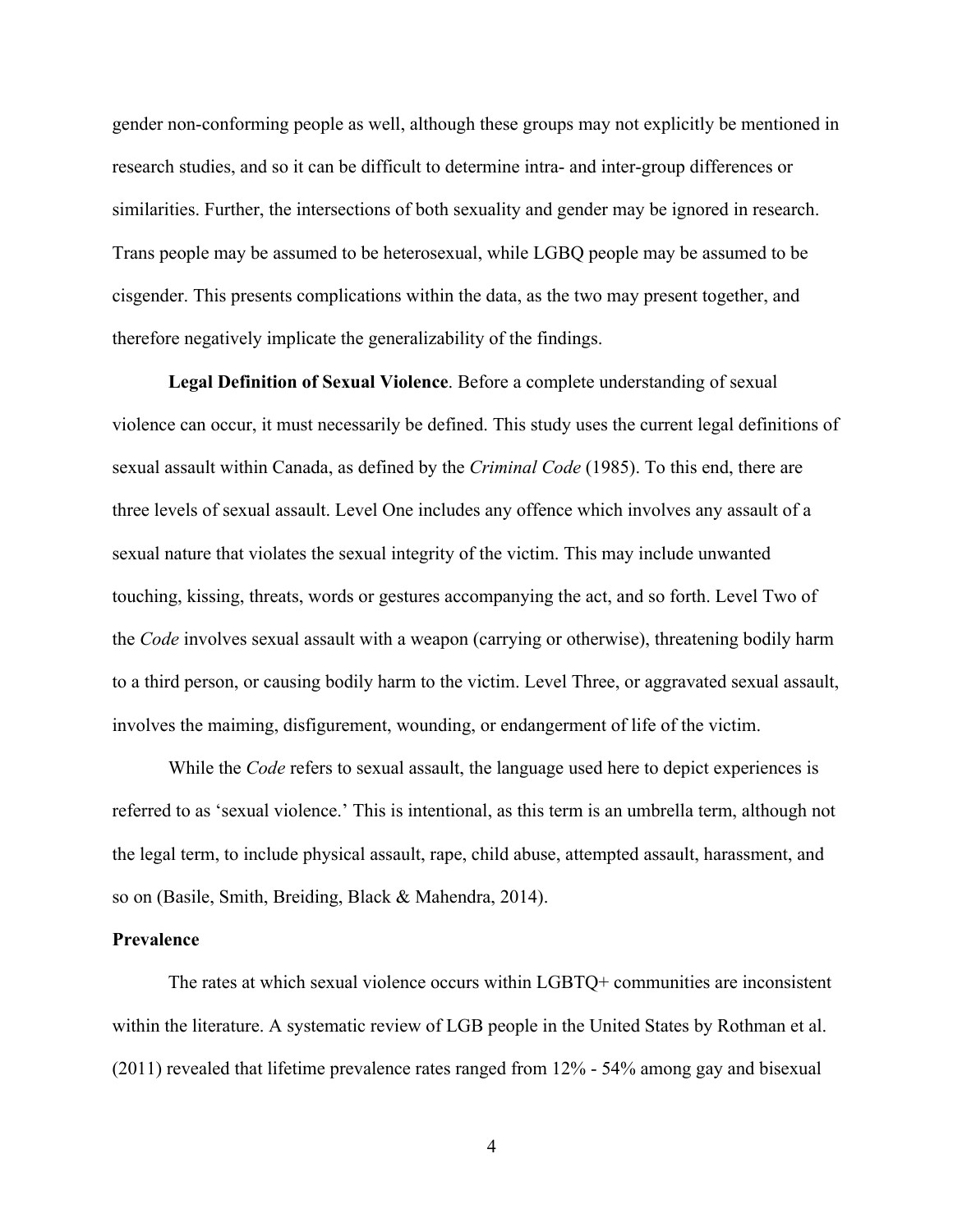gender non-conforming people as well, although these groups may not explicitly be mentioned in research studies, and so it can be difficult to determine intra- and inter-group differences or similarities. Further, the intersections of both sexuality and gender may be ignored in research. Trans people may be assumed to be heterosexual, while LGBQ people may be assumed to be cisgender. This presents complications within the data, as the two may present together, and therefore negatively implicate the generalizability of the findings.

**Legal Definition of Sexual Violence**. Before a complete understanding of sexual violence can occur, it must necessarily be defined. This study uses the current legal definitions of sexual assault within Canada, as defined by the *Criminal Code* (1985). To this end, there are three levels of sexual assault. Level One includes any offence which involves any assault of a sexual nature that violates the sexual integrity of the victim. This may include unwanted touching, kissing, threats, words or gestures accompanying the act, and so forth. Level Two of the *Code* involves sexual assault with a weapon (carrying or otherwise), threatening bodily harm to a third person, or causing bodily harm to the victim. Level Three, or aggravated sexual assault, involves the maiming, disfigurement, wounding, or endangerment of life of the victim.

While the *Code* refers to sexual assault, the language used here to depict experiences is referred to as 'sexual violence.' This is intentional, as this term is an umbrella term, although not the legal term, to include physical assault, rape, child abuse, attempted assault, harassment, and so on (Basile, Smith, Breiding, Black & Mahendra, 2014).

## Prevalence

The rates at which sexual violence occurs within LGBTQ+ communities are inconsistent within the literature. A systematic review of LGB people in the United States by Rothman et al. (2011) revealed that lifetime prevalence rates ranged from 12% - 54% among gay and bisexual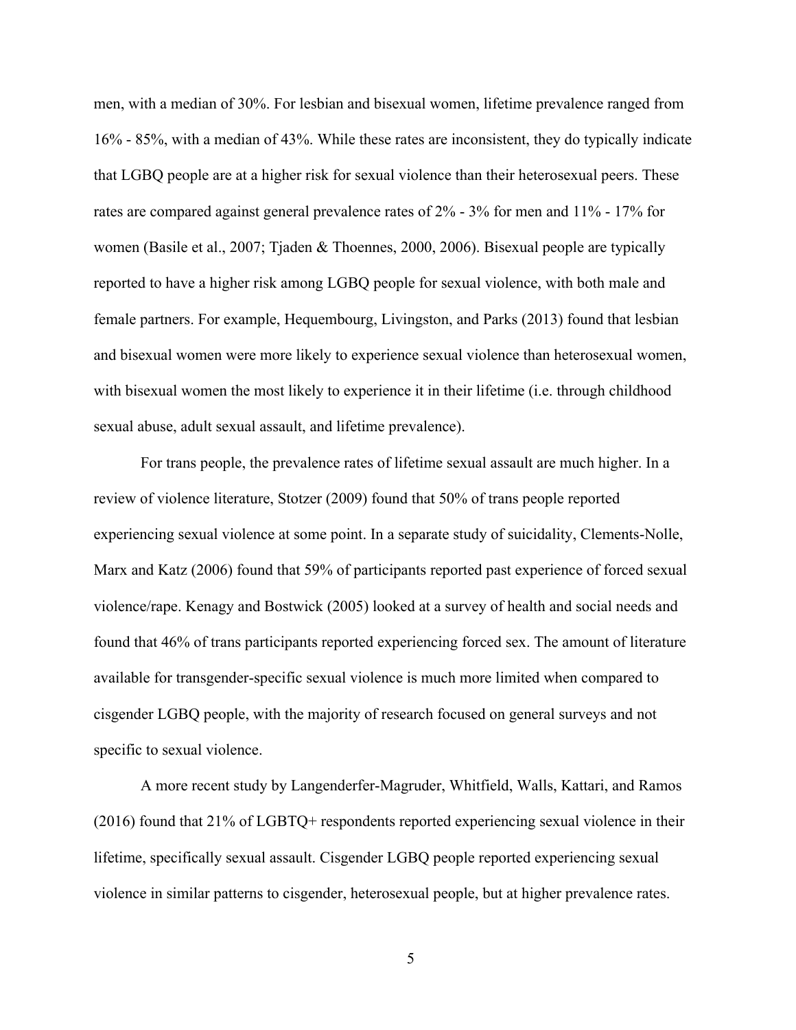men, with a median of 30%. For lesbian and bisexual women, lifetime prevalence ranged from 16% - 85%, with a median of 43%. While these rates are inconsistent, they do typically indicate that LGBQ people are at a higher risk for sexual violence than their heterosexual peers. These rates are compared against general prevalence rates of 2% - 3% for men and 11% - 17% for women (Basile et al., 2007; Tjaden & Thoennes, 2000, 2006). Bisexual people are typically reported to have a higher risk among LGBQ people for sexual violence, with both male and female partners. For example, Hequembourg, Livingston, and Parks (2013) found that lesbian and bisexual women were more likely to experience sexual violence than heterosexual women, with bisexual women the most likely to experience it in their lifetime (i.e. through childhood sexual abuse, adult sexual assault, and lifetime prevalence).

For trans people, the prevalence rates of lifetime sexual assault are much higher. In a review of violence literature, Stotzer (2009) found that 50% of trans people reported experiencing sexual violence at some point. In a separate study of suicidality, Clements-Nolle, Marx and Katz (2006) found that 59% of participants reported past experience of forced sexual violence/rape. Kenagy and Bostwick (2005) looked at a survey of health and social needs and found that 46% of trans participants reported experiencing forced sex. The amount of literature available for transgender-specific sexual violence is much more limited when compared to cisgender LGBQ people, with the majority of research focused on general surveys and not specific to sexual violence.

A more recent study by Langenderfer-Magruder, Whitfield, Walls, Kattari, and Ramos (2016) found that 21% of LGBTQ+ respondents reported experiencing sexual violence in their lifetime, specifically sexual assault. Cisgender LGBQ people reported experiencing sexual violence in similar patterns to cisgender, heterosexual people, but at higher prevalence rates.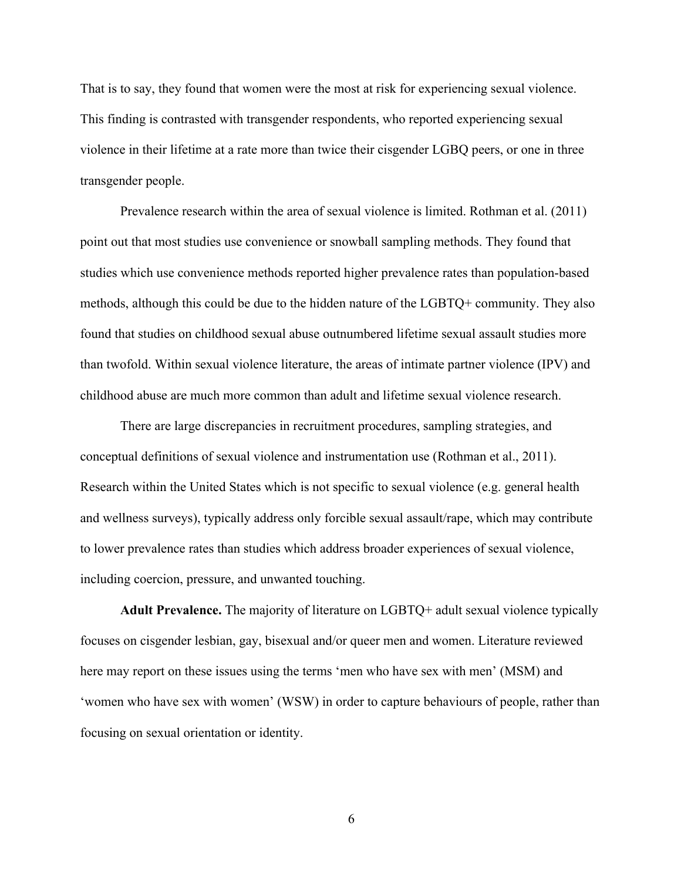That is to say, they found that women were the most at risk for experiencing sexual violence. This finding is contrasted with transgender respondents, who reported experiencing sexual violence in their lifetime at a rate more than twice their cisgender LGBQ peers, or one in three transgender people.

Prevalence research within the area of sexual violence is limited. Rothman et al. (2011) point out that most studies use convenience or snowball sampling methods. They found that studies which use convenience methods reported higher prevalence rates than population-based methods, although this could be due to the hidden nature of the LGBTQ+ community. They also found that studies on childhood sexual abuse outnumbered lifetime sexual assault studies more than twofold. Within sexual violence literature, the areas of intimate partner violence (IPV) and childhood abuse are much more common than adult and lifetime sexual violence research.

There are large discrepancies in recruitment procedures, sampling strategies, and conceptual definitions of sexual violence and instrumentation use (Rothman et al., 2011). Research within the United States which is not specific to sexual violence (e.g. general health and wellness surveys), typically address only forcible sexual assault/rape, which may contribute to lower prevalence rates than studies which address broader experiences of sexual violence, including coercion, pressure, and unwanted touching.

**Adult Prevalence.** The majority of literature on LGBTQ+ adult sexual violence typically focuses on cisgender lesbian, gay, bisexual and/or queer men and women. Literature reviewed here may report on these issues using the terms 'men who have sex with men' (MSM) and 'women who have sex with women' (WSW) in order to capture behaviours of people, rather than focusing on sexual orientation or identity.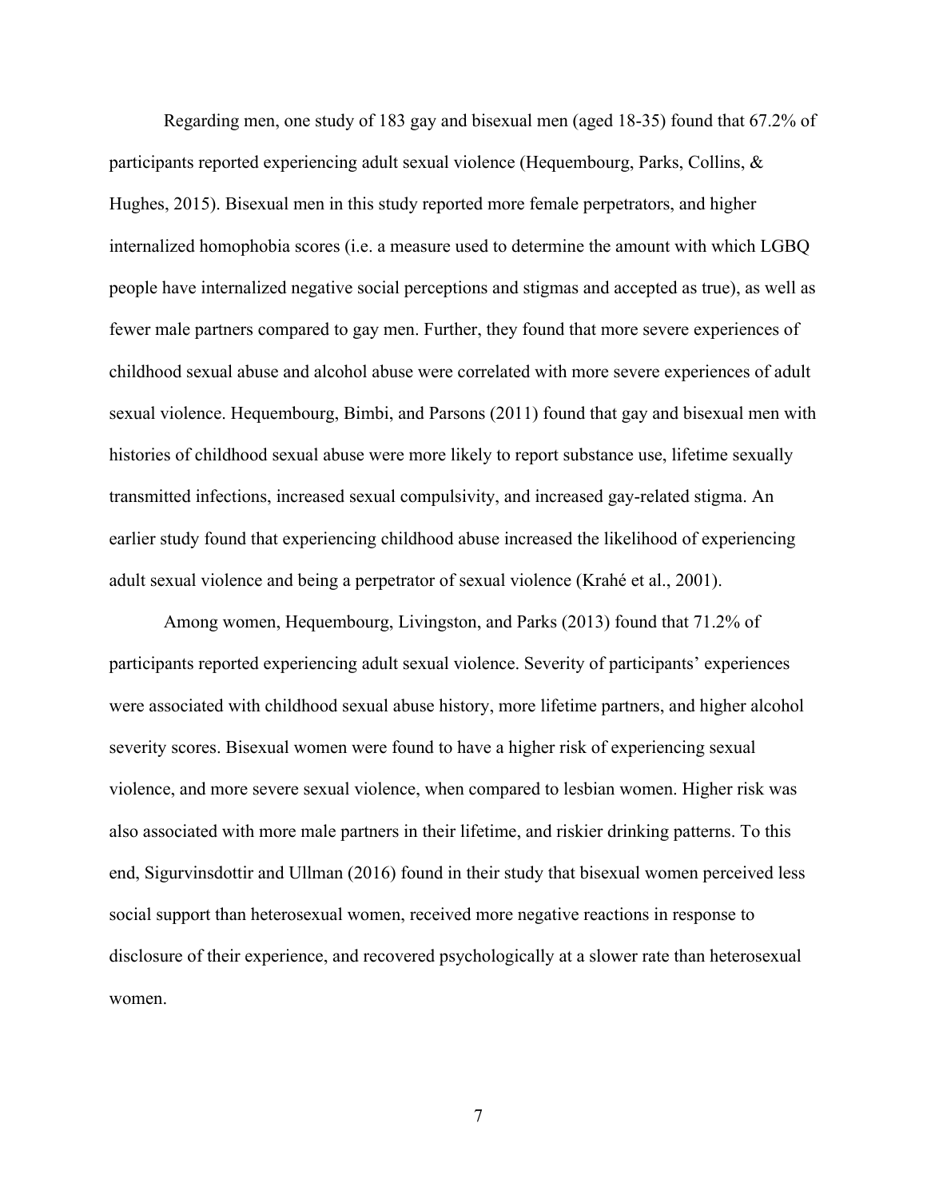Regarding men, one study of 183 gay and bisexual men (aged 18-35) found that 67.2% of participants reported experiencing adult sexual violence (Hequembourg, Parks, Collins, & Hughes, 2015). Bisexual men in this study reported more female perpetrators, and higher internalized homophobia scores (i.e. a measure used to determine the amount with which LGBQ people have internalized negative social perceptions and stigmas and accepted as true), as well as fewer male partners compared to gay men. Further, they found that more severe experiences of childhood sexual abuse and alcohol abuse were correlated with more severe experiences of adult sexual violence. Hequembourg, Bimbi, and Parsons (2011) found that gay and bisexual men with histories of childhood sexual abuse were more likely to report substance use, lifetime sexually transmitted infections, increased sexual compulsivity, and increased gay-related stigma. An earlier study found that experiencing childhood abuse increased the likelihood of experiencing adult sexual violence and being a perpetrator of sexual violence (Krahé et al., 2001).

Among women, Hequembourg, Livingston, and Parks (2013) found that 71.2% of participants reported experiencing adult sexual violence. Severity of participants' experiences were associated with childhood sexual abuse history, more lifetime partners, and higher alcohol severity scores. Bisexual women were found to have a higher risk of experiencing sexual violence, and more severe sexual violence, when compared to lesbian women. Higher risk was also associated with more male partners in their lifetime, and riskier drinking patterns. To this end, Sigurvinsdottir and Ullman (2016) found in their study that bisexual women perceived less social support than heterosexual women, received more negative reactions in response to disclosure of their experience, and recovered psychologically at a slower rate than heterosexual women.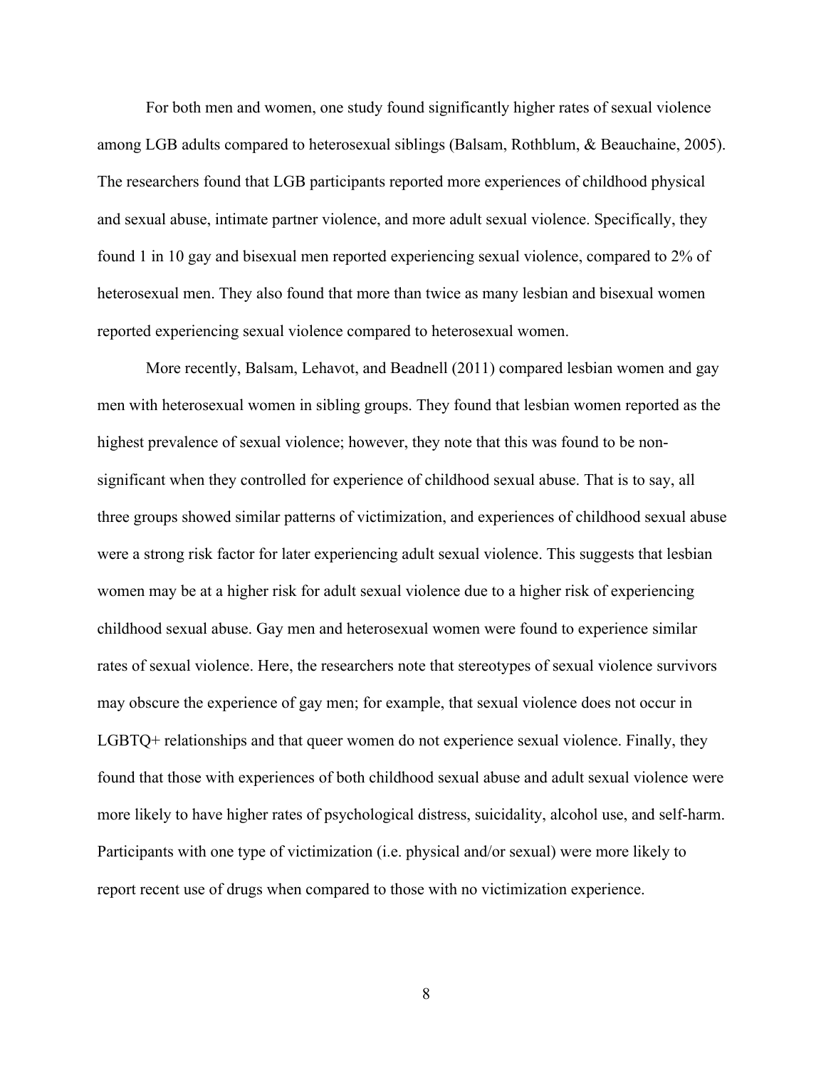For both men and women, one study found significantly higher rates of sexual violence among LGB adults compared to heterosexual siblings (Balsam, Rothblum, & Beauchaine, 2005). The researchers found that LGB participants reported more experiences of childhood physical and sexual abuse, intimate partner violence, and more adult sexual violence. Specifically, they found 1 in 10 gay and bisexual men reported experiencing sexual violence, compared to 2% of heterosexual men. They also found that more than twice as many lesbian and bisexual women reported experiencing sexual violence compared to heterosexual women.

More recently, Balsam, Lehavot, and Beadnell (2011) compared lesbian women and gay men with heterosexual women in sibling groups. They found that lesbian women reported as the highest prevalence of sexual violence; however, they note that this was found to be non-significant when they controlled for experience of childhood sexual abuse. That is to say, all three groups showed similar patterns of victimization, and experiences of childhood sexual abuse were a strong risk factor for later experiencing adult sexual violence. This suggests that lesbian women may be at a higher risk for adult sexual violence due to a higher risk of experiencing childhood sexual abuse. Gay men and heterosexual women were found to experience similar rates of sexual violence. Here, the researchers note that stereotypes of sexual violence survivors may obscure the experience of gay men; for example, that sexual violence does not occur in LGBTQ+ relationships and that queer women do not experience sexual violence. Finally, they found that those with experiences of both childhood sexual abuse and adult sexual violence were more likely to have higher rates of psychological distress, suicidality, alcohol use, and self-harm. Participants with one type of victimization (i.e. physical and/or sexual) were more likely to report recent use of drugs when compared to those with no victimization experience.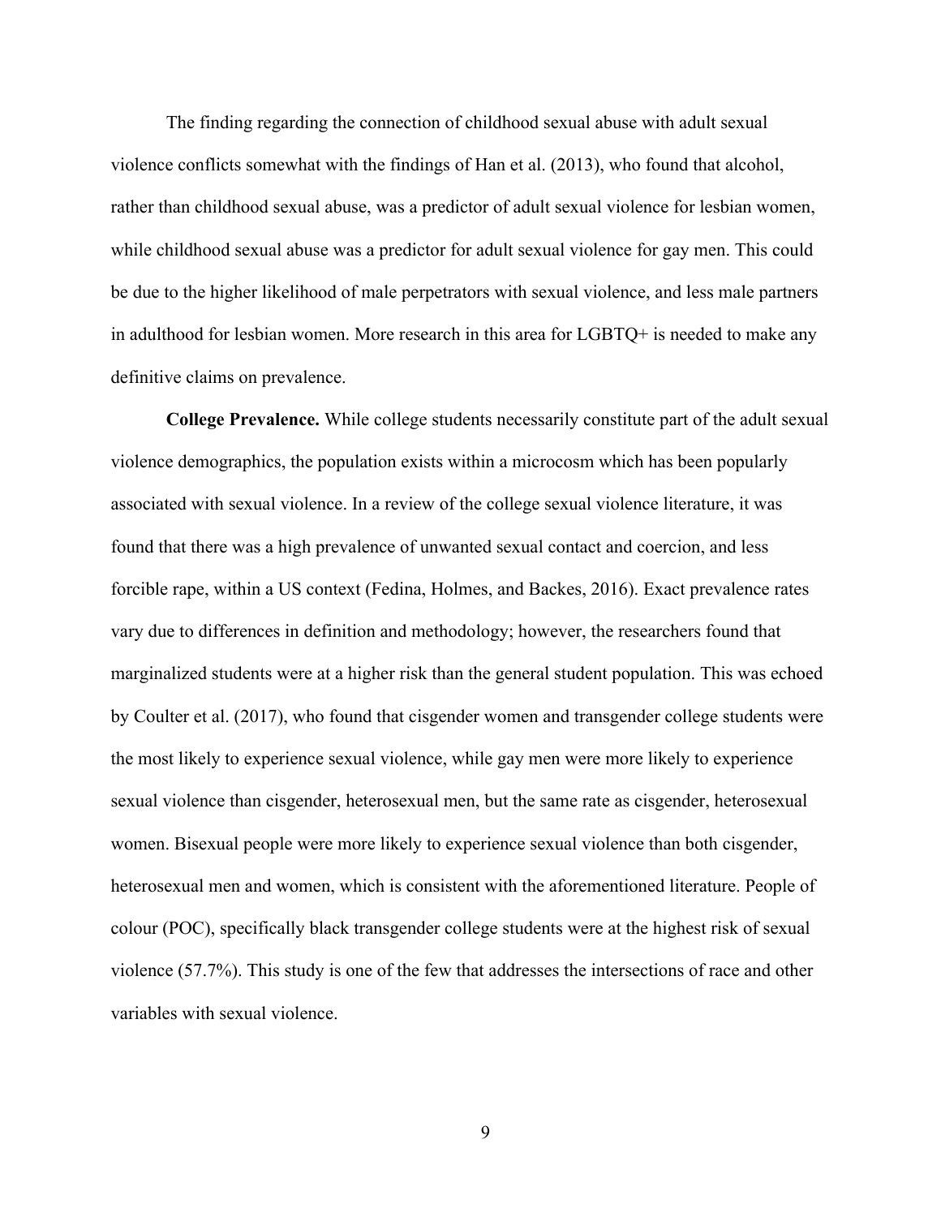The finding regarding the connection of childhood sexual abuse with adult sexual violence conflicts somewhat with the findings of Han et al. (2013), who found that alcohol, rather than childhood sexual abuse, was a predictor of adult sexual violence for lesbian women, while childhood sexual abuse was a predictor for adult sexual violence for gay men. This could be due to the higher likelihood of male perpetrators with sexual violence, and less male partners in adulthood for lesbian women. More research in this area for LGBTQ+ is needed to make any definitive claims on prevalence.

**College Prevalence.** While college students necessarily constitute part of the adult sexual violence demographics, the population exists within a microcosm which has been popularly associated with sexual violence. In a review of the college sexual violence literature, it was found that there was a high prevalence of unwanted sexual contact and coercion, and less forcible rape, within a US context (Fedina, Holmes, and Backes, 2016). Exact prevalence rates vary due to differences in definition and methodology; however, the researchers found that marginalized students were at a higher risk than the general student population. This was echoed by Coulter et al. (2017), who found that cisgender women and transgender college students were the most likely to experience sexual violence, while gay men were more likely to experience sexual violence than cisgender, heterosexual men, but the same rate as cisgender, heterosexual women. Bisexual people were more likely to experience sexual violence than both cisgender, heterosexual men and women, which is consistent with the aforementioned literature. People of colour (POC), specifically black transgender college students were at the highest risk of sexual violence (57.7%). This study is one of the few that addresses the intersections of race and other variables with sexual violence.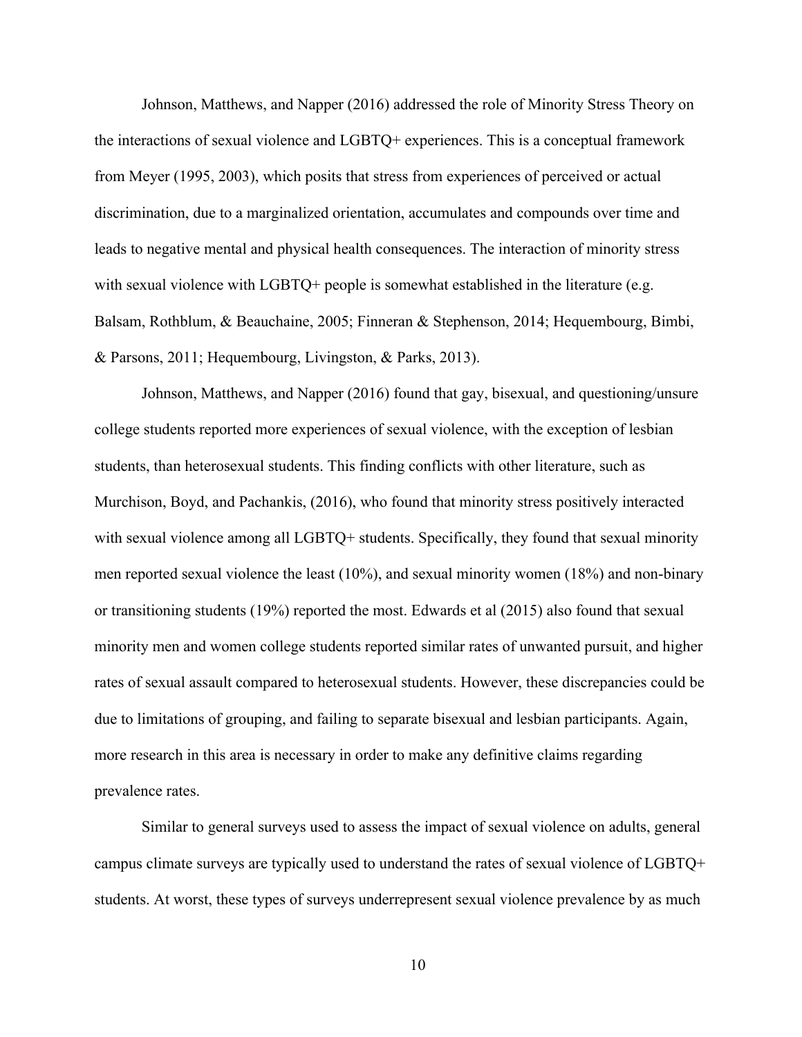Johnson, Matthews, and Napper (2016) addressed the role of Minority Stress Theory on the interactions of sexual violence and LGBTQ+ experiences. This is a conceptual framework from Meyer (1995, 2003), which posits that stress from experiences of perceived or actual discrimination, due to a marginalized orientation, accumulates and compounds over time and leads to negative mental and physical health consequences. The interaction of minority stress with sexual violence with LGBTQ+ people is somewhat established in the literature (e.g. Balsam, Rothblum, & Beauchaine, 2005; Finneran & Stephenson, 2014; Hequembourg, Bimbi, & Parsons, 2011; Hequembourg, Livingston, & Parks, 2013).

Johnson, Matthews, and Napper (2016) found that gay, bisexual, and questioning/unsure college students reported more experiences of sexual violence, with the exception of lesbian students, than heterosexual students. This finding conflicts with other literature, such as Murchison, Boyd, and Pachankis, (2016), who found that minority stress positively interacted with sexual violence among all LGBTQ+ students. Specifically, they found that sexual minority men reported sexual violence the least (10%), and sexual minority women (18%) and non-binary or transitioning students (19%) reported the most. Edwards et al (2015) also found that sexual minority men and women college students reported similar rates of unwanted pursuit, and higher rates of sexual assault compared to heterosexual students. However, these discrepancies could be due to limitations of grouping, and failing to separate bisexual and lesbian participants. Again, more research in this area is necessary in order to make any definitive claims regarding prevalence rates.

Similar to general surveys used to assess the impact of sexual violence on adults, general campus climate surveys are typically used to understand the rates of sexual violence of LGBTQ+ students. At worst, these types of surveys underrepresent sexual violence prevalence by as much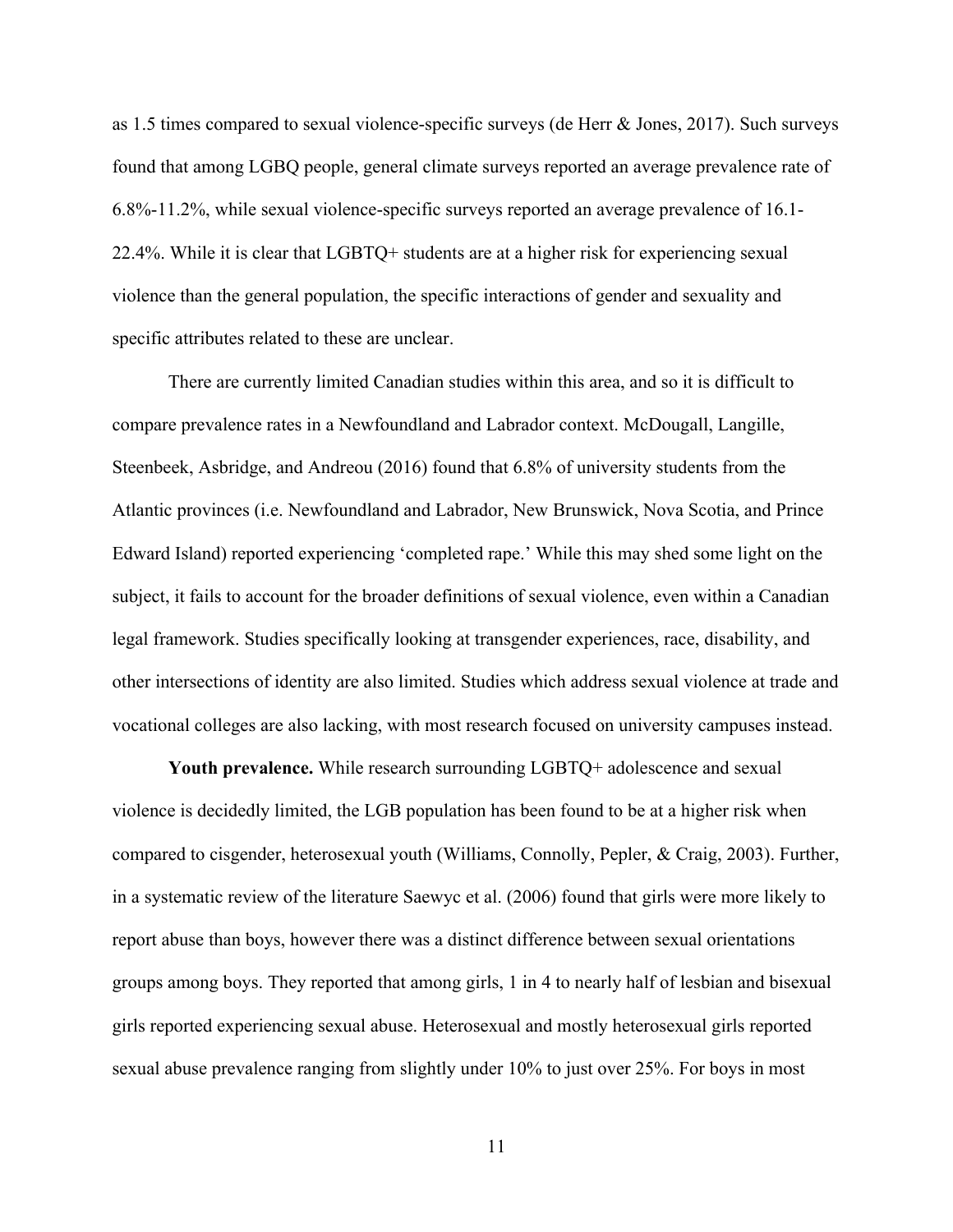as 1.5 times compared to sexual violence-specific surveys (de Herr & Jones, 2017). Such surveys found that among LGBQ people, general climate surveys reported an average prevalence rate of 6.8%-11.2%, while sexual violence-specific surveys reported an average prevalence of 16.1-22.4%. While it is clear that LGBTQ+ students are at a higher risk for experiencing sexual violence than the general population, the specific interactions of gender and sexuality and specific attributes related to these are unclear.

There are currently limited Canadian studies within this area, and so it is difficult to compare prevalence rates in a Newfoundland and Labrador context. McDougall, Langille, Steenbeek, Asbridge, and Andreou (2016) found that 6.8% of university students from the Atlantic provinces (i.e. Newfoundland and Labrador, New Brunswick, Nova Scotia, and Prince Edward Island) reported experiencing 'completed rape.' While this may shed some light on the subject, it fails to account for the broader definitions of sexual violence, even within a Canadian legal framework. Studies specifically looking at transgender experiences, race, disability, and other intersections of identity are also limited. Studies which address sexual violence at trade and vocational colleges are also lacking, with most research focused on university campuses instead.

**Youth prevalence.** While research surrounding LGBTQ+ adolescence and sexual violence is decidedly limited, the LGB population has been found to be at a higher risk when compared to cisgender, heterosexual youth (Williams, Connolly, Pepler, & Craig, 2003). Further, in a systematic review of the literature Saewyc et al. (2006) found that girls were more likely to report abuse than boys, however there was a distinct difference between sexual orientations groups among boys. They reported that among girls, 1 in 4 to nearly half of lesbian and bisexual girls reported experiencing sexual abuse. Heterosexual and mostly heterosexual girls reported sexual abuse prevalence ranging from slightly under 10% to just over 25%. For boys in most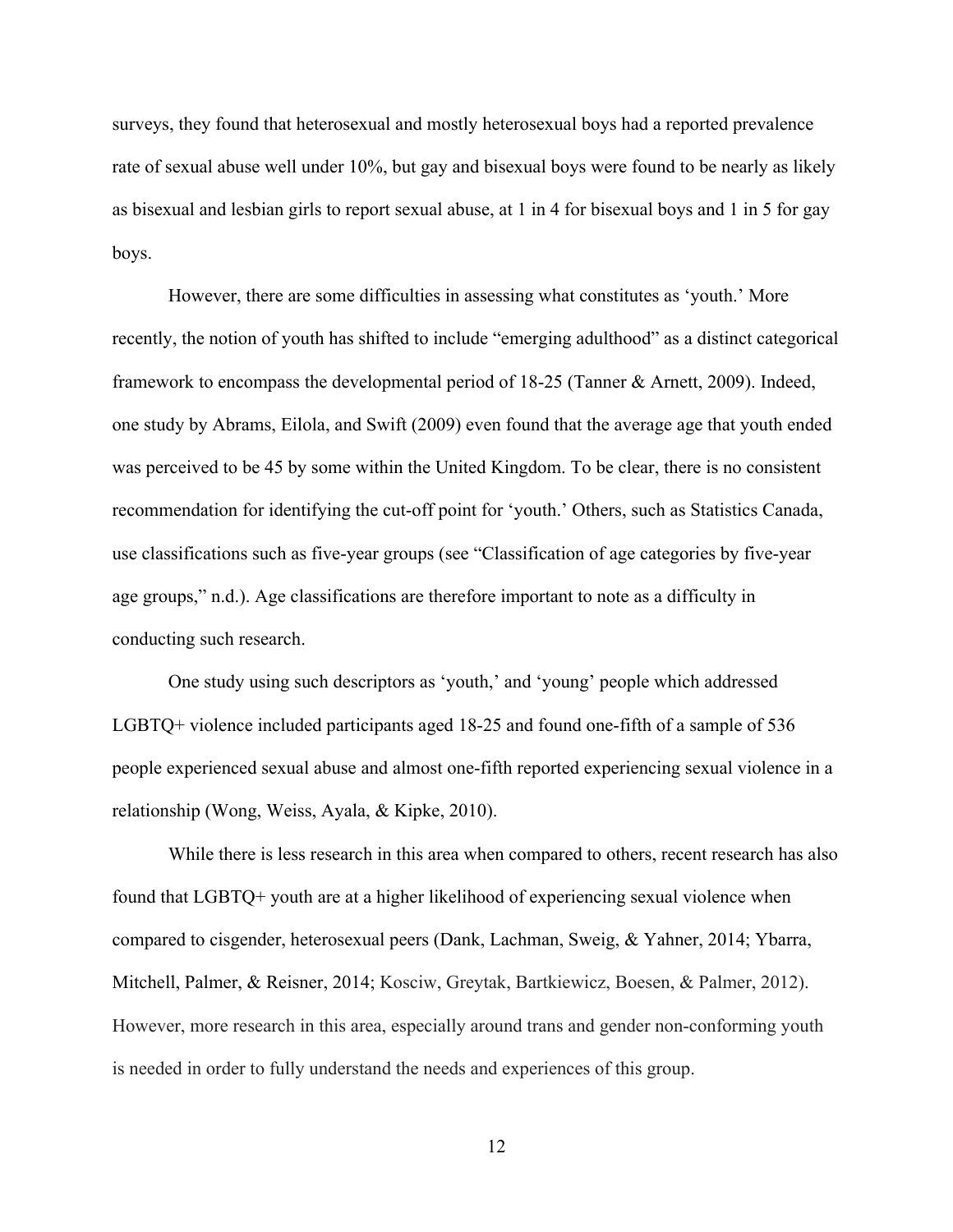surveys, they found that heterosexual and mostly heterosexual boys had a reported prevalence rate of sexual abuse well under 10%, but gay and bisexual boys were found to be nearly as likely as bisexual and lesbian girls to report sexual abuse, at 1 in 4 for bisexual boys and 1 in 5 for gay boys.

However, there are some difficulties in assessing what constitutes as 'youth.' More recently, the notion of youth has shifted to include "emerging adulthood" as a distinct categorical framework to encompass the developmental period of 18-25 (Tanner & Arnett, 2009). Indeed, one study by Abrams, Eilola, and Swift (2009) even found that the average age that youth ended was perceived to be 45 by some within the United Kingdom. To be clear, there is no consistent recommendation for identifying the cut-off point for 'youth.' Others, such as Statistics Canada, use classifications such as five-year groups (see "Classification of age categories by five-year age groups," n.d.). Age classifications are therefore important to note as a difficulty in conducting such research.

One study using such descriptors as 'youth,' and 'young' people which addressed LGBTQ+ violence included participants aged 18-25 and found one-fifth of a sample of 536 people experienced sexual abuse and almost one-fifth reported experiencing sexual violence in a relationship (Wong, Weiss, Ayala, & Kipke, 2010).

While there is less research in this area when compared to others, recent research has also found that LGBTQ+ youth are at a higher likelihood of experiencing sexual violence when compared to cisgender, heterosexual peers (Dank, Lachman, Sweig, & Yahner, 2014; Ybarra, Mitchell, Palmer, & Reisner, 2014; Kosciw, Greytak, Bartkiewicz, Boesen, & Palmer, 2012). However, more research in this area, especially around trans and gender non-conforming youth is needed in order to fully understand the needs and experiences of this group.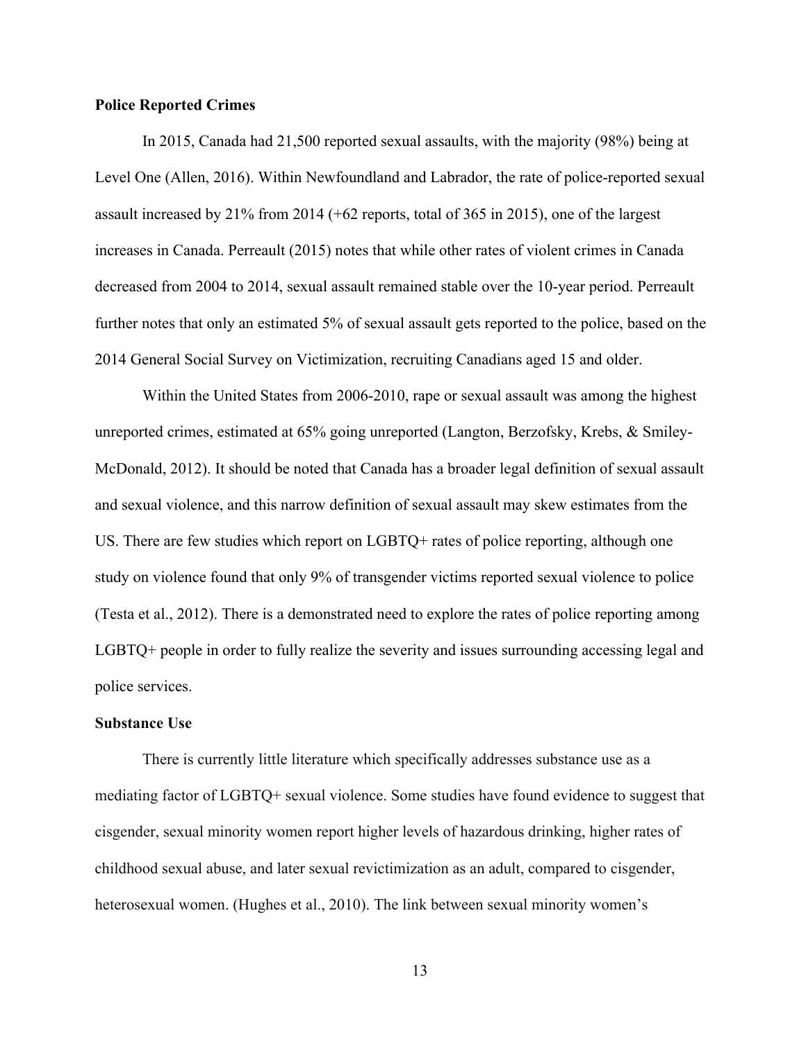**Police Reported Crimes**

In 2015, Canada had 21,500 reported sexual assaults, with the majority (98%) being at Level One (Allen, 2016). Within Newfoundland and Labrador, the rate of police-reported sexual assault increased by 21% from 2014 (+62 reports, total of 365 in 2015), one of the largest increases in Canada. Perreault (2015) notes that while other rates of violent crimes in Canada decreased from 2004 to 2014, sexual assault remained stable over the 10-year period. Perreault further notes that only an estimated 5% of sexual assault gets reported to the police, based on the 2014 General Social Survey on Victimization, recruiting Canadians aged 15 and older.

Within the United States from 2006-2010, rape or sexual assault was among the highest unreported crimes, estimated at 65% going unreported (Langton, Berzofsky, Krebs, & Smiley-McDonald, 2012). It should be noted that Canada has a broader legal definition of sexual assault and sexual violence, and this narrow definition of sexual assault may skew estimates from the US. There are few studies which report on LGBTQ+ rates of police reporting, although one study on violence found that only 9% of transgender victims reported sexual violence to police (Testa et al., 2012). There is a demonstrated need to explore the rates of police reporting among LGBTQ+ people in order to fully realize the severity and issues surrounding accessing legal and police services.

**Substance Use**

There is currently little literature which specifically addresses substance use as a mediating factor of LGBTQ+ sexual violence. Some studies have found evidence to suggest that cisgender, sexual minority women report higher levels of hazardous drinking, higher rates of childhood sexual abuse, and later sexual revictimization as an adult, compared to cisgender, heterosexual women. (Hughes et al., 2010). The link between sexual minority women's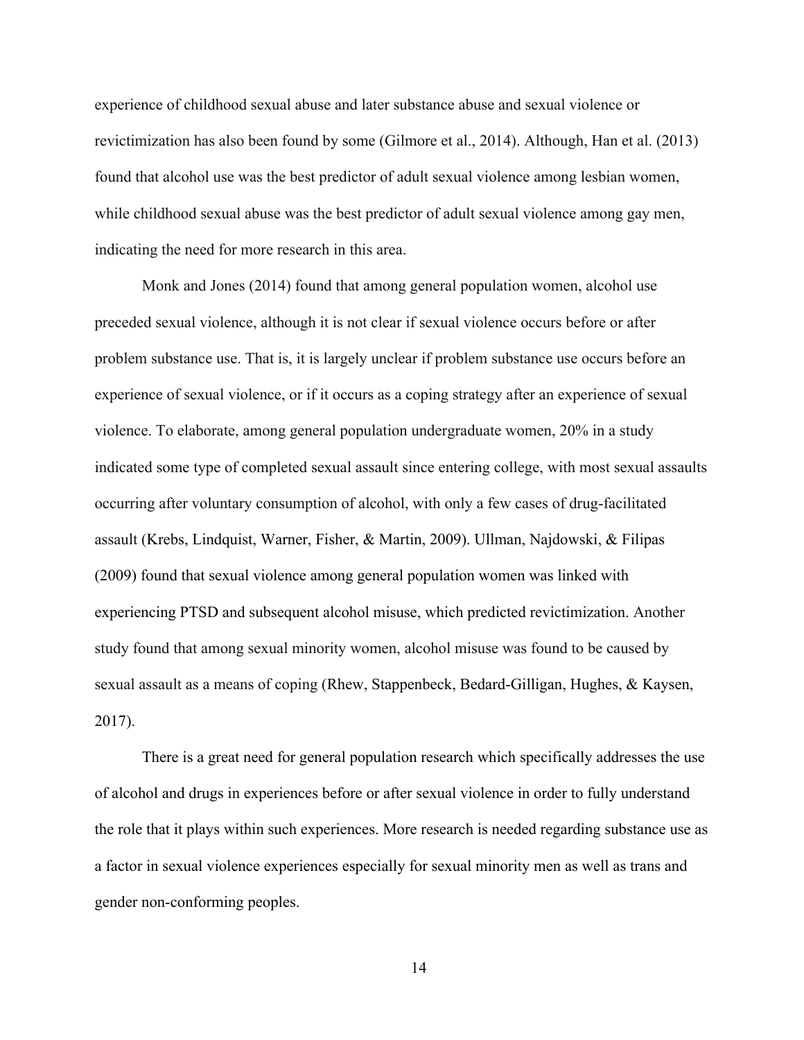experience of childhood sexual abuse and later substance abuse and sexual violence or revictimization has also been found by some (Gilmore et al., 2014). Although, Han et al. (2013) found that alcohol use was the best predictor of adult sexual violence among lesbian women, while childhood sexual abuse was the best predictor of adult sexual violence among gay men, indicating the need for more research in this area.

Monk and Jones (2014) found that among general population women, alcohol use preceded sexual violence, although it is not clear if sexual violence occurs before or after problem substance use. That is, it is largely unclear if problem substance use occurs before an experience of sexual violence, or if it occurs as a coping strategy after an experience of sexual violence. To elaborate, among general population undergraduate women, 20% in a study indicated some type of completed sexual assault since entering college, with most sexual assaults occurring after voluntary consumption of alcohol, with only a few cases of drug-facilitated assault (Krebs, Lindquist, Warner, Fisher, & Martin, 2009). Ullman, Najdowski, & Filipas (2009) found that sexual violence among general population women was linked with experiencing PTSD and subsequent alcohol misuse, which predicted revictimization. Another study found that among sexual minority women, alcohol misuse was found to be caused by sexual assault as a means of coping (Rhew, Stappenbeck, Bedard-Gilligan, Hughes, & Kaysen, 2017).

There is a great need for general population research which specifically addresses the use of alcohol and drugs in experiences before or after sexual violence in order to fully understand the role that it plays within such experiences. More research is needed regarding substance use as a factor in sexual violence experiences especially for sexual minority men as well as trans and gender non-conforming peoples.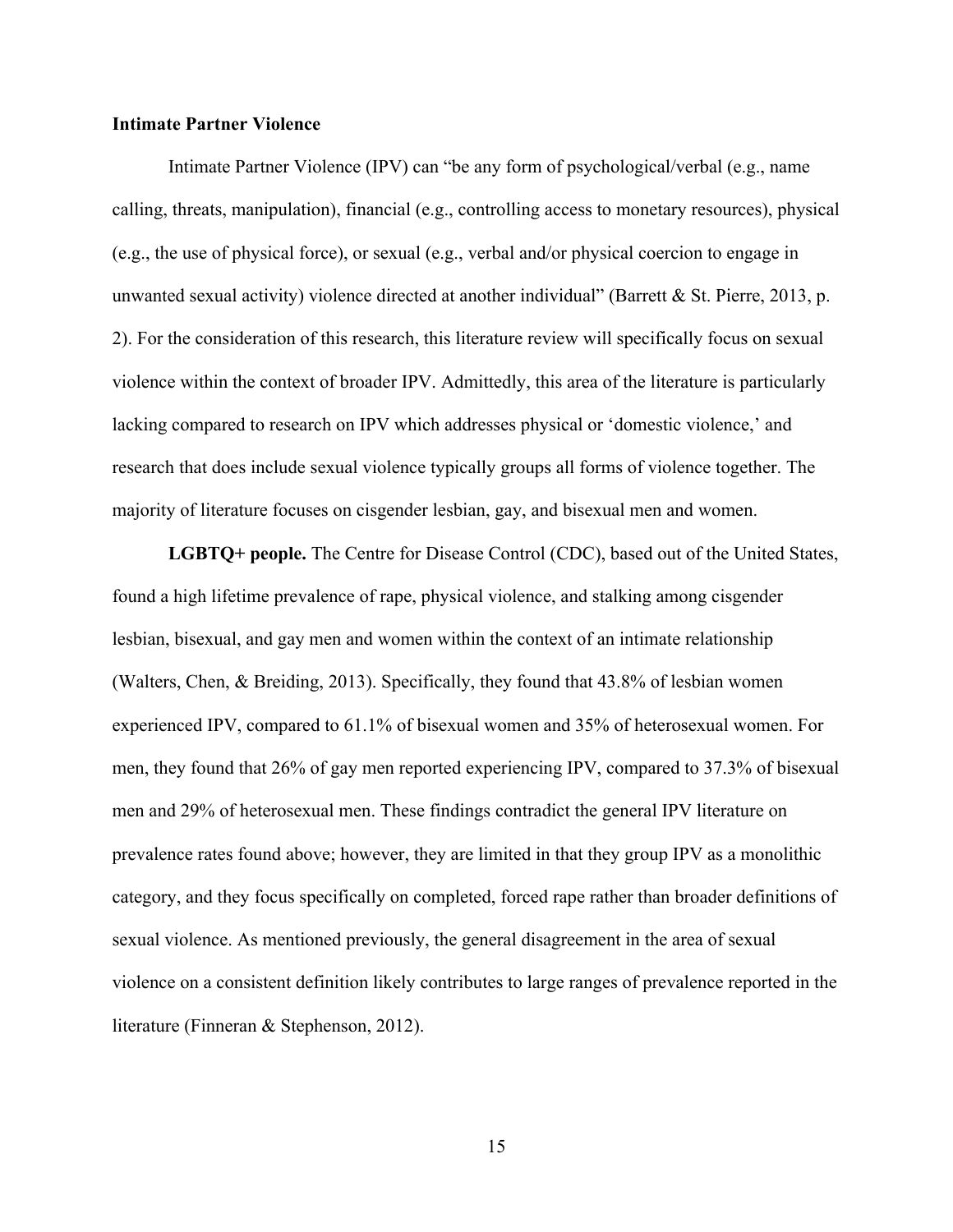**Intimate Partner Violence**

Intimate Partner Violence (IPV) can "be any form of psychological/verbal (e.g., name calling, threats, manipulation), financial (e.g., controlling access to monetary resources), physical (e.g., the use of physical force), or sexual (e.g., verbal and/or physical coercion to engage in unwanted sexual activity) violence directed at another individual" (Barrett & St. Pierre, 2013, p. 2). For the consideration of this research, this literature review will specifically focus on sexual violence within the context of broader IPV. Admittedly, this area of the literature is particularly lacking compared to research on IPV which addresses physical or 'domestic violence,' and research that does include sexual violence typically groups all forms of violence together. The majority of literature focuses on cisgender lesbian, gay, and bisexual men and women.

**LGBTQ+ people.** The Centre for Disease Control (CDC), based out of the United States, found a high lifetime prevalence of rape, physical violence, and stalking among cisgender lesbian, bisexual, and gay men and women within the context of an intimate relationship (Walters, Chen, & Breiding, 2013). Specifically, they found that 43.8% of lesbian women experienced IPV, compared to 61.1% of bisexual women and 35% of heterosexual women. For men, they found that 26% of gay men reported experiencing IPV, compared to 37.3% of bisexual men and 29% of heterosexual men. These findings contradict the general IPV literature on prevalence rates found above; however, they are limited in that they group IPV as a monolithic category, and they focus specifically on completed, forced rape rather than broader definitions of sexual violence. As mentioned previously, the general disagreement in the area of sexual violence on a consistent definition likely contributes to large ranges of prevalence reported in the literature (Finneran & Stephenson, 2012).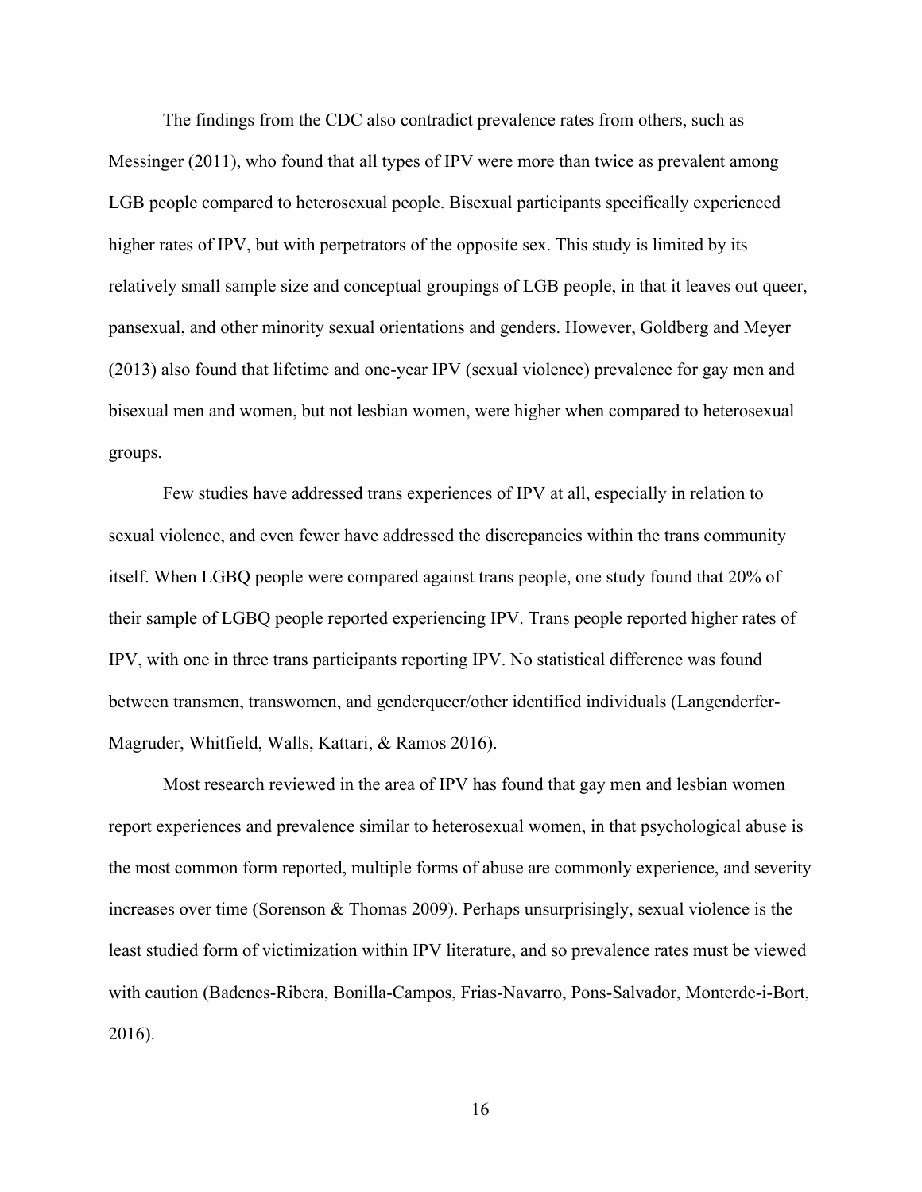The findings from the CDC also contradict prevalence rates from others, such as Messinger (2011), who found that all types of IPV were more than twice as prevalent among LGB people compared to heterosexual people. Bisexual participants specifically experienced higher rates of IPV, but with perpetrators of the opposite sex. This study is limited by its relatively small sample size and conceptual groupings of LGB people, in that it leaves out queer, pansexual, and other minority sexual orientations and genders. However, Goldberg and Meyer (2013) also found that lifetime and one-year IPV (sexual violence) prevalence for gay men and bisexual men and women, but not lesbian women, were higher when compared to heterosexual groups.

Few studies have addressed trans experiences of IPV at all, especially in relation to sexual violence, and even fewer have addressed the discrepancies within the trans community itself. When LGBQ people were compared against trans people, one study found that 20% of their sample of LGBQ people reported experiencing IPV. Trans people reported higher rates of IPV, with one in three trans participants reporting IPV. No statistical difference was found between transmen, transwomen, and genderqueer/other identified individuals (Langenderfer-Magruder, Whitfield, Walls, Kattari, & Ramos 2016).

Most research reviewed in the area of IPV has found that gay men and lesbian women report experiences and prevalence similar to heterosexual women, in that psychological abuse is the most common form reported, multiple forms of abuse are commonly experience, and severity increases over time (Sorenson & Thomas 2009). Perhaps unsurprisingly, sexual violence is the least studied form of victimization within IPV literature, and so prevalence rates must be viewed with caution (Badenes-Ribera, Bonilla-Campos, Frias-Navarro, Pons-Salvador, Monterde-i-Bort, 2016).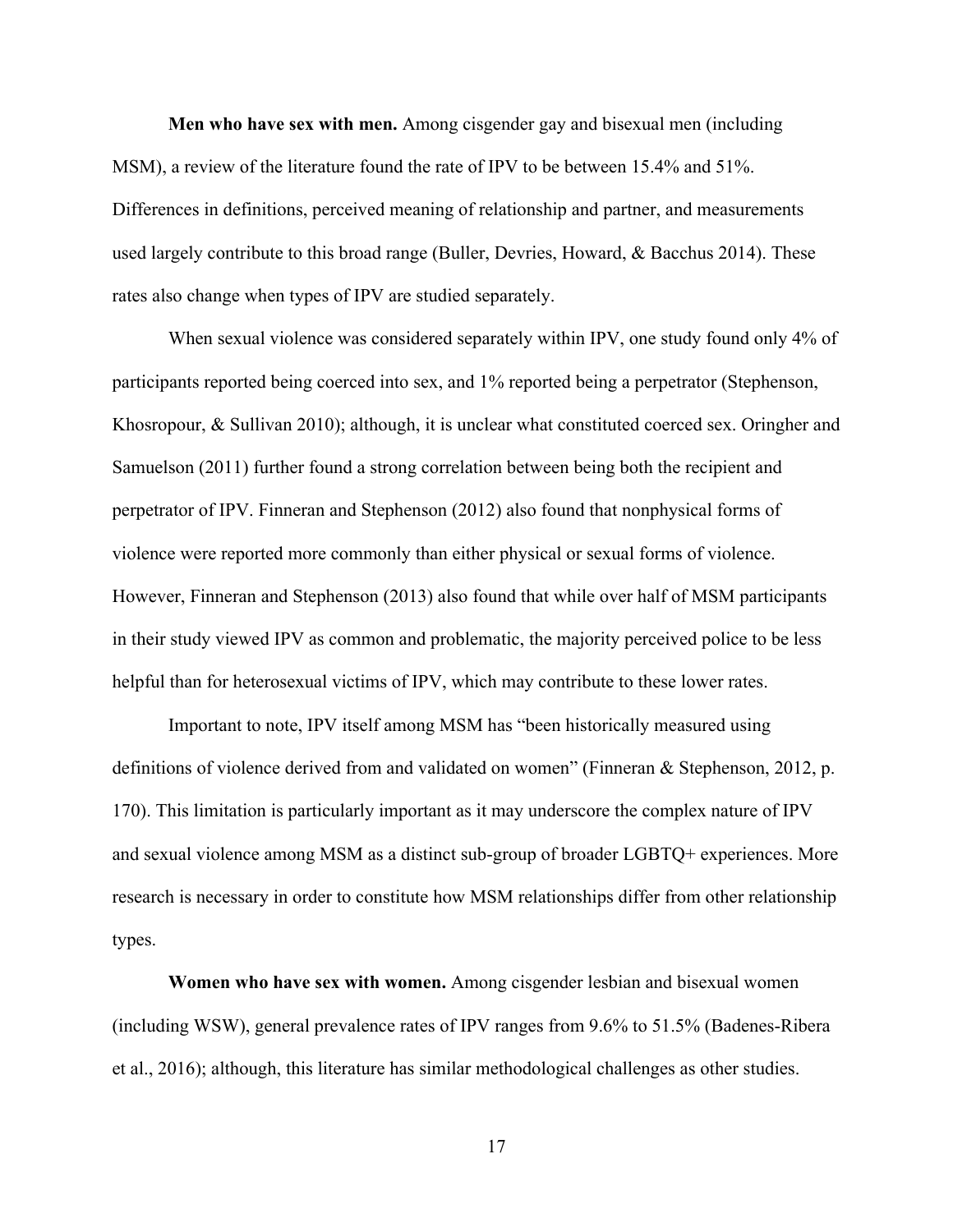**Men who have sex with men.** Among cisgender gay and bisexual men (including MSM), a review of the literature found the rate of IPV to be between 15.4% and 51%. Differences in definitions, perceived meaning of relationship and partner, and measurements used largely contribute to this broad range (Buller, Devries, Howard, & Bacchus 2014). These rates also change when types of IPV are studied separately.

When sexual violence was considered separately within IPV, one study found only 4% of participants reported being coerced into sex, and 1% reported being a perpetrator (Stephenson, Khosropour, & Sullivan 2010); although, it is unclear what constituted coerced sex. Oringher and Samuelson (2011) further found a strong correlation between being both the recipient and perpetrator of IPV. Finneran and Stephenson (2012) also found that nonphysical forms of violence were reported more commonly than either physical or sexual forms of violence. However, Finneran and Stephenson (2013) also found that while over half of MSM participants in their study viewed IPV as common and problematic, the majority perceived police to be less helpful than for heterosexual victims of IPV, which may contribute to these lower rates.

Important to note, IPV itself among MSM has "been historically measured using definitions of violence derived from and validated on women" (Finneran & Stephenson, 2012, p. 170). This limitation is particularly important as it may underscore the complex nature of IPV and sexual violence among MSM as a distinct sub-group of broader LGBTQ+ experiences. More research is necessary in order to constitute how MSM relationships differ from other relationship types.

**Women who have sex with women.** Among cisgender lesbian and bisexual women (including WSW), general prevalence rates of IPV ranges from 9.6% to 51.5% (Badenes-Ribera et al., 2016); although, this literature has similar methodological challenges as other studies.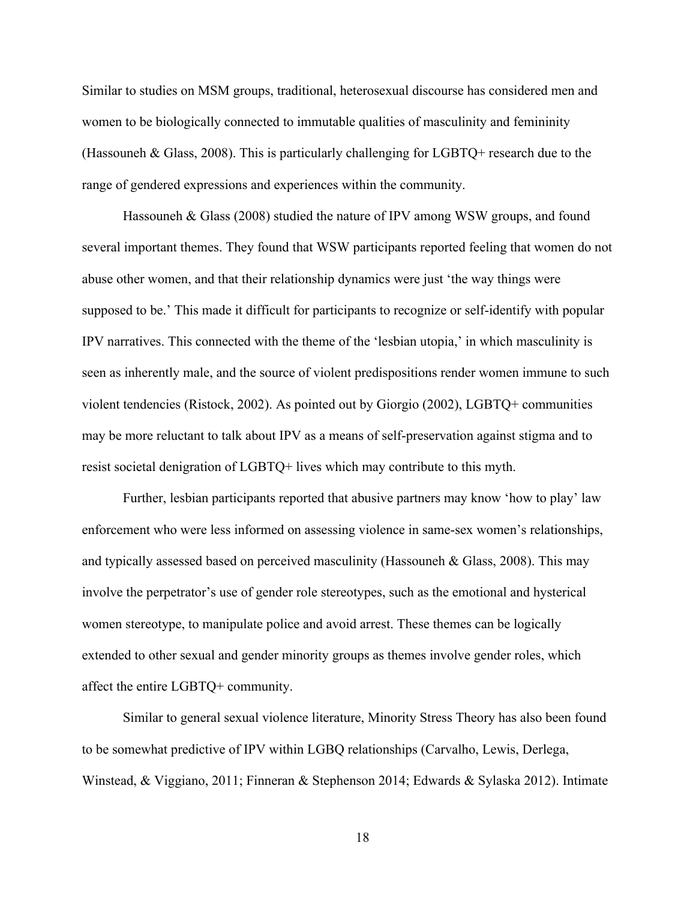Similar to studies on MSM groups, traditional, heterosexual discourse has considered men and women to be biologically connected to immutable qualities of masculinity and femininity (Hassouneh & Glass, 2008). This is particularly challenging for LGBTQ+ research due to the range of gendered expressions and experiences within the community.

Hassouneh & Glass (2008) studied the nature of IPV among WSW groups, and found several important themes. They found that WSW participants reported feeling that women do not abuse other women, and that their relationship dynamics were just 'the way things were supposed to be.' This made it difficult for participants to recognize or self-identify with popular IPV narratives. This connected with the theme of the 'lesbian utopia,' in which masculinity is seen as inherently male, and the source of violent predispositions render women immune to such violent tendencies (Ristock, 2002). As pointed out by Giorgio (2002), LGBTQ+ communities may be more reluctant to talk about IPV as a means of self-preservation against stigma and to resist societal denigration of LGBTQ+ lives which may contribute to this myth.

Further, lesbian participants reported that abusive partners may know 'how to play' law enforcement who were less informed on assessing violence in same-sex women's relationships, and typically assessed based on perceived masculinity (Hassouneh & Glass, 2008). This may involve the perpetrator's use of gender role stereotypes, such as the emotional and hysterical women stereotype, to manipulate police and avoid arrest. These themes can be logically extended to other sexual and gender minority groups as themes involve gender roles, which affect the entire LGBTQ+ community.

Similar to general sexual violence literature, Minority Stress Theory has also been found to be somewhat predictive of IPV within LGBQ relationships (Carvalho, Lewis, Derlega, Winstead, & Viggiano, 2011; Finneran & Stephenson 2014; Edwards & Sylaska 2012). Intimate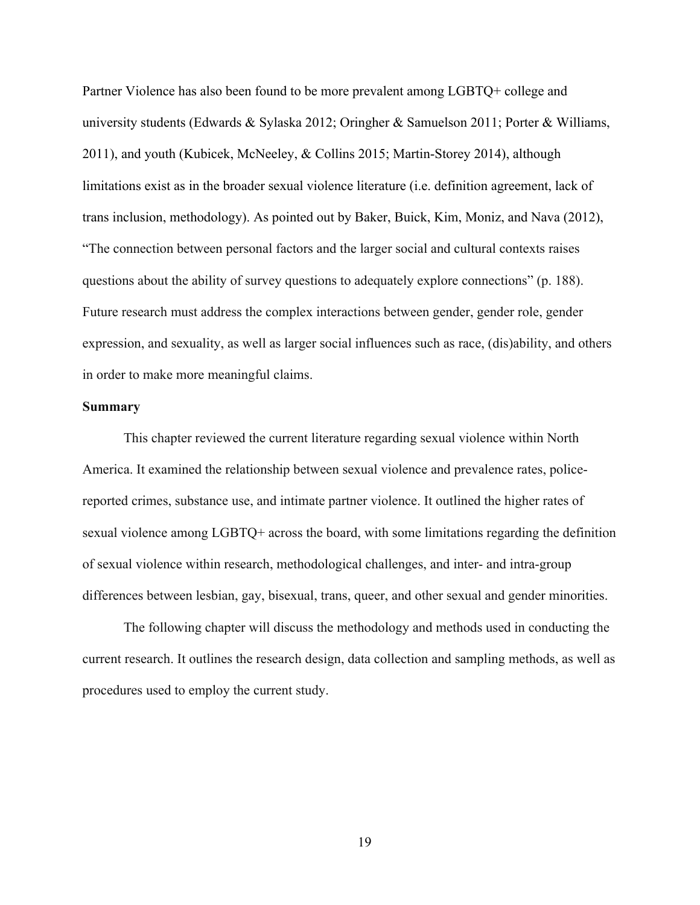Partner Violence has also been found to be more prevalent among LGBTQ+ college and university students (Edwards & Sylaska 2012; Oringher & Samuelson 2011; Porter & Williams, 2011), and youth (Kubicek, McNeeley, & Collins 2015; Martin-Storey 2014), although limitations exist as in the broader sexual violence literature (i.e. definition agreement, lack of trans inclusion, methodology). As pointed out by Baker, Buick, Kim, Moniz, and Nava (2012), "The connection between personal factors and the larger social and cultural contexts raises questions about the ability of survey questions to adequately explore connections" (p. 188). Future research must address the complex interactions between gender, gender role, gender expression, and sexuality, as well as larger social influences such as race, (dis)ability, and others in order to make more meaningful claims.

**Summary**

This chapter reviewed the current literature regarding sexual violence within North America. It examined the relationship between sexual violence and prevalence rates, police-reported crimes, substance use, and intimate partner violence. It outlined the higher rates of sexual violence among LGBTQ+ across the board, with some limitations regarding the definition of sexual violence within research, methodological challenges, and inter- and intra-group differences between lesbian, gay, bisexual, trans, queer, and other sexual and gender minorities.

The following chapter will discuss the methodology and methods used in conducting the current research. It outlines the research design, data collection and sampling methods, as well as procedures used to employ the current study.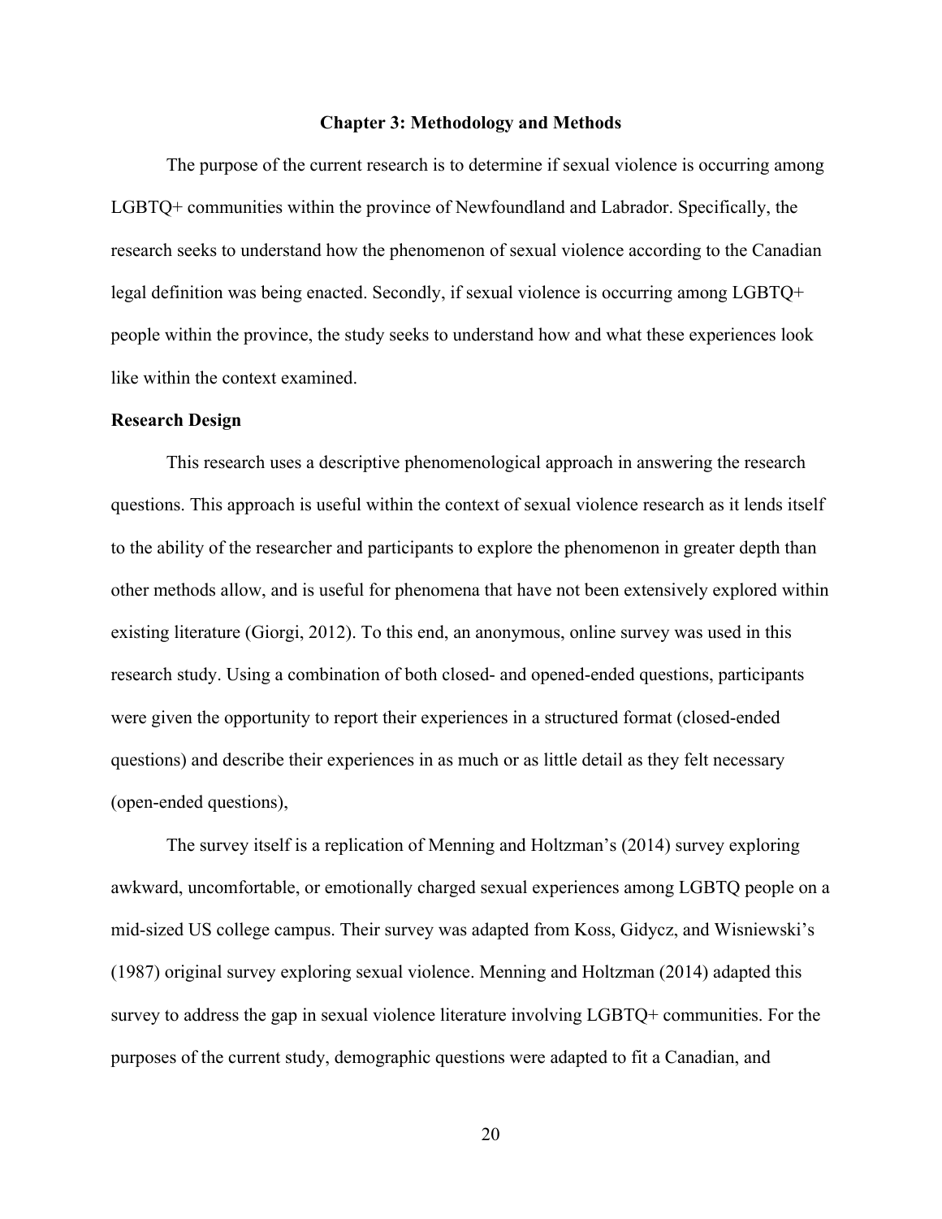# Chapter 3: Methodology and Methods

The purpose of the current research is to determine if sexual violence is occurring among LGBTQ+ communities within the province of Newfoundland and Labrador. Specifically, the research seeks to understand how the phenomenon of sexual violence according to the Canadian legal definition was being enacted. Secondly, if sexual violence is occurring among LGBTQ+ people within the province, the study seeks to understand how and what these experiences look like within the context examined.

## Research Design

This research uses a descriptive phenomenological approach in answering the research questions. This approach is useful within the context of sexual violence research as it lends itself to the ability of the researcher and participants to explore the phenomenon in greater depth than other methods allow, and is useful for phenomena that have not been extensively explored within existing literature (Giorgi, 2012). To this end, an anonymous, online survey was used in this research study. Using a combination of both closed- and opened-ended questions, participants were given the opportunity to report their experiences in a structured format (closed-ended questions) and describe their experiences in as much or as little detail as they felt necessary (open-ended questions),

The survey itself is a replication of Menning and Holtzman's (2014) survey exploring awkward, uncomfortable, or emotionally charged sexual experiences among LGBTQ people on a mid-sized US college campus. Their survey was adapted from Koss, Gidycz, and Wisniewski's (1987) original survey exploring sexual violence. Menning and Holtzman (2014) adapted this survey to address the gap in sexual violence literature involving LGBTQ+ communities. For the purposes of the current study, demographic questions were adapted to fit a Canadian, and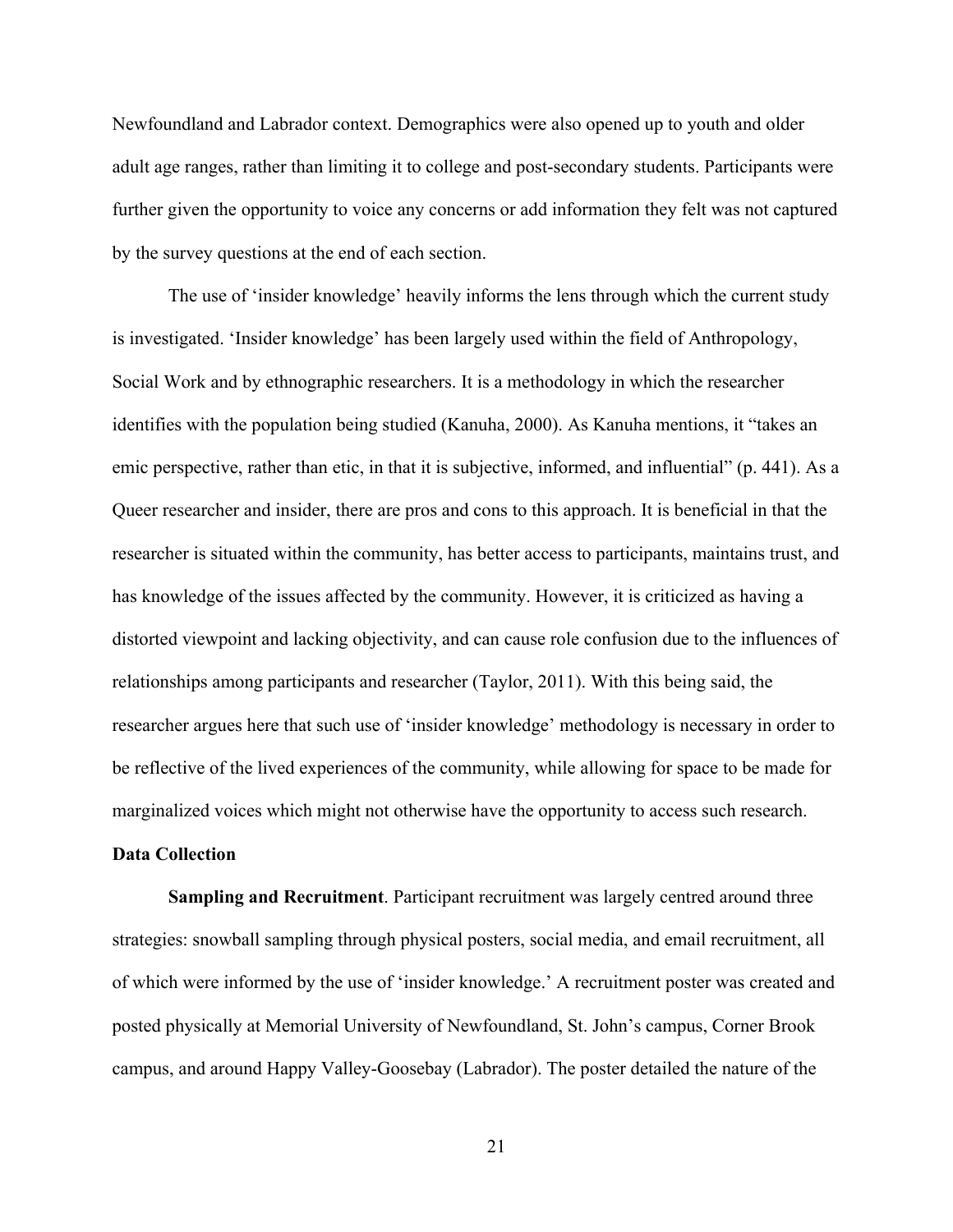Newfoundland and Labrador context. Demographics were also opened up to youth and older adult age ranges, rather than limiting it to college and post-secondary students. Participants were further given the opportunity to voice any concerns or add information they felt was not captured by the survey questions at the end of each section.

The use of 'insider knowledge' heavily informs the lens through which the current study is investigated. 'Insider knowledge' has been largely used within the field of Anthropology, Social Work and by ethnographic researchers. It is a methodology in which the researcher identifies with the population being studied (Kanuha, 2000). As Kanuha mentions, it "takes an emic perspective, rather than etic, in that it is subjective, informed, and influential" (p. 441). As a Queer researcher and insider, there are pros and cons to this approach. It is beneficial in that the researcher is situated within the community, has better access to participants, maintains trust, and has knowledge of the issues affected by the community. However, it is criticized as having a distorted viewpoint and lacking objectivity, and can cause role confusion due to the influences of relationships among participants and researcher (Taylor, 2011). With this being said, the researcher argues here that such use of 'insider knowledge' methodology is necessary in order to be reflective of the lived experiences of the community, while allowing for space to be made for marginalized voices which might not otherwise have the opportunity to access such research.

### Data Collection

**Sampling and Recruitment**. Participant recruitment was largely centred around three strategies: snowball sampling through physical posters, social media, and email recruitment, all of which were informed by the use of 'insider knowledge.' A recruitment poster was created and posted physically at Memorial University of Newfoundland, St. John's campus, Corner Brook campus, and around Happy Valley-Goosebay (Labrador). The poster detailed the nature of the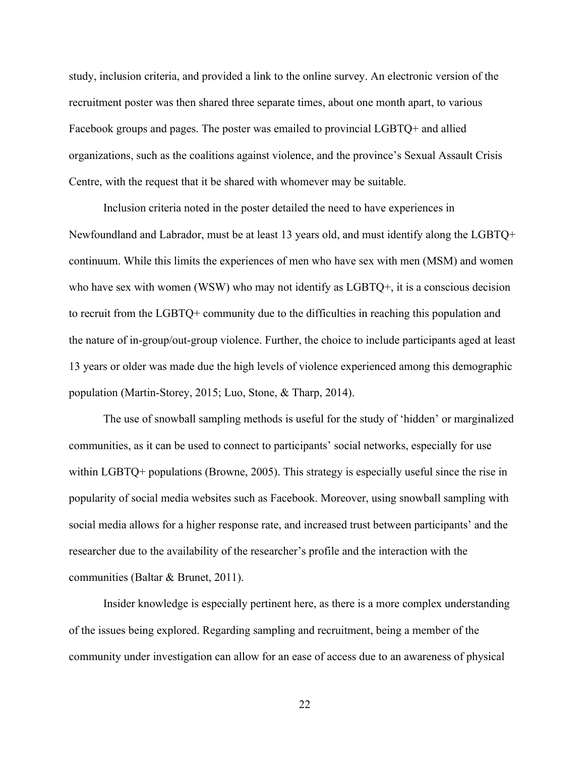study, inclusion criteria, and provided a link to the online survey. An electronic version of the recruitment poster was then shared three separate times, about one month apart, to various Facebook groups and pages. The poster was emailed to provincial LGBTQ+ and allied organizations, such as the coalitions against violence, and the province's Sexual Assault Crisis Centre, with the request that it be shared with whomever may be suitable.

Inclusion criteria noted in the poster detailed the need to have experiences in Newfoundland and Labrador, must be at least 13 years old, and must identify along the LGBTQ+ continuum. While this limits the experiences of men who have sex with men (MSM) and women who have sex with women (WSW) who may not identify as LGBTQ+, it is a conscious decision to recruit from the LGBTQ+ community due to the difficulties in reaching this population and the nature of in-group/out-group violence. Further, the choice to include participants aged at least 13 years or older was made due the high levels of violence experienced among this demographic population (Martin-Storey, 2015; Luo, Stone, & Tharp, 2014).

The use of snowball sampling methods is useful for the study of 'hidden' or marginalized communities, as it can be used to connect to participants' social networks, especially for use within LGBTQ+ populations (Browne, 2005). This strategy is especially useful since the rise in popularity of social media websites such as Facebook. Moreover, using snowball sampling with social media allows for a higher response rate, and increased trust between participants' and the researcher due to the availability of the researcher's profile and the interaction with the communities (Baltar & Brunet, 2011).

Insider knowledge is especially pertinent here, as there is a more complex understanding of the issues being explored. Regarding sampling and recruitment, being a member of the community under investigation can allow for an ease of access due to an awareness of physical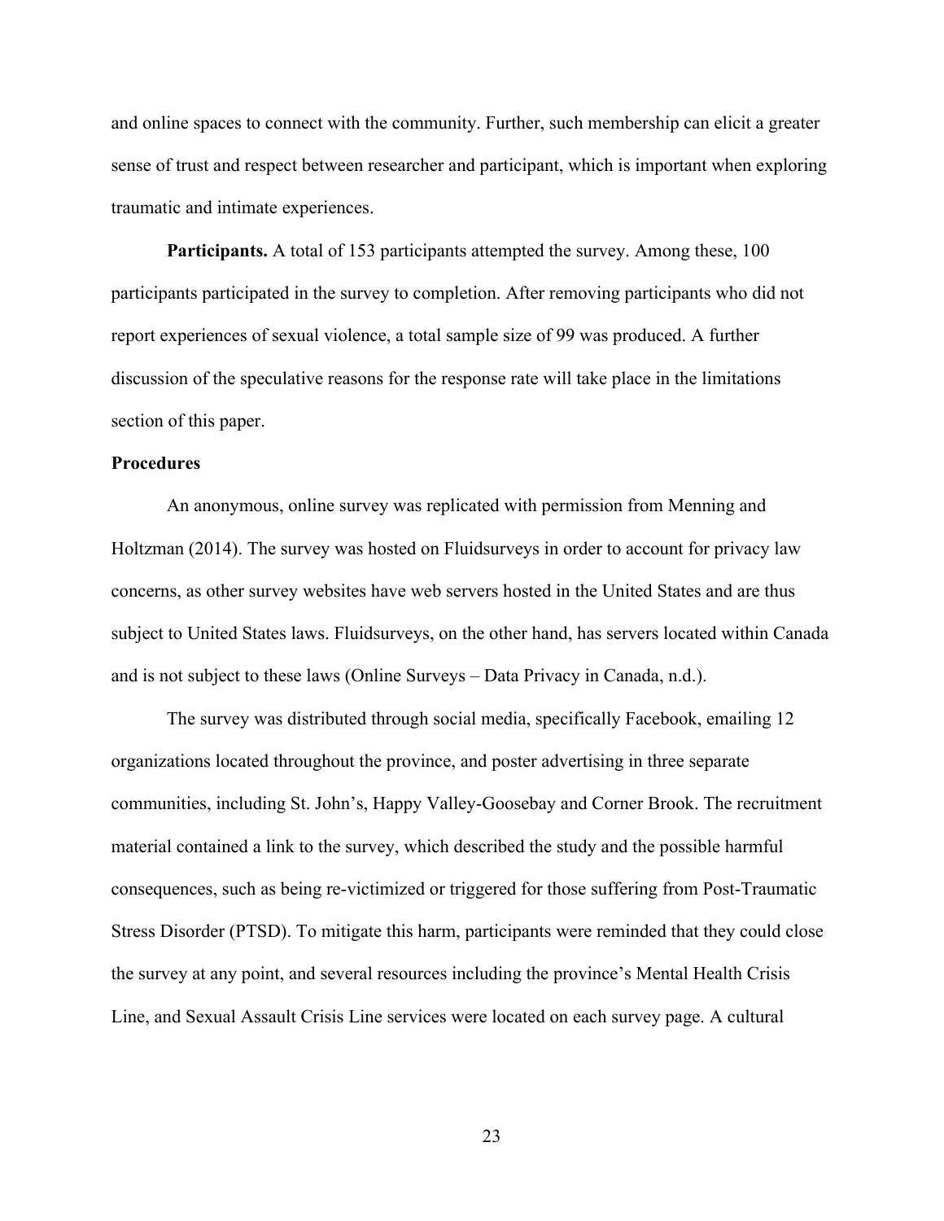and online spaces to connect with the community. Further, such membership can elicit a greater sense of trust and respect between researcher and participant, which is important when exploring traumatic and intimate experiences.

**Participants.** A total of 153 participants attempted the survey. Among these, 100 participants participated in the survey to completion. After removing participants who did not report experiences of sexual violence, a total sample size of 99 was produced. A further discussion of the speculative reasons for the response rate will take place in the limitations section of this paper.

### Procedures

An anonymous, online survey was replicated with permission from Menning and Holtzman (2014). The survey was hosted on Fluidsurveys in order to account for privacy law concerns, as other survey websites have web servers hosted in the United States and are thus subject to United States laws. Fluidsurveys, on the other hand, has servers located within Canada and is not subject to these laws (Online Surveys – Data Privacy in Canada, n.d.).

The survey was distributed through social media, specifically Facebook, emailing 12 organizations located throughout the province, and poster advertising in three separate communities, including St. John's, Happy Valley-Goosebay and Corner Brook. The recruitment material contained a link to the survey, which described the study and the possible harmful consequences, such as being re-victimized or triggered for those suffering from Post-Traumatic Stress Disorder (PTSD). To mitigate this harm, participants were reminded that they could close the survey at any point, and several resources including the province's Mental Health Crisis Line, and Sexual Assault Crisis Line services were located on each survey page. A cultural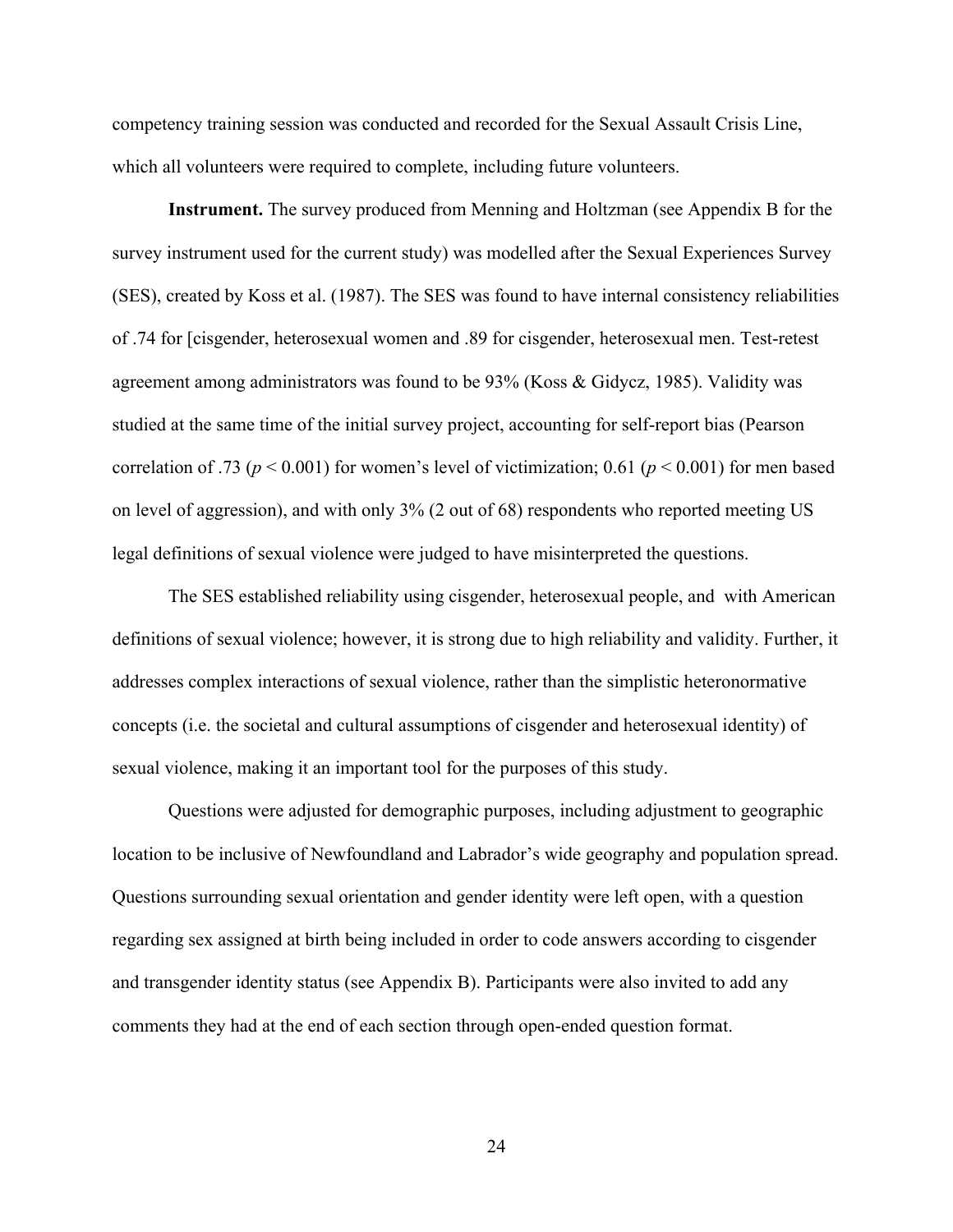competency training session was conducted and recorded for the Sexual Assault Crisis Line, which all volunteers were required to complete, including future volunteers.

**Instrument.** The survey produced from Menning and Holtzman (see Appendix B for the survey instrument used for the current study) was modelled after the Sexual Experiences Survey (SES), created by Koss et al. (1987). The SES was found to have internal consistency reliabilities of .74 for [cisgender, heterosexual women and .89 for cisgender, heterosexual men. Test-retest agreement among administrators was found to be 93% (Koss & Gidycz, 1985). Validity was studied at the same time of the initial survey project, accounting for self-report bias (Pearson correlation of .73 ($p < 0.001$) for women's level of victimization; 0.61 ($p < 0.001$) for men based on level of aggression), and with only 3% (2 out of 68) respondents who reported meeting US legal definitions of sexual violence were judged to have misinterpreted the questions.

The SES established reliability using cisgender, heterosexual people, and with American definitions of sexual violence; however, it is strong due to high reliability and validity. Further, it addresses complex interactions of sexual violence, rather than the simplistic heteronormative concepts (i.e. the societal and cultural assumptions of cisgender and heterosexual identity) of sexual violence, making it an important tool for the purposes of this study.

Questions were adjusted for demographic purposes, including adjustment to geographic location to be inclusive of Newfoundland and Labrador's wide geography and population spread. Questions surrounding sexual orientation and gender identity were left open, with a question regarding sex assigned at birth being included in order to code answers according to cisgender and transgender identity status (see Appendix B). Participants were also invited to add any comments they had at the end of each section through open-ended question format.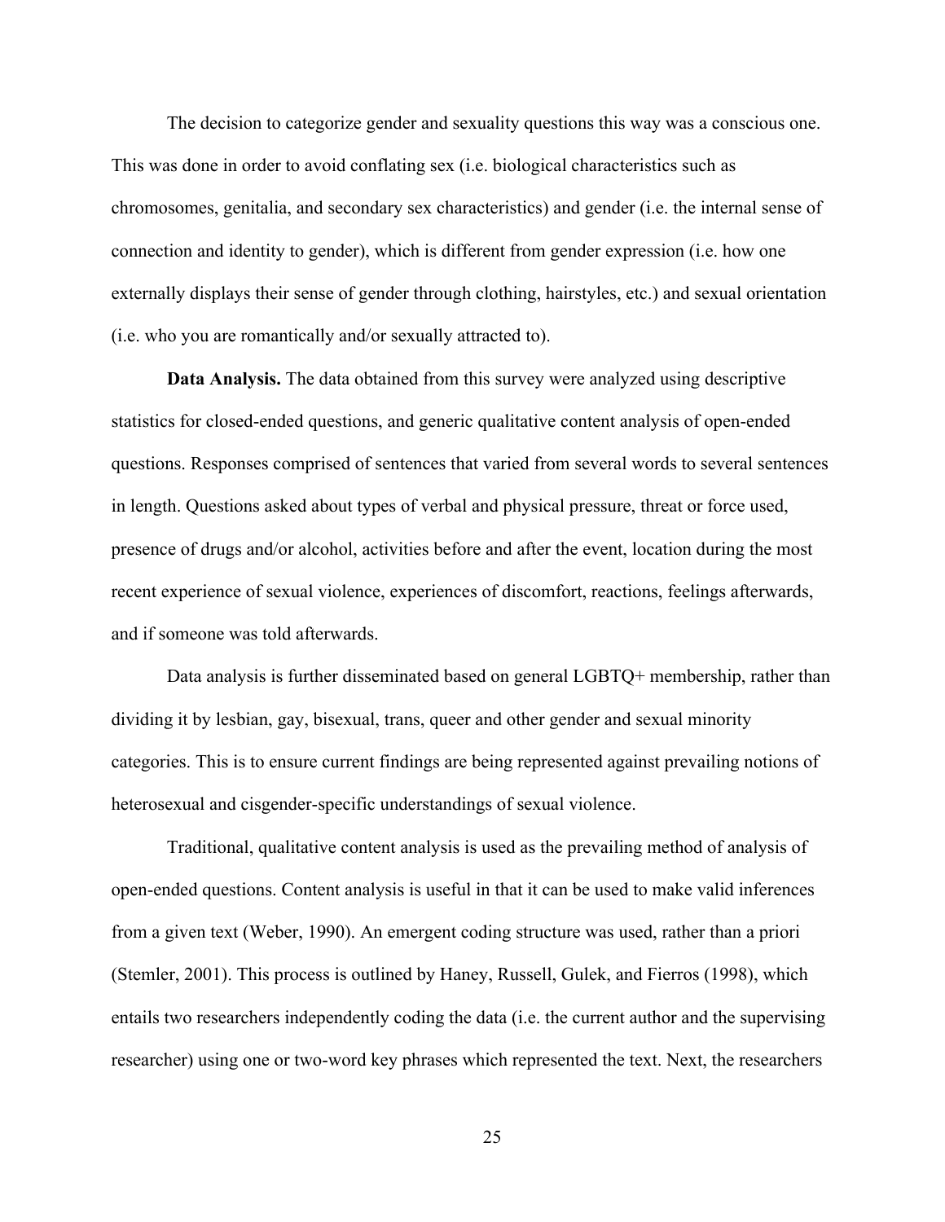The decision to categorize gender and sexuality questions this way was a conscious one. This was done in order to avoid conflating sex (i.e. biological characteristics such as chromosomes, genitalia, and secondary sex characteristics) and gender (i.e. the internal sense of connection and identity to gender), which is different from gender expression (i.e. how one externally displays their sense of gender through clothing, hairstyles, etc.) and sexual orientation (i.e. who you are romantically and/or sexually attracted to).

**Data Analysis.** The data obtained from this survey were analyzed using descriptive statistics for closed-ended questions, and generic qualitative content analysis of open-ended questions. Responses comprised of sentences that varied from several words to several sentences in length. Questions asked about types of verbal and physical pressure, threat or force used, presence of drugs and/or alcohol, activities before and after the event, location during the most recent experience of sexual violence, experiences of discomfort, reactions, feelings afterwards, and if someone was told afterwards.

Data analysis is further disseminated based on general LGBTQ+ membership, rather than dividing it by lesbian, gay, bisexual, trans, queer and other gender and sexual minority categories. This is to ensure current findings are being represented against prevailing notions of heterosexual and cisgender-specific understandings of sexual violence.

Traditional, qualitative content analysis is used as the prevailing method of analysis of open-ended questions. Content analysis is useful in that it can be used to make valid inferences from a given text (Weber, 1990). An emergent coding structure was used, rather than a priori (Stemler, 2001). This process is outlined by Haney, Russell, Gulek, and Fierros (1998), which entails two researchers independently coding the data (i.e. the current author and the supervising researcher) using one or two-word key phrases which represented the text. Next, the researchers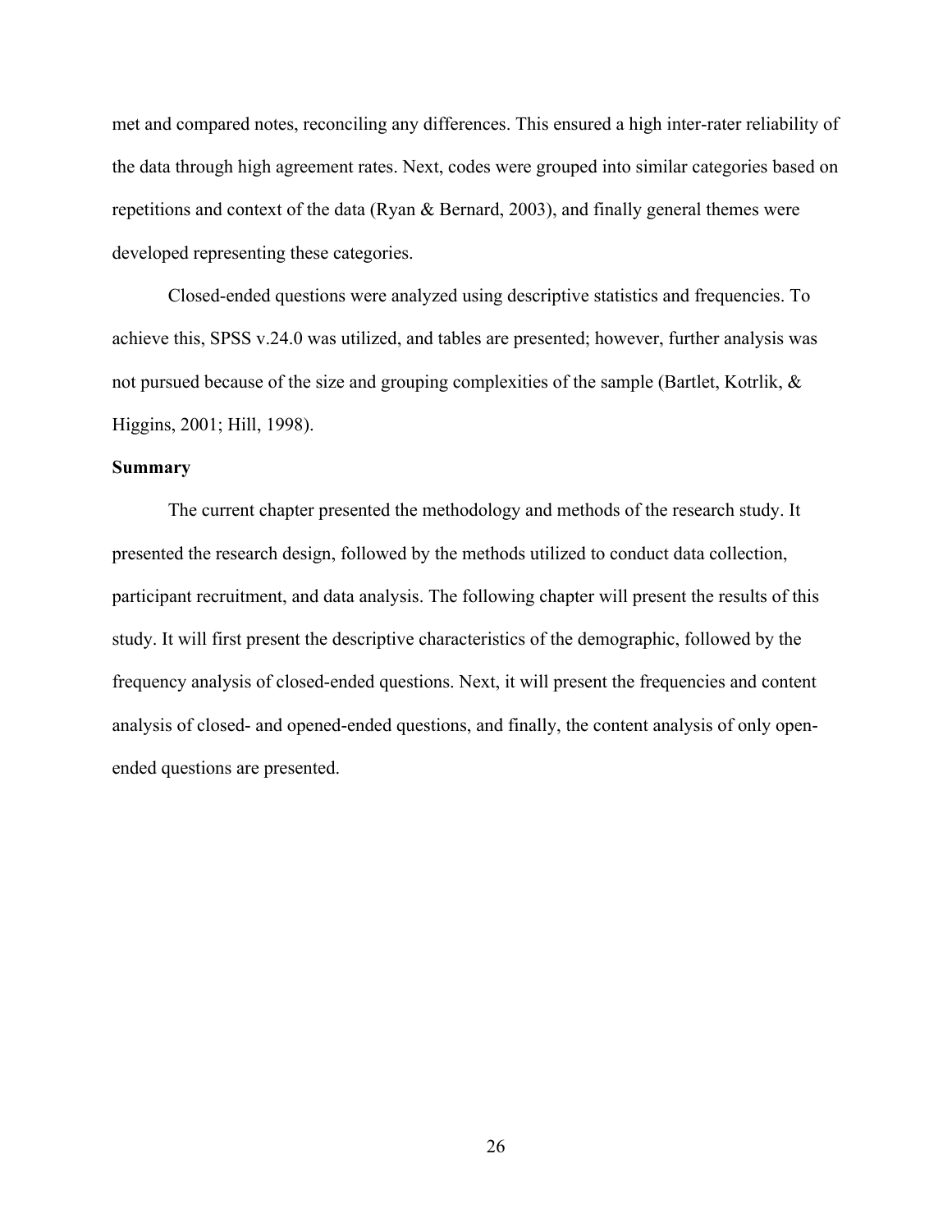met and compared notes, reconciling any differences. This ensured a high inter-rater reliability of the data through high agreement rates. Next, codes were grouped into similar categories based on repetitions and context of the data (Ryan & Bernard, 2003), and finally general themes were developed representing these categories.

Closed-ended questions were analyzed using descriptive statistics and frequencies. To achieve this, SPSS v.24.0 was utilized, and tables are presented; however, further analysis was not pursued because of the size and grouping complexities of the sample (Bartlet, Kotrlik, & Higgins, 2001; Hill, 1998).

**Summary**

The current chapter presented the methodology and methods of the research study. It presented the research design, followed by the methods utilized to conduct data collection, participant recruitment, and data analysis. The following chapter will present the results of this study. It will first present the descriptive characteristics of the demographic, followed by the frequency analysis of closed-ended questions. Next, it will present the frequencies and content analysis of closed- and opened-ended questions, and finally, the content analysis of only open-ended questions are presented.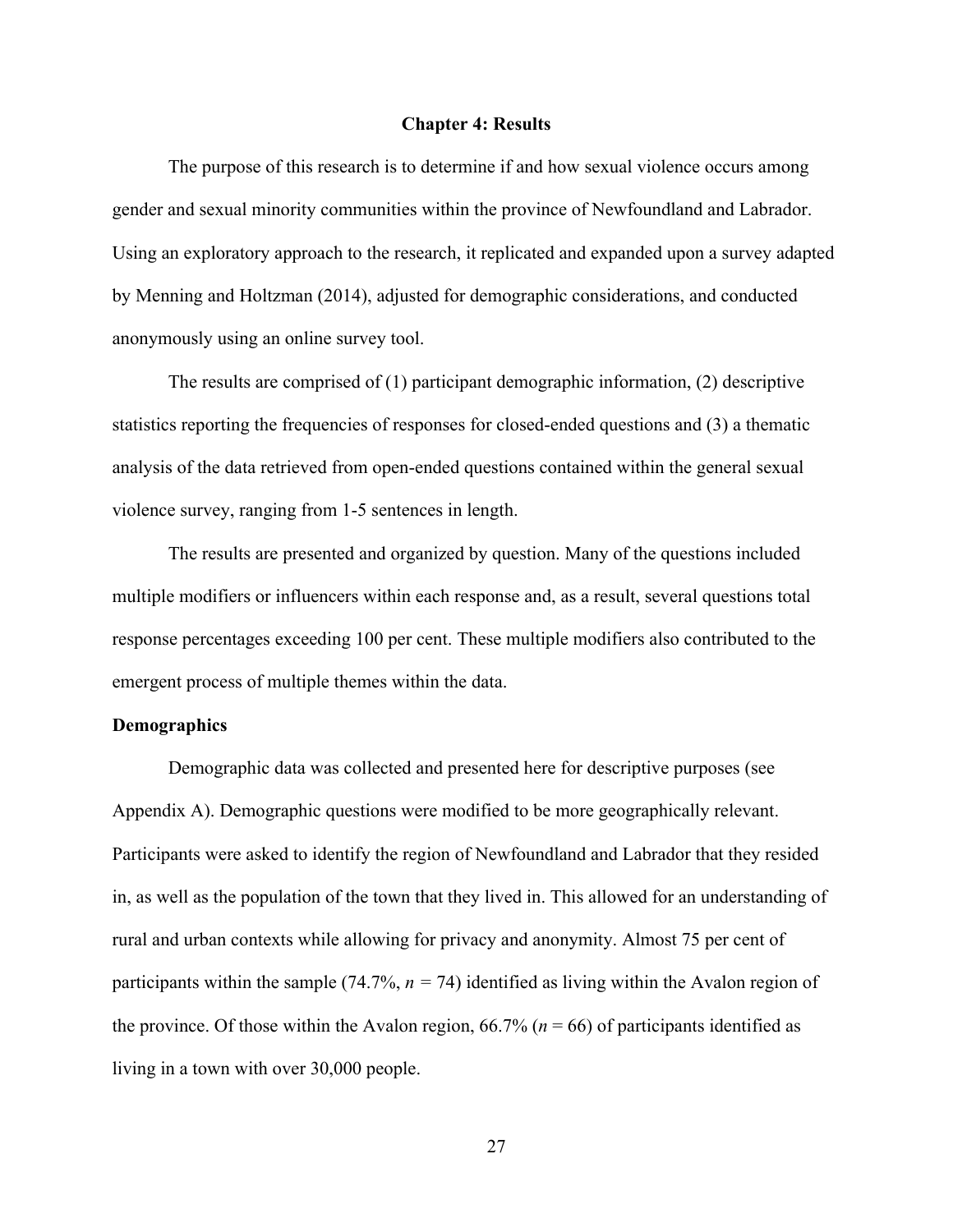# Chapter 4: Results

The purpose of this research is to determine if and how sexual violence occurs among gender and sexual minority communities within the province of Newfoundland and Labrador. Using an exploratory approach to the research, it replicated and expanded upon a survey adapted by Menning and Holtzman (2014), adjusted for demographic considerations, and conducted anonymously using an online survey tool.

The results are comprised of (1) participant demographic information, (2) descriptive statistics reporting the frequencies of responses for closed-ended questions and (3) a thematic analysis of the data retrieved from open-ended questions contained within the general sexual violence survey, ranging from 1-5 sentences in length.

The results are presented and organized by question. Many of the questions included multiple modifiers or influencers within each response and, as a result, several questions total response percentages exceeding 100 per cent. These multiple modifiers also contributed to the emergent process of multiple themes within the data.

## Demographics

Demographic data was collected and presented here for descriptive purposes (see Appendix A). Demographic questions were modified to be more geographically relevant. Participants were asked to identify the region of Newfoundland and Labrador that they resided in, as well as the population of the town that they lived in. This allowed for an understanding of rural and urban contexts while allowing for privacy and anonymity. Almost 75 per cent of participants within the sample (74.7%, $n = 74$) identified as living within the Avalon region of the province. Of those within the Avalon region, 66.7% ($n = 66$) of participants identified as living in a town with over 30,000 people.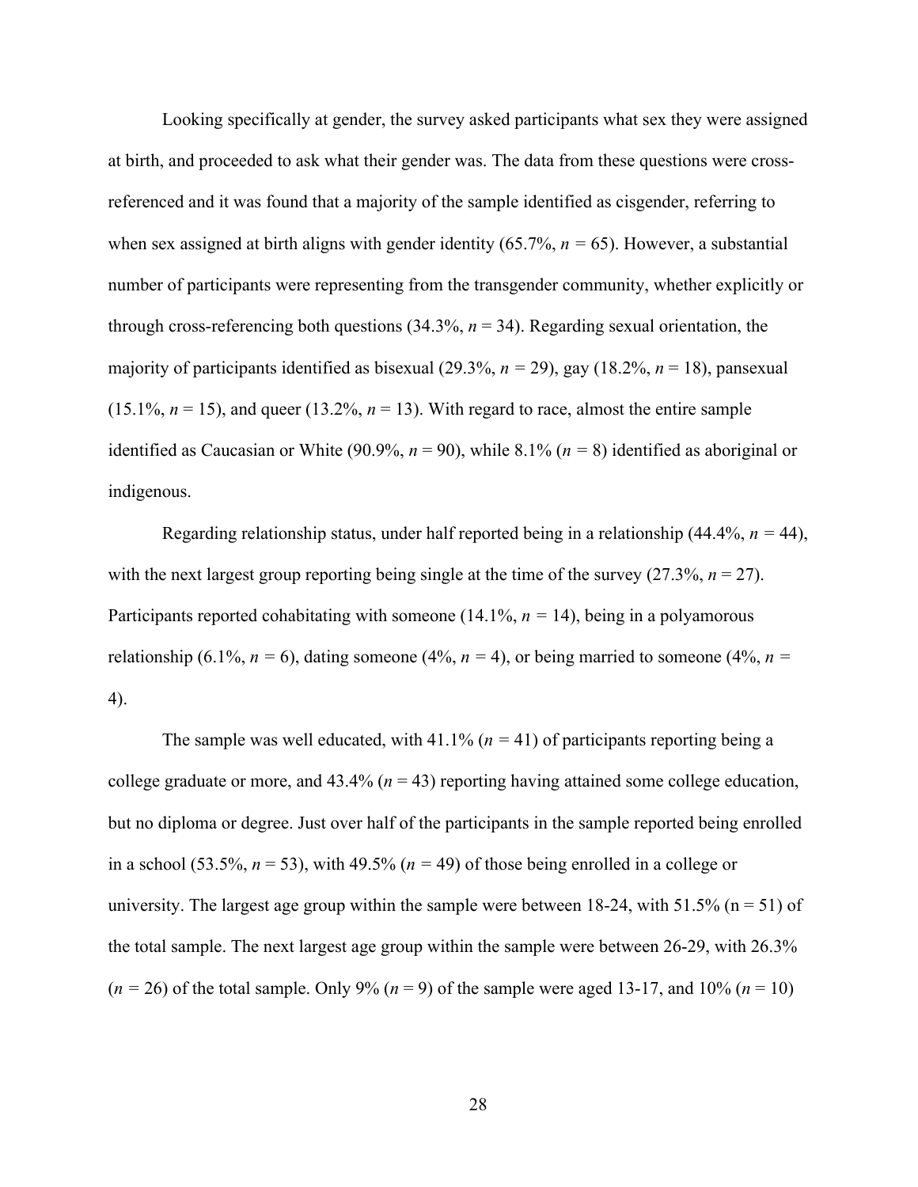Looking specifically at gender, the survey asked participants what sex they were assigned at birth, and proceeded to ask what their gender was. The data from these questions were cross-referenced and it was found that a majority of the sample identified as cisgender, referring to when sex assigned at birth aligns with gender identity (65.7%, $n$ = 65). However, a substantial number of participants were representing from the transgender community, whether explicitly or through cross-referencing both questions (34.3%, $n$ = 34). Regarding sexual orientation, the majority of participants identified as bisexual (29.3%, $n$ = 29), gay (18.2%, $n$ = 18), pansexual (15.1%, $n$ = 15), and queer (13.2%, $n$ = 13). With regard to race, almost the entire sample identified as Caucasian or White (90.9%, $n$ = 90), while 8.1% ($n$ = 8) identified as aboriginal or indigenous.

Regarding relationship status, under half reported being in a relationship (44.4%, $n$ = 44), with the next largest group reporting being single at the time of the survey (27.3%, $n$ = 27). Participants reported cohabitating with someone (14.1%, $n$ = 14), being in a polyamorous relationship (6.1%, $n$ = 6), dating someone (4%, $n$ = 4), or being married to someone (4%, $n$ = 4).

The sample was well educated, with 41.1% ($n$ = 41) of participants reporting being a college graduate or more, and 43.4% ($n$ = 43) reporting having attained some college education, but no diploma or degree. Just over half of the participants in the sample reported being enrolled in a school (53.5%, $n$ = 53), with 49.5% ($n$ = 49) of those being enrolled in a college or university. The largest age group within the sample were between 18-24, with 51.5% (n = 51) of the total sample. The next largest age group within the sample were between 26-29, with 26.3% ($n$ = 26) of the total sample. Only 9% ($n$ = 9) of the sample were aged 13-17, and 10% ($n$ = 10)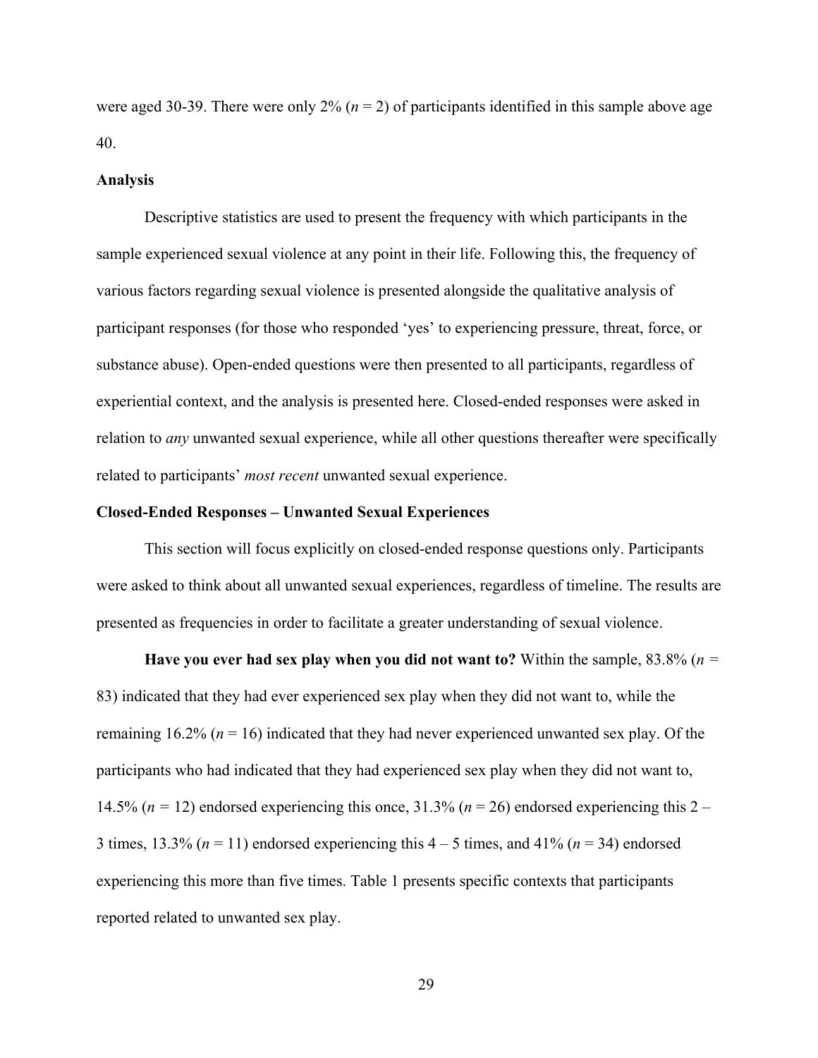were aged 30-39. There were only 2% (*n* = 2) of participants identified in this sample above age 40.

## Analysis

Descriptive statistics are used to present the frequency with which participants in the sample experienced sexual violence at any point in their life. Following this, the frequency of various factors regarding sexual violence is presented alongside the qualitative analysis of participant responses (for those who responded 'yes' to experiencing pressure, threat, force, or substance abuse). Open-ended questions were then presented to all participants, regardless of experiential context, and the analysis is presented here. Closed-ended responses were asked in relation to *any* unwanted sexual experience, while all other questions thereafter were specifically related to participants' *most recent* unwanted sexual experience.

## Closed-Ended Responses – Unwanted Sexual Experiences

This section will focus explicitly on closed-ended response questions only. Participants were asked to think about all unwanted sexual experiences, regardless of timeline. The results are presented as frequencies in order to facilitate a greater understanding of sexual violence.

**Have you ever had sex play when you did not want to?** Within the sample, 83.8% (*n* = 83) indicated that they had ever experienced sex play when they did not want to, while the remaining 16.2% (*n* = 16) indicated that they had never experienced unwanted sex play. Of the participants who had indicated that they had experienced sex play when they did not want to, 14.5% (*n* = 12) endorsed experiencing this once, 31.3% (*n* = 26) endorsed experiencing this 2 – 3 times, 13.3% (*n* = 11) endorsed experiencing this 4 – 5 times, and 41% (*n* = 34) endorsed experiencing this more than five times. Table 1 presents specific contexts that participants reported related to unwanted sex play.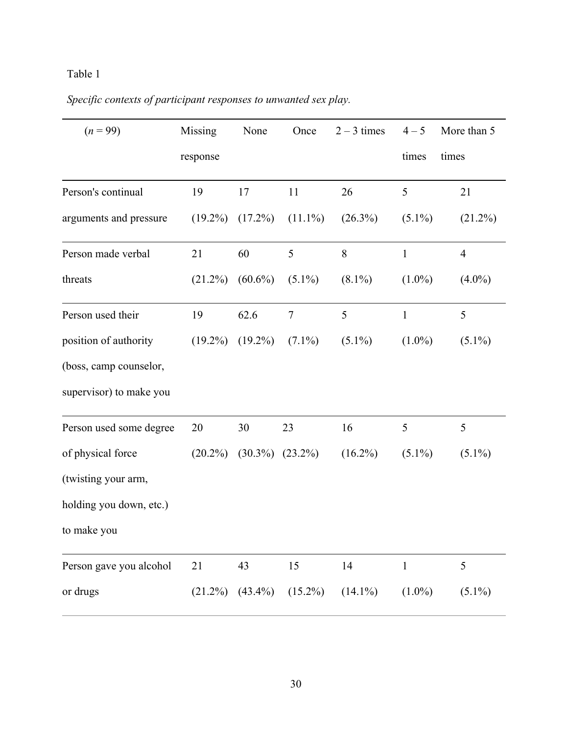Table 1

*Specific contexts of participant responses to unwanted sex play.*

| (*n* = 99) | Missing response | None | Once | 2 – 3 times | 4 – 5 times | More than 5 times |
|---|---|---|---|---|---|---|
| Person's continual arguments and pressure | 19 (19.2%) | 17 (17.2%) | 11 (11.1%) | 26 (26.3%) | 5 (5.1%) | 21 (21.2%) |
| Person made verbal threats | 21 (21.2%) | 60 (60.6%) | 5 (5.1%) | 8 (8.1%) | 1 (1.0%) | 4 (4.0%) |
| Person used their position of authority (boss, camp counselor, supervisor) to make you | 19 (19.2%) | 62.6 (19.2%) | 7 (7.1%) | 5 (5.1%) | 1 (1.0%) | 5 (5.1%) |
| Person used some degree of physical force (twisting your arm, holding you down, etc.) to make you | 20 (20.2%) | 30 (30.3%) | 23 (23.2%) | 16 (16.2%) | 5 (5.1%) | 5 (5.1%) |
| Person gave you alcohol or drugs | 21 (21.2%) | 43 (43.4%) | 15 (15.2%) | 14 (14.1%) | 1 (1.0%) | 5 (5.1%) |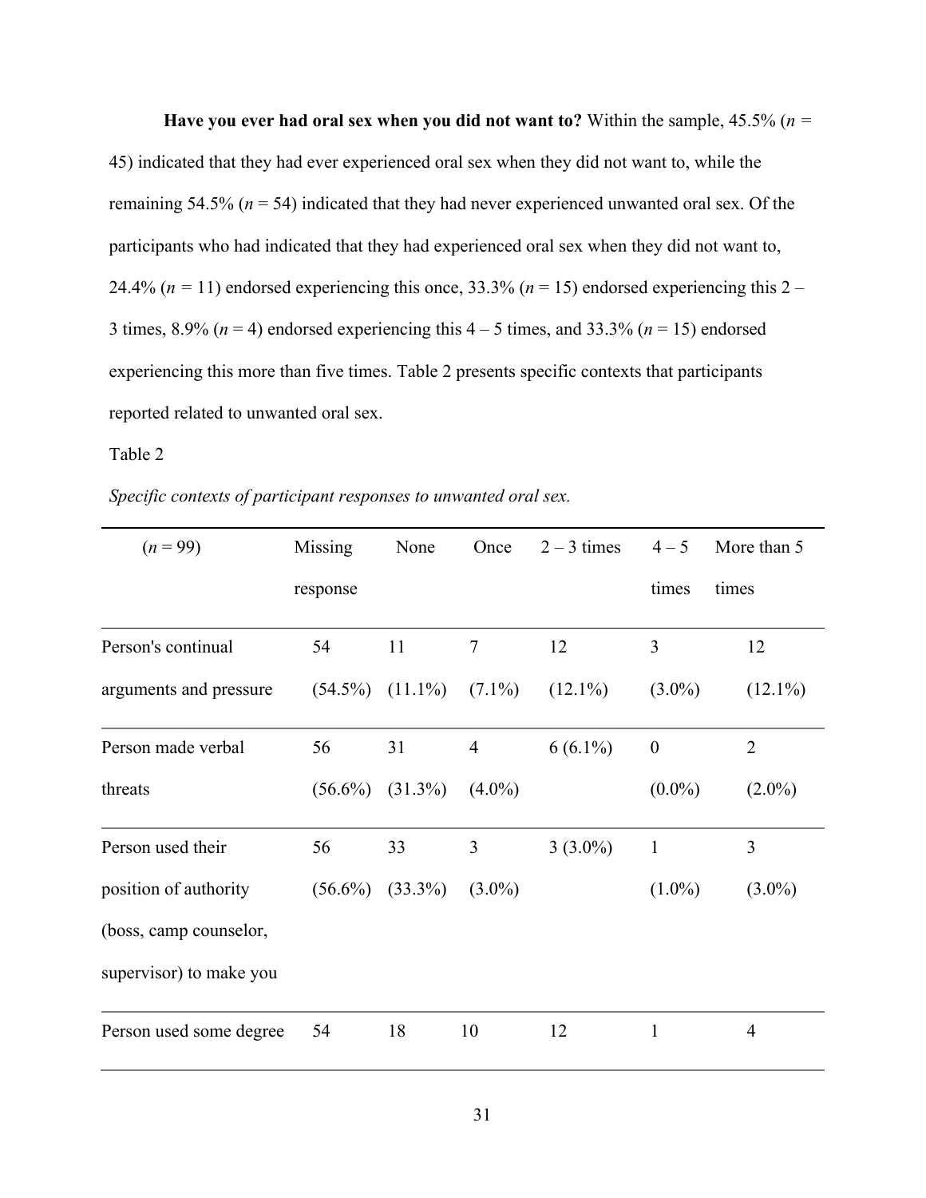**Have you ever had oral sex when you did not want to?** Within the sample, 45.5% (*n* = 45) indicated that they had ever experienced oral sex when they did not want to, while the remaining 54.5% (*n* = 54) indicated that they had never experienced unwanted oral sex. Of the participants who had indicated that they had experienced oral sex when they did not want to, 24.4% (*n* = 11) endorsed experiencing this once, 33.3% (*n* = 15) endorsed experiencing this 2 – 3 times, 8.9% (*n* = 4) endorsed experiencing this 4 – 5 times, and 33.3% (*n* = 15) endorsed experiencing this more than five times. Table 2 presents specific contexts that participants reported related to unwanted oral sex.

Table 2

*Specific contexts of participant responses to unwanted oral sex.*

| (*n* = 99) | Missing response | None | Once | 2 – 3 times | 4 – 5 times | More than 5 times |
|---|---|---|---|---|---|---|
| Person's continual arguments and pressure | 54 (54.5%) | 11 (11.1%) | 7 (7.1%) | 12 (12.1%) | 3 (3.0%) | 12 (12.1%) |
| Person made verbal threats | 56 (56.6%) | 31 (31.3%) | 4 (4.0%) | 6 (6.1%) | 0 (0.0%) | 2 (2.0%) |
| Person used their position of authority (boss, camp counselor, supervisor) to make you | 56 (56.6%) | 33 (33.3%) | 3 (3.0%) | 3 (3.0%) | 1 (1.0%) | 3 (3.0%) |
| Person used some degree | 54 | 18 | 10 | 12 | 1 | 4 |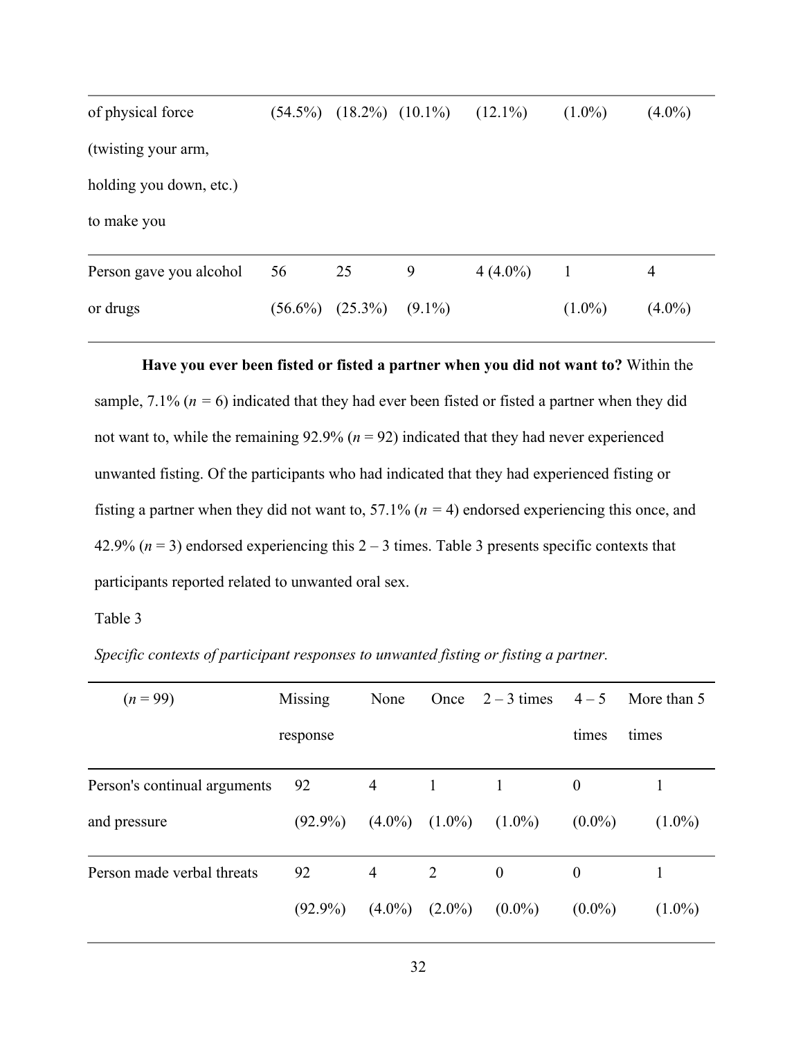| | | | | | | |
|---|---|---|---|---|---|---|
| of physical force (twisting your arm, holding you down, etc.) to make you | (54.5%) | (18.2%) | (10.1%) | (12.1%) | (1.0%) | (4.0%) |
| Person gave you alcohol or drugs | 56 (56.6%) | 25 (25.3%) | 9 (9.1%) | 4 (4.0%) | 1 (1.0%) | 4 (4.0%) |

**Have you ever been fisted or fisted a partner when you did not want to?** Within the sample, 7.1% (*n* = 6) indicated that they had ever been fisted or fisted a partner when they did not want to, while the remaining 92.9% (*n* = 92) indicated that they had never experienced unwanted fisting. Of the participants who had indicated that they had experienced fisting or fisting a partner when they did not want to, 57.1% (*n* = 4) endorsed experiencing this once, and 42.9% (*n* = 3) endorsed experiencing this 2 – 3 times. Table 3 presents specific contexts that participants reported related to unwanted oral sex.

Table 3

*Specific contexts of participant responses to unwanted fisting or fisting a partner.*

| (*n* = 99) | Missing response | None | Once | 2 – 3 times | 4 – 5 times | More than 5 times |
|---|---|---|---|---|---|---|
| Person's continual arguments and pressure | 92 (92.9%) | 4 (4.0%) | 1 (1.0%) | 1 (1.0%) | 0 (0.0%) | 1 (1.0%) |
| Person made verbal threats | 92 (92.9%) | 4 (4.0%) | 2 (2.0%) | 0 (0.0%) | 0 (0.0%) | 1 (1.0%) |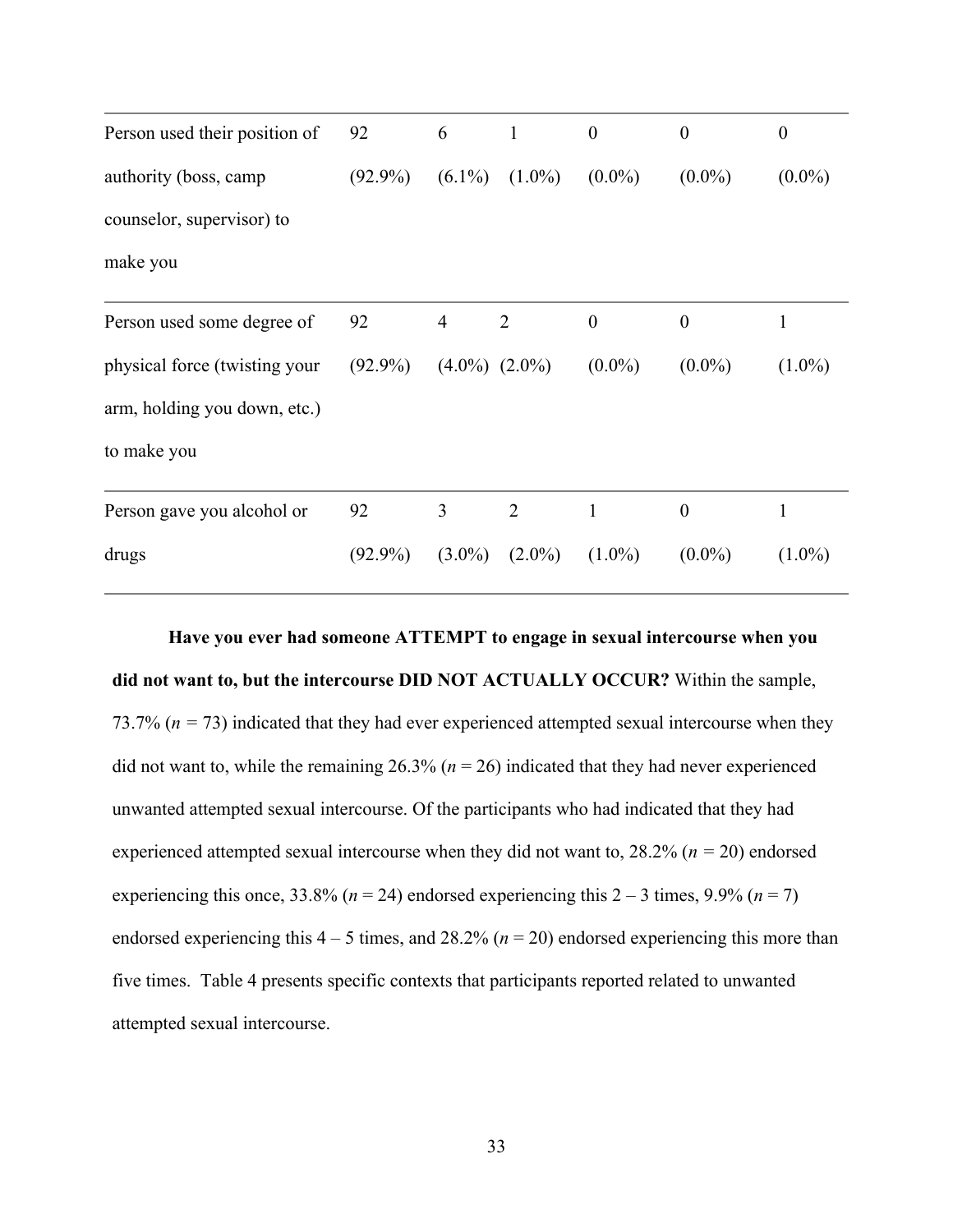| | | | | | | |
|---|---|---|---|---|---|---|
| Person used their position of authority (boss, camp counselor, supervisor) to make you | 92 (92.9%) | 6 (6.1%) | 1 (1.0%) | 0 (0.0%) | 0 (0.0%) | 0 (0.0%) |
| Person used some degree of physical force (twisting your arm, holding you down, etc.) to make you | 92 (92.9%) | 4 (4.0%) | 2 (2.0%) | 0 (0.0%) | 0 (0.0%) | 1 (1.0%) |
| Person gave you alcohol or drugs | 92 (92.9%) | 3 (3.0%) | 2 (2.0%) | 1 (1.0%) | 0 (0.0%) | 1 (1.0%) |

**Have you ever had someone ATTEMPT to engage in sexual intercourse when you did not want to, but the intercourse DID NOT ACTUALLY OCCUR?** Within the sample, 73.7% (*n* = 73) indicated that they had ever experienced attempted sexual intercourse when they did not want to, while the remaining 26.3% (*n* = 26) indicated that they had never experienced unwanted attempted sexual intercourse. Of the participants who had indicated that they had experienced attempted sexual intercourse when they did not want to, 28.2% (*n* = 20) endorsed experiencing this once, 33.8% (*n* = 24) endorsed experiencing this 2 – 3 times, 9.9% (*n* = 7) endorsed experiencing this 4 – 5 times, and 28.2% (*n* = 20) endorsed experiencing this more than five times. Table 4 presents specific contexts that participants reported related to unwanted attempted sexual intercourse.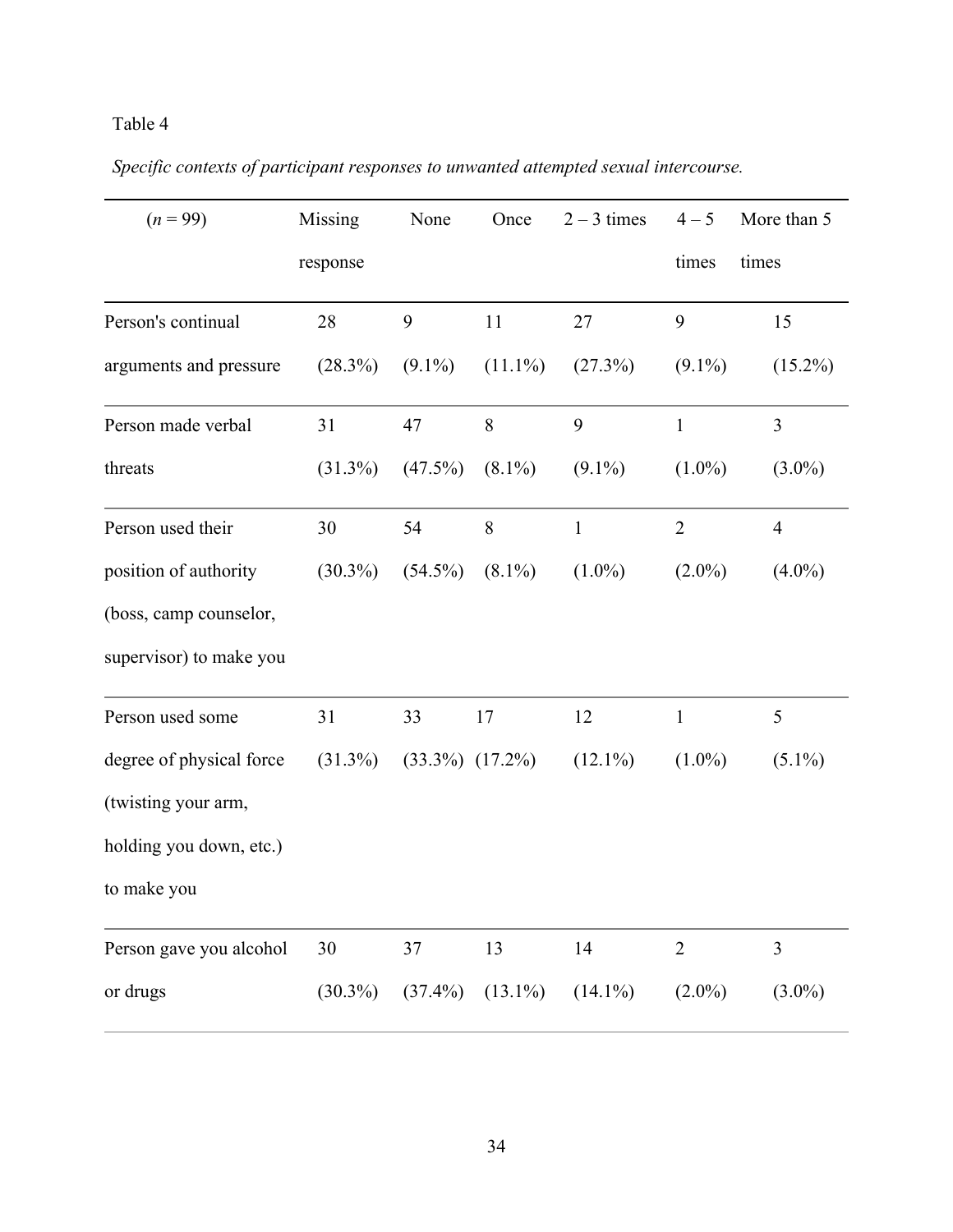Table 4

*Specific contexts of participant responses to unwanted attempted sexual intercourse.*

| (*n* = 99) | Missing response | None | Once | 2 – 3 times | 4 – 5 times | More than 5 times |
|---|---|---|---|---|---|---|
| Person's continual arguments and pressure | 28 (28.3%) | 9 (9.1%) | 11 (11.1%) | 27 (27.3%) | 9 (9.1%) | 15 (15.2%) |
| Person made verbal threats | 31 (31.3%) | 47 (47.5%) | 8 (8.1%) | 9 (9.1%) | 1 (1.0%) | 3 (3.0%) |
| Person used their position of authority (boss, camp counselor, supervisor) to make you | 30 (30.3%) | 54 (54.5%) | 8 (8.1%) | 1 (1.0%) | 2 (2.0%) | 4 (4.0%) |
| Person used some degree of physical force (twisting your arm, holding you down, etc.) to make you | 31 (31.3%) | 33 (33.3%) | 17 (17.2%) | 12 (12.1%) | 1 (1.0%) | 5 (5.1%) |
| Person gave you alcohol or drugs | 30 (30.3%) | 37 (37.4%) | 13 (13.1%) | 14 (14.1%) | 2 (2.0%) | 3 (3.0%) |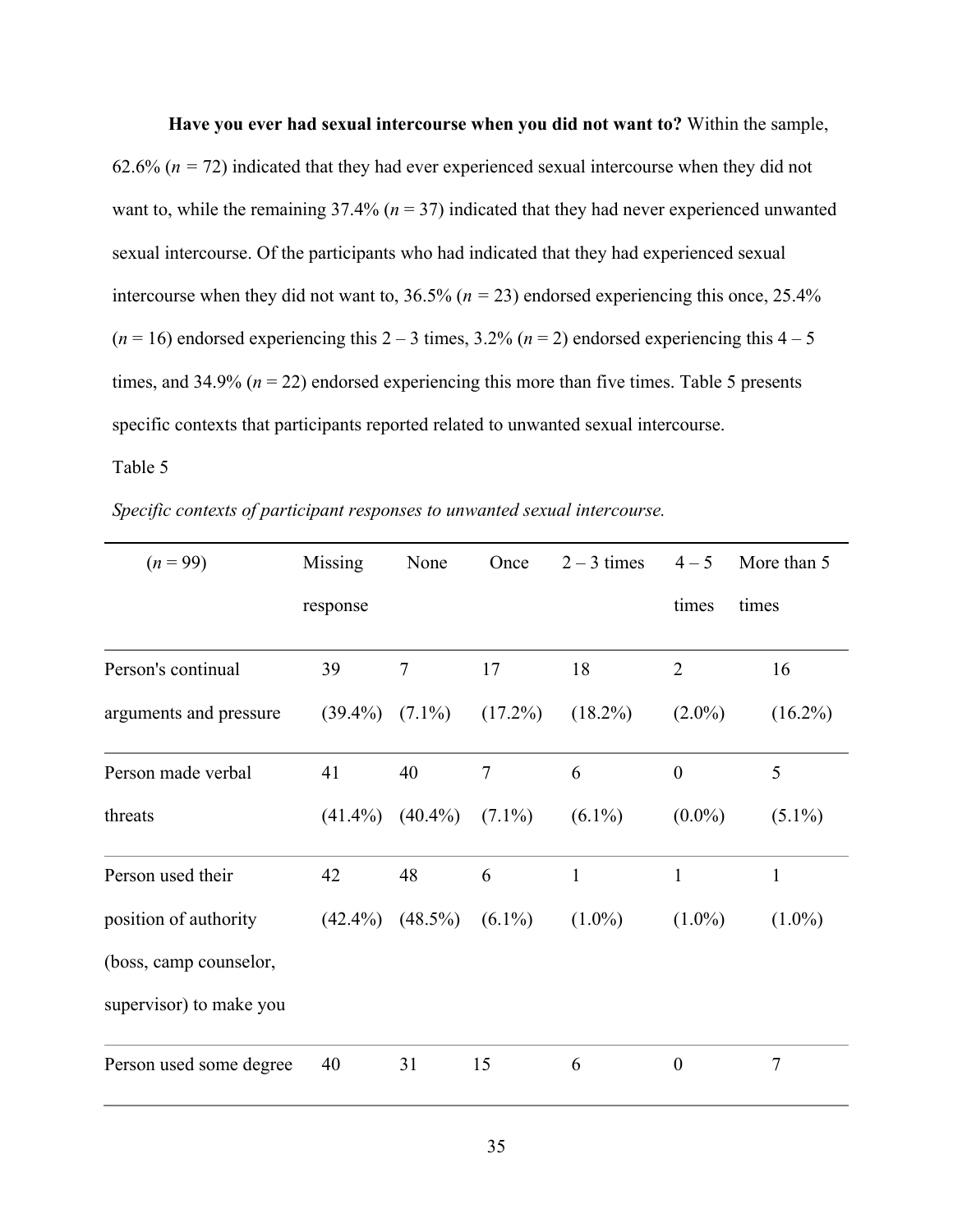**Have you ever had sexual intercourse when you did not want to?** Within the sample, 62.6% (*n* = 72) indicated that they had ever experienced sexual intercourse when they did not want to, while the remaining 37.4% (*n* = 37) indicated that they had never experienced unwanted sexual intercourse. Of the participants who had indicated that they had experienced sexual intercourse when they did not want to, 36.5% (*n* = 23) endorsed experiencing this once, 25.4% (*n* = 16) endorsed experiencing this 2 – 3 times, 3.2% (*n* = 2) endorsed experiencing this 4 – 5 times, and 34.9% (*n* = 22) endorsed experiencing this more than five times. Table 5 presents specific contexts that participants reported related to unwanted sexual intercourse.

Table 5

*Specific contexts of participant responses to unwanted sexual intercourse.*

| (*n* = 99) | Missing response | None | Once | 2 – 3 times | 4 – 5 times | More than 5 times |
|---|---|---|---|---|---|---|
| Person's continual arguments and pressure | 39 (39.4%) | 7 (7.1%) | 17 (17.2%) | 18 (18.2%) | 2 (2.0%) | 16 (16.2%) |
| Person made verbal threats | 41 (41.4%) | 40 (40.4%) | 7 (7.1%) | 6 (6.1%) | 0 (0.0%) | 5 (5.1%) |
| Person used their position of authority (boss, camp counselor, supervisor) to make you | 42 (42.4%) | 48 (48.5%) | 6 (6.1%) | 1 (1.0%) | 1 (1.0%) | 1 (1.0%) |
| Person used some degree | 40 | 31 | 15 | 6 | 0 | 7 |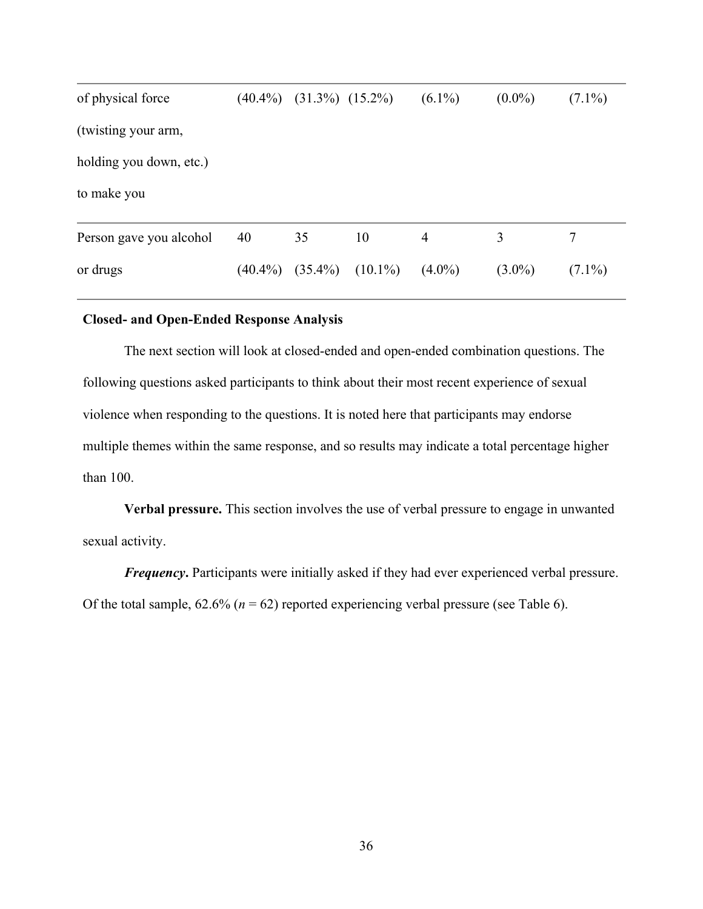| | | | | | | |
|---|---|---|---|---|---|---|
| of physical force (twisting your arm, holding you down, etc.) to make you | (40.4%) | (31.3%) | (15.2%) | (6.1%) | (0.0%) | (7.1%) |
| Person gave you alcohol or drugs | 40 (40.4%) | 35 (35.4%) | 10 (10.1%) | 4 (4.0%) | 3 (3.0%) | 7 (7.1%) |

**Closed- and Open-Ended Response Analysis**

The next section will look at closed-ended and open-ended combination questions. The following questions asked participants to think about their most recent experience of sexual violence when responding to the questions. It is noted here that participants may endorse multiple themes within the same response, and so results may indicate a total percentage higher than 100.

**Verbal pressure.** This section involves the use of verbal pressure to engage in unwanted sexual activity.

***Frequency*.** Participants were initially asked if they had ever experienced verbal pressure. Of the total sample, 62.6% ($n$ = 62) reported experiencing verbal pressure (see Table 6).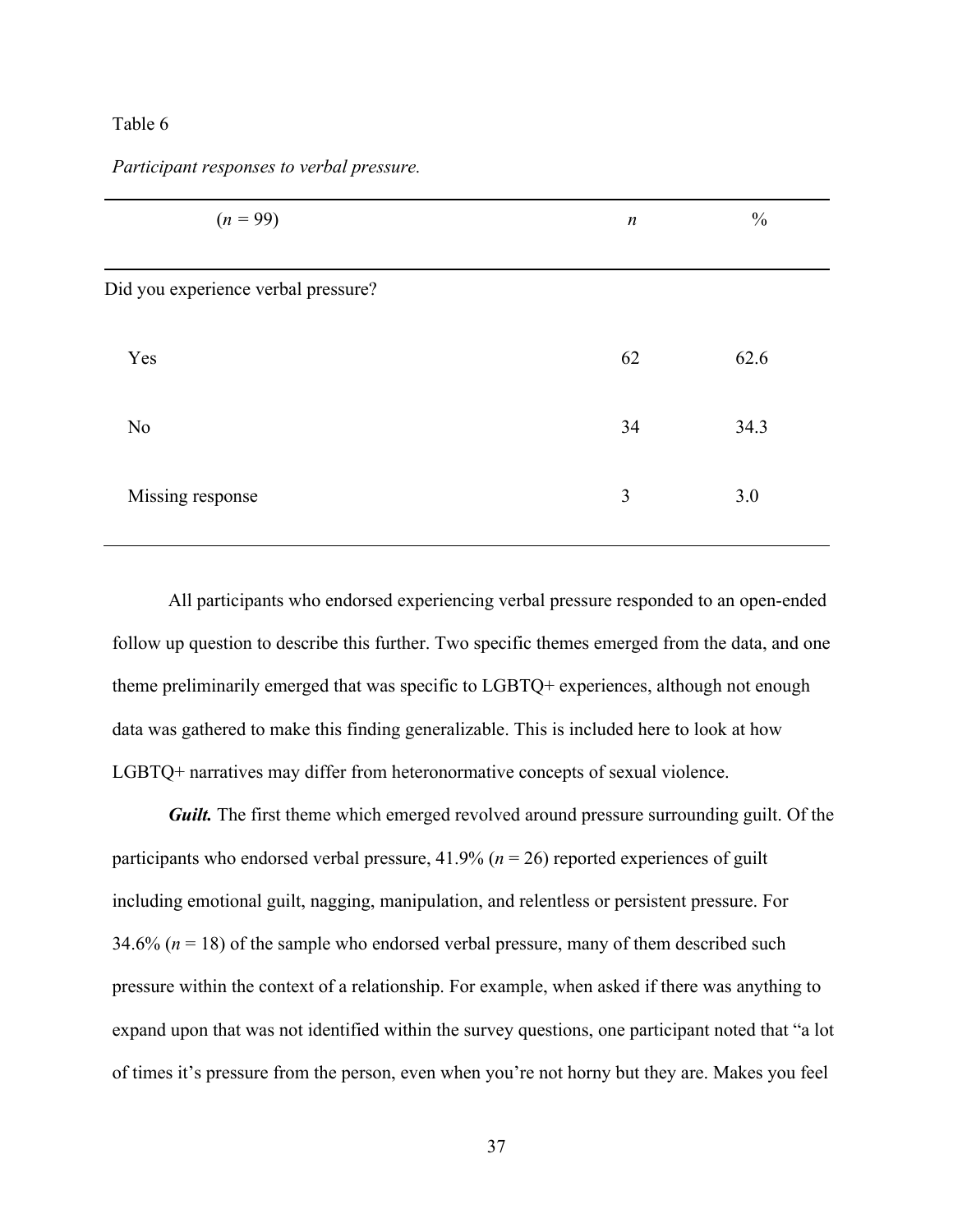Table 6

*Participant responses to verbal pressure.*

| ($n$ = 99) | $n$ | % |
|---|---|---|
| Did you experience verbal pressure? | | |
| Yes | 62 | 62.6 |
| No | 34 | 34.3 |
| Missing response | 3 | 3.0 |

All participants who endorsed experiencing verbal pressure responded to an open-ended follow up question to describe this further. Two specific themes emerged from the data, and one theme preliminarily emerged that was specific to LGBTQ+ experiences, although not enough data was gathered to make this finding generalizable. This is included here to look at how LGBTQ+ narratives may differ from heteronormative concepts of sexual violence.

***Guilt.*** The first theme which emerged revolved around pressure surrounding guilt. Of the participants who endorsed verbal pressure, 41.9% ($n$ = 26) reported experiences of guilt including emotional guilt, nagging, manipulation, and relentless or persistent pressure. For 34.6% ($n$ = 18) of the sample who endorsed verbal pressure, many of them described such pressure within the context of a relationship. For example, when asked if there was anything to expand upon that was not identified within the survey questions, one participant noted that "a lot of times it's pressure from the person, even when you're not horny but they are. Makes you feel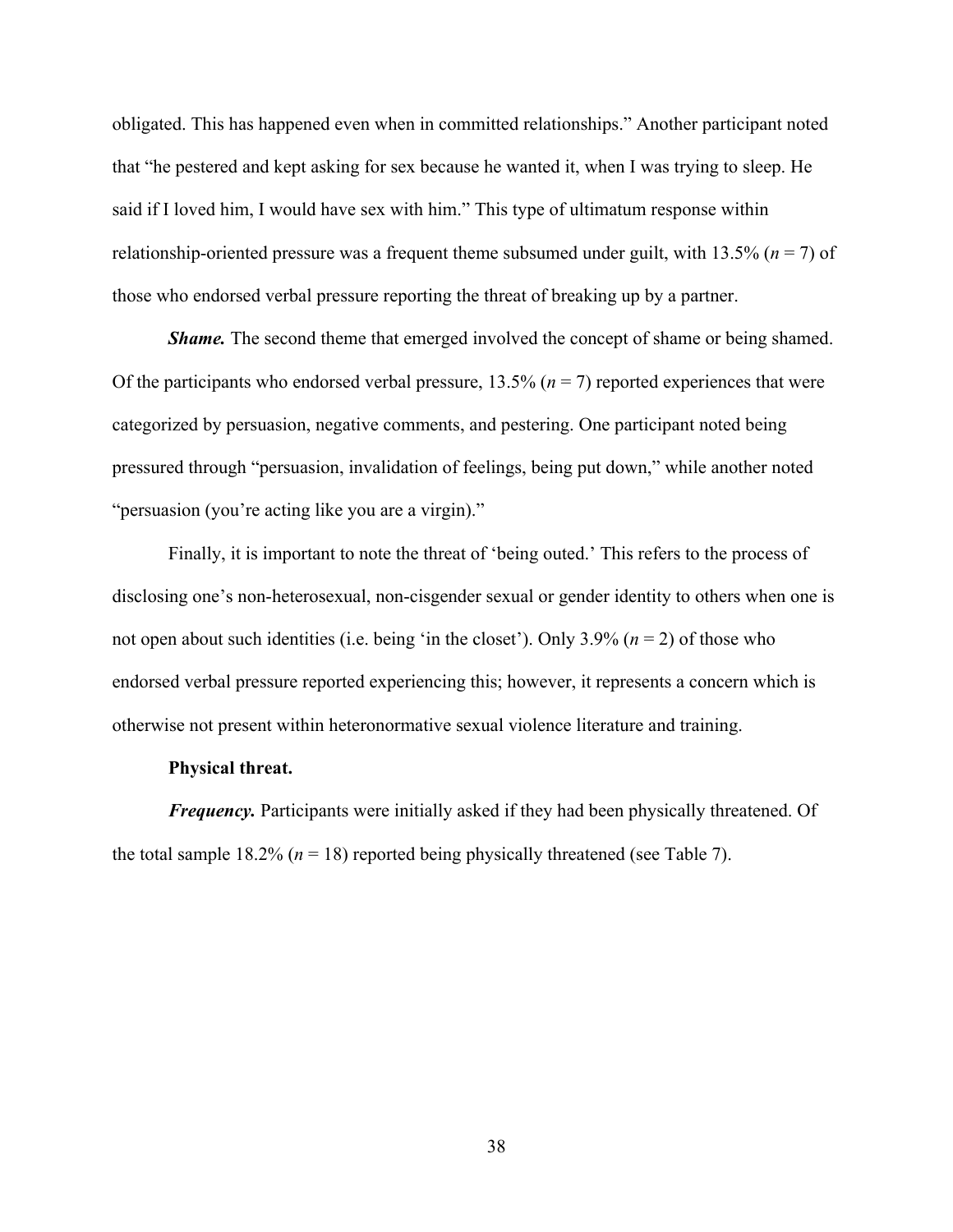obligated. This has happened even when in committed relationships." Another participant noted that "he pestered and kept asking for sex because he wanted it, when I was trying to sleep. He said if I loved him, I would have sex with him." This type of ultimatum response within relationship-oriented pressure was a frequent theme subsumed under guilt, with 13.5% (*n* = 7) of those who endorsed verbal pressure reporting the threat of breaking up by a partner.

***Shame.*** The second theme that emerged involved the concept of shame or being shamed. Of the participants who endorsed verbal pressure, 13.5% (*n* = 7) reported experiences that were categorized by persuasion, negative comments, and pestering. One participant noted being pressured through "persuasion, invalidation of feelings, being put down," while another noted "persuasion (you're acting like you are a virgin)."

Finally, it is important to note the threat of 'being outed.' This refers to the process of disclosing one's non-heterosexual, non-cisgender sexual or gender identity to others when one is not open about such identities (i.e. being 'in the closet'). Only 3.9% (*n* = 2) of those who endorsed verbal pressure reported experiencing this; however, it represents a concern which is otherwise not present within heteronormative sexual violence literature and training.

**Physical threat.**

***Frequency.*** Participants were initially asked if they had been physically threatened. Of the total sample 18.2% (*n* = 18) reported being physically threatened (see Table 7).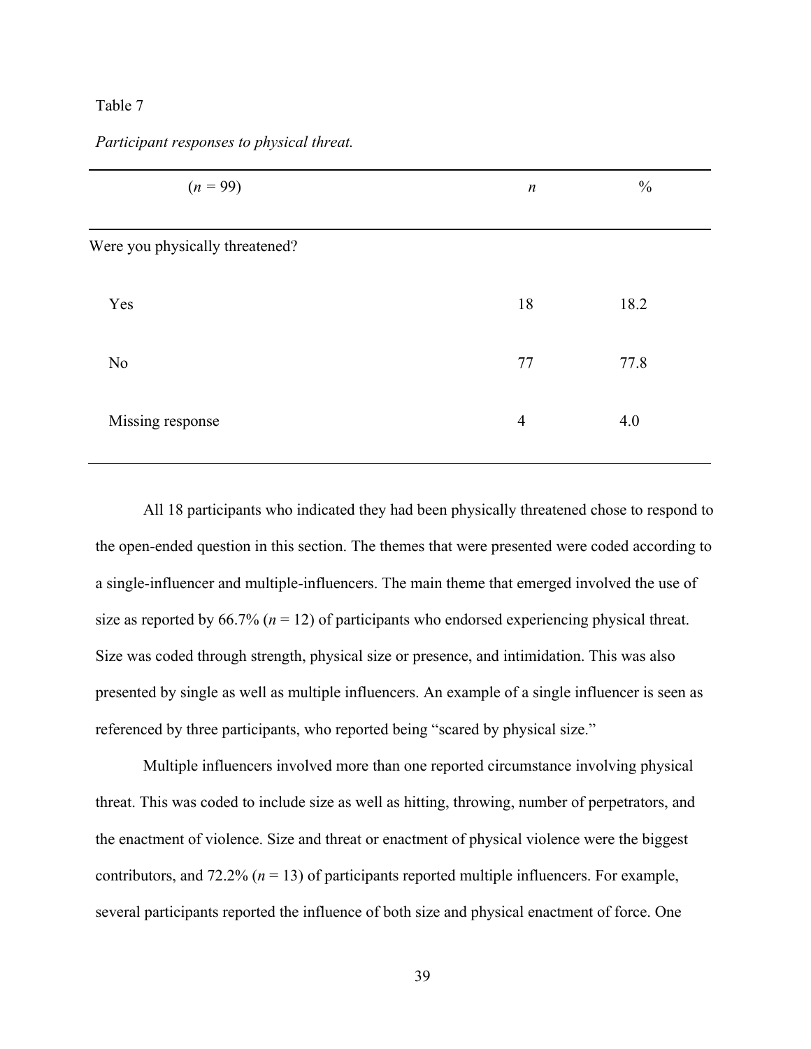Table 7

*Participant responses to physical threat.*

| ($n$ = 99) | $n$ | % |
|---|---|---|
| Were you physically threatened? | | |
| Yes | 18 | 18.2 |
| No | 77 | 77.8 |
| Missing response | 4 | 4.0 |

All 18 participants who indicated they had been physically threatened chose to respond to the open-ended question in this section. The themes that were presented were coded according to a single-influencer and multiple-influencers. The main theme that emerged involved the use of size as reported by 66.7% ($n$ = 12) of participants who endorsed experiencing physical threat. Size was coded through strength, physical size or presence, and intimidation. This was also presented by single as well as multiple influencers. An example of a single influencer is seen as referenced by three participants, who reported being "scared by physical size."

Multiple influencers involved more than one reported circumstance involving physical threat. This was coded to include size as well as hitting, throwing, number of perpetrators, and the enactment of violence. Size and threat or enactment of physical violence were the biggest contributors, and 72.2% ($n$ = 13) of participants reported multiple influencers. For example, several participants reported the influence of both size and physical enactment of force. One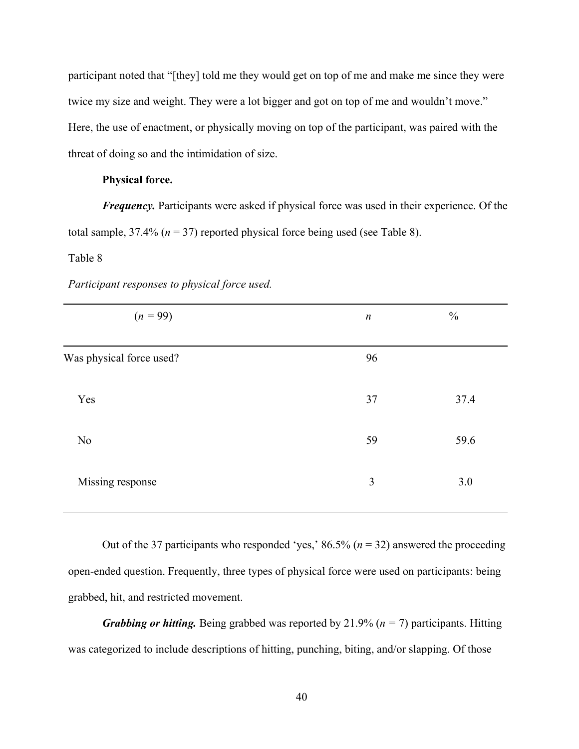participant noted that "[they] told me they would get on top of me and make me since they were twice my size and weight. They were a lot bigger and got on top of me and wouldn't move." Here, the use of enactment, or physically moving on top of the participant, was paired with the threat of doing so and the intimidation of size.

**Physical force.**

***Frequency.*** Participants were asked if physical force was used in their experience. Of the total sample, 37.4% (*n* = 37) reported physical force being used (see Table 8).

Table 8

*Participant responses to physical force used.*

| (*n* = 99) | *n* | % |
|---|---|---|
| Was physical force used? | 96 | |
| Yes | 37 | 37.4 |
| No | 59 | 59.6 |
| Missing response | 3 | 3.0 |

Out of the 37 participants who responded 'yes,' 86.5% (*n* = 32) answered the proceeding open-ended question. Frequently, three types of physical force were used on participants: being grabbed, hit, and restricted movement.

***Grabbing or hitting.*** Being grabbed was reported by 21.9% (*n* = 7) participants. Hitting was categorized to include descriptions of hitting, punching, biting, and/or slapping. Of those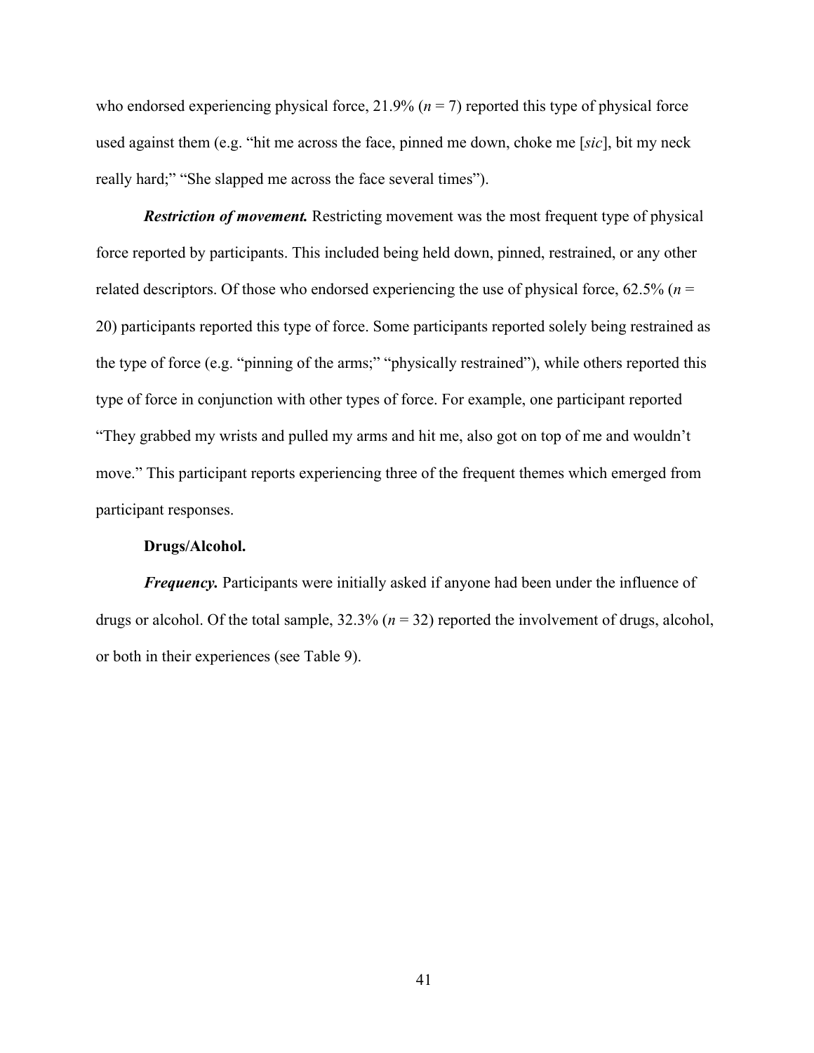who endorsed experiencing physical force, 21.9% (*n* = 7) reported this type of physical force used against them (e.g. "hit me across the face, pinned me down, choke me [*sic*], bit my neck really hard;" "She slapped me across the face several times").

***Restriction of movement.*** Restricting movement was the most frequent type of physical force reported by participants. This included being held down, pinned, restrained, or any other related descriptors. Of those who endorsed experiencing the use of physical force, 62.5% (*n* = 20) participants reported this type of force. Some participants reported solely being restrained as the type of force (e.g. "pinning of the arms;" "physically restrained"), while others reported this type of force in conjunction with other types of force. For example, one participant reported "They grabbed my wrists and pulled my arms and hit me, also got on top of me and wouldn't move." This participant reports experiencing three of the frequent themes which emerged from participant responses.

**Drugs/Alcohol.**

***Frequency.*** Participants were initially asked if anyone had been under the influence of drugs or alcohol. Of the total sample, 32.3% (*n* = 32) reported the involvement of drugs, alcohol, or both in their experiences (see Table 9).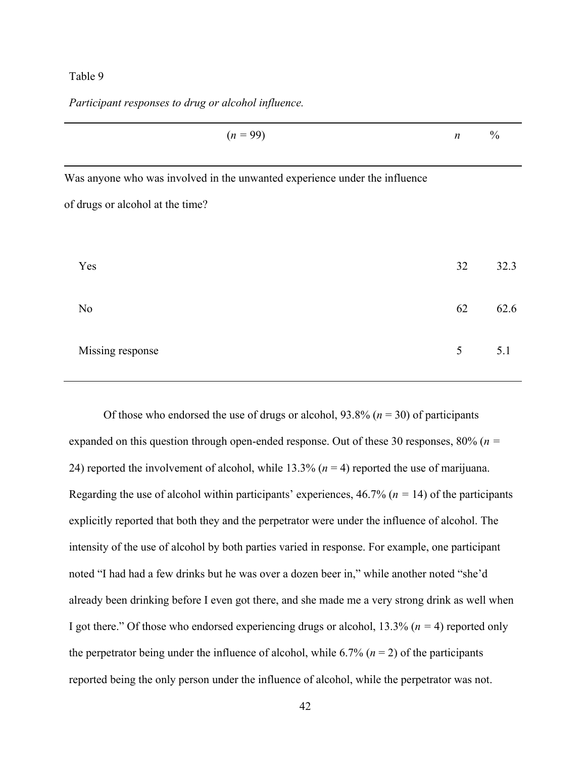Table 9

*Participant responses to drug or alcohol influence.*

| (*n* = 99) | *n* | % |
|---|---|---|
| Was anyone who was involved in the unwanted experience under the influence of drugs or alcohol at the time? | | |
| Yes | 32 | 32.3 |
| No | 62 | 62.6 |
| Missing response | 5 | 5.1 |

Of those who endorsed the use of drugs or alcohol, 93.8% (*n* = 30) of participants expanded on this question through open-ended response. Out of these 30 responses, 80% (*n* = 24) reported the involvement of alcohol, while 13.3% (*n* = 4) reported the use of marijuana. Regarding the use of alcohol within participants' experiences, 46.7% (*n* = 14) of the participants explicitly reported that both they and the perpetrator were under the influence of alcohol. The intensity of the use of alcohol by both parties varied in response. For example, one participant noted "I had had a few drinks but he was over a dozen beer in," while another noted "she'd already been drinking before I even got there, and she made me a very strong drink as well when I got there." Of those who endorsed experiencing drugs or alcohol, 13.3% (*n* = 4) reported only the perpetrator being under the influence of alcohol, while 6.7% (*n* = 2) of the participants reported being the only person under the influence of alcohol, while the perpetrator was not.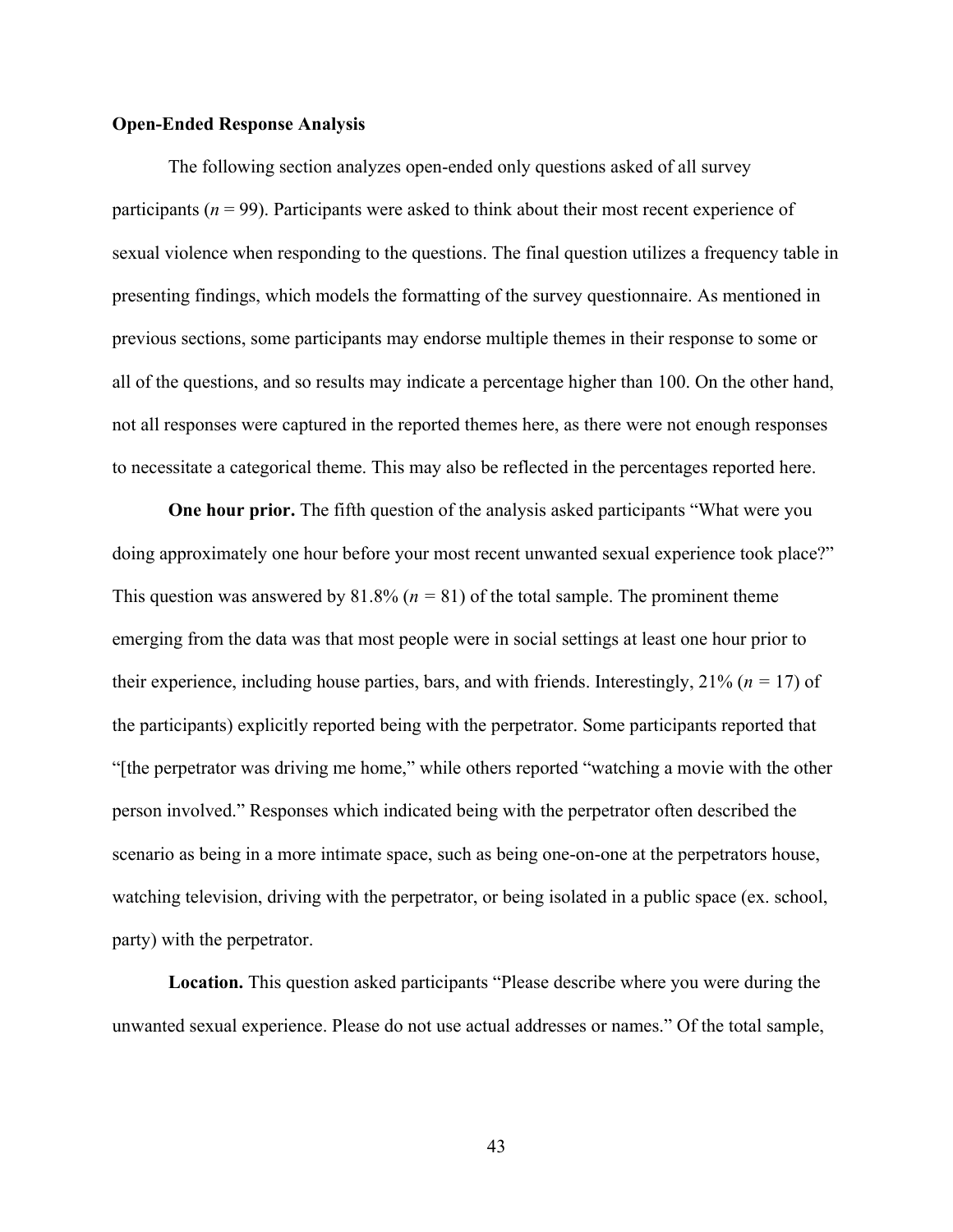**Open-Ended Response Analysis**

The following section analyzes open-ended only questions asked of all survey participants (*n* = 99). Participants were asked to think about their most recent experience of sexual violence when responding to the questions. The final question utilizes a frequency table in presenting findings, which models the formatting of the survey questionnaire. As mentioned in previous sections, some participants may endorse multiple themes in their response to some or all of the questions, and so results may indicate a percentage higher than 100. On the other hand, not all responses were captured in the reported themes here, as there were not enough responses to necessitate a categorical theme. This may also be reflected in the percentages reported here.

**One hour prior.** The fifth question of the analysis asked participants “What were you doing approximately one hour before your most recent unwanted sexual experience took place?” This question was answered by 81.8% (*n* = 81) of the total sample. The prominent theme emerging from the data was that most people were in social settings at least one hour prior to their experience, including house parties, bars, and with friends. Interestingly, 21% (*n* = 17) of the participants) explicitly reported being with the perpetrator. Some participants reported that “[the perpetrator was driving me home,” while others reported “watching a movie with the other person involved.” Responses which indicated being with the perpetrator often described the scenario as being in a more intimate space, such as being one-on-one at the perpetrators house, watching television, driving with the perpetrator, or being isolated in a public space (ex. school, party) with the perpetrator.

**Location.** This question asked participants “Please describe where you were during the unwanted sexual experience. Please do not use actual addresses or names.” Of the total sample,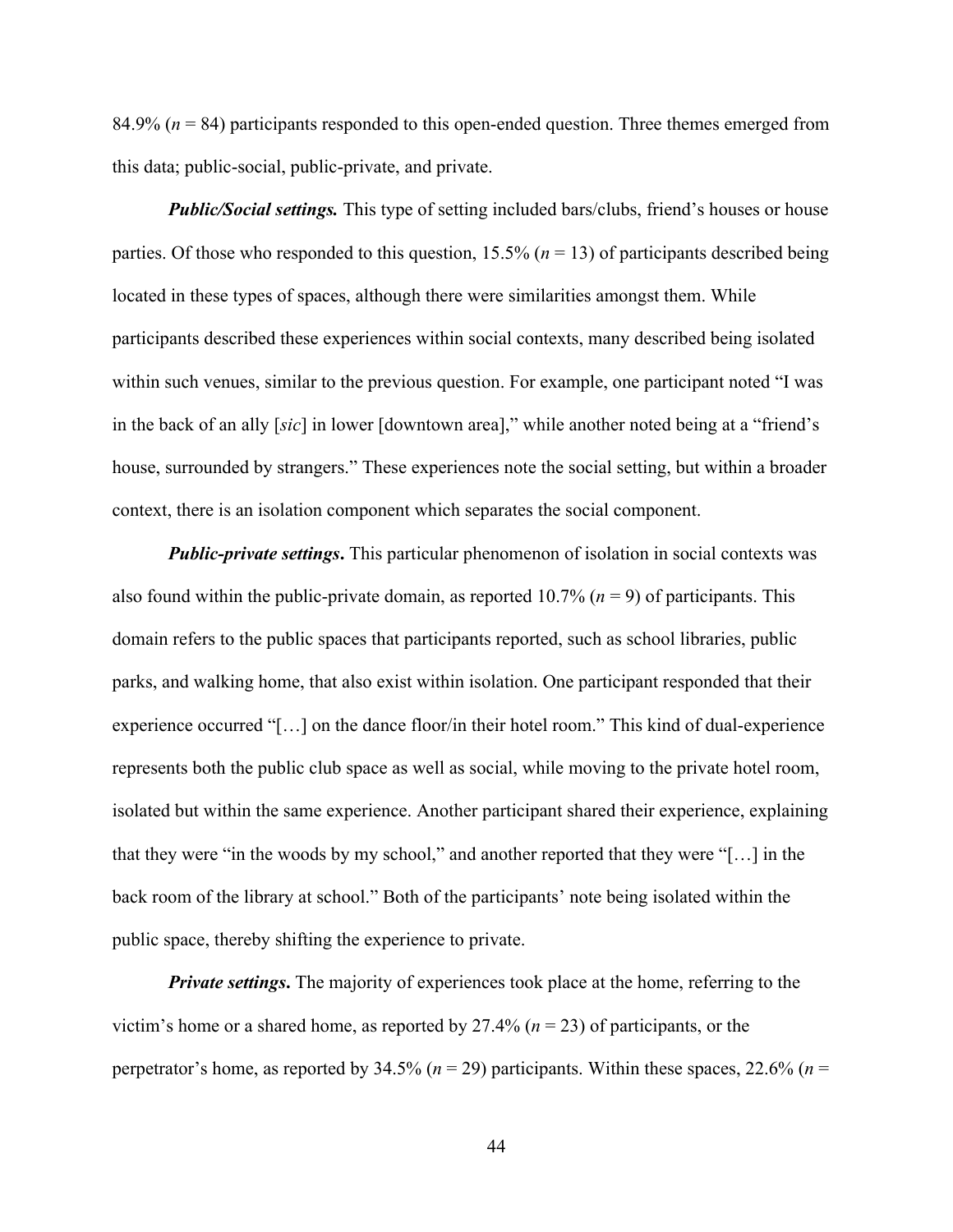84.9% ($n$ = 84) participants responded to this open-ended question. Three themes emerged from this data; public-social, public-private, and private.

***Public/Social settings.*** This type of setting included bars/clubs, friend's houses or house parties. Of those who responded to this question, 15.5% ($n$ = 13) of participants described being located in these types of spaces, although there were similarities amongst them. While participants described these experiences within social contexts, many described being isolated within such venues, similar to the previous question. For example, one participant noted "I was in the back of an ally [*sic*] in lower [downtown area]," while another noted being at a "friend's house, surrounded by strangers." These experiences note the social setting, but within a broader context, there is an isolation component which separates the social component.

***Public-private settings*.** This particular phenomenon of isolation in social contexts was also found within the public-private domain, as reported 10.7% ($n$ = 9) of participants. This domain refers to the public spaces that participants reported, such as school libraries, public parks, and walking home, that also exist within isolation. One participant responded that their experience occurred "[…] on the dance floor/in their hotel room." This kind of dual-experience represents both the public club space as well as social, while moving to the private hotel room, isolated but within the same experience. Another participant shared their experience, explaining that they were "in the woods by my school," and another reported that they were "[…] in the back room of the library at school." Both of the participants' note being isolated within the public space, thereby shifting the experience to private.

***Private settings*.** The majority of experiences took place at the home, referring to the victim's home or a shared home, as reported by 27.4% ($n$ = 23) of participants, or the perpetrator's home, as reported by 34.5% ($n$ = 29) participants. Within these spaces, 22.6% ($n$ =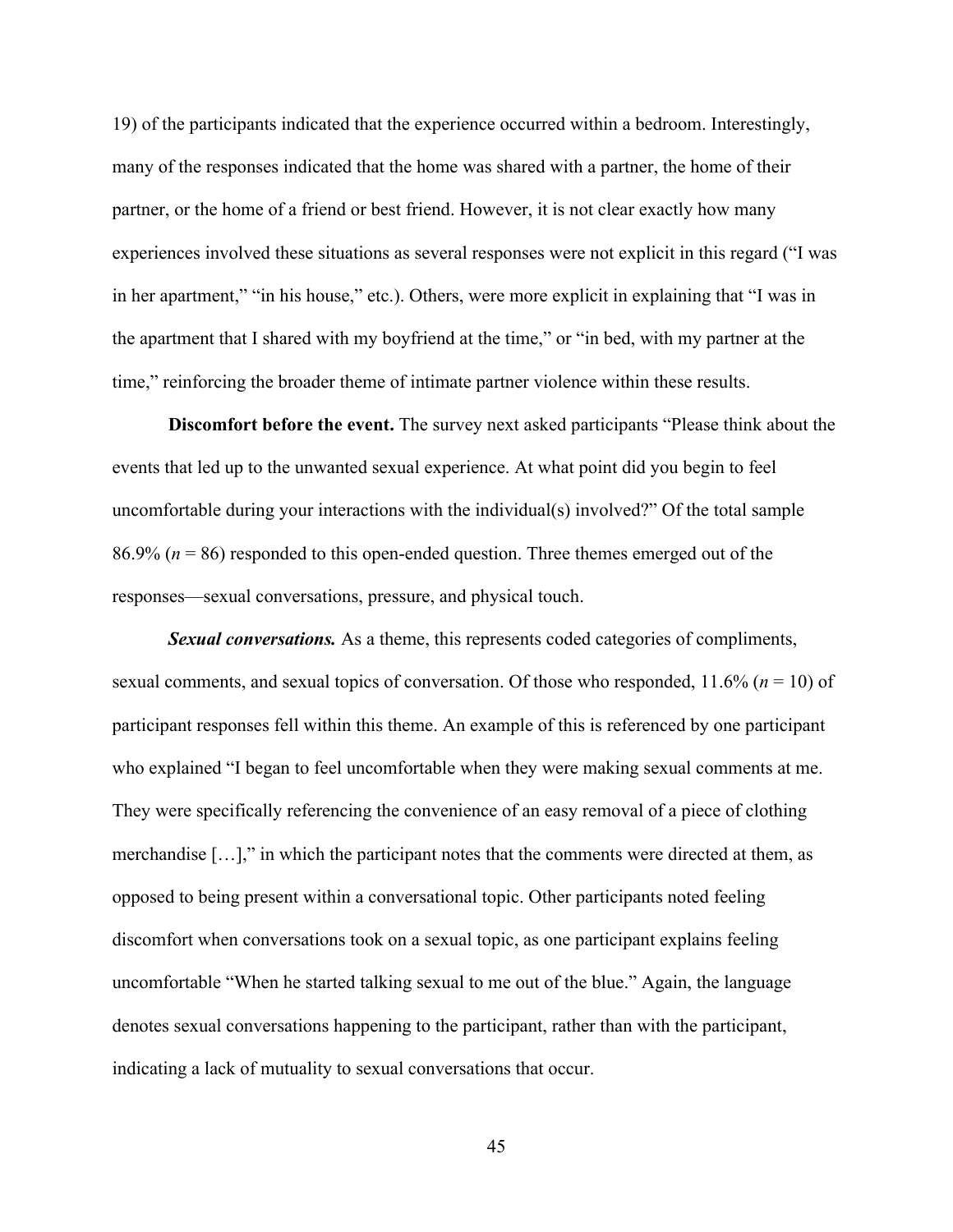19) of the participants indicated that the experience occurred within a bedroom. Interestingly, many of the responses indicated that the home was shared with a partner, the home of their partner, or the home of a friend or best friend. However, it is not clear exactly how many experiences involved these situations as several responses were not explicit in this regard ("I was in her apartment," "in his house," etc.). Others, were more explicit in explaining that "I was in the apartment that I shared with my boyfriend at the time," or "in bed, with my partner at the time," reinforcing the broader theme of intimate partner violence within these results.

**Discomfort before the event.** The survey next asked participants "Please think about the events that led up to the unwanted sexual experience. At what point did you begin to feel uncomfortable during your interactions with the individual(s) involved?" Of the total sample 86.9% ($n$ = 86) responded to this open-ended question. Three themes emerged out of the responses—sexual conversations, pressure, and physical touch.

***Sexual conversations.*** As a theme, this represents coded categories of compliments, sexual comments, and sexual topics of conversation. Of those who responded, 11.6% ($n$ = 10) of participant responses fell within this theme. An example of this is referenced by one participant who explained "I began to feel uncomfortable when they were making sexual comments at me. They were specifically referencing the convenience of an easy removal of a piece of clothing merchandise […]," in which the participant notes that the comments were directed at them, as opposed to being present within a conversational topic. Other participants noted feeling discomfort when conversations took on a sexual topic, as one participant explains feeling uncomfortable "When he started talking sexual to me out of the blue." Again, the language denotes sexual conversations happening to the participant, rather than with the participant, indicating a lack of mutuality to sexual conversations that occur.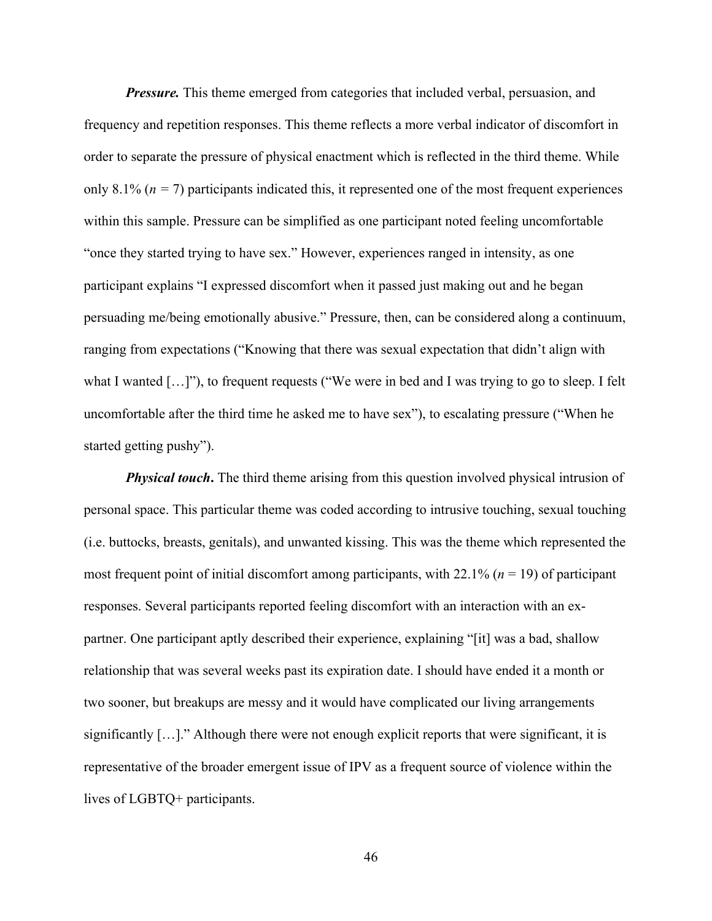***Pressure.*** This theme emerged from categories that included verbal, persuasion, and frequency and repetition responses. This theme reflects a more verbal indicator of discomfort in order to separate the pressure of physical enactment which is reflected in the third theme. While only 8.1% ($n$ = 7) participants indicated this, it represented one of the most frequent experiences within this sample. Pressure can be simplified as one participant noted feeling uncomfortable "once they started trying to have sex." However, experiences ranged in intensity, as one participant explains "I expressed discomfort when it passed just making out and he began persuading me/being emotionally abusive." Pressure, then, can be considered along a continuum, ranging from expectations ("Knowing that there was sexual expectation that didn't align with what I wanted […]"), to frequent requests ("We were in bed and I was trying to go to sleep. I felt uncomfortable after the third time he asked me to have sex"), to escalating pressure ("When he started getting pushy").

***Physical touch*.** The third theme arising from this question involved physical intrusion of personal space. This particular theme was coded according to intrusive touching, sexual touching (i.e. buttocks, breasts, genitals), and unwanted kissing. This was the theme which represented the most frequent point of initial discomfort among participants, with 22.1% ($n$ = 19) of participant responses. Several participants reported feeling discomfort with an interaction with an ex-partner. One participant aptly described their experience, explaining "[it] was a bad, shallow relationship that was several weeks past its expiration date. I should have ended it a month or two sooner, but breakups are messy and it would have complicated our living arrangements significantly […]." Although there were not enough explicit reports that were significant, it is representative of the broader emergent issue of IPV as a frequent source of violence within the lives of LGBTQ+ participants.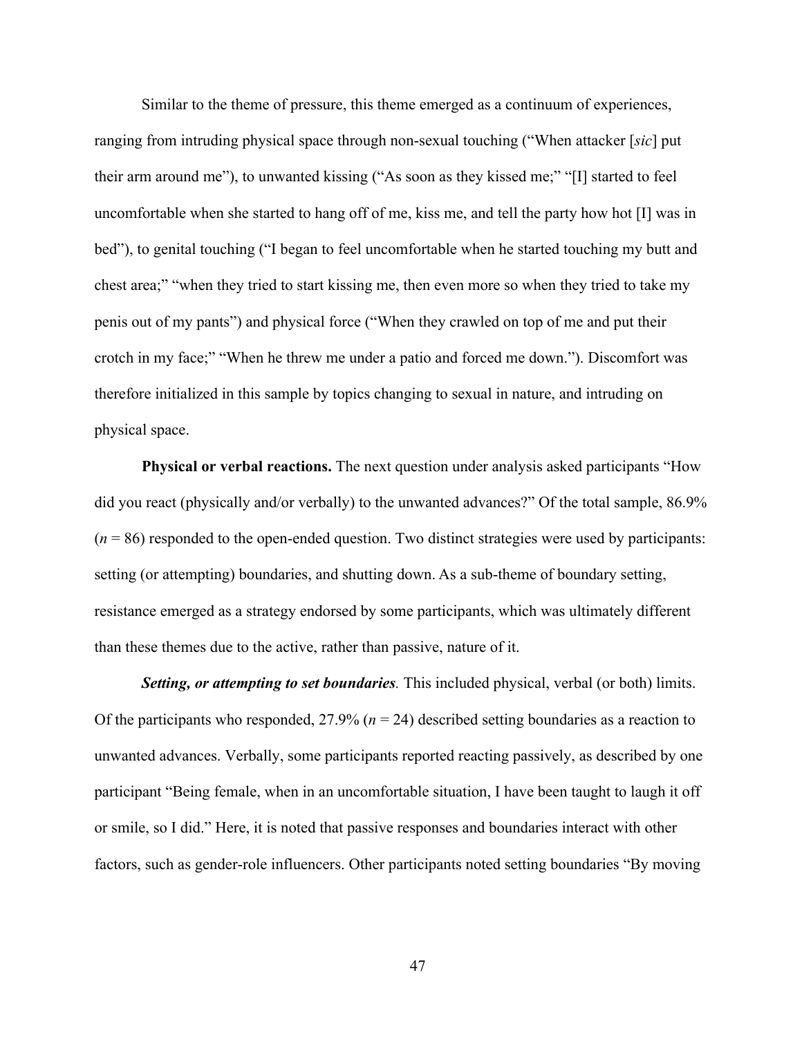Similar to the theme of pressure, this theme emerged as a continuum of experiences, ranging from intruding physical space through non-sexual touching ("When attacker [*sic*] put their arm around me"), to unwanted kissing ("As soon as they kissed me;" "[I] started to feel uncomfortable when she started to hang off of me, kiss me, and tell the party how hot [I] was in bed"), to genital touching ("I began to feel uncomfortable when he started touching my butt and chest area;" "when they tried to start kissing me, then even more so when they tried to take my penis out of my pants") and physical force ("When they crawled on top of me and put their crotch in my face;" "When he threw me under a patio and forced me down."). Discomfort was therefore initialized in this sample by topics changing to sexual in nature, and intruding on physical space.

**Physical or verbal reactions.** The next question under analysis asked participants "How did you react (physically and/or verbally) to the unwanted advances?" Of the total sample, 86.9% (*n* = 86) responded to the open-ended question. Two distinct strategies were used by participants: setting (or attempting) boundaries, and shutting down. As a sub-theme of boundary setting, resistance emerged as a strategy endorsed by some participants, which was ultimately different than these themes due to the active, rather than passive, nature of it.

***Setting, or attempting to set boundaries.*** This included physical, verbal (or both) limits. Of the participants who responded, 27.9% (*n* = 24) described setting boundaries as a reaction to unwanted advances. Verbally, some participants reported reacting passively, as described by one participant "Being female, when in an uncomfortable situation, I have been taught to laugh it off or smile, so I did." Here, it is noted that passive responses and boundaries interact with other factors, such as gender-role influencers. Other participants noted setting boundaries "By moving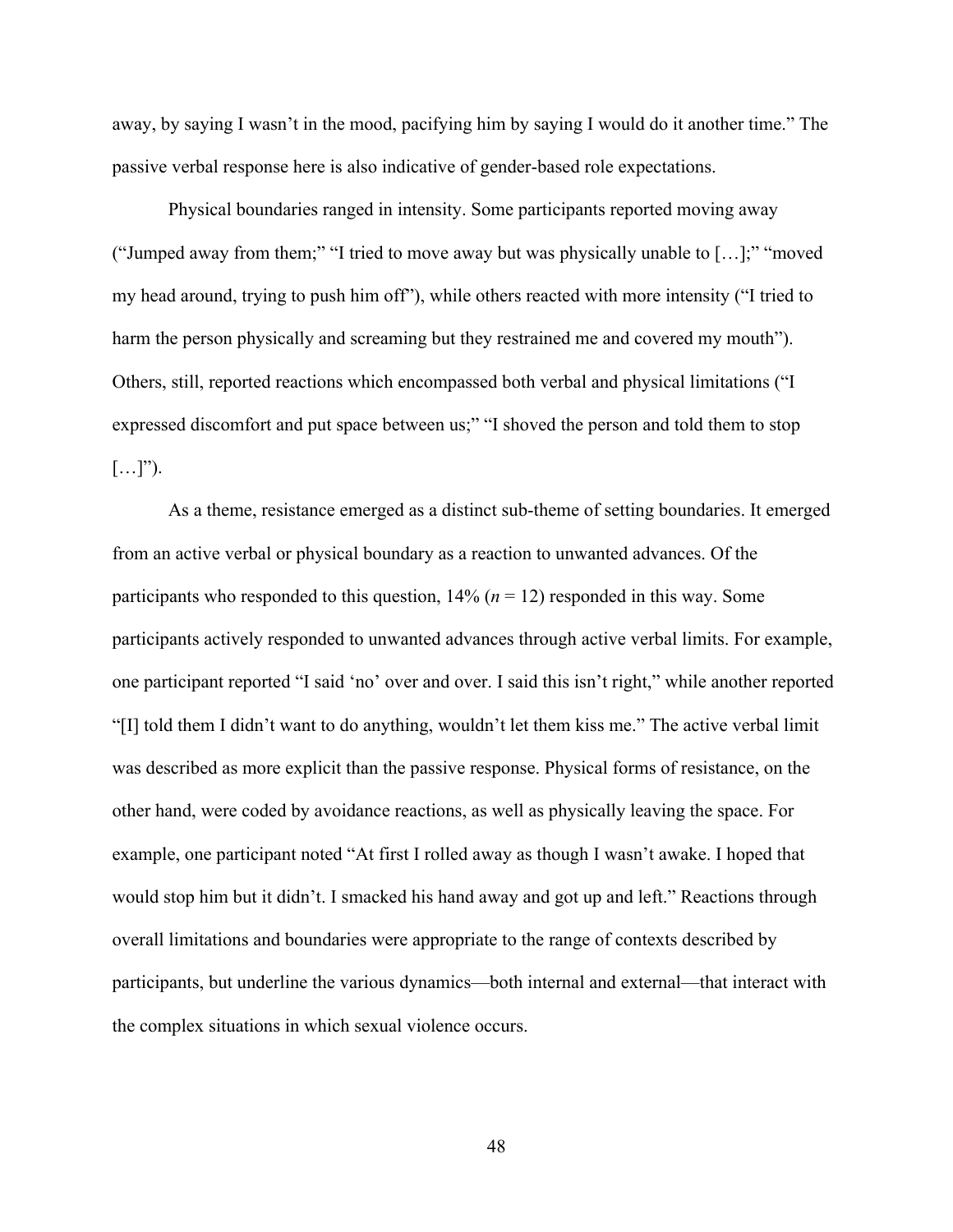away, by saying I wasn’t in the mood, pacifying him by saying I would do it another time.” The passive verbal response here is also indicative of gender-based role expectations.

Physical boundaries ranged in intensity. Some participants reported moving away (“Jumped away from them;” “I tried to move away but was physically unable to […];” “moved my head around, trying to push him off”), while others reacted with more intensity (“I tried to harm the person physically and screaming but they restrained me and covered my mouth”). Others, still, reported reactions which encompassed both verbal and physical limitations (“I expressed discomfort and put space between us;” “I shoved the person and told them to stop […]”).

As a theme, resistance emerged as a distinct sub-theme of setting boundaries. It emerged from an active verbal or physical boundary as a reaction to unwanted advances. Of the participants who responded to this question, 14% ($n = 12$) responded in this way. Some participants actively responded to unwanted advances through active verbal limits. For example, one participant reported “I said ‘no’ over and over. I said this isn’t right,” while another reported “[I] told them I didn’t want to do anything, wouldn’t let them kiss me.” The active verbal limit was described as more explicit than the passive response. Physical forms of resistance, on the other hand, were coded by avoidance reactions, as well as physically leaving the space. For example, one participant noted “At first I rolled away as though I wasn’t awake. I hoped that would stop him but it didn’t. I smacked his hand away and got up and left.” Reactions through overall limitations and boundaries were appropriate to the range of contexts described by participants, but underline the various dynamics—both internal and external—that interact with the complex situations in which sexual violence occurs.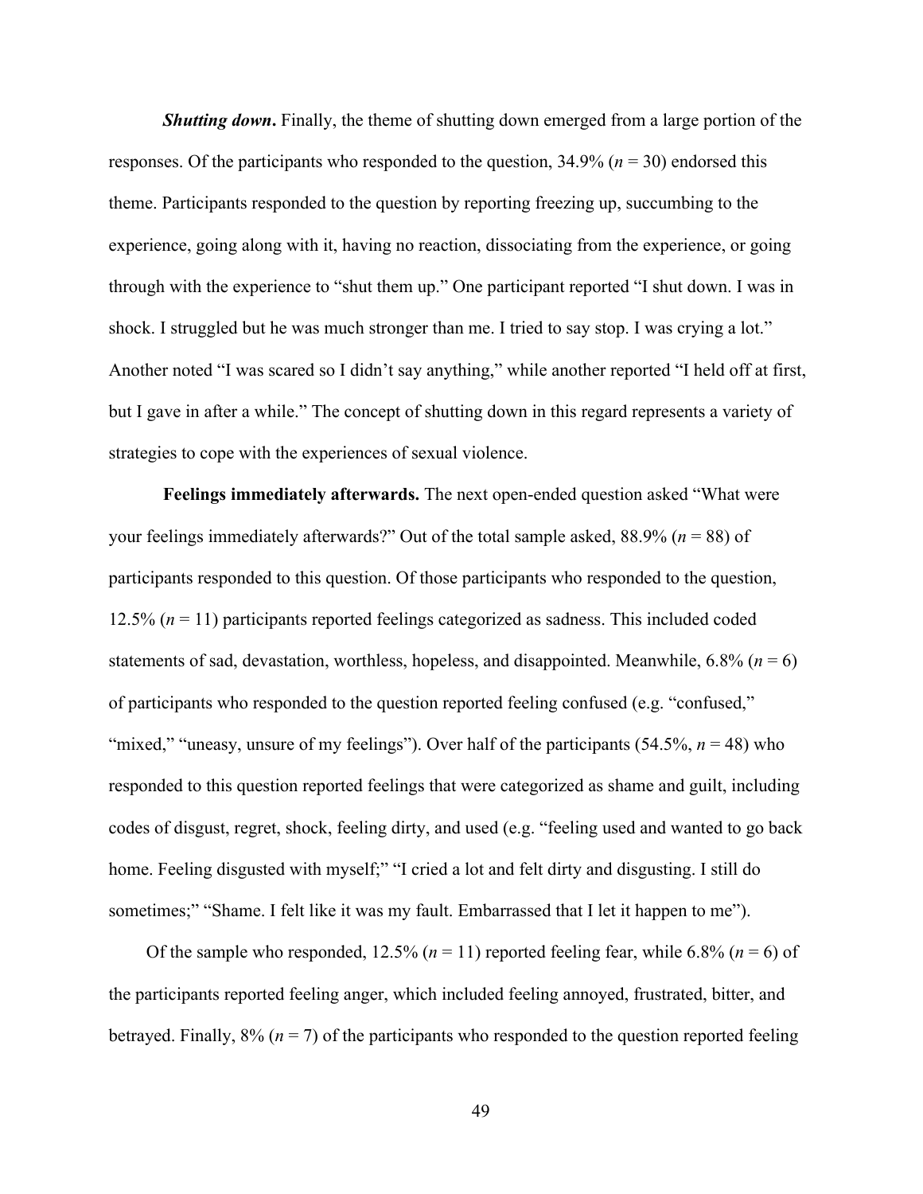***Shutting down*.** Finally, the theme of shutting down emerged from a large portion of the responses. Of the participants who responded to the question, 34.9% (*n* = 30) endorsed this theme. Participants responded to the question by reporting freezing up, succumbing to the experience, going along with it, having no reaction, dissociating from the experience, or going through with the experience to "shut them up." One participant reported "I shut down. I was in shock. I struggled but he was much stronger than me. I tried to say stop. I was crying a lot." Another noted "I was scared so I didn't say anything," while another reported "I held off at first, but I gave in after a while." The concept of shutting down in this regard represents a variety of strategies to cope with the experiences of sexual violence.

**Feelings immediately afterwards.** The next open-ended question asked "What were your feelings immediately afterwards?" Out of the total sample asked, 88.9% (*n* = 88) of participants responded to this question. Of those participants who responded to the question, 12.5% (*n* = 11) participants reported feelings categorized as sadness. This included coded statements of sad, devastation, worthless, hopeless, and disappointed. Meanwhile, 6.8% (*n* = 6) of participants who responded to the question reported feeling confused (e.g. "confused," "mixed," "uneasy, unsure of my feelings"). Over half of the participants (54.5%, *n* = 48) who responded to this question reported feelings that were categorized as shame and guilt, including codes of disgust, regret, shock, feeling dirty, and used (e.g. "feeling used and wanted to go back home. Feeling disgusted with myself;" "I cried a lot and felt dirty and disgusting. I still do sometimes;" "Shame. I felt like it was my fault. Embarrassed that I let it happen to me").

Of the sample who responded, 12.5% (*n* = 11) reported feeling fear, while 6.8% (*n* = 6) of the participants reported feeling anger, which included feeling annoyed, frustrated, bitter, and betrayed. Finally, 8% (*n* = 7) of the participants who responded to the question reported feeling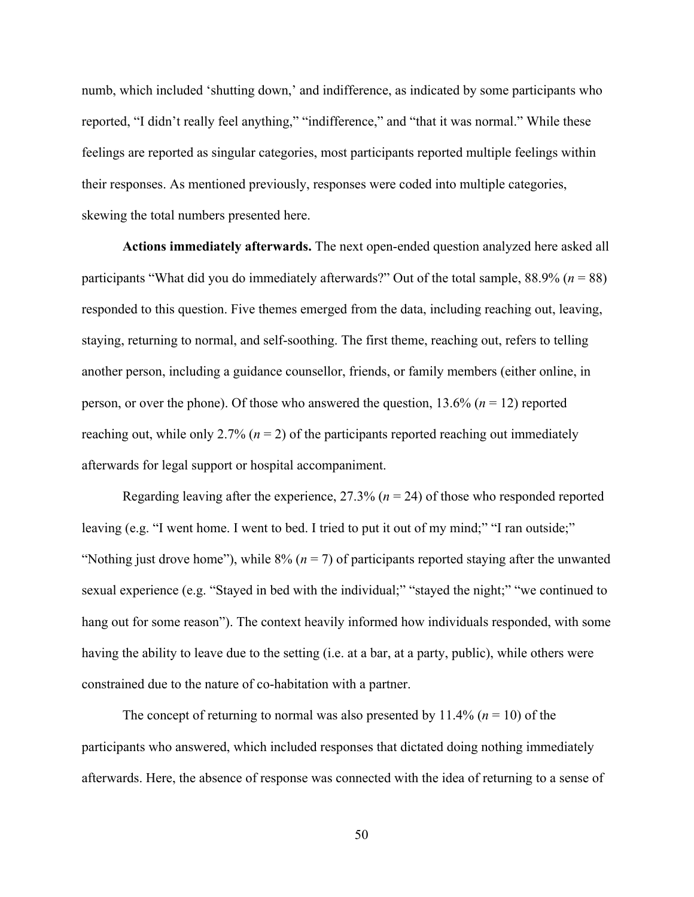numb, which included 'shutting down,' and indifference, as indicated by some participants who reported, "I didn't really feel anything," "indifference," and "that it was normal." While these feelings are reported as singular categories, most participants reported multiple feelings within their responses. As mentioned previously, responses were coded into multiple categories, skewing the total numbers presented here.

**Actions immediately afterwards.** The next open-ended question analyzed here asked all participants "What did you do immediately afterwards?" Out of the total sample, 88.9% (*n* = 88) responded to this question. Five themes emerged from the data, including reaching out, leaving, staying, returning to normal, and self-soothing. The first theme, reaching out, refers to telling another person, including a guidance counsellor, friends, or family members (either online, in person, or over the phone). Of those who answered the question, 13.6% (*n* = 12) reported reaching out, while only 2.7% (*n* = 2) of the participants reported reaching out immediately afterwards for legal support or hospital accompaniment.

Regarding leaving after the experience, 27.3% (*n* = 24) of those who responded reported leaving (e.g. "I went home. I went to bed. I tried to put it out of my mind;" "I ran outside;" "Nothing just drove home"), while 8% (*n* = 7) of participants reported staying after the unwanted sexual experience (e.g. "Stayed in bed with the individual;" "stayed the night;" "we continued to hang out for some reason"). The context heavily informed how individuals responded, with some having the ability to leave due to the setting (i.e. at a bar, at a party, public), while others were constrained due to the nature of co-habitation with a partner.

The concept of returning to normal was also presented by 11.4% (*n* = 10) of the participants who answered, which included responses that dictated doing nothing immediately afterwards. Here, the absence of response was connected with the idea of returning to a sense of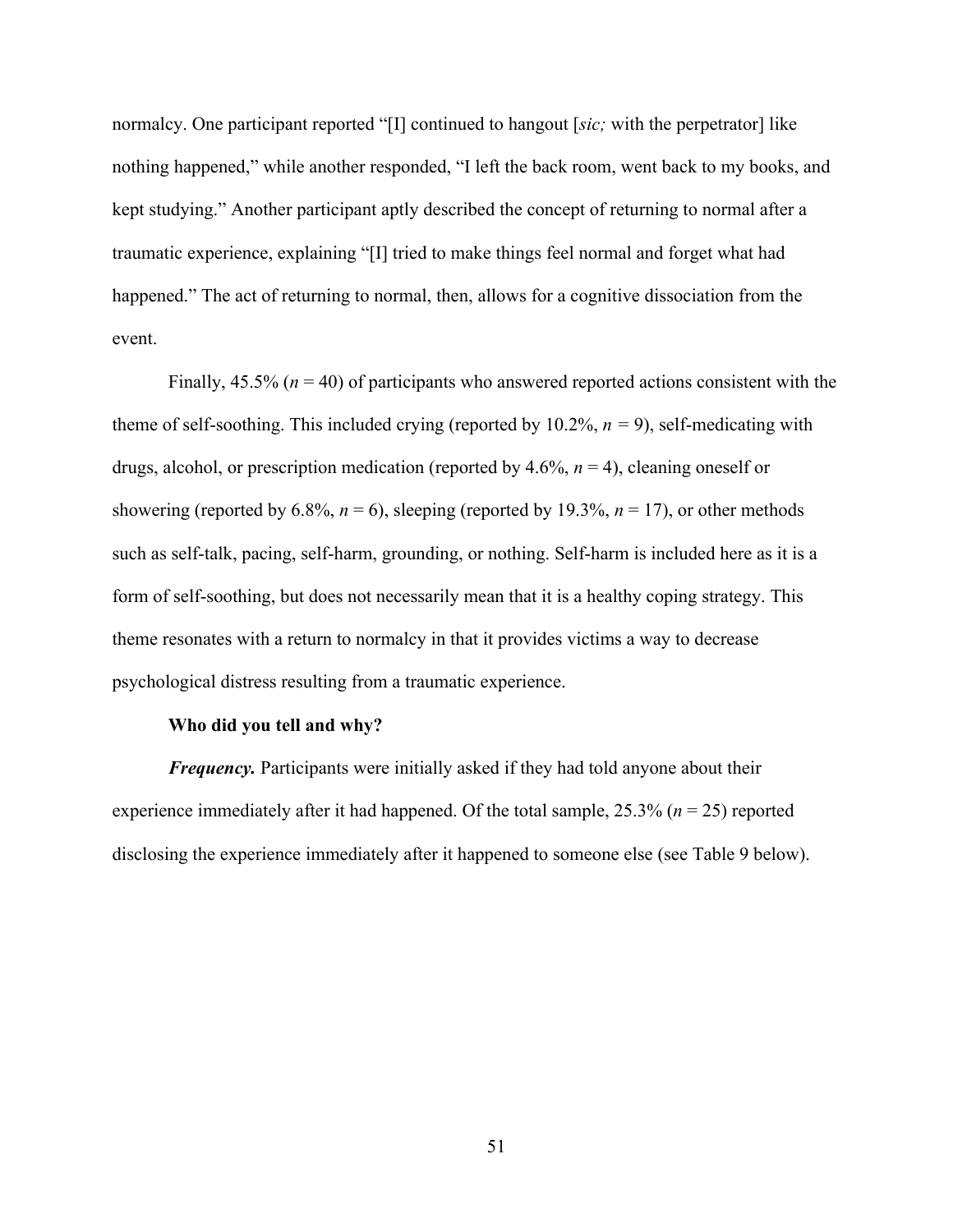normalcy. One participant reported "[I] continued to hangout [*sic;* with the perpetrator] like nothing happened," while another responded, "I left the back room, went back to my books, and kept studying." Another participant aptly described the concept of returning to normal after a traumatic experience, explaining "[I] tried to make things feel normal and forget what had happened." The act of returning to normal, then, allows for a cognitive dissociation from the event.

Finally, 45.5% ($n$ = 40) of participants who answered reported actions consistent with the theme of self-soothing. This included crying (reported by 10.2%, $n$ = 9), self-medicating with drugs, alcohol, or prescription medication (reported by 4.6%, $n$ = 4), cleaning oneself or showering (reported by 6.8%, $n$ = 6), sleeping (reported by 19.3%, $n$ = 17), or other methods such as self-talk, pacing, self-harm, grounding, or nothing. Self-harm is included here as it is a form of self-soothing, but does not necessarily mean that it is a healthy coping strategy. This theme resonates with a return to normalcy in that it provides victims a way to decrease psychological distress resulting from a traumatic experience.

**Who did you tell and why?**

***Frequency.*** Participants were initially asked if they had told anyone about their experience immediately after it had happened. Of the total sample, 25.3% ($n$ = 25) reported disclosing the experience immediately after it happened to someone else (see Table 9 below).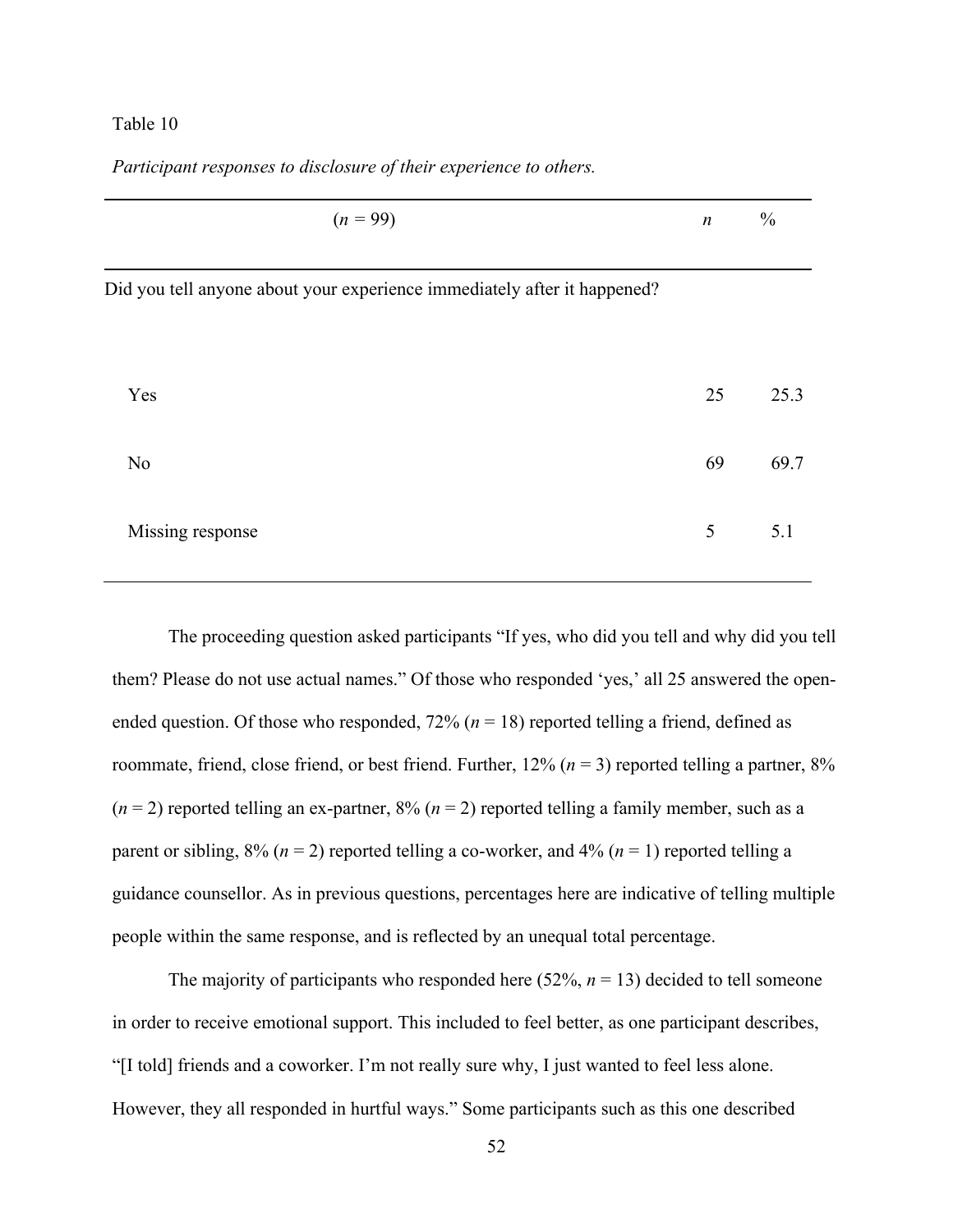Table 10

*Participant responses to disclosure of their experience to others.*

| ($n$ = 99) | $n$ | % |
|---|---|---|
| Did you tell anyone about your experience immediately after it happened? | | |
| Yes | 25 | 25.3 |
| No | 69 | 69.7 |
| Missing response | 5 | 5.1 |

The proceeding question asked participants "If yes, who did you tell and why did you tell them? Please do not use actual names." Of those who responded 'yes,' all 25 answered the open-ended question. Of those who responded, 72% ($n$ = 18) reported telling a friend, defined as roommate, friend, close friend, or best friend. Further, 12% ($n$ = 3) reported telling a partner, 8% ($n$ = 2) reported telling an ex-partner, 8% ($n$ = 2) reported telling a family member, such as a parent or sibling, 8% ($n$ = 2) reported telling a co-worker, and 4% ($n$ = 1) reported telling a guidance counsellor. As in previous questions, percentages here are indicative of telling multiple people within the same response, and is reflected by an unequal total percentage.

The majority of participants who responded here (52%, $n$ = 13) decided to tell someone in order to receive emotional support. This included to feel better, as one participant describes, "[I told] friends and a coworker. I'm not really sure why, I just wanted to feel less alone. However, they all responded in hurtful ways." Some participants such as this one described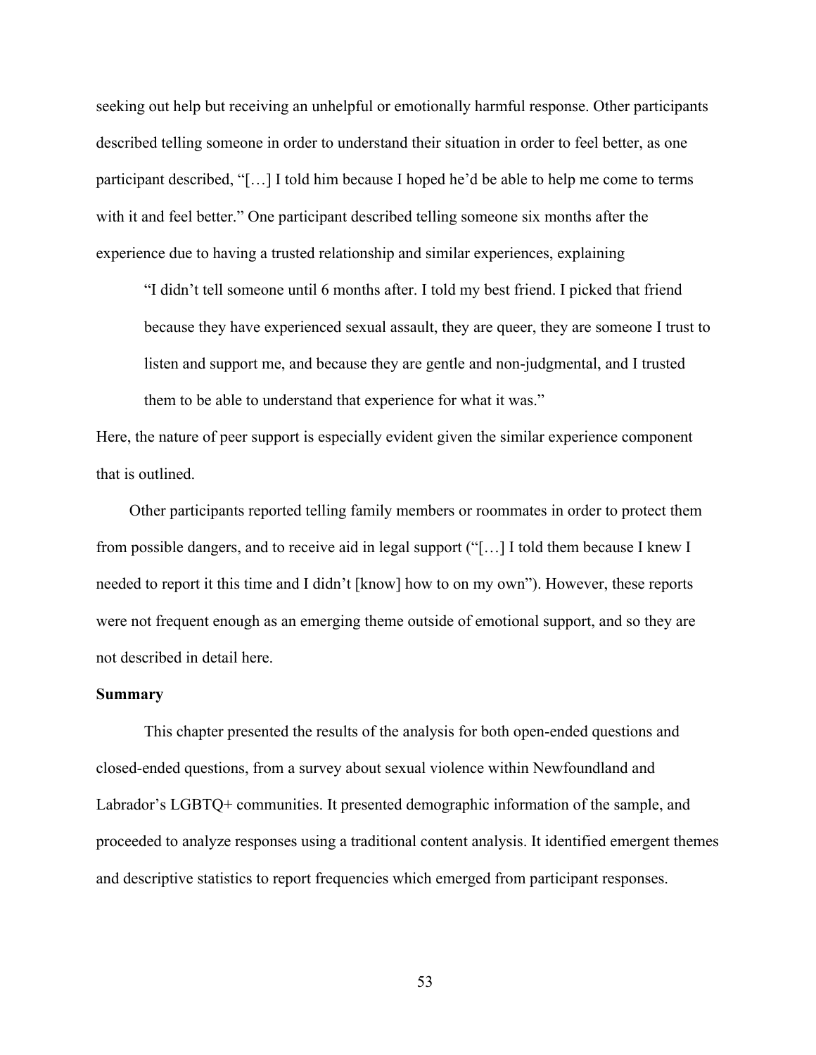seeking out help but receiving an unhelpful or emotionally harmful response. Other participants described telling someone in order to understand their situation in order to feel better, as one participant described, "[…] I told him because I hoped he'd be able to help me come to terms with it and feel better." One participant described telling someone six months after the experience due to having a trusted relationship and similar experiences, explaining

> "I didn't tell someone until 6 months after. I told my best friend. I picked that friend because they have experienced sexual assault, they are queer, they are someone I trust to listen and support me, and because they are gentle and non-judgmental, and I trusted them to be able to understand that experience for what it was."

Here, the nature of peer support is especially evident given the similar experience component that is outlined.

Other participants reported telling family members or roommates in order to protect them from possible dangers, and to receive aid in legal support ("[…] I told them because I knew I needed to report it this time and I didn't [know] how to on my own"). However, these reports were not frequent enough as an emerging theme outside of emotional support, and so they are not described in detail here.

**Summary**

This chapter presented the results of the analysis for both open-ended questions and closed-ended questions, from a survey about sexual violence within Newfoundland and Labrador's LGBTQ+ communities. It presented demographic information of the sample, and proceeded to analyze responses using a traditional content analysis. It identified emergent themes and descriptive statistics to report frequencies which emerged from participant responses.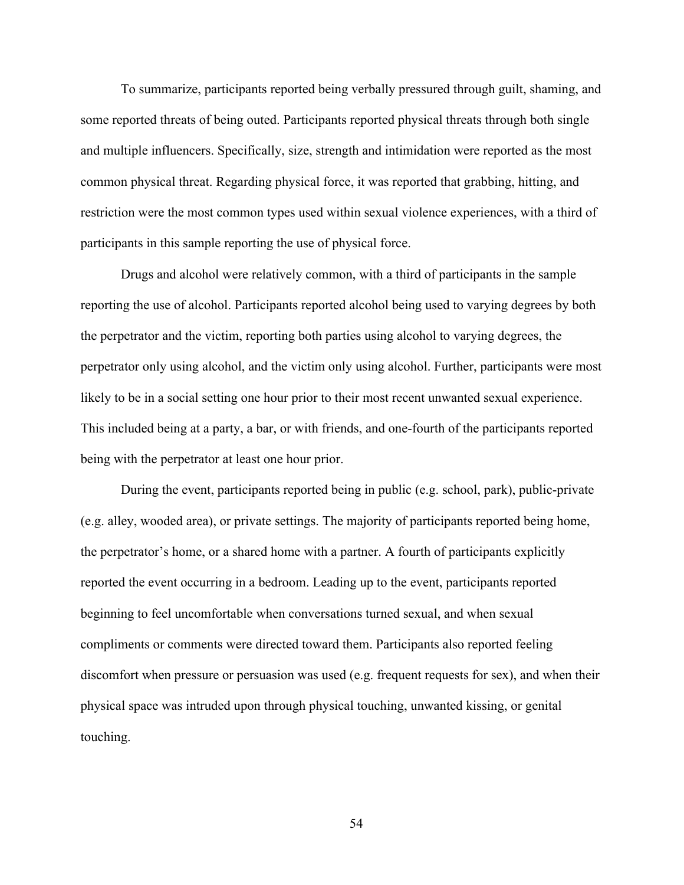To summarize, participants reported being verbally pressured through guilt, shaming, and some reported threats of being outed. Participants reported physical threats through both single and multiple influencers. Specifically, size, strength and intimidation were reported as the most common physical threat. Regarding physical force, it was reported that grabbing, hitting, and restriction were the most common types used within sexual violence experiences, with a third of participants in this sample reporting the use of physical force.

Drugs and alcohol were relatively common, with a third of participants in the sample reporting the use of alcohol. Participants reported alcohol being used to varying degrees by both the perpetrator and the victim, reporting both parties using alcohol to varying degrees, the perpetrator only using alcohol, and the victim only using alcohol. Further, participants were most likely to be in a social setting one hour prior to their most recent unwanted sexual experience. This included being at a party, a bar, or with friends, and one-fourth of the participants reported being with the perpetrator at least one hour prior.

During the event, participants reported being in public (e.g. school, park), public-private (e.g. alley, wooded area), or private settings. The majority of participants reported being home, the perpetrator's home, or a shared home with a partner. A fourth of participants explicitly reported the event occurring in a bedroom. Leading up to the event, participants reported beginning to feel uncomfortable when conversations turned sexual, and when sexual compliments or comments were directed toward them. Participants also reported feeling discomfort when pressure or persuasion was used (e.g. frequent requests for sex), and when their physical space was intruded upon through physical touching, unwanted kissing, or genital touching.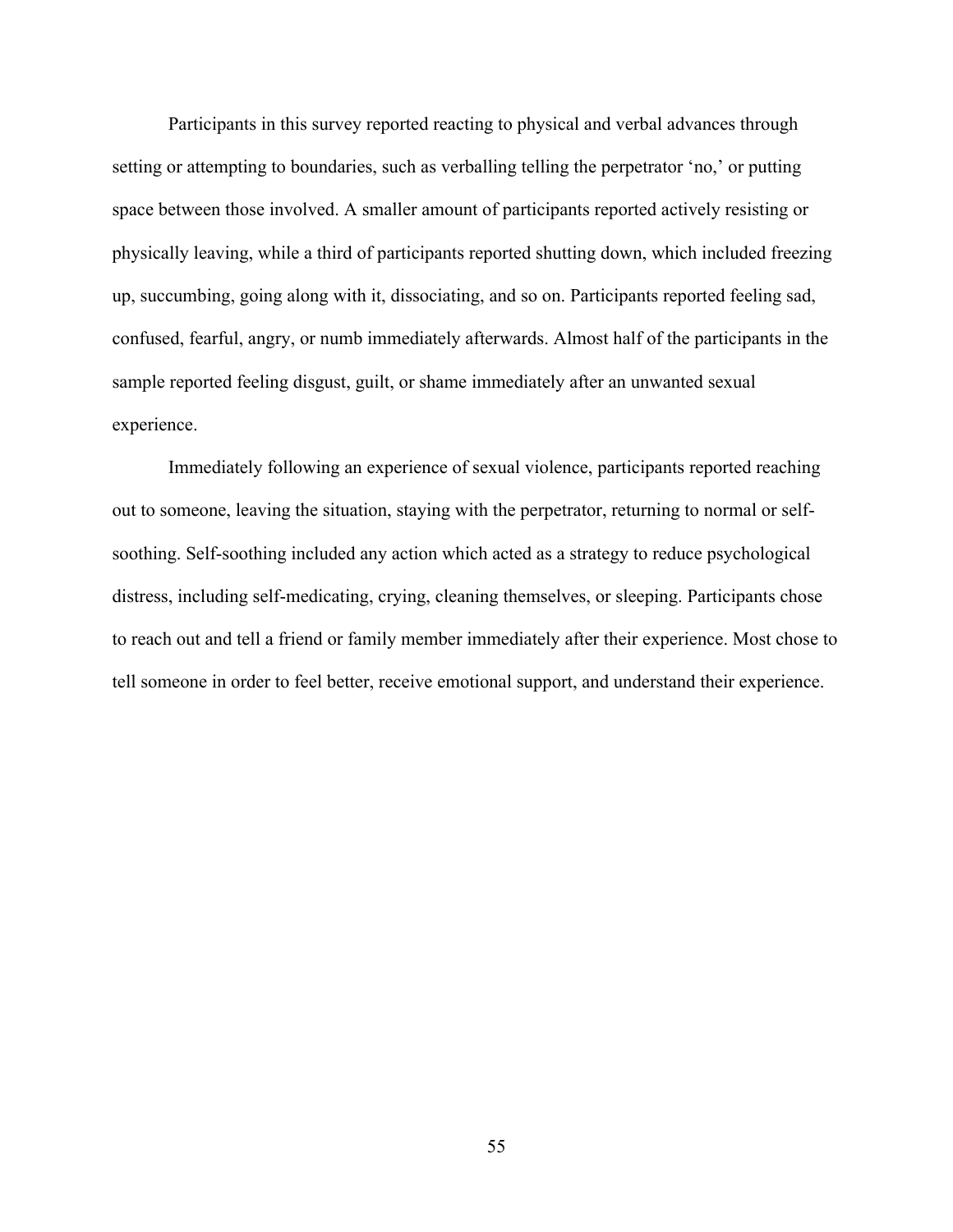Participants in this survey reported reacting to physical and verbal advances through setting or attempting to boundaries, such as verballing telling the perpetrator 'no,' or putting space between those involved. A smaller amount of participants reported actively resisting or physically leaving, while a third of participants reported shutting down, which included freezing up, succumbing, going along with it, dissociating, and so on. Participants reported feeling sad, confused, fearful, angry, or numb immediately afterwards. Almost half of the participants in the sample reported feeling disgust, guilt, or shame immediately after an unwanted sexual experience.

Immediately following an experience of sexual violence, participants reported reaching out to someone, leaving the situation, staying with the perpetrator, returning to normal or self-soothing. Self-soothing included any action which acted as a strategy to reduce psychological distress, including self-medicating, crying, cleaning themselves, or sleeping. Participants chose to reach out and tell a friend or family member immediately after their experience. Most chose to tell someone in order to feel better, receive emotional support, and understand their experience.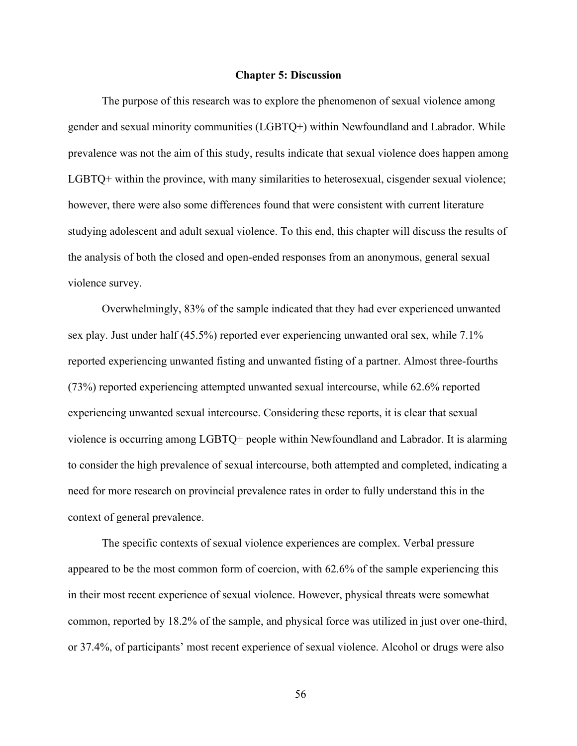# Chapter 5: Discussion

The purpose of this research was to explore the phenomenon of sexual violence among gender and sexual minority communities (LGBTQ+) within Newfoundland and Labrador. While prevalence was not the aim of this study, results indicate that sexual violence does happen among LGBTQ+ within the province, with many similarities to heterosexual, cisgender sexual violence; however, there were also some differences found that were consistent with current literature studying adolescent and adult sexual violence. To this end, this chapter will discuss the results of the analysis of both the closed and open-ended responses from an anonymous, general sexual violence survey.

Overwhelmingly, 83% of the sample indicated that they had ever experienced unwanted sex play. Just under half (45.5%) reported ever experiencing unwanted oral sex, while 7.1% reported experiencing unwanted fisting and unwanted fisting of a partner. Almost three-fourths (73%) reported experiencing attempted unwanted sexual intercourse, while 62.6% reported experiencing unwanted sexual intercourse. Considering these reports, it is clear that sexual violence is occurring among LGBTQ+ people within Newfoundland and Labrador. It is alarming to consider the high prevalence of sexual intercourse, both attempted and completed, indicating a need for more research on provincial prevalence rates in order to fully understand this in the context of general prevalence.

The specific contexts of sexual violence experiences are complex. Verbal pressure appeared to be the most common form of coercion, with 62.6% of the sample experiencing this in their most recent experience of sexual violence. However, physical threats were somewhat common, reported by 18.2% of the sample, and physical force was utilized in just over one-third, or 37.4%, of participants' most recent experience of sexual violence. Alcohol or drugs were also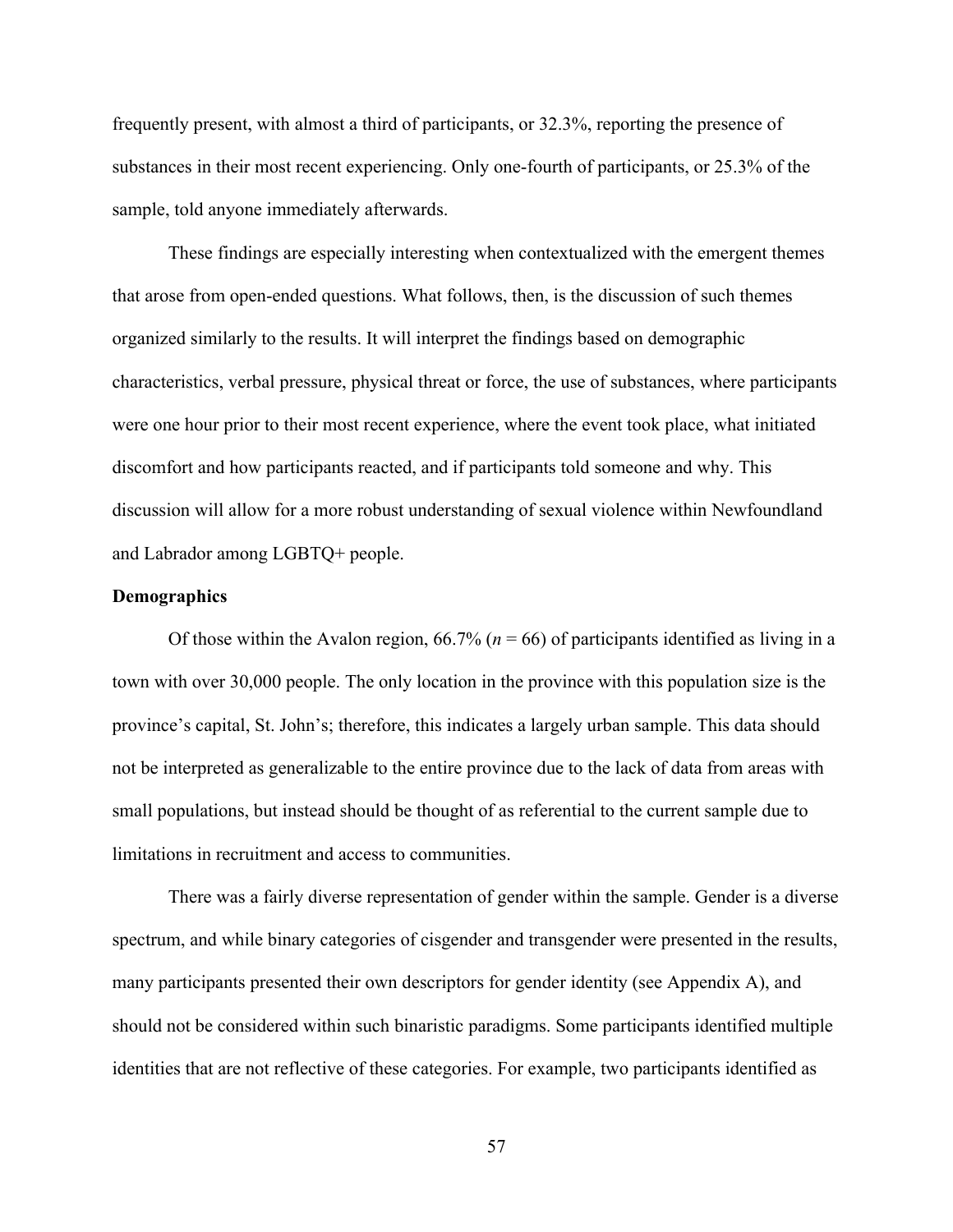frequently present, with almost a third of participants, or 32.3%, reporting the presence of substances in their most recent experiencing. Only one-fourth of participants, or 25.3% of the sample, told anyone immediately afterwards.

These findings are especially interesting when contextualized with the emergent themes that arose from open-ended questions. What follows, then, is the discussion of such themes organized similarly to the results. It will interpret the findings based on demographic characteristics, verbal pressure, physical threat or force, the use of substances, where participants were one hour prior to their most recent experience, where the event took place, what initiated discomfort and how participants reacted, and if participants told someone and why. This discussion will allow for a more robust understanding of sexual violence within Newfoundland and Labrador among LGBTQ+ people.

**Demographics**

Of those within the Avalon region, 66.7% (*n* = 66) of participants identified as living in a town with over 30,000 people. The only location in the province with this population size is the province's capital, St. John's; therefore, this indicates a largely urban sample. This data should not be interpreted as generalizable to the entire province due to the lack of data from areas with small populations, but instead should be thought of as referential to the current sample due to limitations in recruitment and access to communities.

There was a fairly diverse representation of gender within the sample. Gender is a diverse spectrum, and while binary categories of cisgender and transgender were presented in the results, many participants presented their own descriptors for gender identity (see Appendix A), and should not be considered within such binaristic paradigms. Some participants identified multiple identities that are not reflective of these categories. For example, two participants identified as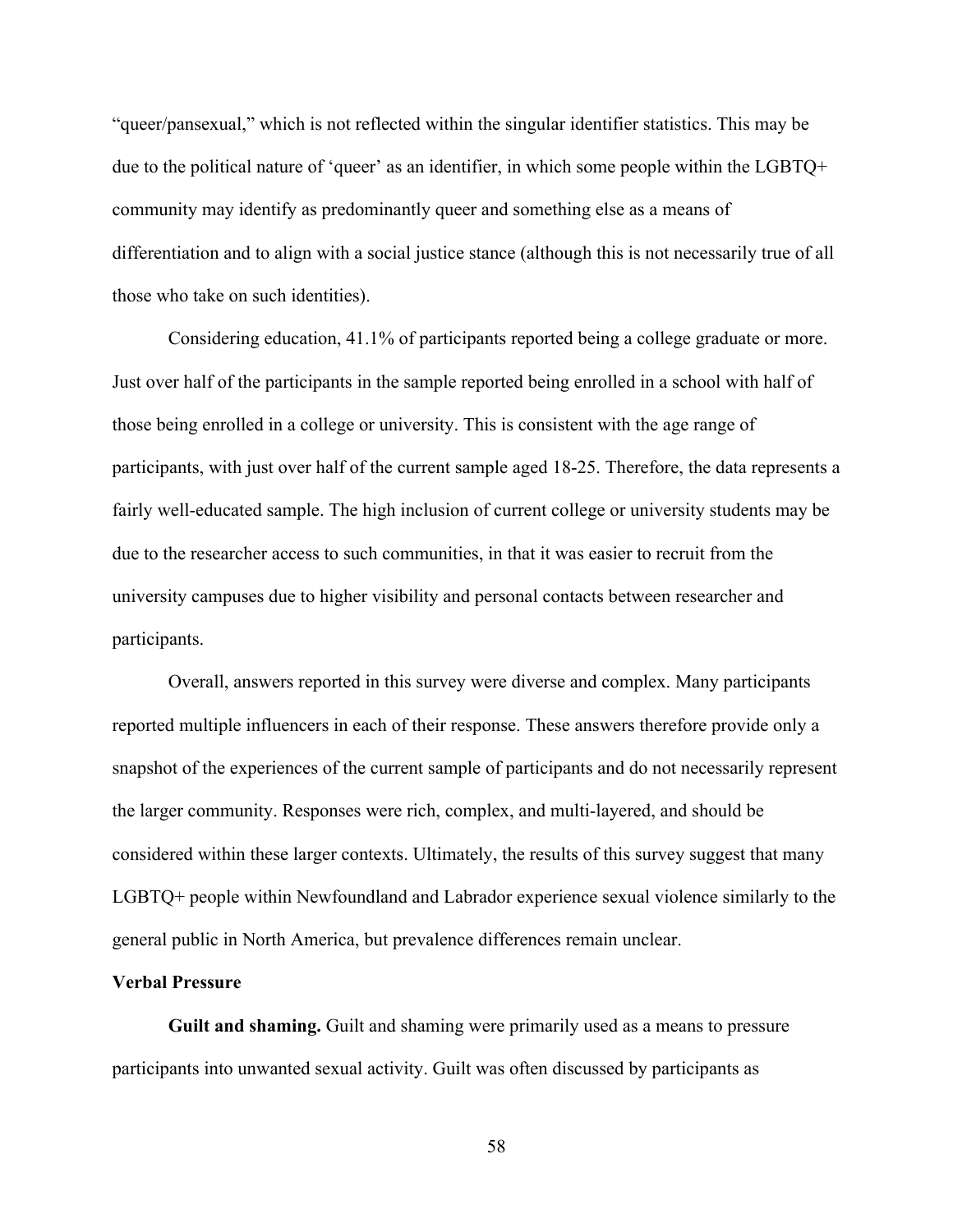"queer/pansexual," which is not reflected within the singular identifier statistics. This may be due to the political nature of 'queer' as an identifier, in which some people within the LGBTQ+ community may identify as predominantly queer and something else as a means of differentiation and to align with a social justice stance (although this is not necessarily true of all those who take on such identities).

Considering education, 41.1% of participants reported being a college graduate or more. Just over half of the participants in the sample reported being enrolled in a school with half of those being enrolled in a college or university. This is consistent with the age range of participants, with just over half of the current sample aged 18-25. Therefore, the data represents a fairly well-educated sample. The high inclusion of current college or university students may be due to the researcher access to such communities, in that it was easier to recruit from the university campuses due to higher visibility and personal contacts between researcher and participants.

Overall, answers reported in this survey were diverse and complex. Many participants reported multiple influencers in each of their response. These answers therefore provide only a snapshot of the experiences of the current sample of participants and do not necessarily represent the larger community. Responses were rich, complex, and multi-layered, and should be considered within these larger contexts. Ultimately, the results of this survey suggest that many LGBTQ+ people within Newfoundland and Labrador experience sexual violence similarly to the general public in North America, but prevalence differences remain unclear.

### Verbal Pressure

**Guilt and shaming.** Guilt and shaming were primarily used as a means to pressure participants into unwanted sexual activity. Guilt was often discussed by participants as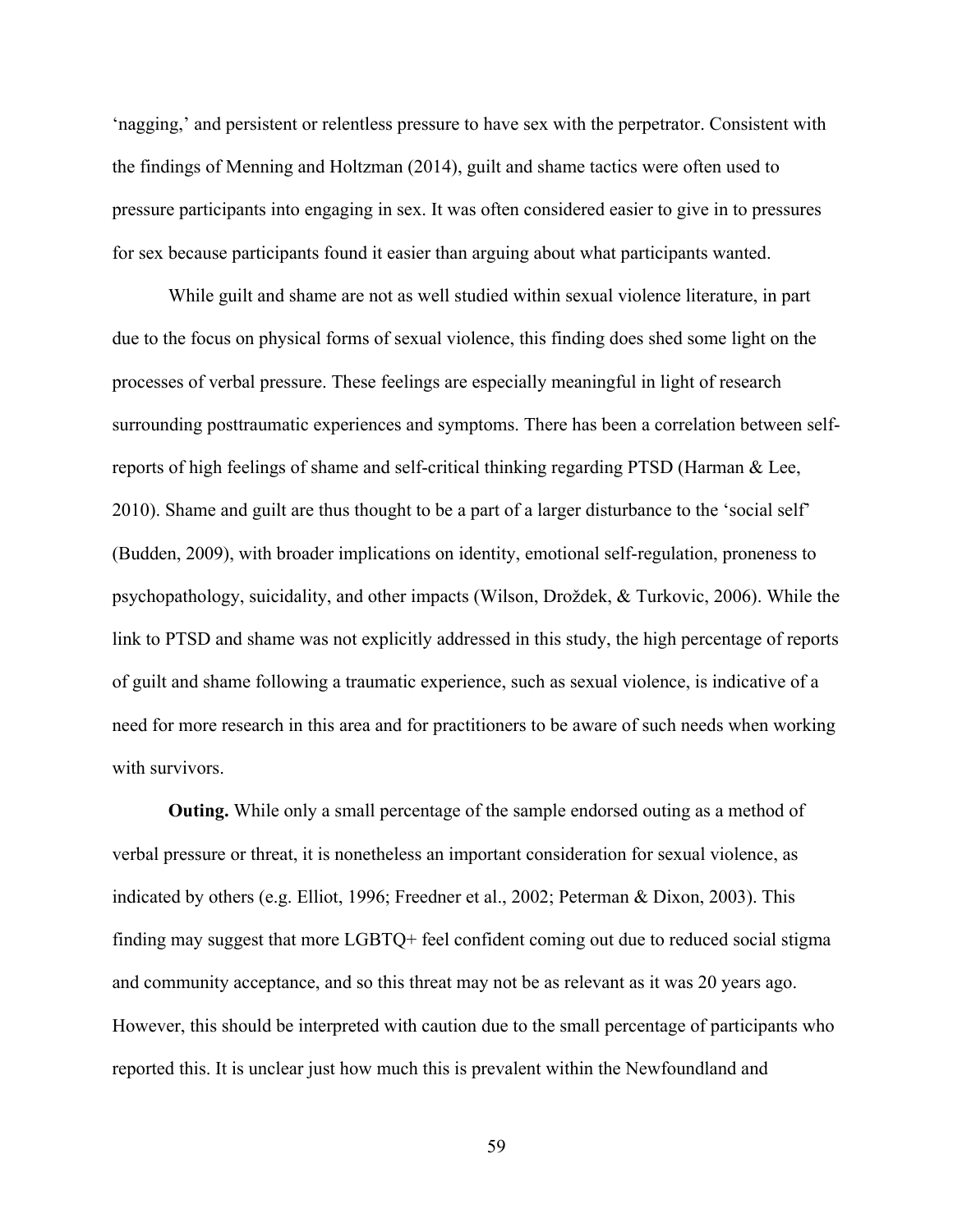'nagging,' and persistent or relentless pressure to have sex with the perpetrator. Consistent with the findings of Menning and Holtzman (2014), guilt and shame tactics were often used to pressure participants into engaging in sex. It was often considered easier to give in to pressures for sex because participants found it easier than arguing about what participants wanted.

While guilt and shame are not as well studied within sexual violence literature, in part due to the focus on physical forms of sexual violence, this finding does shed some light on the processes of verbal pressure. These feelings are especially meaningful in light of research surrounding posttraumatic experiences and symptoms. There has been a correlation between self-reports of high feelings of shame and self-critical thinking regarding PTSD (Harman & Lee, 2010). Shame and guilt are thus thought to be a part of a larger disturbance to the 'social self' (Budden, 2009), with broader implications on identity, emotional self-regulation, proneness to psychopathology, suicidality, and other impacts (Wilson, Droždek, & Turkovic, 2006). While the link to PTSD and shame was not explicitly addressed in this study, the high percentage of reports of guilt and shame following a traumatic experience, such as sexual violence, is indicative of a need for more research in this area and for practitioners to be aware of such needs when working with survivors.

**Outing.** While only a small percentage of the sample endorsed outing as a method of verbal pressure or threat, it is nonetheless an important consideration for sexual violence, as indicated by others (e.g. Elliot, 1996; Freedner et al., 2002; Peterman & Dixon, 2003). This finding may suggest that more LGBTQ+ feel confident coming out due to reduced social stigma and community acceptance, and so this threat may not be as relevant as it was 20 years ago. However, this should be interpreted with caution due to the small percentage of participants who reported this. It is unclear just how much this is prevalent within the Newfoundland and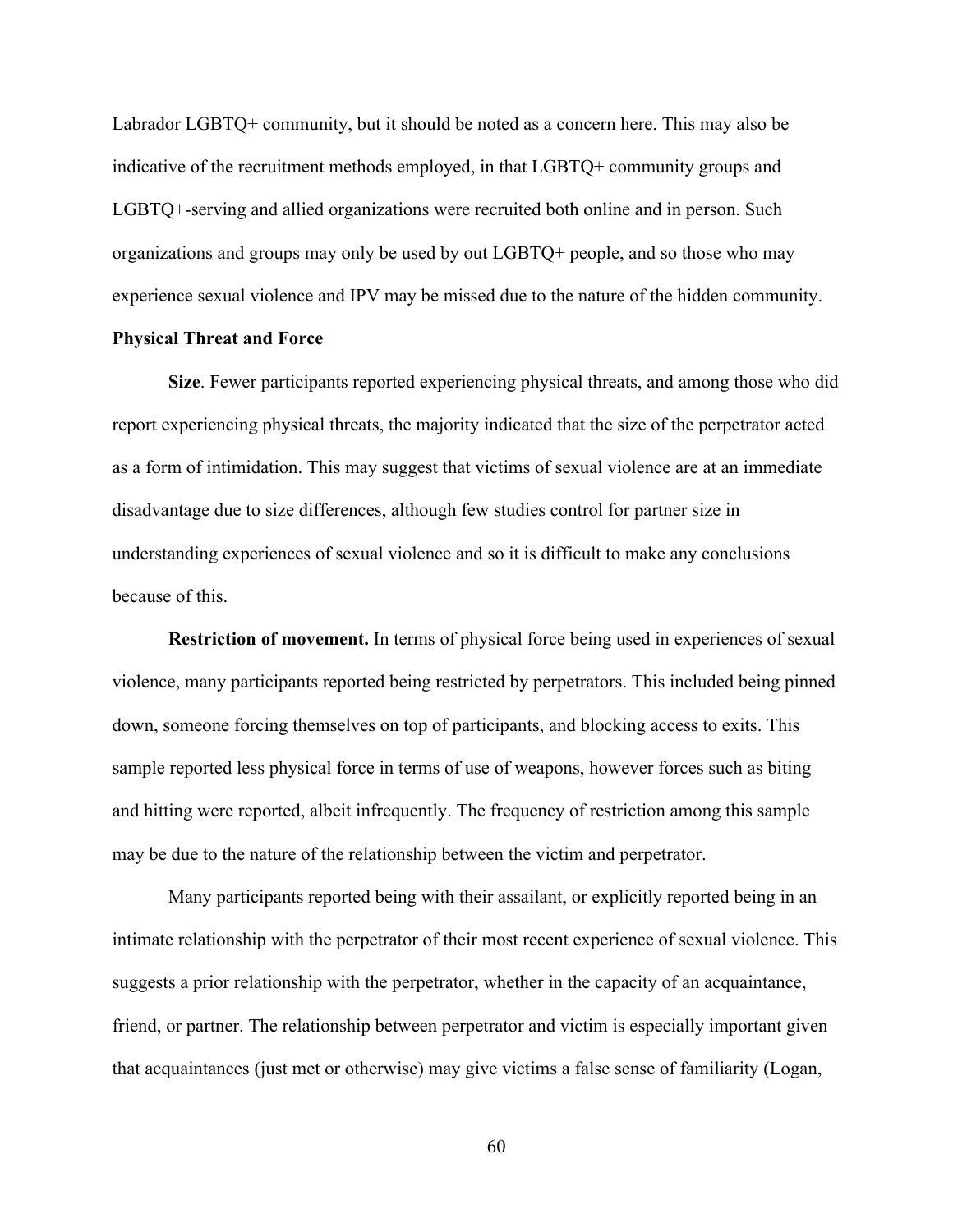Labrador LGBTQ+ community, but it should be noted as a concern here. This may also be indicative of the recruitment methods employed, in that LGBTQ+ community groups and LGBTQ+-serving and allied organizations were recruited both online and in person. Such organizations and groups may only be used by out LGBTQ+ people, and so those who may experience sexual violence and IPV may be missed due to the nature of the hidden community.

### Physical Threat and Force

**Size**. Fewer participants reported experiencing physical threats, and among those who did report experiencing physical threats, the majority indicated that the size of the perpetrator acted as a form of intimidation. This may suggest that victims of sexual violence are at an immediate disadvantage due to size differences, although few studies control for partner size in understanding experiences of sexual violence and so it is difficult to make any conclusions because of this.

**Restriction of movement.** In terms of physical force being used in experiences of sexual violence, many participants reported being restricted by perpetrators. This included being pinned down, someone forcing themselves on top of participants, and blocking access to exits. This sample reported less physical force in terms of use of weapons, however forces such as biting and hitting were reported, albeit infrequently. The frequency of restriction among this sample may be due to the nature of the relationship between the victim and perpetrator.

Many participants reported being with their assailant, or explicitly reported being in an intimate relationship with the perpetrator of their most recent experience of sexual violence. This suggests a prior relationship with the perpetrator, whether in the capacity of an acquaintance, friend, or partner. The relationship between perpetrator and victim is especially important given that acquaintances (just met or otherwise) may give victims a false sense of familiarity (Logan,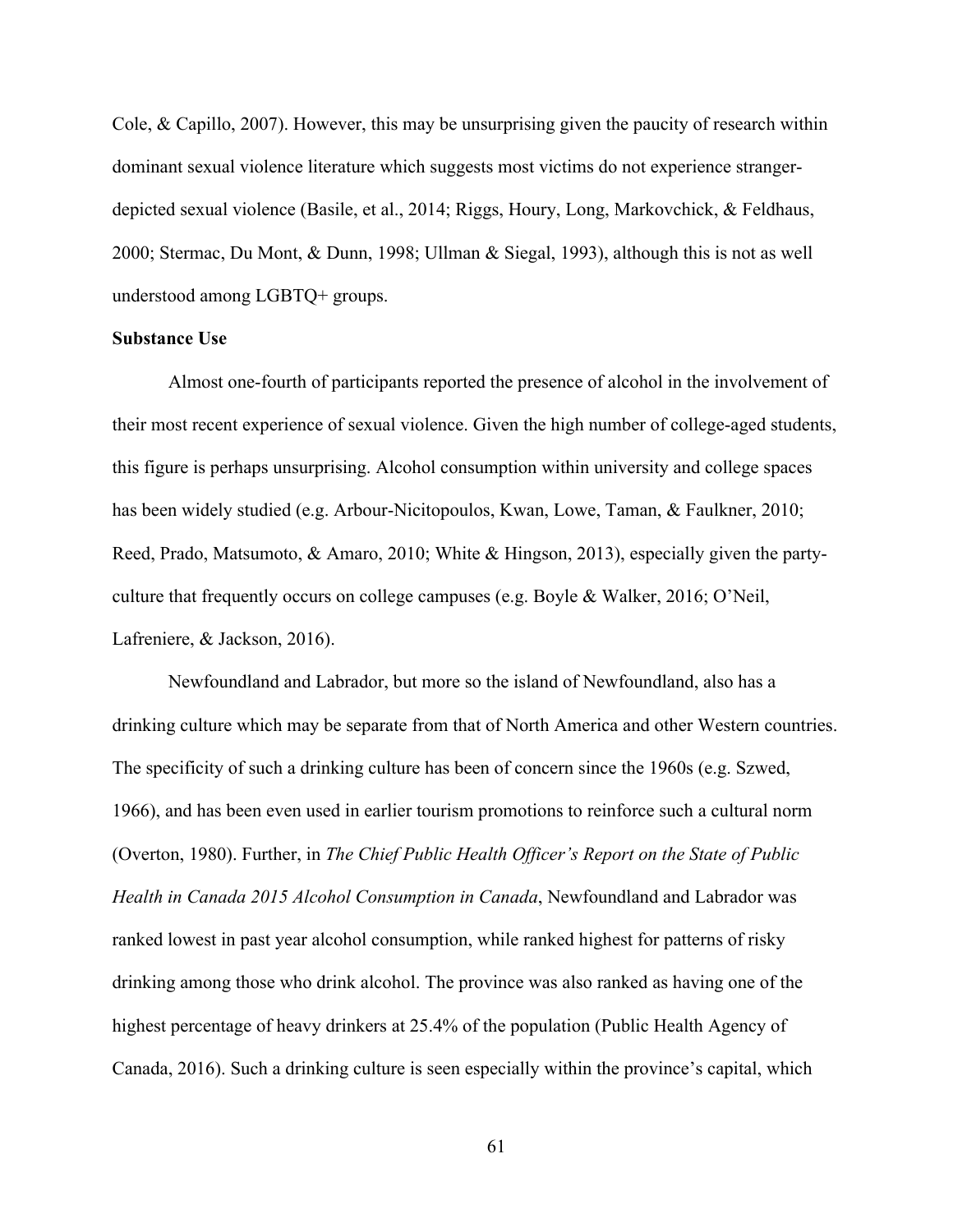Cole, & Capillo, 2007). However, this may be unsurprising given the paucity of research within dominant sexual violence literature which suggests most victims do not experience stranger-depicted sexual violence (Basile, et al., 2014; Riggs, Houry, Long, Markovchick, & Feldhaus, 2000; Stermac, Du Mont, & Dunn, 1998; Ullman & Siegal, 1993), although this is not as well understood among LGBTQ+ groups.

**Substance Use**

Almost one-fourth of participants reported the presence of alcohol in the involvement of their most recent experience of sexual violence. Given the high number of college-aged students, this figure is perhaps unsurprising. Alcohol consumption within university and college spaces has been widely studied (e.g. Arbour-Nicitopoulos, Kwan, Lowe, Taman, & Faulkner, 2010; Reed, Prado, Matsumoto, & Amaro, 2010; White & Hingson, 2013), especially given the party-culture that frequently occurs on college campuses (e.g. Boyle & Walker, 2016; O'Neil, Lafreniere, & Jackson, 2016).

Newfoundland and Labrador, but more so the island of Newfoundland, also has a drinking culture which may be separate from that of North America and other Western countries. The specificity of such a drinking culture has been of concern since the 1960s (e.g. Szwed, 1966), and has been even used in earlier tourism promotions to reinforce such a cultural norm (Overton, 1980). Further, in *The Chief Public Health Officer's Report on the State of Public Health in Canada 2015 Alcohol Consumption in Canada*, Newfoundland and Labrador was ranked lowest in past year alcohol consumption, while ranked highest for patterns of risky drinking among those who drink alcohol. The province was also ranked as having one of the highest percentage of heavy drinkers at 25.4% of the population (Public Health Agency of Canada, 2016). Such a drinking culture is seen especially within the province's capital, which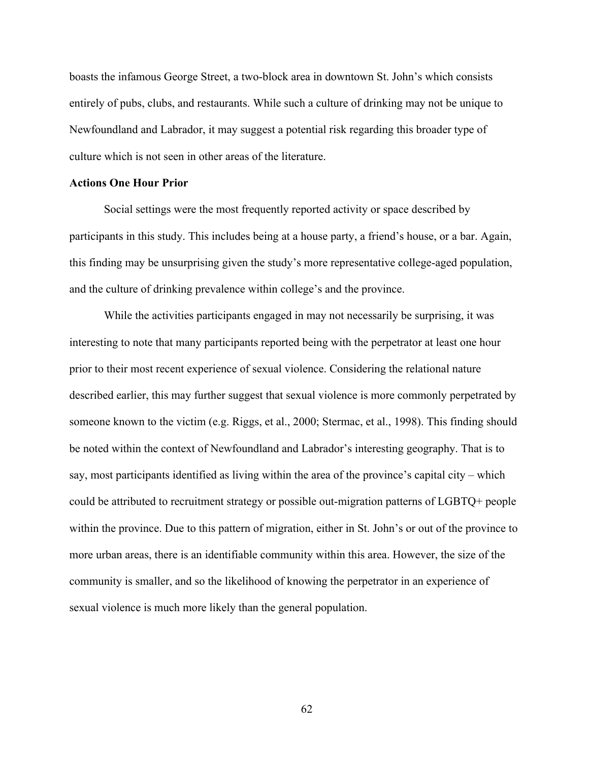boasts the infamous George Street, a two-block area in downtown St. John's which consists entirely of pubs, clubs, and restaurants. While such a culture of drinking may not be unique to Newfoundland and Labrador, it may suggest a potential risk regarding this broader type of culture which is not seen in other areas of the literature.

**Actions One Hour Prior**

Social settings were the most frequently reported activity or space described by participants in this study. This includes being at a house party, a friend's house, or a bar. Again, this finding may be unsurprising given the study's more representative college-aged population, and the culture of drinking prevalence within college's and the province.

While the activities participants engaged in may not necessarily be surprising, it was interesting to note that many participants reported being with the perpetrator at least one hour prior to their most recent experience of sexual violence. Considering the relational nature described earlier, this may further suggest that sexual violence is more commonly perpetrated by someone known to the victim (e.g. Riggs, et al., 2000; Stermac, et al., 1998). This finding should be noted within the context of Newfoundland and Labrador's interesting geography. That is to say, most participants identified as living within the area of the province's capital city – which could be attributed to recruitment strategy or possible out-migration patterns of LGBTQ+ people within the province. Due to this pattern of migration, either in St. John's or out of the province to more urban areas, there is an identifiable community within this area. However, the size of the community is smaller, and so the likelihood of knowing the perpetrator in an experience of sexual violence is much more likely than the general population.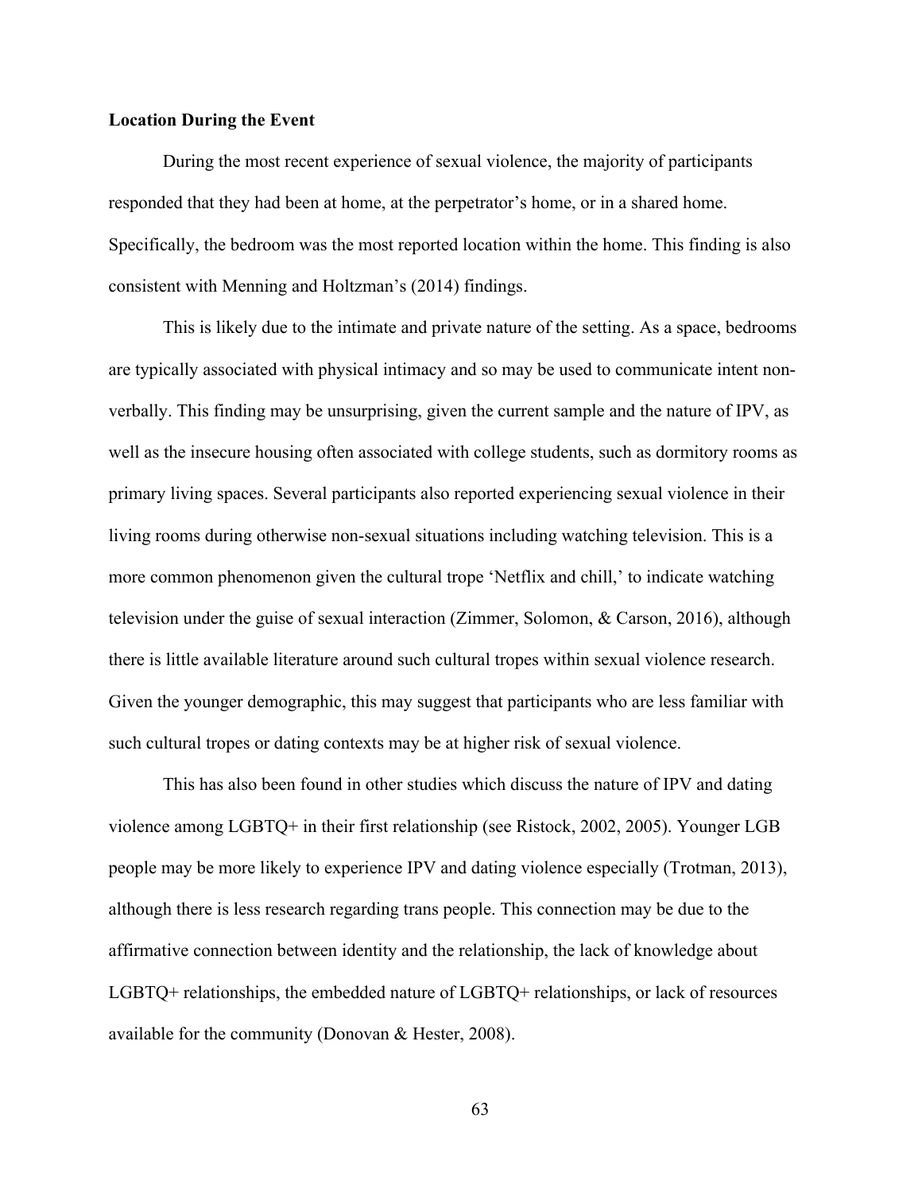**Location During the Event**

During the most recent experience of sexual violence, the majority of participants responded that they had been at home, at the perpetrator's home, or in a shared home. Specifically, the bedroom was the most reported location within the home. This finding is also consistent with Menning and Holtzman's (2014) findings.

This is likely due to the intimate and private nature of the setting. As a space, bedrooms are typically associated with physical intimacy and so may be used to communicate intent non-verbally. This finding may be unsurprising, given the current sample and the nature of IPV, as well as the insecure housing often associated with college students, such as dormitory rooms as primary living spaces. Several participants also reported experiencing sexual violence in their living rooms during otherwise non-sexual situations including watching television. This is a more common phenomenon given the cultural trope 'Netflix and chill,' to indicate watching television under the guise of sexual interaction (Zimmer, Solomon, & Carson, 2016), although there is little available literature around such cultural tropes within sexual violence research. Given the younger demographic, this may suggest that participants who are less familiar with such cultural tropes or dating contexts may be at higher risk of sexual violence.

This has also been found in other studies which discuss the nature of IPV and dating violence among LGBTQ+ in their first relationship (see Ristock, 2002, 2005). Younger LGB people may be more likely to experience IPV and dating violence especially (Trotman, 2013), although there is less research regarding trans people. This connection may be due to the affirmative connection between identity and the relationship, the lack of knowledge about LGBTQ+ relationships, the embedded nature of LGBTQ+ relationships, or lack of resources available for the community (Donovan & Hester, 2008).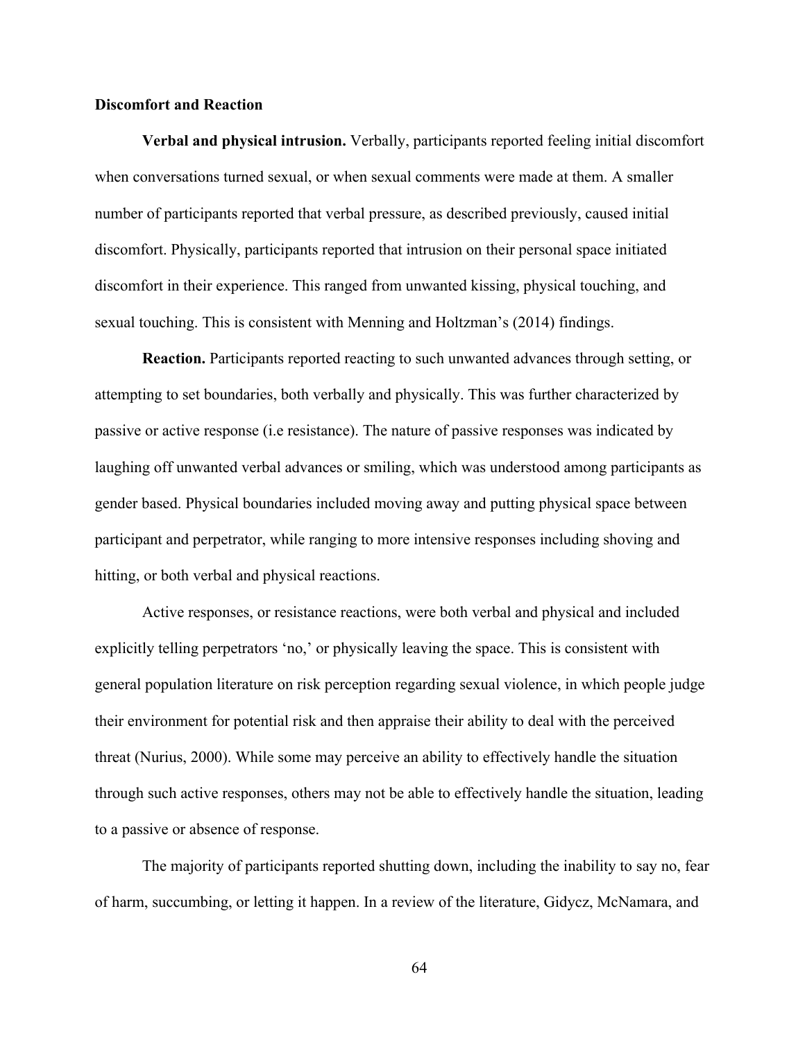### Discomfort and Reaction

**Verbal and physical intrusion.** Verbally, participants reported feeling initial discomfort when conversations turned sexual, or when sexual comments were made at them. A smaller number of participants reported that verbal pressure, as described previously, caused initial discomfort. Physically, participants reported that intrusion on their personal space initiated discomfort in their experience. This ranged from unwanted kissing, physical touching, and sexual touching. This is consistent with Menning and Holtzman's (2014) findings.

**Reaction.** Participants reported reacting to such unwanted advances through setting, or attempting to set boundaries, both verbally and physically. This was further characterized by passive or active response (i.e resistance). The nature of passive responses was indicated by laughing off unwanted verbal advances or smiling, which was understood among participants as gender based. Physical boundaries included moving away and putting physical space between participant and perpetrator, while ranging to more intensive responses including shoving and hitting, or both verbal and physical reactions.

Active responses, or resistance reactions, were both verbal and physical and included explicitly telling perpetrators 'no,' or physically leaving the space. This is consistent with general population literature on risk perception regarding sexual violence, in which people judge their environment for potential risk and then appraise their ability to deal with the perceived threat (Nurius, 2000). While some may perceive an ability to effectively handle the situation through such active responses, others may not be able to effectively handle the situation, leading to a passive or absence of response.

The majority of participants reported shutting down, including the inability to say no, fear of harm, succumbing, or letting it happen. In a review of the literature, Gidycz, McNamara, and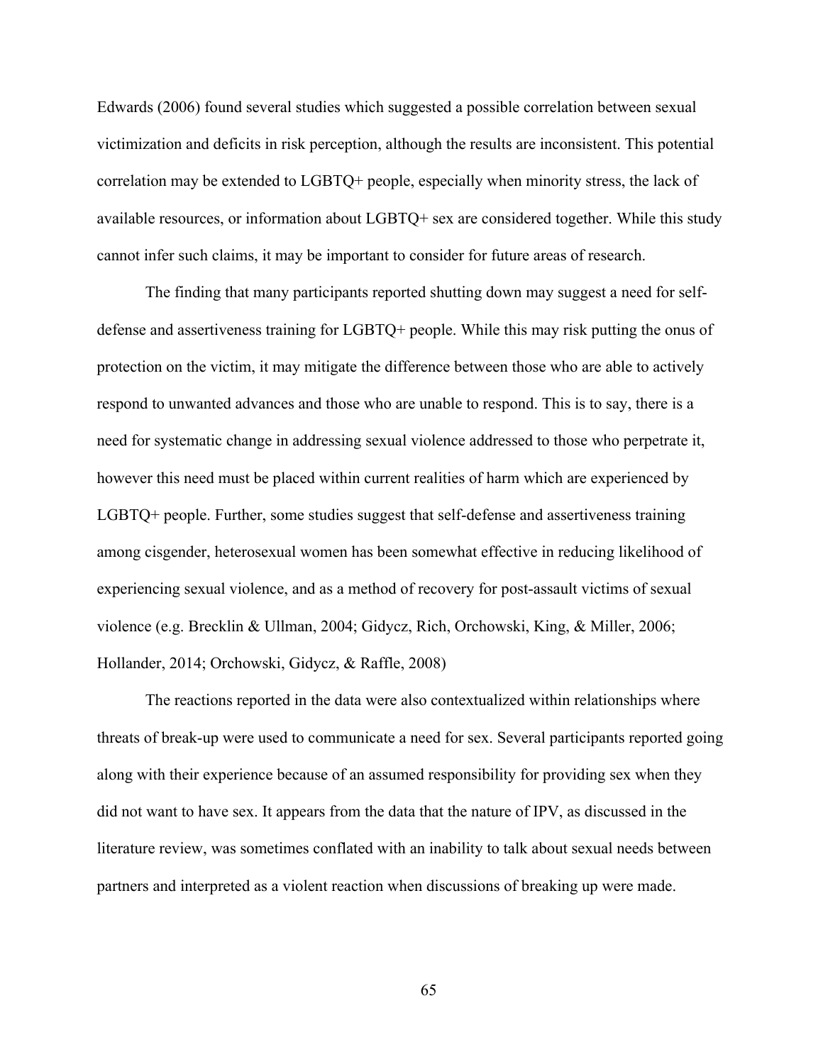Edwards (2006) found several studies which suggested a possible correlation between sexual victimization and deficits in risk perception, although the results are inconsistent. This potential correlation may be extended to LGBTQ+ people, especially when minority stress, the lack of available resources, or information about LGBTQ+ sex are considered together. While this study cannot infer such claims, it may be important to consider for future areas of research.

The finding that many participants reported shutting down may suggest a need for self-defense and assertiveness training for LGBTQ+ people. While this may risk putting the onus of protection on the victim, it may mitigate the difference between those who are able to actively respond to unwanted advances and those who are unable to respond. This is to say, there is a need for systematic change in addressing sexual violence addressed to those who perpetrate it, however this need must be placed within current realities of harm which are experienced by LGBTQ+ people. Further, some studies suggest that self-defense and assertiveness training among cisgender, heterosexual women has been somewhat effective in reducing likelihood of experiencing sexual violence, and as a method of recovery for post-assault victims of sexual violence (e.g. Brecklin & Ullman, 2004; Gidycz, Rich, Orchowski, King, & Miller, 2006; Hollander, 2014; Orchowski, Gidycz, & Raffle, 2008)

The reactions reported in the data were also contextualized within relationships where threats of break-up were used to communicate a need for sex. Several participants reported going along with their experience because of an assumed responsibility for providing sex when they did not want to have sex. It appears from the data that the nature of IPV, as discussed in the literature review, was sometimes conflated with an inability to talk about sexual needs between partners and interpreted as a violent reaction when discussions of breaking up were made.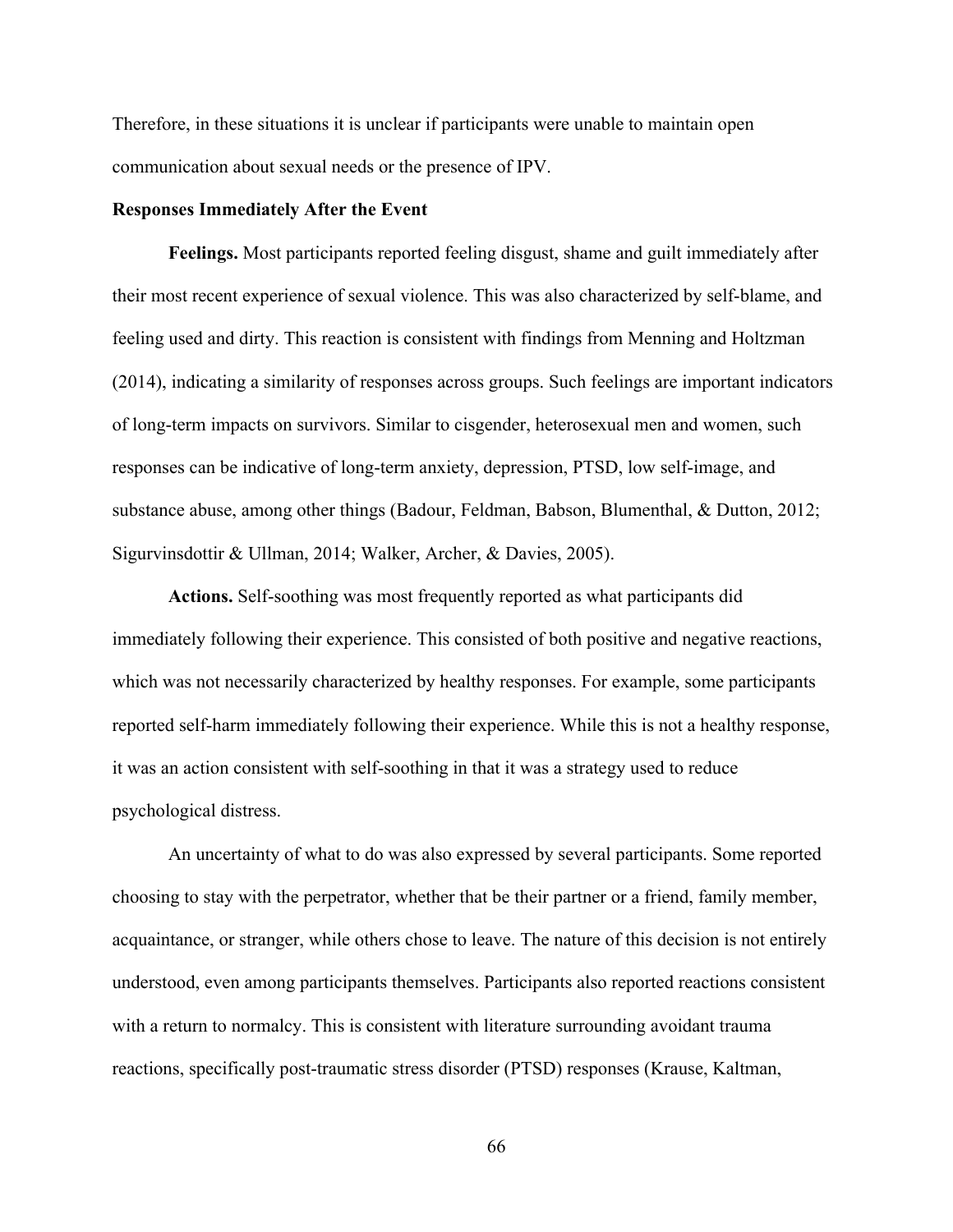Therefore, in these situations it is unclear if participants were unable to maintain open communication about sexual needs or the presence of IPV.

### Responses Immediately After the Event

**Feelings.** Most participants reported feeling disgust, shame and guilt immediately after their most recent experience of sexual violence. This was also characterized by self-blame, and feeling used and dirty. This reaction is consistent with findings from Menning and Holtzman (2014), indicating a similarity of responses across groups. Such feelings are important indicators of long-term impacts on survivors. Similar to cisgender, heterosexual men and women, such responses can be indicative of long-term anxiety, depression, PTSD, low self-image, and substance abuse, among other things (Badour, Feldman, Babson, Blumenthal, & Dutton, 2012; Sigurvinsdottir & Ullman, 2014; Walker, Archer, & Davies, 2005).

**Actions.** Self-soothing was most frequently reported as what participants did immediately following their experience. This consisted of both positive and negative reactions, which was not necessarily characterized by healthy responses. For example, some participants reported self-harm immediately following their experience. While this is not a healthy response, it was an action consistent with self-soothing in that it was a strategy used to reduce psychological distress.

An uncertainty of what to do was also expressed by several participants. Some reported choosing to stay with the perpetrator, whether that be their partner or a friend, family member, acquaintance, or stranger, while others chose to leave. The nature of this decision is not entirely understood, even among participants themselves. Participants also reported reactions consistent with a return to normalcy. This is consistent with literature surrounding avoidant trauma reactions, specifically post-traumatic stress disorder (PTSD) responses (Krause, Kaltman,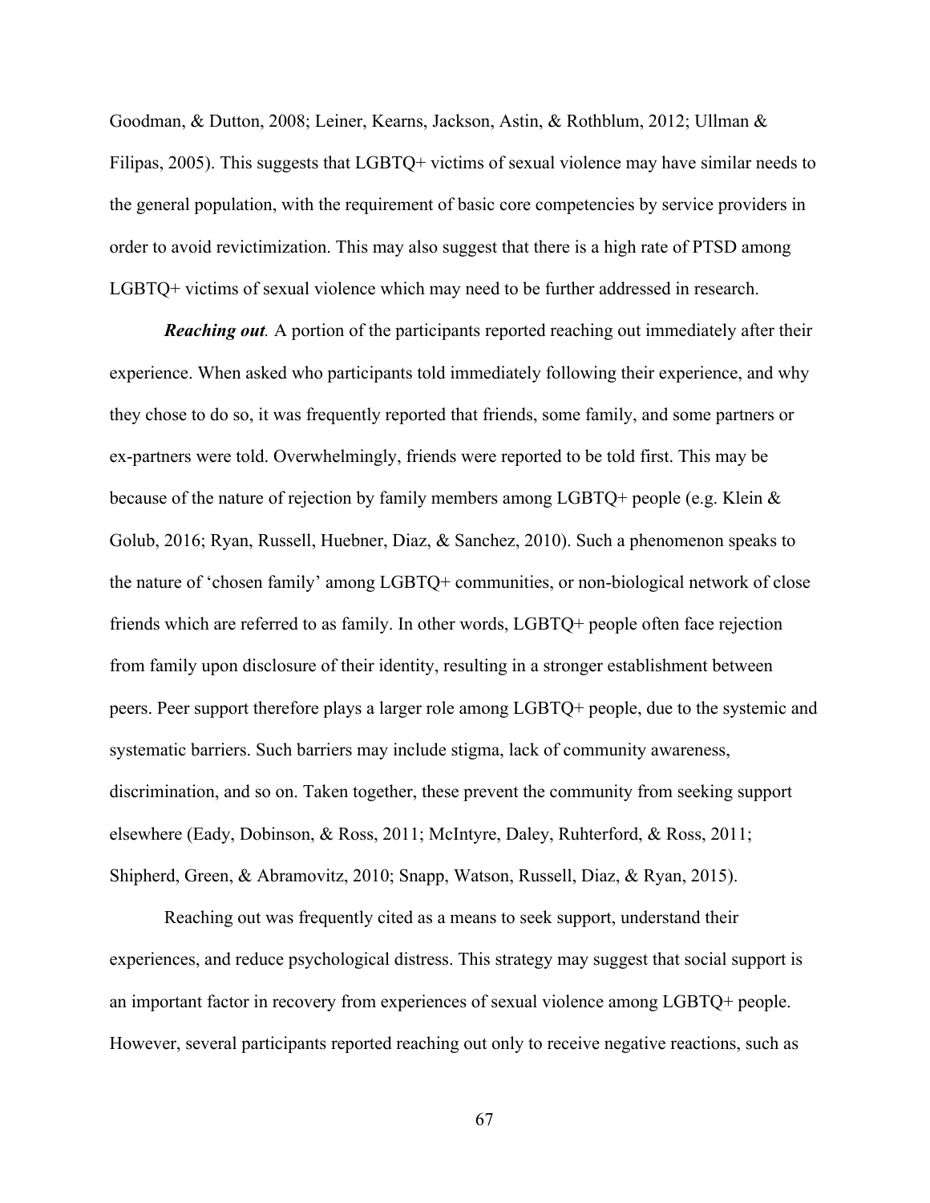Goodman, & Dutton, 2008; Leiner, Kearns, Jackson, Astin, & Rothblum, 2012; Ullman & Filipas, 2005). This suggests that LGBTQ+ victims of sexual violence may have similar needs to the general population, with the requirement of basic core competencies by service providers in order to avoid revictimization. This may also suggest that there is a high rate of PTSD among LGBTQ+ victims of sexual violence which may need to be further addressed in research.

***Reaching out****.* A portion of the participants reported reaching out immediately after their experience. When asked who participants told immediately following their experience, and why they chose to do so, it was frequently reported that friends, some family, and some partners or ex-partners were told. Overwhelmingly, friends were reported to be told first. This may be because of the nature of rejection by family members among LGBTQ+ people (e.g. Klein & Golub, 2016; Ryan, Russell, Huebner, Diaz, & Sanchez, 2010). Such a phenomenon speaks to the nature of 'chosen family' among LGBTQ+ communities, or non-biological network of close friends which are referred to as family. In other words, LGBTQ+ people often face rejection from family upon disclosure of their identity, resulting in a stronger establishment between peers. Peer support therefore plays a larger role among LGBTQ+ people, due to the systemic and systematic barriers. Such barriers may include stigma, lack of community awareness, discrimination, and so on. Taken together, these prevent the community from seeking support elsewhere (Eady, Dobinson, & Ross, 2011; McIntyre, Daley, Ruhterford, & Ross, 2011; Shipherd, Green, & Abramovitz, 2010; Snapp, Watson, Russell, Diaz, & Ryan, 2015).

Reaching out was frequently cited as a means to seek support, understand their experiences, and reduce psychological distress. This strategy may suggest that social support is an important factor in recovery from experiences of sexual violence among LGBTQ+ people. However, several participants reported reaching out only to receive negative reactions, such as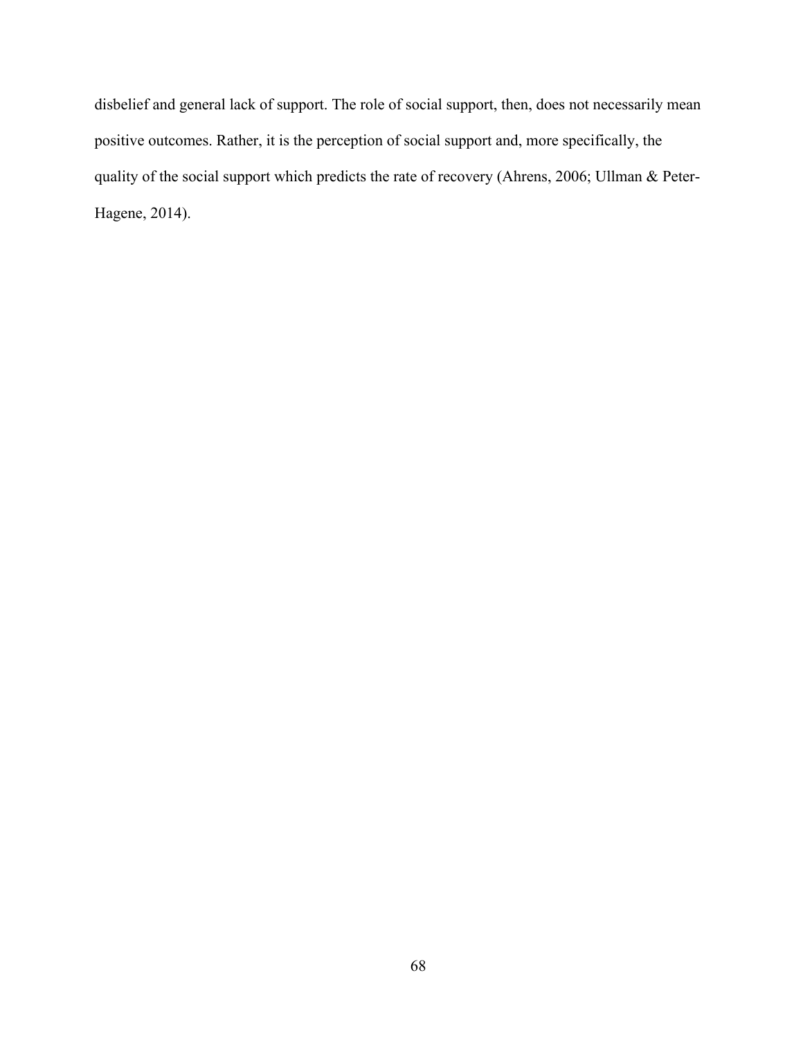disbelief and general lack of support. The role of social support, then, does not necessarily mean positive outcomes. Rather, it is the perception of social support and, more specifically, the quality of the social support which predicts the rate of recovery (Ahrens, 2006; Ullman & Peter-Hagene, 2014).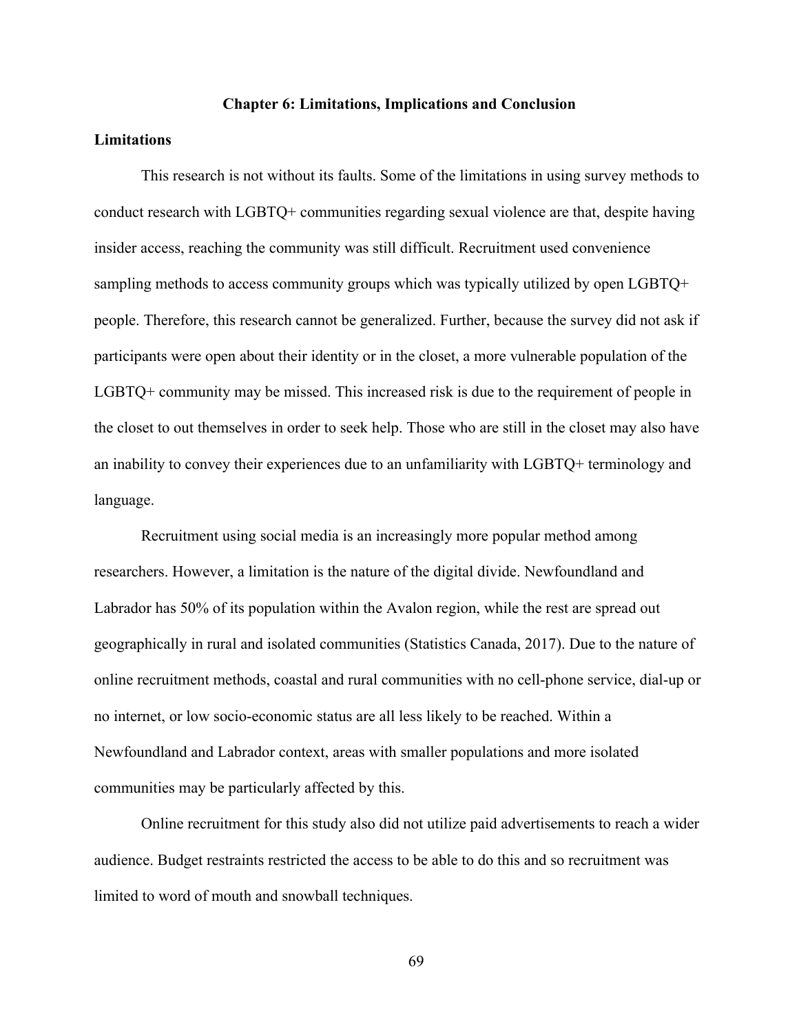# Chapter 6: Limitations, Implications and Conclusion

## Limitations

This research is not without its faults. Some of the limitations in using survey methods to conduct research with LGBTQ+ communities regarding sexual violence are that, despite having insider access, reaching the community was still difficult. Recruitment used convenience sampling methods to access community groups which was typically utilized by open LGBTQ+ people. Therefore, this research cannot be generalized. Further, because the survey did not ask if participants were open about their identity or in the closet, a more vulnerable population of the LGBTQ+ community may be missed. This increased risk is due to the requirement of people in the closet to out themselves in order to seek help. Those who are still in the closet may also have an inability to convey their experiences due to an unfamiliarity with LGBTQ+ terminology and language.

Recruitment using social media is an increasingly more popular method among researchers. However, a limitation is the nature of the digital divide. Newfoundland and Labrador has 50% of its population within the Avalon region, while the rest are spread out geographically in rural and isolated communities (Statistics Canada, 2017). Due to the nature of online recruitment methods, coastal and rural communities with no cell-phone service, dial-up or no internet, or low socio-economic status are all less likely to be reached. Within a Newfoundland and Labrador context, areas with smaller populations and more isolated communities may be particularly affected by this.

Online recruitment for this study also did not utilize paid advertisements to reach a wider audience. Budget restraints restricted the access to be able to do this and so recruitment was limited to word of mouth and snowball techniques.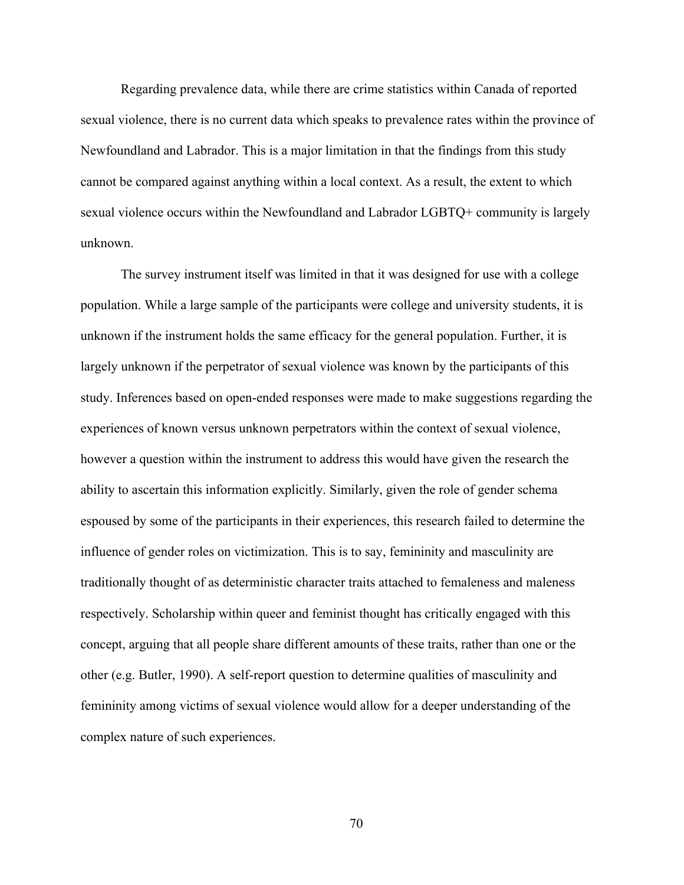Regarding prevalence data, while there are crime statistics within Canada of reported sexual violence, there is no current data which speaks to prevalence rates within the province of Newfoundland and Labrador. This is a major limitation in that the findings from this study cannot be compared against anything within a local context. As a result, the extent to which sexual violence occurs within the Newfoundland and Labrador LGBTQ+ community is largely unknown.

The survey instrument itself was limited in that it was designed for use with a college population. While a large sample of the participants were college and university students, it is unknown if the instrument holds the same efficacy for the general population. Further, it is largely unknown if the perpetrator of sexual violence was known by the participants of this study. Inferences based on open-ended responses were made to make suggestions regarding the experiences of known versus unknown perpetrators within the context of sexual violence, however a question within the instrument to address this would have given the research the ability to ascertain this information explicitly. Similarly, given the role of gender schema espoused by some of the participants in their experiences, this research failed to determine the influence of gender roles on victimization. This is to say, femininity and masculinity are traditionally thought of as deterministic character traits attached to femaleness and maleness respectively. Scholarship within queer and feminist thought has critically engaged with this concept, arguing that all people share different amounts of these traits, rather than one or the other (e.g. Butler, 1990). A self-report question to determine qualities of masculinity and femininity among victims of sexual violence would allow for a deeper understanding of the complex nature of such experiences.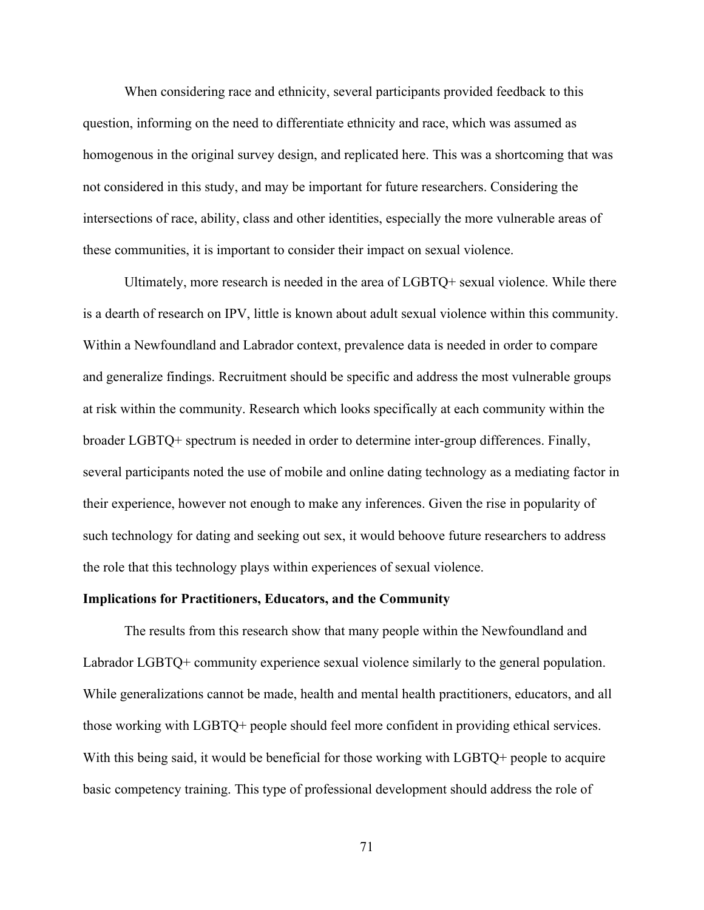When considering race and ethnicity, several participants provided feedback to this question, informing on the need to differentiate ethnicity and race, which was assumed as homogenous in the original survey design, and replicated here. This was a shortcoming that was not considered in this study, and may be important for future researchers. Considering the intersections of race, ability, class and other identities, especially the more vulnerable areas of these communities, it is important to consider their impact on sexual violence.

Ultimately, more research is needed in the area of LGBTQ+ sexual violence. While there is a dearth of research on IPV, little is known about adult sexual violence within this community. Within a Newfoundland and Labrador context, prevalence data is needed in order to compare and generalize findings. Recruitment should be specific and address the most vulnerable groups at risk within the community. Research which looks specifically at each community within the broader LGBTQ+ spectrum is needed in order to determine inter-group differences. Finally, several participants noted the use of mobile and online dating technology as a mediating factor in their experience, however not enough to make any inferences. Given the rise in popularity of such technology for dating and seeking out sex, it would behoove future researchers to address the role that this technology plays within experiences of sexual violence.

**Implications for Practitioners, Educators, and the Community**

The results from this research show that many people within the Newfoundland and Labrador LGBTQ+ community experience sexual violence similarly to the general population. While generalizations cannot be made, health and mental health practitioners, educators, and all those working with LGBTQ+ people should feel more confident in providing ethical services. With this being said, it would be beneficial for those working with LGBTQ+ people to acquire basic competency training. This type of professional development should address the role of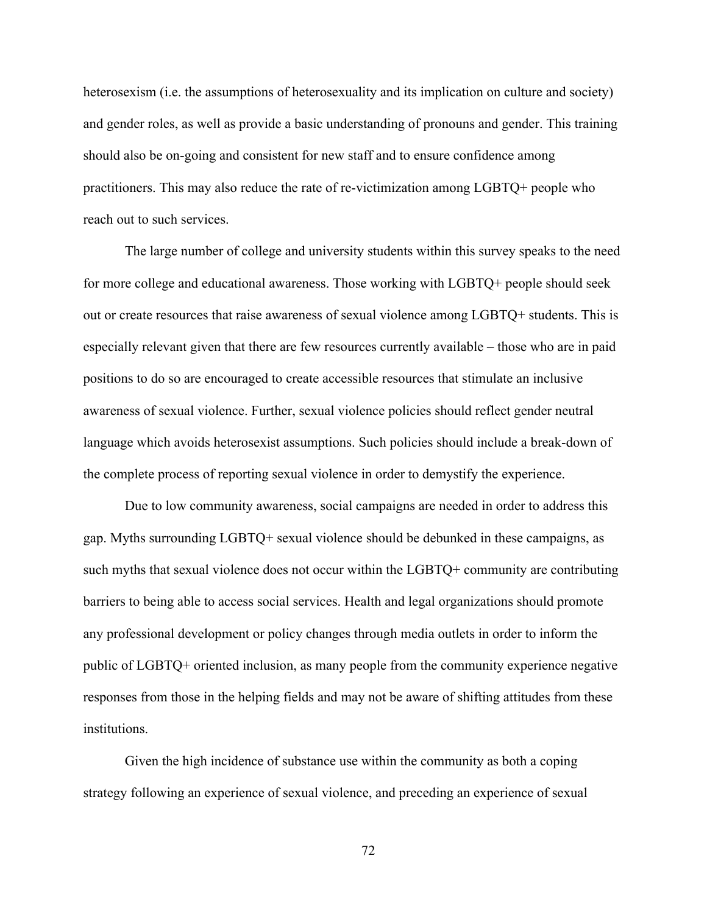heterosexism (i.e. the assumptions of heterosexuality and its implication on culture and society) and gender roles, as well as provide a basic understanding of pronouns and gender. This training should also be on-going and consistent for new staff and to ensure confidence among practitioners. This may also reduce the rate of re-victimization among LGBTQ+ people who reach out to such services.

The large number of college and university students within this survey speaks to the need for more college and educational awareness. Those working with LGBTQ+ people should seek out or create resources that raise awareness of sexual violence among LGBTQ+ students. This is especially relevant given that there are few resources currently available – those who are in paid positions to do so are encouraged to create accessible resources that stimulate an inclusive awareness of sexual violence. Further, sexual violence policies should reflect gender neutral language which avoids heterosexist assumptions. Such policies should include a break-down of the complete process of reporting sexual violence in order to demystify the experience.

Due to low community awareness, social campaigns are needed in order to address this gap. Myths surrounding LGBTQ+ sexual violence should be debunked in these campaigns, as such myths that sexual violence does not occur within the LGBTQ+ community are contributing barriers to being able to access social services. Health and legal organizations should promote any professional development or policy changes through media outlets in order to inform the public of LGBTQ+ oriented inclusion, as many people from the community experience negative responses from those in the helping fields and may not be aware of shifting attitudes from these institutions.

Given the high incidence of substance use within the community as both a coping strategy following an experience of sexual violence, and preceding an experience of sexual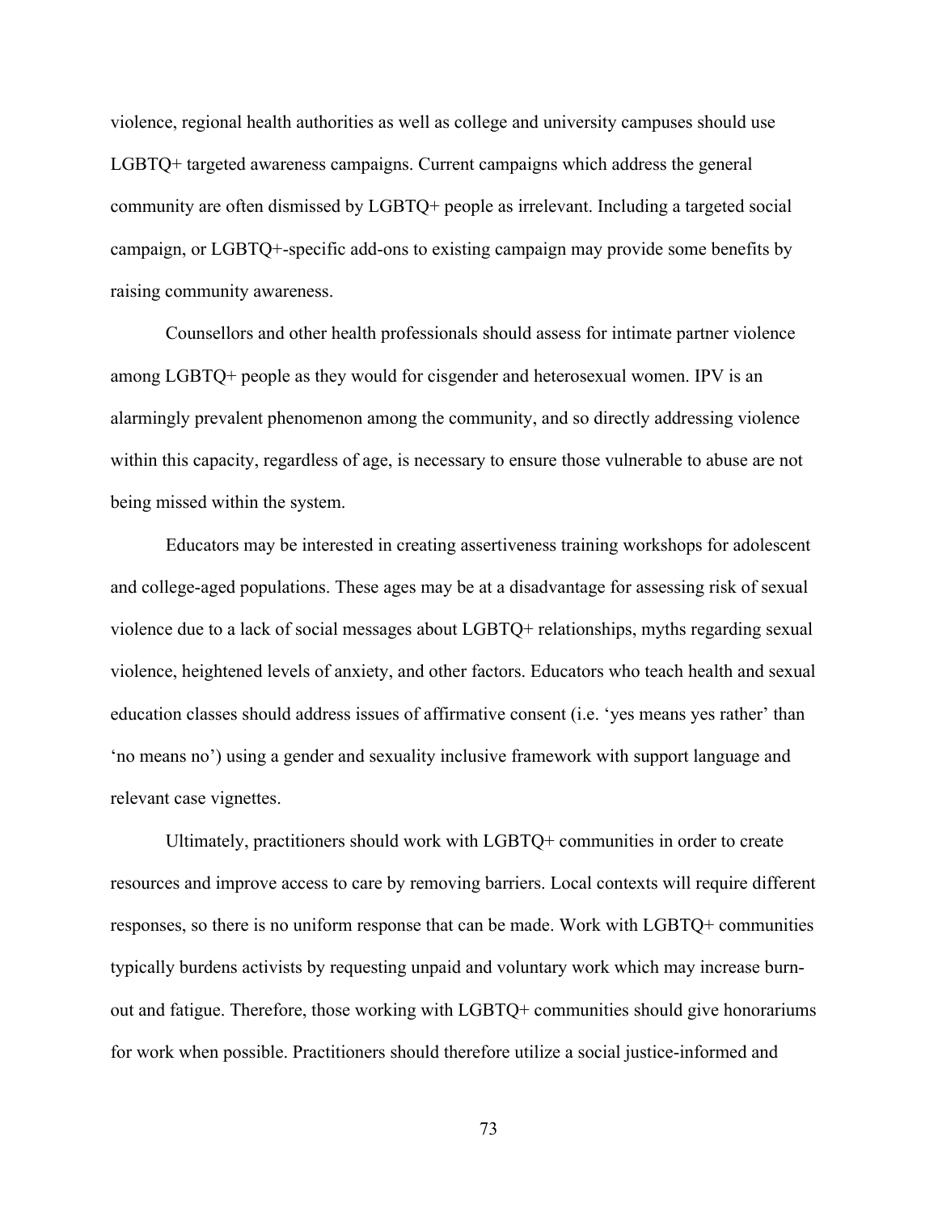violence, regional health authorities as well as college and university campuses should use LGBTQ+ targeted awareness campaigns. Current campaigns which address the general community are often dismissed by LGBTQ+ people as irrelevant. Including a targeted social campaign, or LGBTQ+-specific add-ons to existing campaign may provide some benefits by raising community awareness.

Counsellors and other health professionals should assess for intimate partner violence among LGBTQ+ people as they would for cisgender and heterosexual women. IPV is an alarmingly prevalent phenomenon among the community, and so directly addressing violence within this capacity, regardless of age, is necessary to ensure those vulnerable to abuse are not being missed within the system.

Educators may be interested in creating assertiveness training workshops for adolescent and college-aged populations. These ages may be at a disadvantage for assessing risk of sexual violence due to a lack of social messages about LGBTQ+ relationships, myths regarding sexual violence, heightened levels of anxiety, and other factors. Educators who teach health and sexual education classes should address issues of affirmative consent (i.e. 'yes means yes rather' than 'no means no') using a gender and sexuality inclusive framework with support language and relevant case vignettes.

Ultimately, practitioners should work with LGBTQ+ communities in order to create resources and improve access to care by removing barriers. Local contexts will require different responses, so there is no uniform response that can be made. Work with LGBTQ+ communities typically burdens activists by requesting unpaid and voluntary work which may increase burn-out and fatigue. Therefore, those working with LGBTQ+ communities should give honorariums for work when possible. Practitioners should therefore utilize a social justice-informed and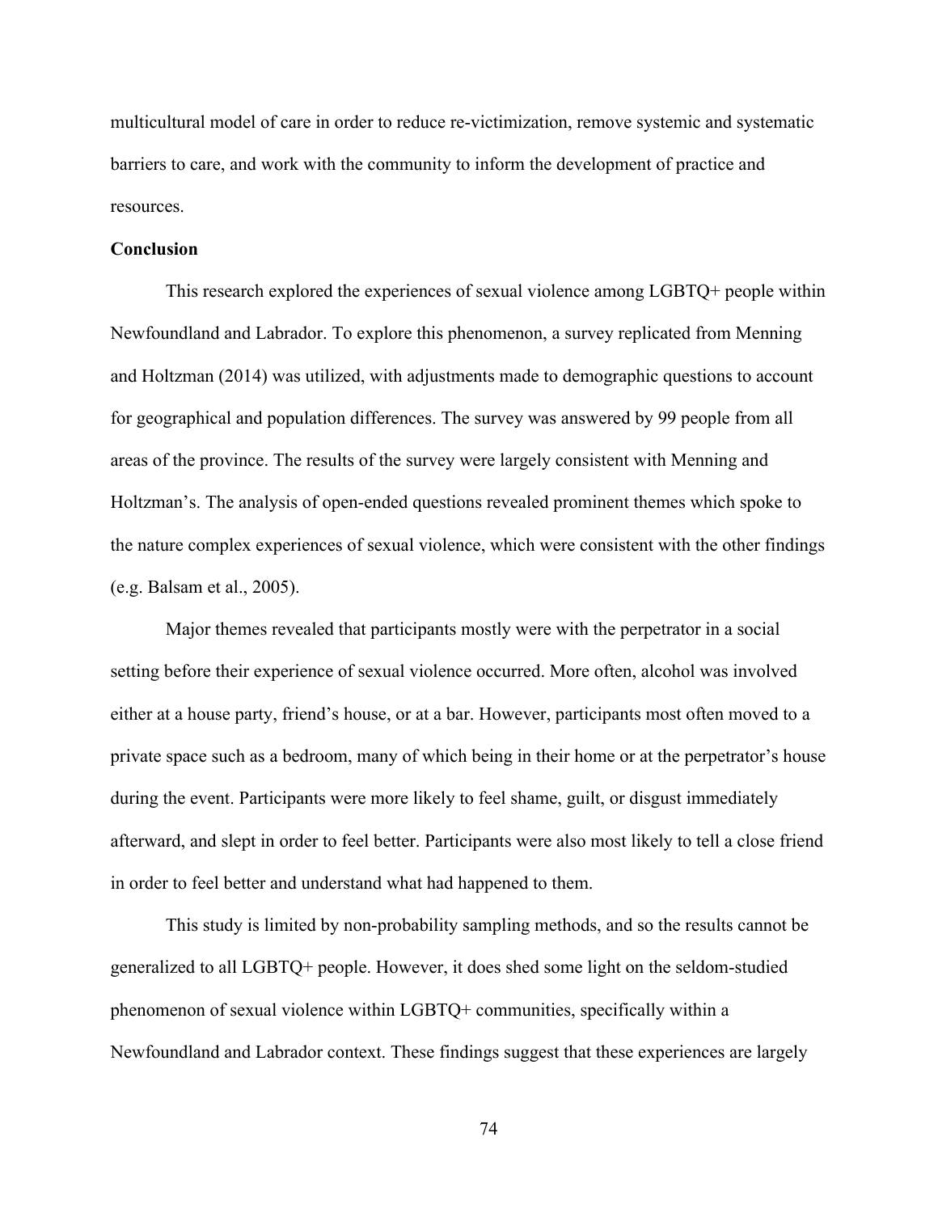multicultural model of care in order to reduce re-victimization, remove systemic and systematic barriers to care, and work with the community to inform the development of practice and resources.

**Conclusion**

This research explored the experiences of sexual violence among LGBTQ+ people within Newfoundland and Labrador. To explore this phenomenon, a survey replicated from Menning and Holtzman (2014) was utilized, with adjustments made to demographic questions to account for geographical and population differences. The survey was answered by 99 people from all areas of the province. The results of the survey were largely consistent with Menning and Holtzman's. The analysis of open-ended questions revealed prominent themes which spoke to the nature complex experiences of sexual violence, which were consistent with the other findings (e.g. Balsam et al., 2005).

Major themes revealed that participants mostly were with the perpetrator in a social setting before their experience of sexual violence occurred. More often, alcohol was involved either at a house party, friend's house, or at a bar. However, participants most often moved to a private space such as a bedroom, many of which being in their home or at the perpetrator's house during the event. Participants were more likely to feel shame, guilt, or disgust immediately afterward, and slept in order to feel better. Participants were also most likely to tell a close friend in order to feel better and understand what had happened to them.

This study is limited by non-probability sampling methods, and so the results cannot be generalized to all LGBTQ+ people. However, it does shed some light on the seldom-studied phenomenon of sexual violence within LGBTQ+ communities, specifically within a Newfoundland and Labrador context. These findings suggest that these experiences are largely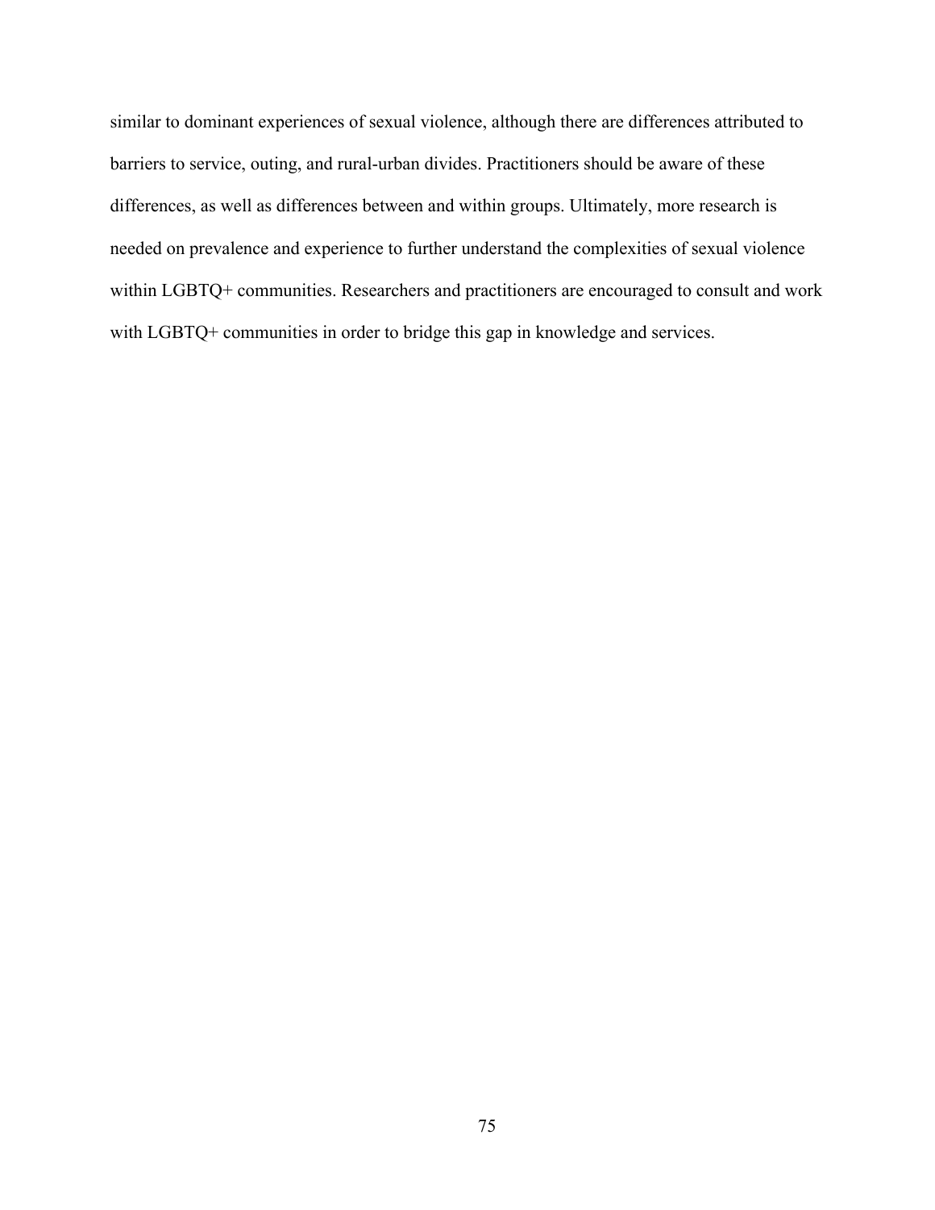similar to dominant experiences of sexual violence, although there are differences attributed to barriers to service, outing, and rural-urban divides. Practitioners should be aware of these differences, as well as differences between and within groups. Ultimately, more research is needed on prevalence and experience to further understand the complexities of sexual violence within LGBTQ+ communities. Researchers and practitioners are encouraged to consult and work with LGBTQ+ communities in order to bridge this gap in knowledge and services.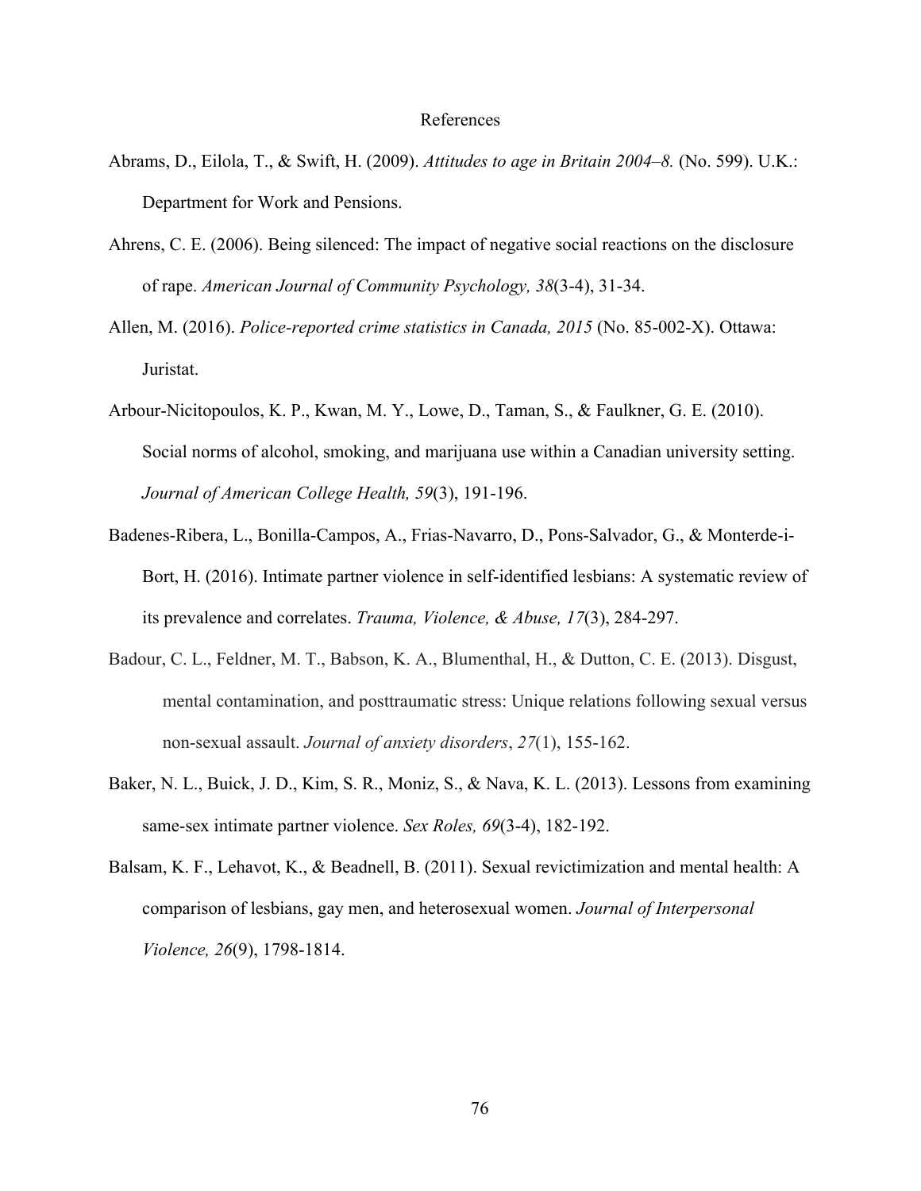# References

Abrams, D., Eilola, T., & Swift, H. (2009). *Attitudes to age in Britain 2004–8.* (No. 599). U.K.: Department for Work and Pensions.

Ahrens, C. E. (2006). Being silenced: The impact of negative social reactions on the disclosure of rape. *American Journal of Community Psychology, 38*(3-4), 31-34.

Allen, M. (2016). *Police-reported crime statistics in Canada, 2015* (No. 85-002-X). Ottawa: Juristat.

Arbour-Nicitopoulos, K. P., Kwan, M. Y., Lowe, D., Taman, S., & Faulkner, G. E. (2010). Social norms of alcohol, smoking, and marijuana use within a Canadian university setting. *Journal of American College Health, 59*(3), 191-196.

Badenes-Ribera, L., Bonilla-Campos, A., Frias-Navarro, D., Pons-Salvador, G., & Monterde-i-Bort, H. (2016). Intimate partner violence in self-identified lesbians: A systematic review of its prevalence and correlates. *Trauma, Violence, & Abuse, 17*(3), 284-297.

Badour, C. L., Feldner, M. T., Babson, K. A., Blumenthal, H., & Dutton, C. E. (2013). Disgust, mental contamination, and posttraumatic stress: Unique relations following sexual versus non-sexual assault. *Journal of anxiety disorders*, *27*(1), 155-162.

Baker, N. L., Buick, J. D., Kim, S. R., Moniz, S., & Nava, K. L. (2013). Lessons from examining same-sex intimate partner violence. *Sex Roles, 69*(3-4), 182-192.

Balsam, K. F., Lehavot, K., & Beadnell, B. (2011). Sexual revictimization and mental health: A comparison of lesbians, gay men, and heterosexual women. *Journal of Interpersonal Violence, 26*(9), 1798-1814.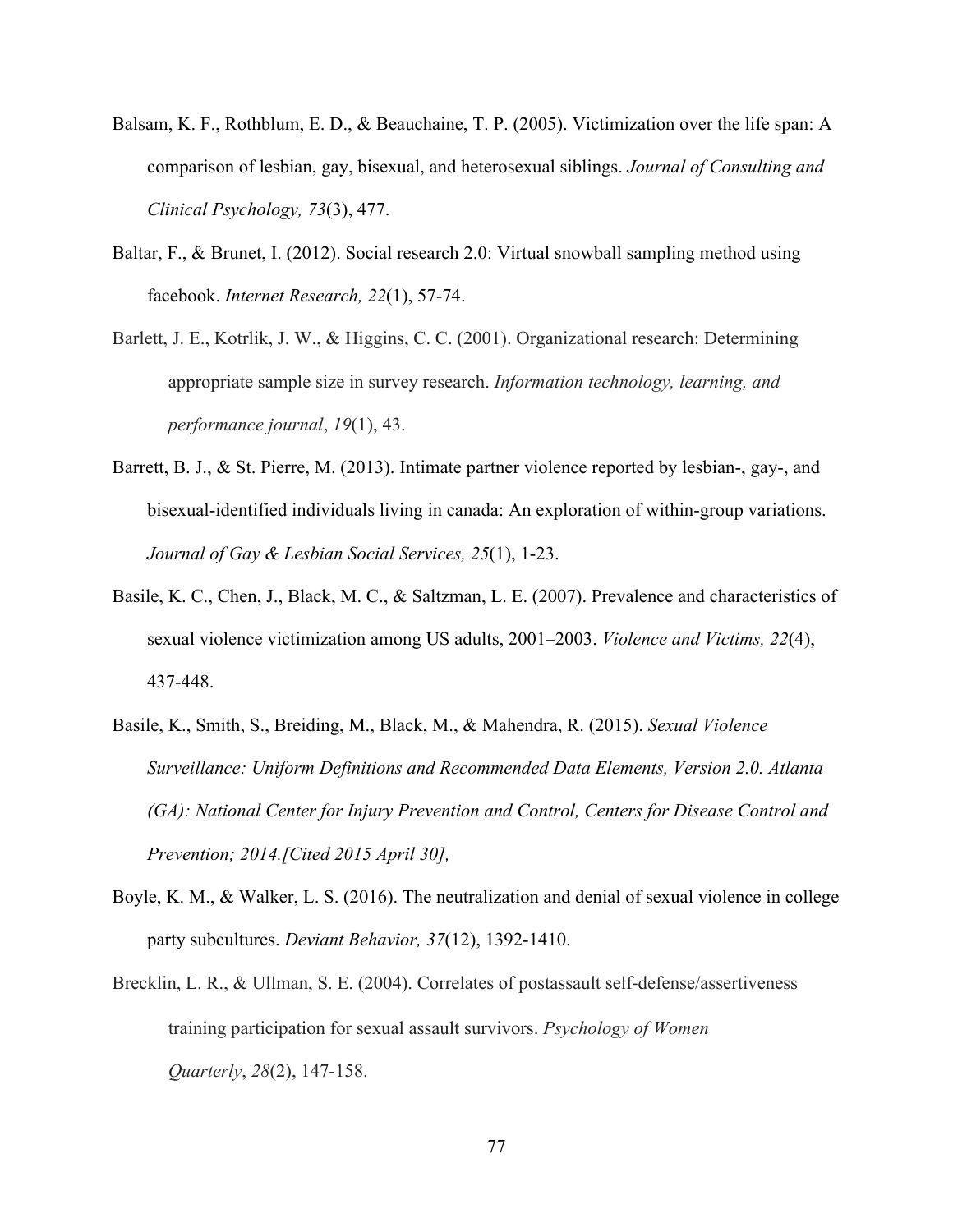Balsam, K. F., Rothblum, E. D., & Beauchaine, T. P. (2005). Victimization over the life span: A comparison of lesbian, gay, bisexual, and heterosexual siblings. *Journal of Consulting and Clinical Psychology, 73*(3), 477.

Baltar, F., & Brunet, I. (2012). Social research 2.0: Virtual snowball sampling method using facebook. *Internet Research, 22*(1), 57-74.

Barlett, J. E., Kotrlik, J. W., & Higgins, C. C. (2001). Organizational research: Determining appropriate sample size in survey research. *Information technology, learning, and performance journal*, *19*(1), 43.

Barrett, B. J., & St. Pierre, M. (2013). Intimate partner violence reported by lesbian-, gay-, and bisexual-identified individuals living in canada: An exploration of within-group variations. *Journal of Gay & Lesbian Social Services, 25*(1), 1-23.

Basile, K. C., Chen, J., Black, M. C., & Saltzman, L. E. (2007). Prevalence and characteristics of sexual violence victimization among US adults, 2001–2003. *Violence and Victims, 22*(4), 437-448.

Basile, K., Smith, S., Breiding, M., Black, M., & Mahendra, R. (2015). *Sexual Violence Surveillance: Uniform Definitions and Recommended Data Elements, Version 2.0. Atlanta (GA): National Center for Injury Prevention and Control, Centers for Disease Control and Prevention; 2014.[Cited 2015 April 30],*

Boyle, K. M., & Walker, L. S. (2016). The neutralization and denial of sexual violence in college party subcultures. *Deviant Behavior, 37*(12), 1392-1410.

Brecklin, L. R., & Ullman, S. E. (2004). Correlates of postassault self-defense/assertiveness training participation for sexual assault survivors. *Psychology of Women Quarterly*, *28*(2), 147-158.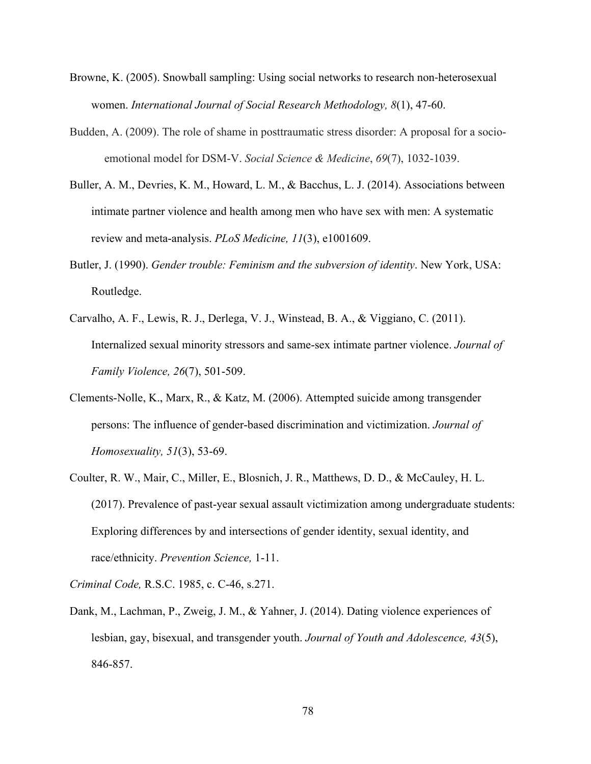Browne, K. (2005). Snowball sampling: Using social networks to research non-heterosexual women. *International Journal of Social Research Methodology, 8*(1), 47-60.

Budden, A. (2009). The role of shame in posttraumatic stress disorder: A proposal for a socio-emotional model for DSM-V. *Social Science & Medicine*, *69*(7), 1032-1039.

Buller, A. M., Devries, K. M., Howard, L. M., & Bacchus, L. J. (2014). Associations between intimate partner violence and health among men who have sex with men: A systematic review and meta-analysis. *PLoS Medicine, 11*(3), e1001609.

Butler, J. (1990). *Gender trouble: Feminism and the subversion of identity*. New York, USA: Routledge.

Carvalho, A. F., Lewis, R. J., Derlega, V. J., Winstead, B. A., & Viggiano, C. (2011). Internalized sexual minority stressors and same-sex intimate partner violence. *Journal of Family Violence, 26*(7), 501-509.

Clements-Nolle, K., Marx, R., & Katz, M. (2006). Attempted suicide among transgender persons: The influence of gender-based discrimination and victimization. *Journal of Homosexuality, 51*(3), 53-69.

Coulter, R. W., Mair, C., Miller, E., Blosnich, J. R., Matthews, D. D., & McCauley, H. L. (2017). Prevalence of past-year sexual assault victimization among undergraduate students: Exploring differences by and intersections of gender identity, sexual identity, and race/ethnicity. *Prevention Science,* 1-11.

*Criminal Code,* R.S.C. 1985, c. C-46, s.271.

Dank, M., Lachman, P., Zweig, J. M., & Yahner, J. (2014). Dating violence experiences of lesbian, gay, bisexual, and transgender youth. *Journal of Youth and Adolescence, 43*(5), 846-857.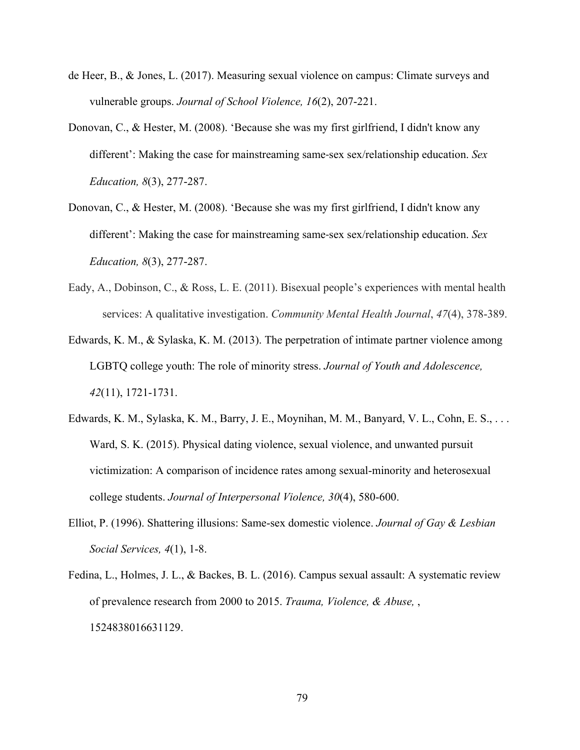de Heer, B., & Jones, L. (2017). Measuring sexual violence on campus: Climate surveys and vulnerable groups. *Journal of School Violence, 16*(2), 207-221.

Donovan, C., & Hester, M. (2008). 'Because she was my first girlfriend, I didn't know any different': Making the case for mainstreaming same-sex sex/relationship education. *Sex Education, 8*(3), 277-287.

Donovan, C., & Hester, M. (2008). 'Because she was my first girlfriend, I didn't know any different': Making the case for mainstreaming same-sex sex/relationship education. *Sex Education, 8*(3), 277-287.

Eady, A., Dobinson, C., & Ross, L. E. (2011). Bisexual people's experiences with mental health services: A qualitative investigation. *Community Mental Health Journal*, *47*(4), 378-389.

Edwards, K. M., & Sylaska, K. M. (2013). The perpetration of intimate partner violence among LGBTQ college youth: The role of minority stress. *Journal of Youth and Adolescence, 42*(11), 1721-1731.

Edwards, K. M., Sylaska, K. M., Barry, J. E., Moynihan, M. M., Banyard, V. L., Cohn, E. S., . . . Ward, S. K. (2015). Physical dating violence, sexual violence, and unwanted pursuit victimization: A comparison of incidence rates among sexual-minority and heterosexual college students. *Journal of Interpersonal Violence, 30*(4), 580-600.

Elliot, P. (1996). Shattering illusions: Same-sex domestic violence. *Journal of Gay & Lesbian Social Services, 4*(1), 1-8.

Fedina, L., Holmes, J. L., & Backes, B. L. (2016). Campus sexual assault: A systematic review of prevalence research from 2000 to 2015. *Trauma, Violence, & Abuse,* , 1524838016631129.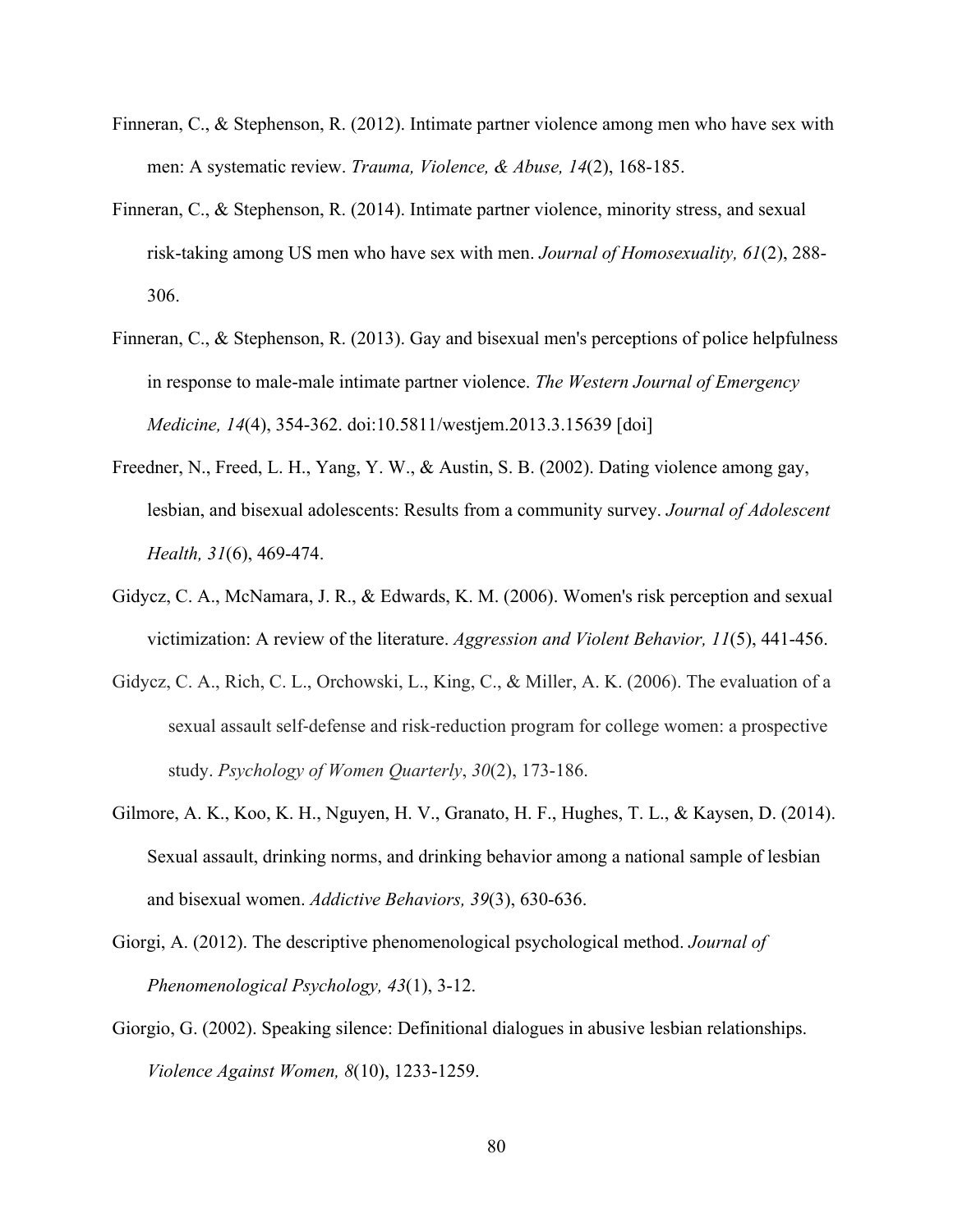Finneran, C., & Stephenson, R. (2012). Intimate partner violence among men who have sex with men: A systematic review. *Trauma, Violence, & Abuse, 14*(2), 168-185.

Finneran, C., & Stephenson, R. (2014). Intimate partner violence, minority stress, and sexual risk-taking among US men who have sex with men. *Journal of Homosexuality, 61*(2), 288-306.

Finneran, C., & Stephenson, R. (2013). Gay and bisexual men's perceptions of police helpfulness in response to male-male intimate partner violence. *The Western Journal of Emergency Medicine, 14*(4), 354-362. doi:10.5811/westjem.2013.3.15639 [doi]

Freedner, N., Freed, L. H., Yang, Y. W., & Austin, S. B. (2002). Dating violence among gay, lesbian, and bisexual adolescents: Results from a community survey. *Journal of Adolescent Health, 31*(6), 469-474.

Gidycz, C. A., McNamara, J. R., & Edwards, K. M. (2006). Women's risk perception and sexual victimization: A review of the literature. *Aggression and Violent Behavior, 11*(5), 441-456.

Gidycz, C. A., Rich, C. L., Orchowski, L., King, C., & Miller, A. K. (2006). The evaluation of a sexual assault self-defense and risk-reduction program for college women: a prospective study. *Psychology of Women Quarterly*, *30*(2), 173-186.

Gilmore, A. K., Koo, K. H., Nguyen, H. V., Granato, H. F., Hughes, T. L., & Kaysen, D. (2014). Sexual assault, drinking norms, and drinking behavior among a national sample of lesbian and bisexual women. *Addictive Behaviors, 39*(3), 630-636.

Giorgi, A. (2012). The descriptive phenomenological psychological method. *Journal of Phenomenological Psychology, 43*(1), 3-12.

Giorgio, G. (2002). Speaking silence: Definitional dialogues in abusive lesbian relationships. *Violence Against Women, 8*(10), 1233-1259.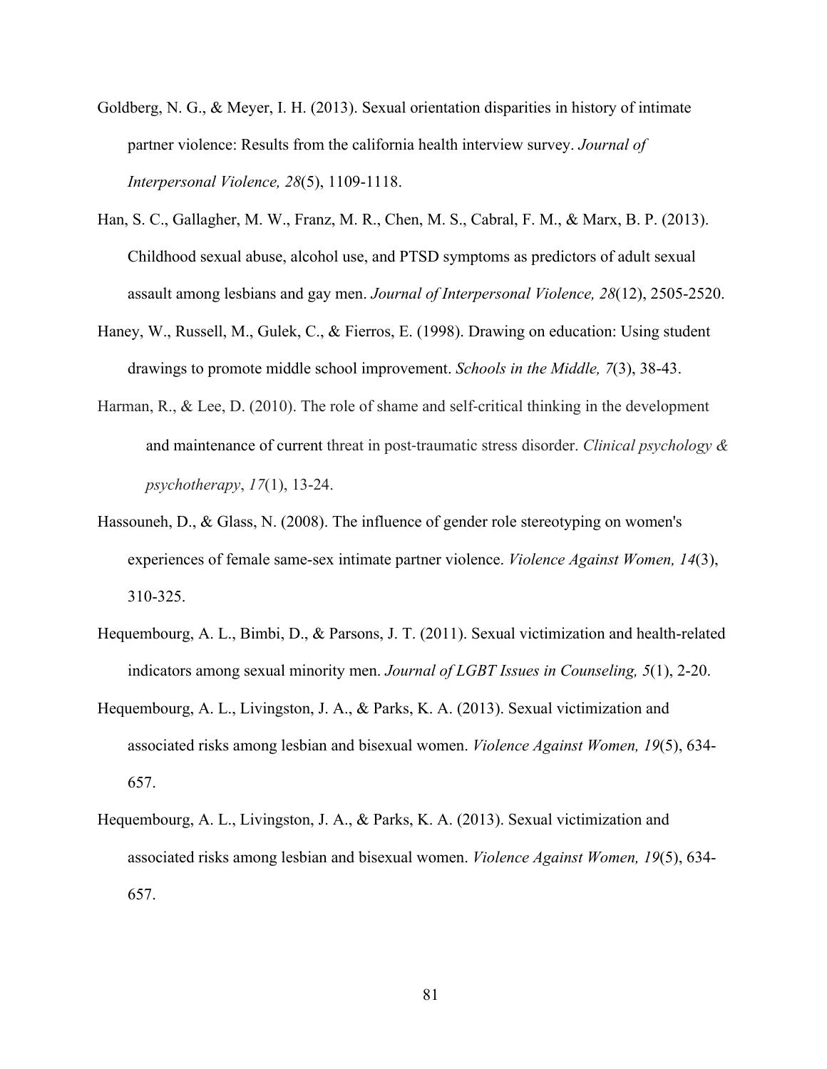Goldberg, N. G., & Meyer, I. H. (2013). Sexual orientation disparities in history of intimate partner violence: Results from the california health interview survey. *Journal of Interpersonal Violence, 28*(5), 1109-1118.

Han, S. C., Gallagher, M. W., Franz, M. R., Chen, M. S., Cabral, F. M., & Marx, B. P. (2013). Childhood sexual abuse, alcohol use, and PTSD symptoms as predictors of adult sexual assault among lesbians and gay men. *Journal of Interpersonal Violence, 28*(12), 2505-2520.

Haney, W., Russell, M., Gulek, C., & Fierros, E. (1998). Drawing on education: Using student drawings to promote middle school improvement. *Schools in the Middle, 7*(3), 38-43.

Harman, R., & Lee, D. (2010). The role of shame and self-critical thinking in the development and maintenance of current threat in post-traumatic stress disorder. *Clinical psychology & psychotherapy*, *17*(1), 13-24.

Hassouneh, D., & Glass, N. (2008). The influence of gender role stereotyping on women's experiences of female same-sex intimate partner violence. *Violence Against Women, 14*(3), 310-325.

Hequembourg, A. L., Bimbi, D., & Parsons, J. T. (2011). Sexual victimization and health-related indicators among sexual minority men. *Journal of LGBT Issues in Counseling, 5*(1), 2-20.

Hequembourg, A. L., Livingston, J. A., & Parks, K. A. (2013). Sexual victimization and associated risks among lesbian and bisexual women. *Violence Against Women, 19*(5), 634-657.

Hequembourg, A. L., Livingston, J. A., & Parks, K. A. (2013). Sexual victimization and associated risks among lesbian and bisexual women. *Violence Against Women, 19*(5), 634-657.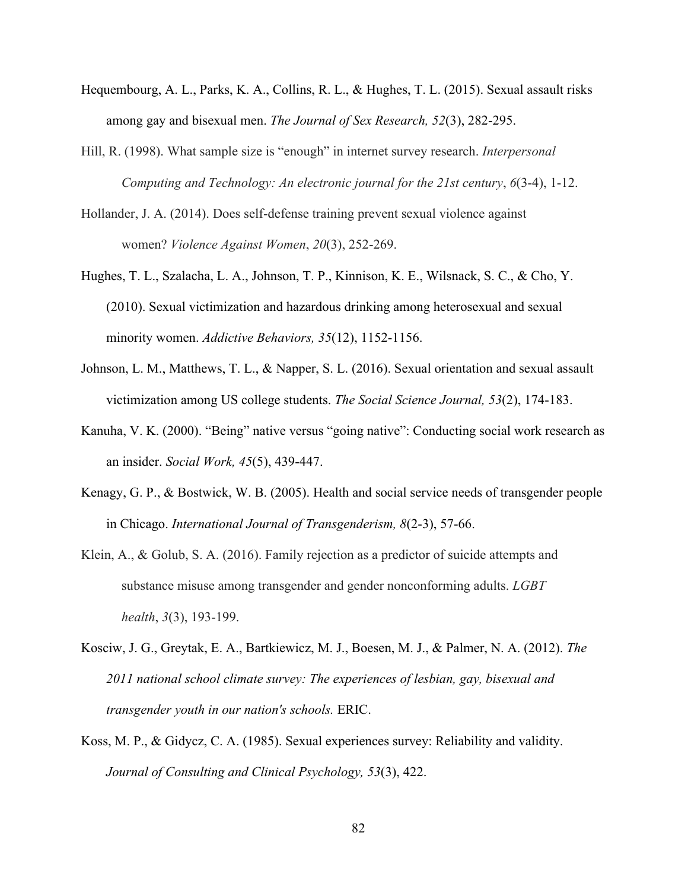Hequembourg, A. L., Parks, K. A., Collins, R. L., & Hughes, T. L. (2015). Sexual assault risks among gay and bisexual men. *The Journal of Sex Research, 52*(3), 282-295.

Hill, R. (1998). What sample size is "enough" in internet survey research. *Interpersonal Computing and Technology: An electronic journal for the 21st century*, *6*(3-4), 1-12.

Hollander, J. A. (2014). Does self-defense training prevent sexual violence against women? *Violence Against Women*, *20*(3), 252-269.

Hughes, T. L., Szalacha, L. A., Johnson, T. P., Kinnison, K. E., Wilsnack, S. C., & Cho, Y. (2010). Sexual victimization and hazardous drinking among heterosexual and sexual minority women. *Addictive Behaviors, 35*(12), 1152-1156.

Johnson, L. M., Matthews, T. L., & Napper, S. L. (2016). Sexual orientation and sexual assault victimization among US college students. *The Social Science Journal, 53*(2), 174-183.

Kanuha, V. K. (2000). "Being" native versus "going native": Conducting social work research as an insider. *Social Work, 45*(5), 439-447.

Kenagy, G. P., & Bostwick, W. B. (2005). Health and social service needs of transgender people in Chicago. *International Journal of Transgenderism, 8*(2-3), 57-66.

Klein, A., & Golub, S. A. (2016). Family rejection as a predictor of suicide attempts and substance misuse among transgender and gender nonconforming adults. *LGBT health*, *3*(3), 193-199.

Kosciw, J. G., Greytak, E. A., Bartkiewicz, M. J., Boesen, M. J., & Palmer, N. A. (2012). *The 2011 national school climate survey: The experiences of lesbian, gay, bisexual and transgender youth in our nation's schools.* ERIC.

Koss, M. P., & Gidycz, C. A. (1985). Sexual experiences survey: Reliability and validity. *Journal of Consulting and Clinical Psychology, 53*(3), 422.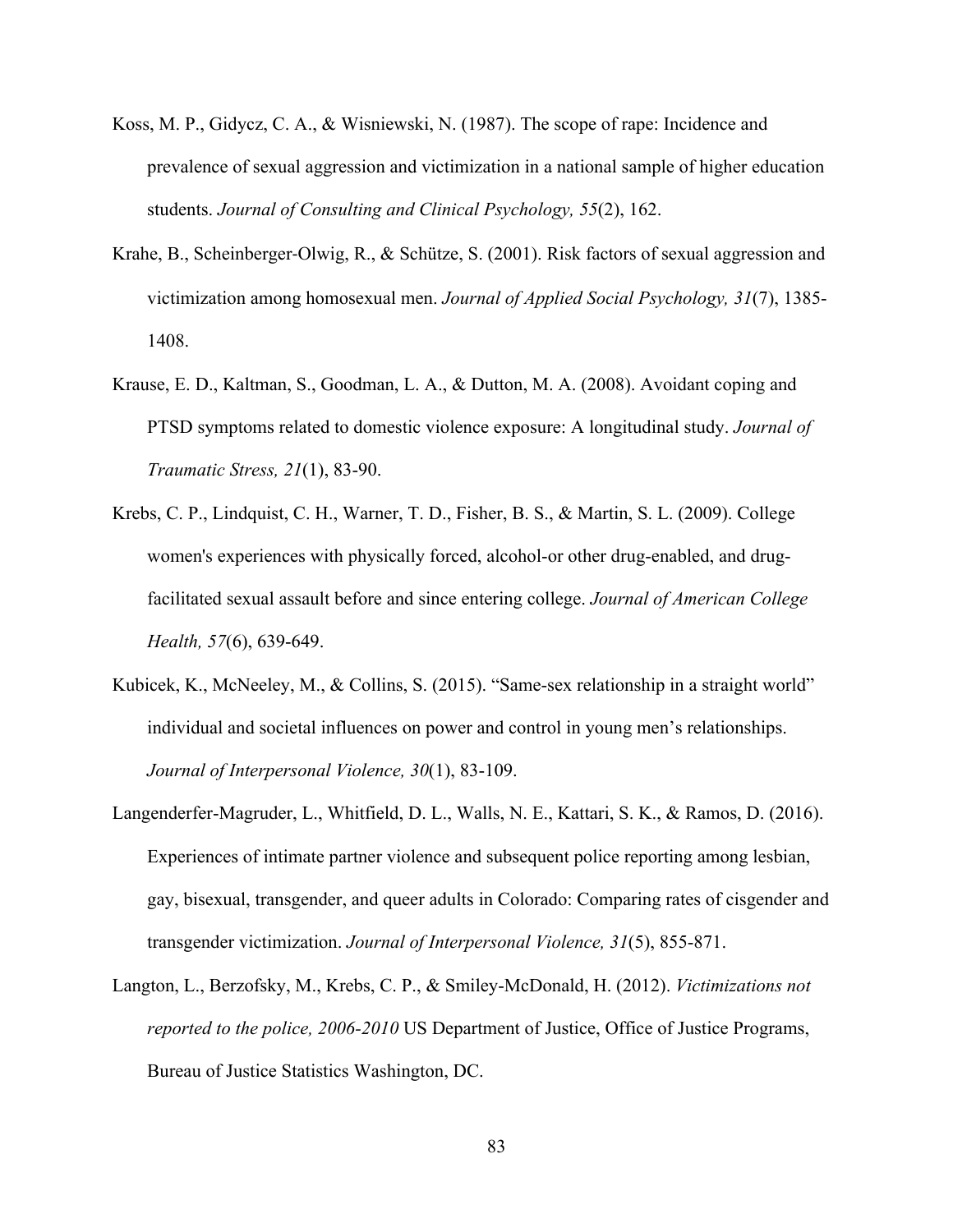Koss, M. P., Gidycz, C. A., & Wisniewski, N. (1987). The scope of rape: Incidence and prevalence of sexual aggression and victimization in a national sample of higher education students. *Journal of Consulting and Clinical Psychology, 55*(2), 162.

Krahe, B., Scheinberger-Olwig, R., & Schütze, S. (2001). Risk factors of sexual aggression and victimization among homosexual men. *Journal of Applied Social Psychology, 31*(7), 1385-1408.

Krause, E. D., Kaltman, S., Goodman, L. A., & Dutton, M. A. (2008). Avoidant coping and PTSD symptoms related to domestic violence exposure: A longitudinal study. *Journal of Traumatic Stress, 21*(1), 83-90.

Krebs, C. P., Lindquist, C. H., Warner, T. D., Fisher, B. S., & Martin, S. L. (2009). College women's experiences with physically forced, alcohol-or other drug-enabled, and drug-facilitated sexual assault before and since entering college. *Journal of American College Health, 57*(6), 639-649.

Kubicek, K., McNeeley, M., & Collins, S. (2015). "Same-sex relationship in a straight world" individual and societal influences on power and control in young men's relationships. *Journal of Interpersonal Violence, 30*(1), 83-109.

Langenderfer-Magruder, L., Whitfield, D. L., Walls, N. E., Kattari, S. K., & Ramos, D. (2016). Experiences of intimate partner violence and subsequent police reporting among lesbian, gay, bisexual, transgender, and queer adults in Colorado: Comparing rates of cisgender and transgender victimization. *Journal of Interpersonal Violence, 31*(5), 855-871.

Langton, L., Berzofsky, M., Krebs, C. P., & Smiley-McDonald, H. (2012). *Victimizations not reported to the police, 2006-2010* US Department of Justice, Office of Justice Programs, Bureau of Justice Statistics Washington, DC.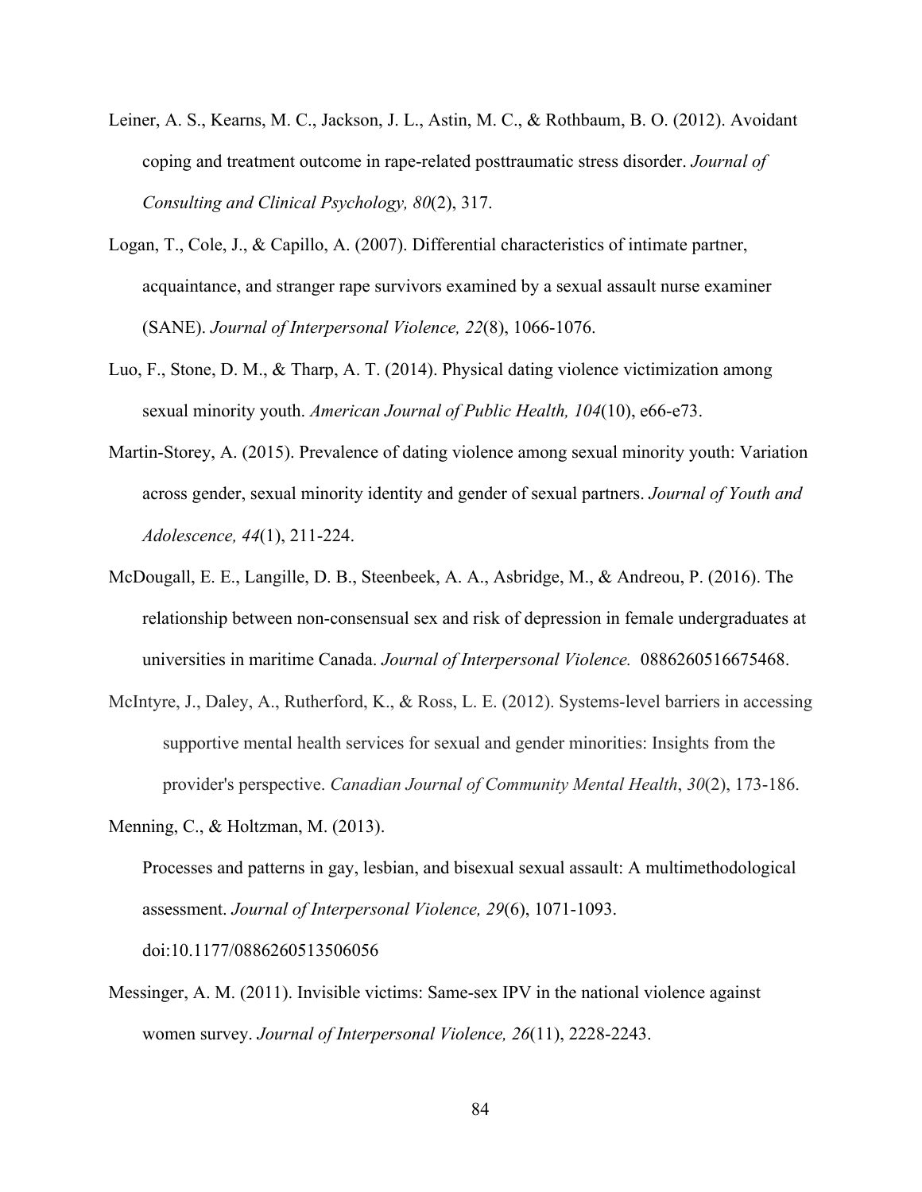Leiner, A. S., Kearns, M. C., Jackson, J. L., Astin, M. C., & Rothbaum, B. O. (2012). Avoidant coping and treatment outcome in rape-related posttraumatic stress disorder. *Journal of Consulting and Clinical Psychology, 80*(2), 317.

Logan, T., Cole, J., & Capillo, A. (2007). Differential characteristics of intimate partner, acquaintance, and stranger rape survivors examined by a sexual assault nurse examiner (SANE). *Journal of Interpersonal Violence, 22*(8), 1066-1076.

Luo, F., Stone, D. M., & Tharp, A. T. (2014). Physical dating violence victimization among sexual minority youth. *American Journal of Public Health, 104*(10), e66-e73.

Martin-Storey, A. (2015). Prevalence of dating violence among sexual minority youth: Variation across gender, sexual minority identity and gender of sexual partners. *Journal of Youth and Adolescence, 44*(1), 211-224.

McDougall, E. E., Langille, D. B., Steenbeek, A. A., Asbridge, M., & Andreou, P. (2016). The relationship between non-consensual sex and risk of depression in female undergraduates at universities in maritime Canada. *Journal of Interpersonal Violence.* 0886260516675468.

McIntyre, J., Daley, A., Rutherford, K., & Ross, L. E. (2012). Systems-level barriers in accessing supportive mental health services for sexual and gender minorities: Insights from the provider's perspective. *Canadian Journal of Community Mental Health*, *30*(2), 173-186.

Menning, C., & Holtzman, M. (2013). Processes and patterns in gay, lesbian, and bisexual sexual assault: A multimethodological assessment. *Journal of Interpersonal Violence, 29*(6), 1071-1093. doi:10.1177/0886260513506056

Messinger, A. M. (2011). Invisible victims: Same-sex IPV in the national violence against women survey. *Journal of Interpersonal Violence, 26*(11), 2228-2243.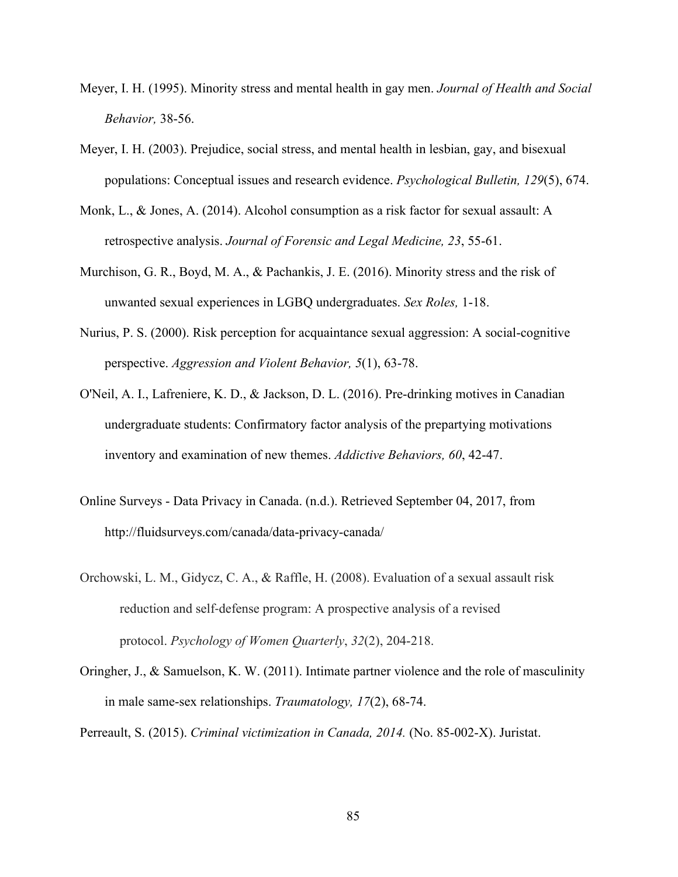Meyer, I. H. (1995). Minority stress and mental health in gay men. *Journal of Health and Social Behavior,* 38-56.

Meyer, I. H. (2003). Prejudice, social stress, and mental health in lesbian, gay, and bisexual populations: Conceptual issues and research evidence. *Psychological Bulletin, 129*(5), 674.

Monk, L., & Jones, A. (2014). Alcohol consumption as a risk factor for sexual assault: A retrospective analysis. *Journal of Forensic and Legal Medicine, 23*, 55-61.

Murchison, G. R., Boyd, M. A., & Pachankis, J. E. (2016). Minority stress and the risk of unwanted sexual experiences in LGBQ undergraduates. *Sex Roles,* 1-18.

Nurius, P. S. (2000). Risk perception for acquaintance sexual aggression: A social-cognitive perspective. *Aggression and Violent Behavior, 5*(1), 63-78.

O'Neil, A. I., Lafreniere, K. D., & Jackson, D. L. (2016). Pre-drinking motives in Canadian undergraduate students: Confirmatory factor analysis of the prepartying motivations inventory and examination of new themes. *Addictive Behaviors, 60*, 42-47.

Online Surveys - Data Privacy in Canada. (n.d.). Retrieved September 04, 2017, from http://fluidsurveys.com/canada/data-privacy-canada/

Orchowski, L. M., Gidycz, C. A., & Raffle, H. (2008). Evaluation of a sexual assault risk reduction and self-defense program: A prospective analysis of a revised protocol. *Psychology of Women Quarterly*, *32*(2), 204-218.

Oringher, J., & Samuelson, K. W. (2011). Intimate partner violence and the role of masculinity in male same-sex relationships. *Traumatology, 17*(2), 68-74.

Perreault, S. (2015). *Criminal victimization in Canada, 2014.* (No. 85-002-X). Juristat.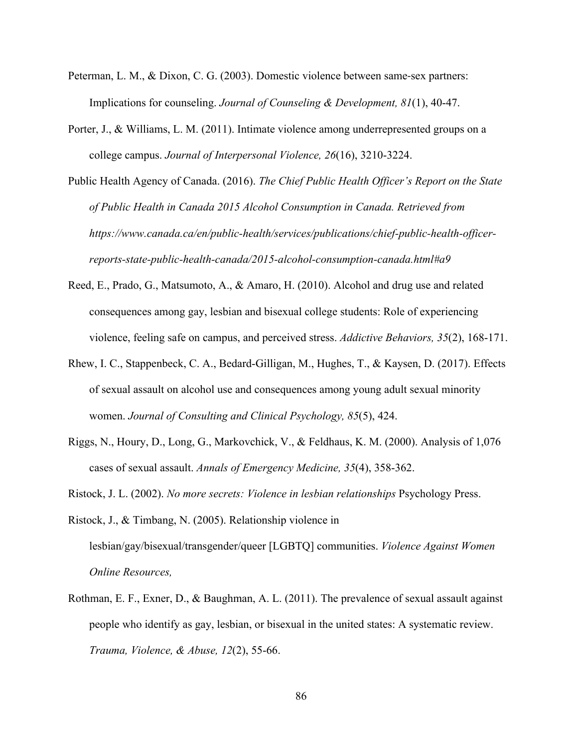Peterman, L. M., & Dixon, C. G. (2003). Domestic violence between same-sex partners: Implications for counseling. *Journal of Counseling & Development, 81*(1), 40-47.

Porter, J., & Williams, L. M. (2011). Intimate violence among underrepresented groups on a college campus. *Journal of Interpersonal Violence, 26*(16), 3210-3224.

Public Health Agency of Canada. (2016). *The Chief Public Health Officer's Report on the State of Public Health in Canada 2015 Alcohol Consumption in Canada. Retrieved from https://www.canada.ca/en/public-health/services/publications/chief-public-health-officer-reports-state-public-health-canada/2015-alcohol-consumption-canada.html#a9*

Reed, E., Prado, G., Matsumoto, A., & Amaro, H. (2010). Alcohol and drug use and related consequences among gay, lesbian and bisexual college students: Role of experiencing violence, feeling safe on campus, and perceived stress. *Addictive Behaviors, 35*(2), 168-171.

Rhew, I. C., Stappenbeck, C. A., Bedard-Gilligan, M., Hughes, T., & Kaysen, D. (2017). Effects of sexual assault on alcohol use and consequences among young adult sexual minority women. *Journal of Consulting and Clinical Psychology, 85*(5), 424.

Riggs, N., Houry, D., Long, G., Markovchick, V., & Feldhaus, K. M. (2000). Analysis of 1,076 cases of sexual assault. *Annals of Emergency Medicine, 35*(4), 358-362.

Ristock, J. L. (2002). *No more secrets: Violence in lesbian relationships* Psychology Press.

Ristock, J., & Timbang, N. (2005). Relationship violence in lesbian/gay/bisexual/transgender/queer [LGBTQ] communities. *Violence Against Women Online Resources,*

Rothman, E. F., Exner, D., & Baughman, A. L. (2011). The prevalence of sexual assault against people who identify as gay, lesbian, or bisexual in the united states: A systematic review. *Trauma, Violence, & Abuse, 12*(2), 55-66.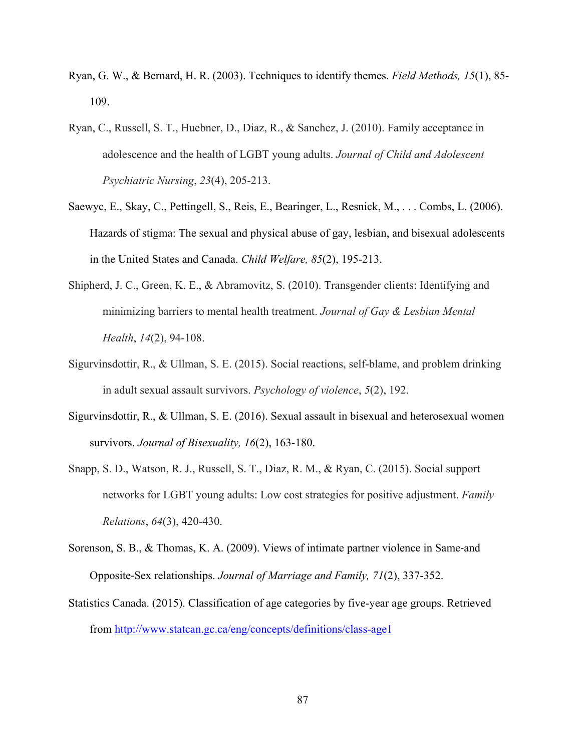Ryan, G. W., & Bernard, H. R. (2003). Techniques to identify themes. *Field Methods, 15*(1), 85-109.

Ryan, C., Russell, S. T., Huebner, D., Diaz, R., & Sanchez, J. (2010). Family acceptance in adolescence and the health of LGBT young adults. *Journal of Child and Adolescent Psychiatric Nursing*, *23*(4), 205-213.

Saewyc, E., Skay, C., Pettingell, S., Reis, E., Bearinger, L., Resnick, M., . . . Combs, L. (2006). Hazards of stigma: The sexual and physical abuse of gay, lesbian, and bisexual adolescents in the United States and Canada. *Child Welfare, 85*(2), 195-213.

Shipherd, J. C., Green, K. E., & Abramovitz, S. (2010). Transgender clients: Identifying and minimizing barriers to mental health treatment. *Journal of Gay & Lesbian Mental Health*, *14*(2), 94-108.

Sigurvinsdottir, R., & Ullman, S. E. (2015). Social reactions, self-blame, and problem drinking in adult sexual assault survivors. *Psychology of violence*, *5*(2), 192.

Sigurvinsdottir, R., & Ullman, S. E. (2016). Sexual assault in bisexual and heterosexual women survivors. *Journal of Bisexuality, 16*(2), 163-180.

Snapp, S. D., Watson, R. J., Russell, S. T., Diaz, R. M., & Ryan, C. (2015). Social support networks for LGBT young adults: Low cost strategies for positive adjustment. *Family Relations*, *64*(3), 420-430.

Sorenson, S. B., & Thomas, K. A. (2009). Views of intimate partner violence in Same-and Opposite-Sex relationships. *Journal of Marriage and Family, 71*(2), 337-352.

Statistics Canada. (2015). Classification of age categories by five-year age groups. Retrieved from http://www.statcan.gc.ca/eng/concepts/definitions/class-age1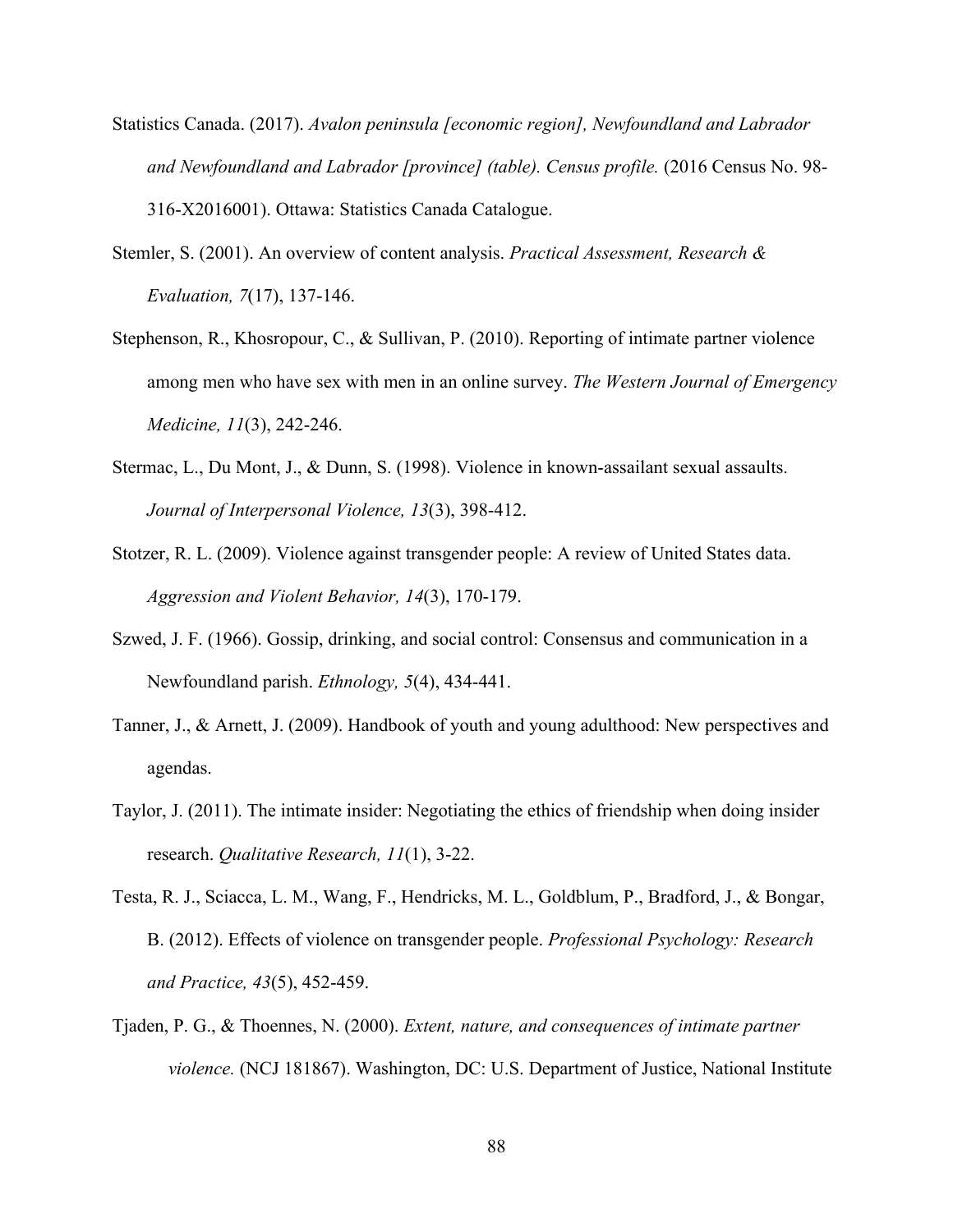Statistics Canada. (2017). *Avalon peninsula [economic region], Newfoundland and Labrador and Newfoundland and Labrador [province] (table). Census profile.* (2016 Census No. 98-316-X2016001). Ottawa: Statistics Canada Catalogue.

Stemler, S. (2001). An overview of content analysis. *Practical Assessment, Research & Evaluation, 7*(17), 137-146.

Stephenson, R., Khosropour, C., & Sullivan, P. (2010). Reporting of intimate partner violence among men who have sex with men in an online survey. *The Western Journal of Emergency Medicine, 11*(3), 242-246.

Stermac, L., Du Mont, J., & Dunn, S. (1998). Violence in known-assailant sexual assaults. *Journal of Interpersonal Violence, 13*(3), 398-412.

Stotzer, R. L. (2009). Violence against transgender people: A review of United States data. *Aggression and Violent Behavior, 14*(3), 170-179.

Szwed, J. F. (1966). Gossip, drinking, and social control: Consensus and communication in a Newfoundland parish. *Ethnology, 5*(4), 434-441.

Tanner, J., & Arnett, J. (2009). Handbook of youth and young adulthood: New perspectives and agendas.

Taylor, J. (2011). The intimate insider: Negotiating the ethics of friendship when doing insider research. *Qualitative Research, 11*(1), 3-22.

Testa, R. J., Sciacca, L. M., Wang, F., Hendricks, M. L., Goldblum, P., Bradford, J., & Bongar, B. (2012). Effects of violence on transgender people. *Professional Psychology: Research and Practice, 43*(5), 452-459.

Tjaden, P. G., & Thoennes, N. (2000). *Extent, nature, and consequences of intimate partner violence.* (NCJ 181867). Washington, DC: U.S. Department of Justice, National Institute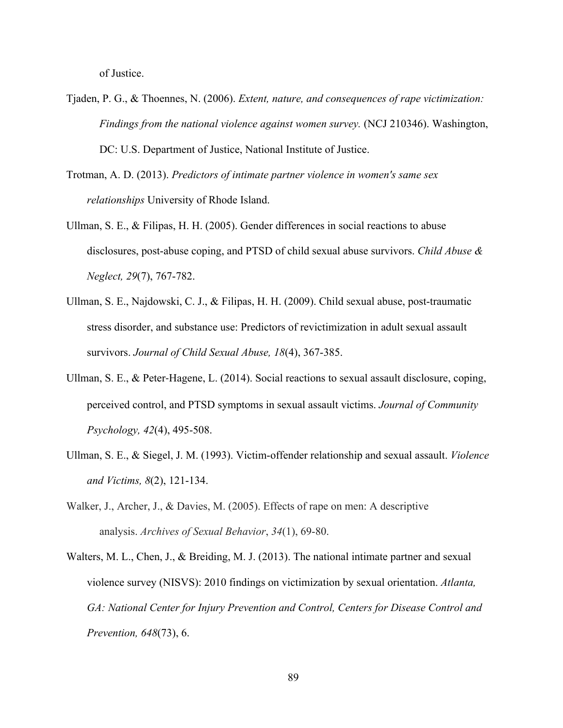of Justice.

Tjaden, P. G., & Thoennes, N. (2006). *Extent, nature, and consequences of rape victimization: Findings from the national violence against women survey.* (NCJ 210346). Washington, DC: U.S. Department of Justice, National Institute of Justice.

Trotman, A. D. (2013). *Predictors of intimate partner violence in women's same sex relationships* University of Rhode Island.

Ullman, S. E., & Filipas, H. H. (2005). Gender differences in social reactions to abuse disclosures, post-abuse coping, and PTSD of child sexual abuse survivors. *Child Abuse & Neglect, 29*(7), 767-782.

Ullman, S. E., Najdowski, C. J., & Filipas, H. H. (2009). Child sexual abuse, post-traumatic stress disorder, and substance use: Predictors of revictimization in adult sexual assault survivors. *Journal of Child Sexual Abuse, 18*(4), 367-385.

Ullman, S. E., & Peter-Hagene, L. (2014). Social reactions to sexual assault disclosure, coping, perceived control, and PTSD symptoms in sexual assault victims. *Journal of Community Psychology, 42*(4), 495-508.

Ullman, S. E., & Siegel, J. M. (1993). Victim-offender relationship and sexual assault. *Violence and Victims, 8*(2), 121-134.

Walker, J., Archer, J., & Davies, M. (2005). Effects of rape on men: A descriptive analysis. *Archives of Sexual Behavior*, *34*(1), 69-80.

Walters, M. L., Chen, J., & Breiding, M. J. (2013). The national intimate partner and sexual violence survey (NISVS): 2010 findings on victimization by sexual orientation. *Atlanta, GA: National Center for Injury Prevention and Control, Centers for Disease Control and Prevention, 648*(73), 6.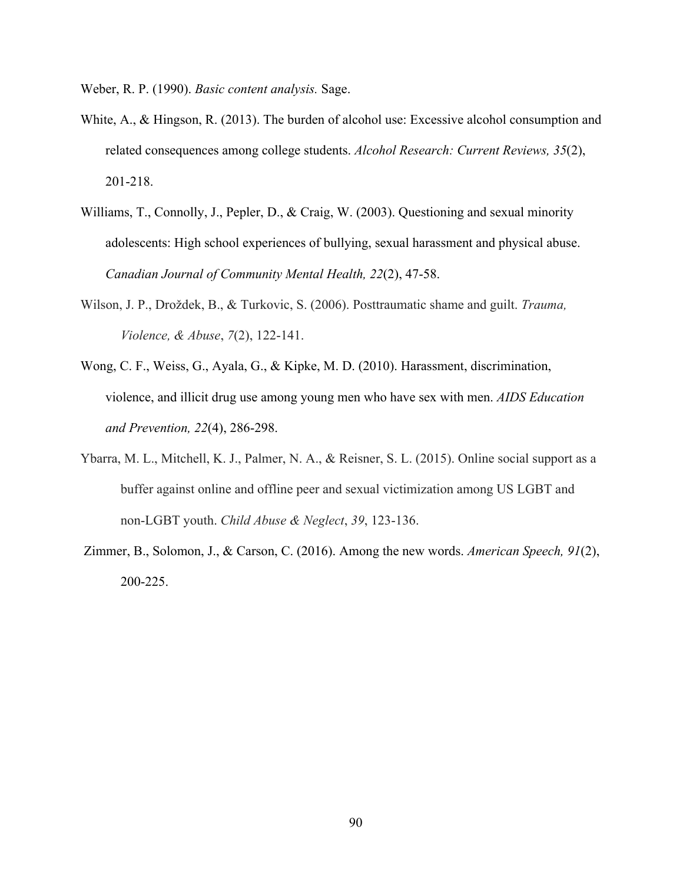Weber, R. P. (1990). *Basic content analysis.* Sage.

White, A., & Hingson, R. (2013). The burden of alcohol use: Excessive alcohol consumption and related consequences among college students. *Alcohol Research: Current Reviews, 35*(2), 201-218.

Williams, T., Connolly, J., Pepler, D., & Craig, W. (2003). Questioning and sexual minority adolescents: High school experiences of bullying, sexual harassment and physical abuse. *Canadian Journal of Community Mental Health, 22*(2), 47-58.

Wilson, J. P., Droždek, B., & Turkovic, S. (2006). Posttraumatic shame and guilt. *Trauma, Violence, & Abuse*, *7*(2), 122-141.

Wong, C. F., Weiss, G., Ayala, G., & Kipke, M. D. (2010). Harassment, discrimination, violence, and illicit drug use among young men who have sex with men. *AIDS Education and Prevention, 22*(4), 286-298.

Ybarra, M. L., Mitchell, K. J., Palmer, N. A., & Reisner, S. L. (2015). Online social support as a buffer against online and offline peer and sexual victimization among US LGBT and non-LGBT youth. *Child Abuse & Neglect*, *39*, 123-136.

Zimmer, B., Solomon, J., & Carson, C. (2016). Among the new words. *American Speech, 91*(2), 200-225.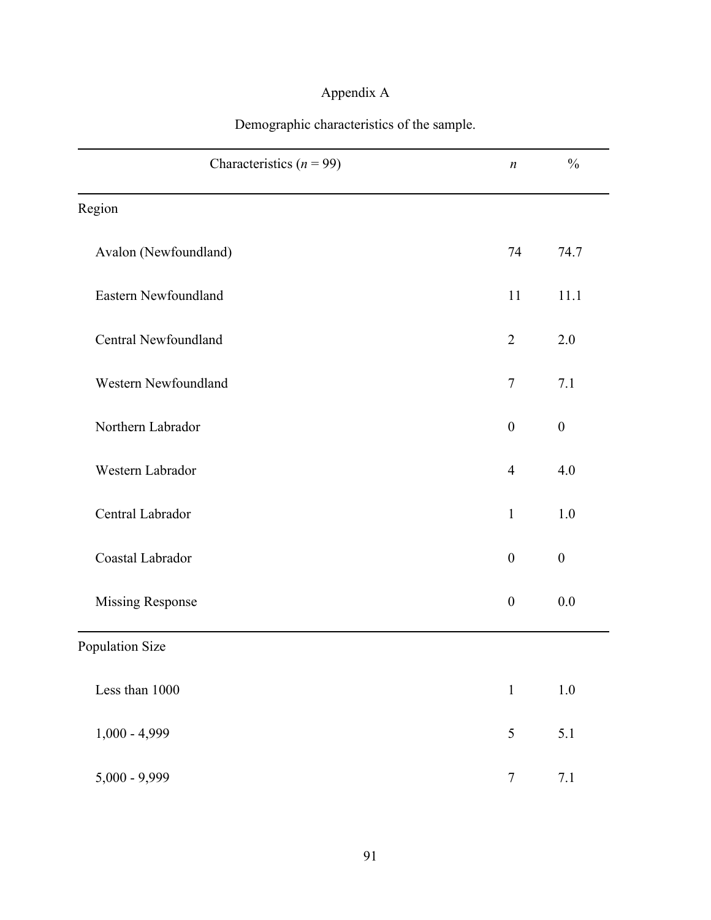# Appendix A

Demographic characteristics of the sample.

| Characteristics (*n* = 99) | *n* | % |
|---|---|---|
| Region | | |
| Avalon (Newfoundland) | 74 | 74.7 |
| Eastern Newfoundland | 11 | 11.1 |
| Central Newfoundland | 2 | 2.0 |
| Western Newfoundland | 7 | 7.1 |
| Northern Labrador | 0 | 0 |
| Western Labrador | 4 | 4.0 |
| Central Labrador | 1 | 1.0 |
| Coastal Labrador | 0 | 0 |
| Missing Response | 0 | 0.0 |
| Population Size | | |
| Less than 1000 | 1 | 1.0 |
| 1,000 - 4,999 | 5 | 5.1 |
| 5,000 - 9,999 | 7 | 7.1 |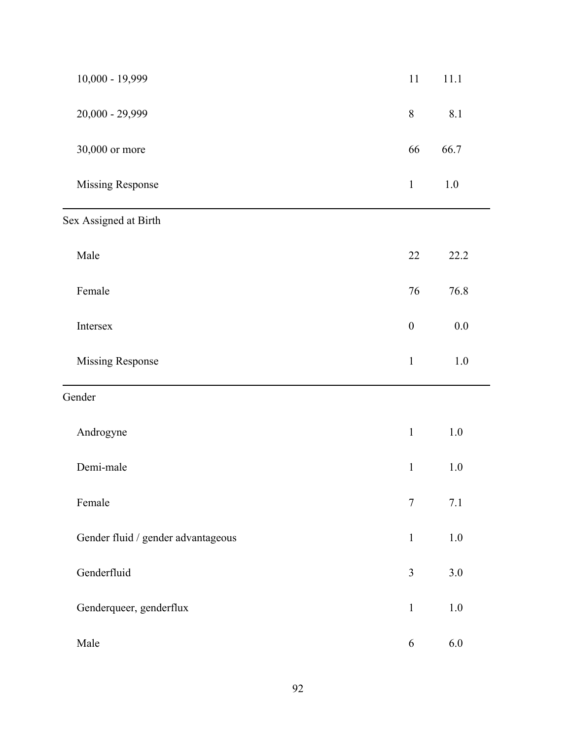| | | |
|---|---|---|
| 10,000 - 19,999 | 11 | 11.1 |
| 20,000 - 29,999 | 8 | 8.1 |
| 30,000 or more | 66 | 66.7 |
| Missing Response | 1 | 1.0 |
| Sex Assigned at Birth | | |
| Male | 22 | 22.2 |
| Female | 76 | 76.8 |
| Intersex | 0 | 0.0 |
| Missing Response | 1 | 1.0 |
| Gender | | |
| Androgyne | 1 | 1.0 |
| Demi-male | 1 | 1.0 |
| Female | 7 | 7.1 |
| Gender fluid / gender advantageous | 1 | 1.0 |
| Genderfluid | 3 | 3.0 |
| Genderqueer, genderflux | 1 | 1.0 |
| Male | 6 | 6.0 |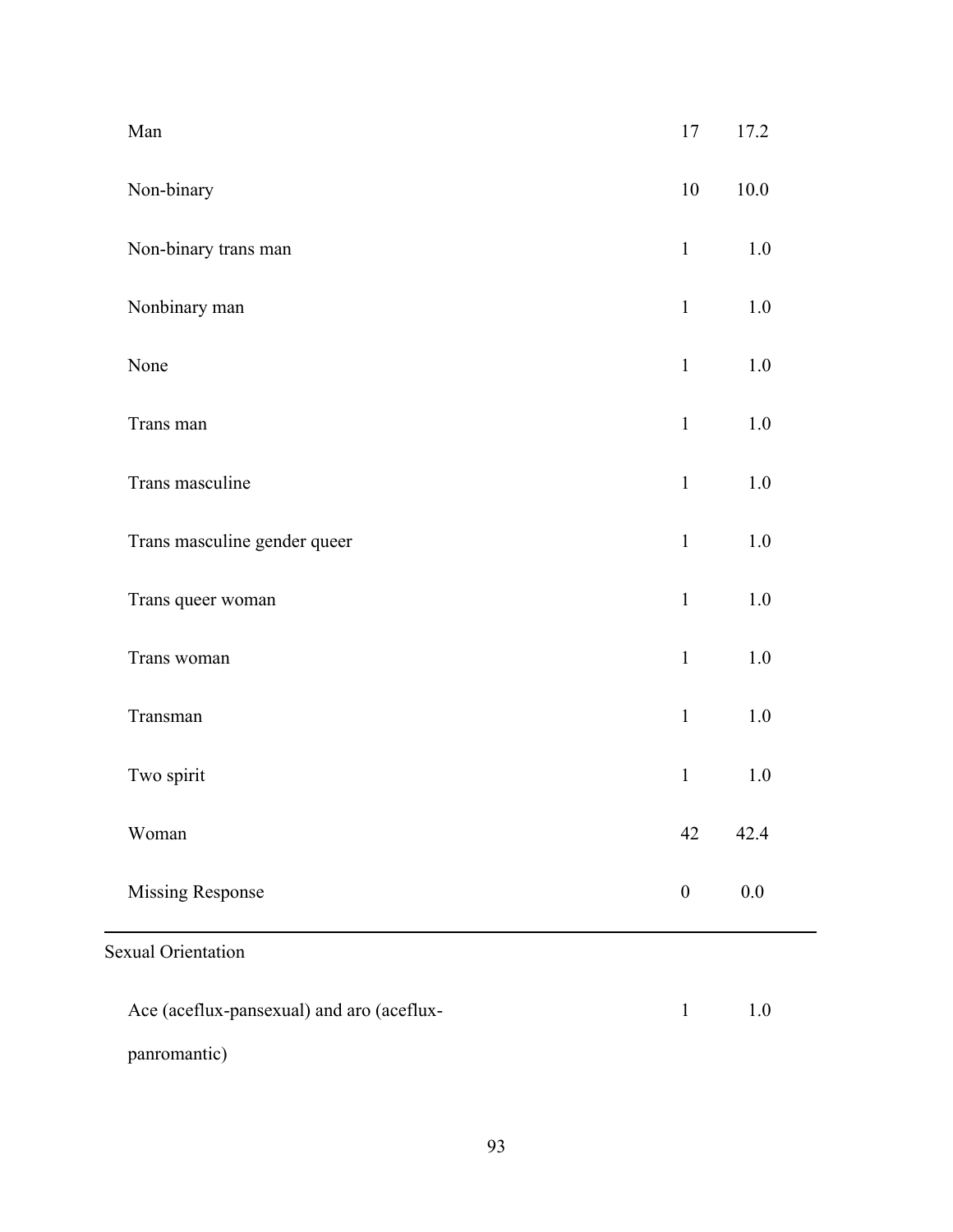| | | |
|---|---|---|
| Man | 17 | 17.2 |
| Non-binary | 10 | 10.0 |
| Non-binary trans man | 1 | 1.0 |
| Nonbinary man | 1 | 1.0 |
| None | 1 | 1.0 |
| Trans man | 1 | 1.0 |
| Trans masculine | 1 | 1.0 |
| Trans masculine gender queer | 1 | 1.0 |
| Trans queer woman | 1 | 1.0 |
| Trans woman | 1 | 1.0 |
| Transman | 1 | 1.0 |
| Two spirit | 1 | 1.0 |
| Woman | 42 | 42.4 |
| Missing Response | 0 | 0.0 |
| Sexual Orientation | | |
| Ace (aceflux-pansexual) and aro (aceflux-panromantic) | 1 | 1.0 |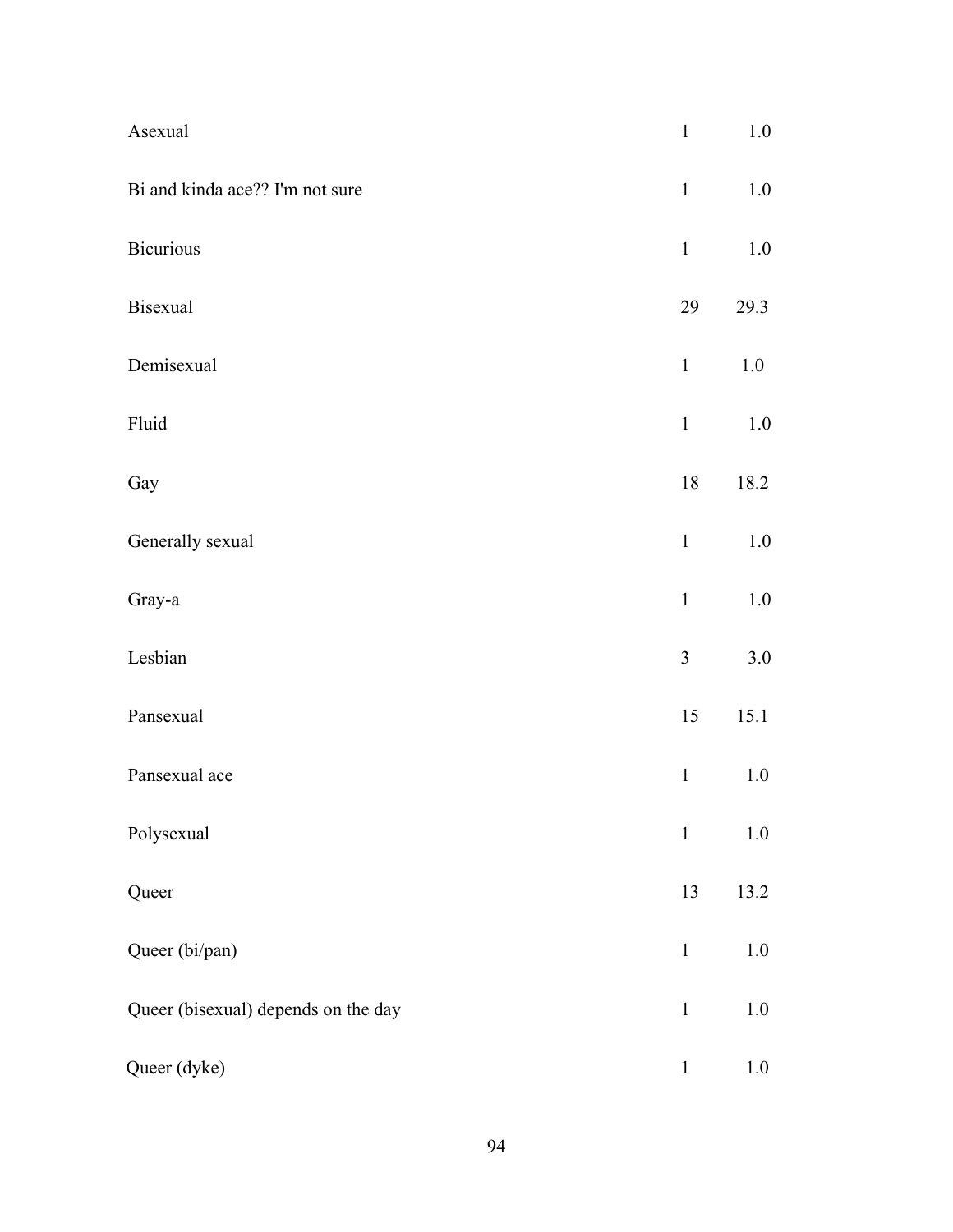| | | |
|---|---|---|
| Asexual | 1 | 1.0 |
| Bi and kinda ace?? I'm not sure | 1 | 1.0 |
| Bicurious | 1 | 1.0 |
| Bisexual | 29 | 29.3 |
| Demisexual | 1 | 1.0 |
| Fluid | 1 | 1.0 |
| Gay | 18 | 18.2 |
| Generally sexual | 1 | 1.0 |
| Gray-a | 1 | 1.0 |
| Lesbian | 3 | 3.0 |
| Pansexual | 15 | 15.1 |
| Pansexual ace | 1 | 1.0 |
| Polysexual | 1 | 1.0 |
| Queer | 13 | 13.2 |
| Queer (bi/pan) | 1 | 1.0 |
| Queer (bisexual) depends on the day | 1 | 1.0 |
| Queer (dyke) | 1 | 1.0 |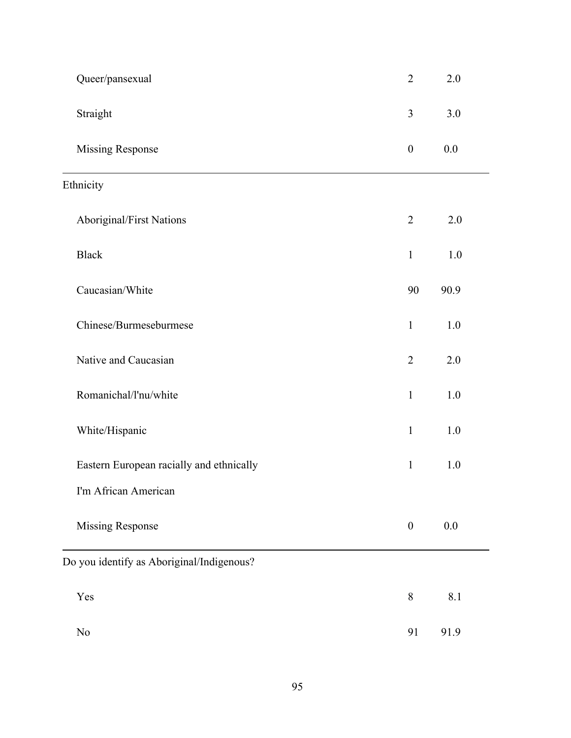| | | |
|---|---|---|
| Queer/pansexual | 2 | 2.0 |
| Straight | 3 | 3.0 |
| Missing Response | 0 | 0.0 |
| Ethnicity | | |
| Aboriginal/First Nations | 2 | 2.0 |
| Black | 1 | 1.0 |
| Caucasian/White | 90 | 90.9 |
| Chinese/Burmeseburmese | 1 | 1.0 |
| Native and Caucasian | 2 | 2.0 |
| Romanichal/l'nu/white | 1 | 1.0 |
| White/Hispanic | 1 | 1.0 |
| Eastern European racially and ethnically | 1 | 1.0 |
| I'm African American | | |
| Missing Response | 0 | 0.0 |
| Do you identify as Aboriginal/Indigenous? | | |
| Yes | 8 | 8.1 |
| No | 91 | 91.9 |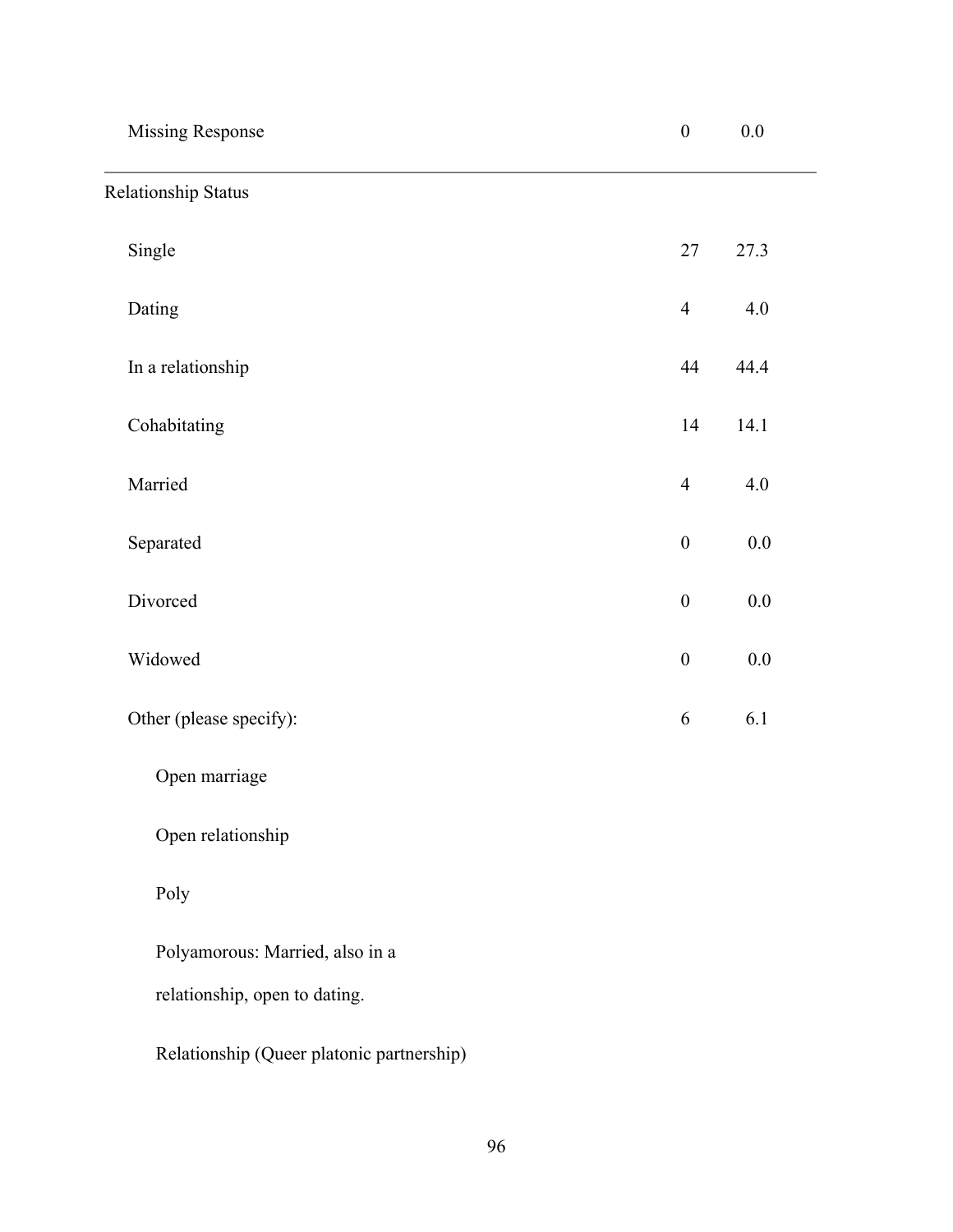| | | |
|---|---|---|
| Missing Response | 0 | 0.0 |
| Relationship Status | | |
| Single | 27 | 27.3 |
| Dating | 4 | 4.0 |
| In a relationship | 44 | 44.4 |
| Cohabitating | 14 | 14.1 |
| Married | 4 | 4.0 |
| Separated | 0 | 0.0 |
| Divorced | 0 | 0.0 |
| Widowed | 0 | 0.0 |
| Other (please specify): | 6 | 6.1 |
| Open marriage | | |
| Open relationship | | |
| Poly | | |
| Polyamorous: Married, also in a relationship, open to dating. | | |
| Relationship (Queer platonic partnership) | | |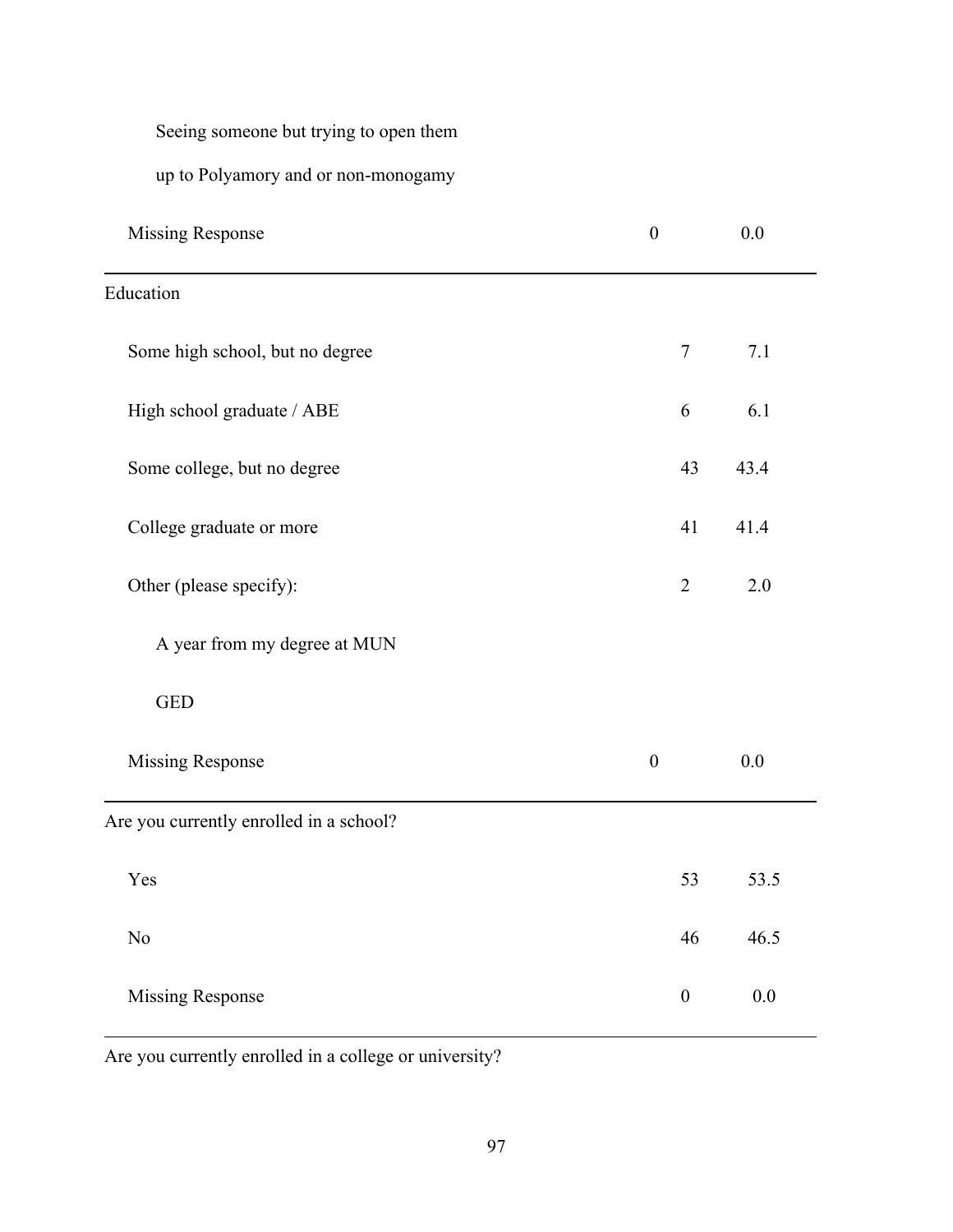| | | |
|---|---|---|
| Seeing someone but trying to open them up to Polyamory and or non-monogamy | | |
| Missing Response | 0 | 0.0 |
| **Education** | | |
| Some high school, but no degree | 7 | 7.1 |
| High school graduate / ABE | 6 | 6.1 |
| Some college, but no degree | 43 | 43.4 |
| College graduate or more | 41 | 41.4 |
| Other (please specify): | 2 | 2.0 |
| A year from my degree at MUN | | |
| GED | | |
| Missing Response | 0 | 0.0 |
| **Are you currently enrolled in a school?** | | |
| Yes | 53 | 53.5 |
| No | 46 | 46.5 |
| Missing Response | 0 | 0.0 |
| **Are you currently enrolled in a college or university?** | | |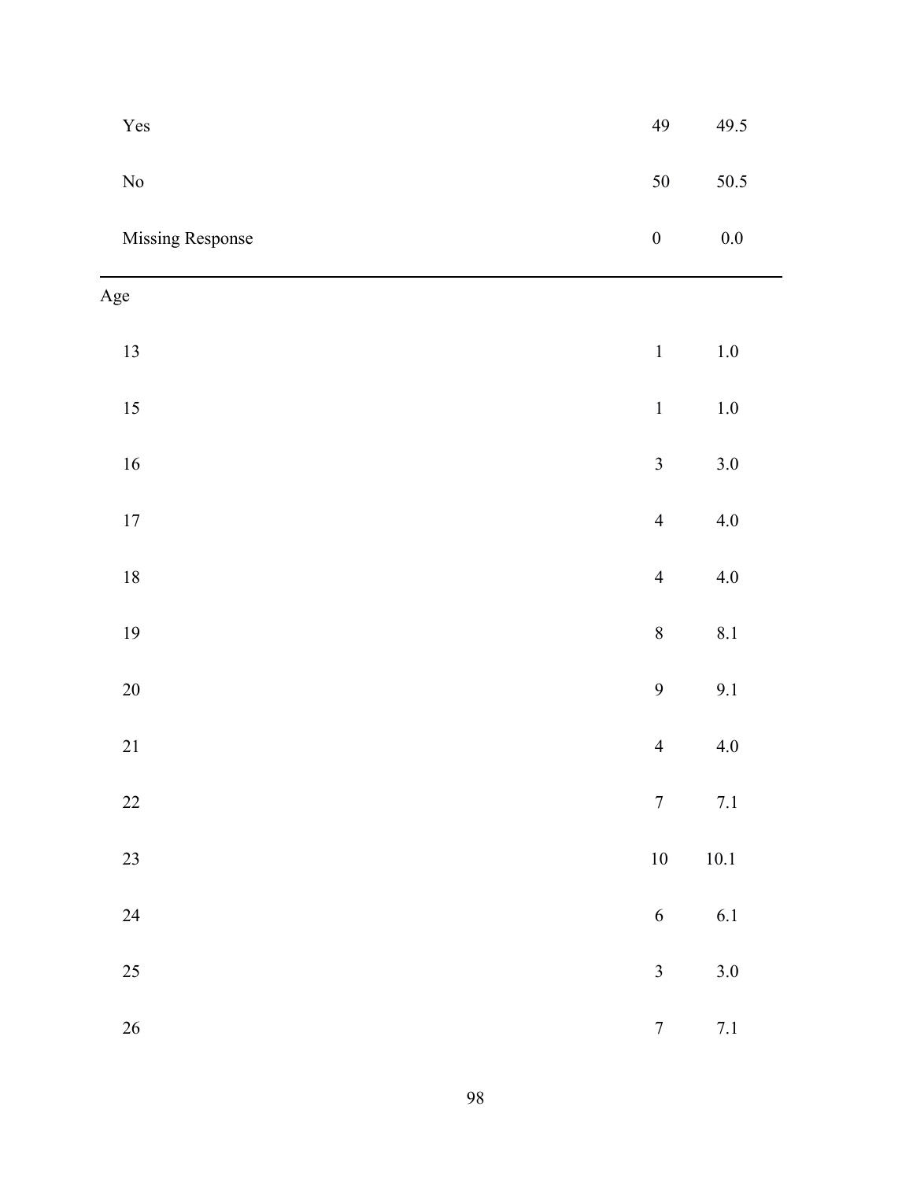| | | |
|---|---|---|
| Yes | 49 | 49.5 |
| No | 50 | 50.5 |
| Missing Response | 0 | 0.0 |
| Age | | |
| 13 | 1 | 1.0 |
| 15 | 1 | 1.0 |
| 16 | 3 | 3.0 |
| 17 | 4 | 4.0 |
| 18 | 4 | 4.0 |
| 19 | 8 | 8.1 |
| 20 | 9 | 9.1 |
| 21 | 4 | 4.0 |
| 22 | 7 | 7.1 |
| 23 | 10 | 10.1 |
| 24 | 6 | 6.1 |
| 25 | 3 | 3.0 |
| 26 | 7 | 7.1 |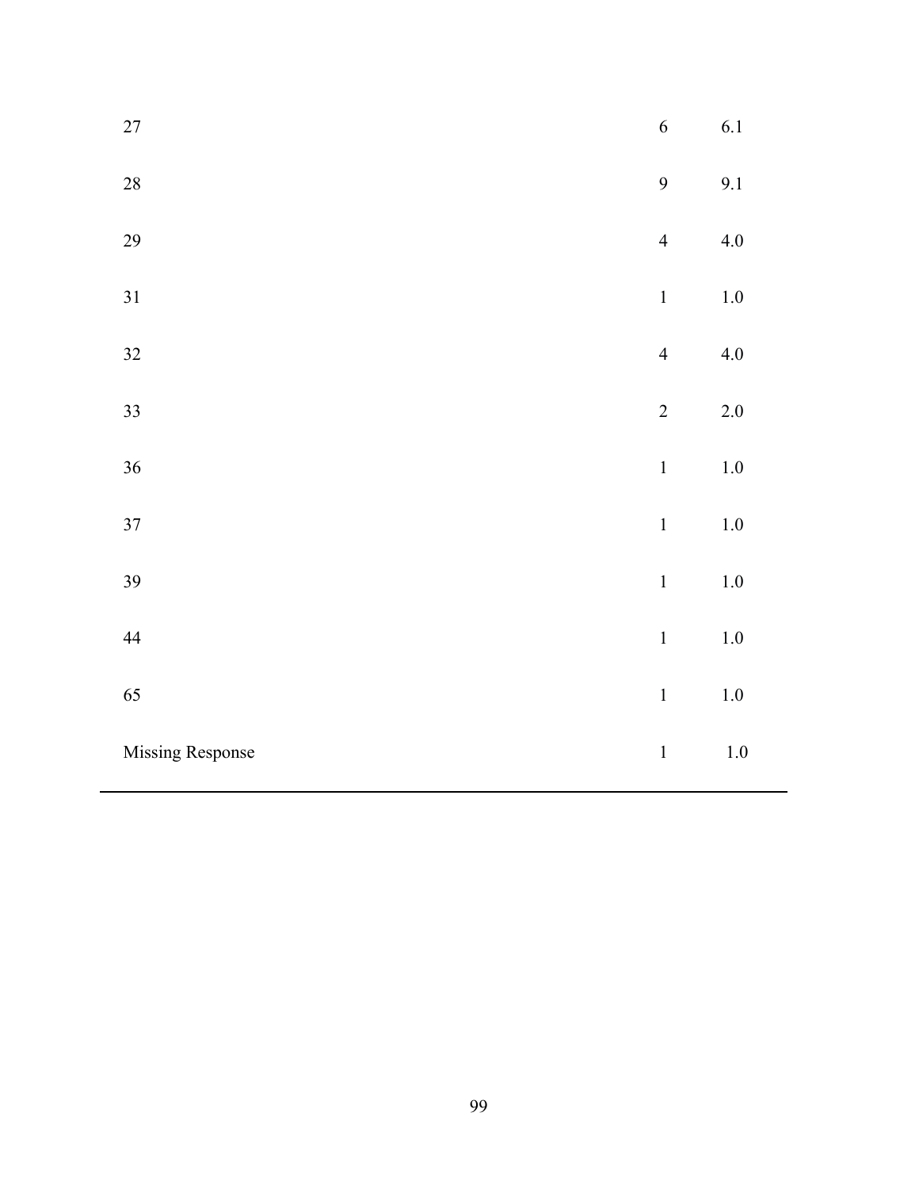| | | |
|---|---|---|
| 27 | 6 | 6.1 |
| 28 | 9 | 9.1 |
| 29 | 4 | 4.0 |
| 31 | 1 | 1.0 |
| 32 | 4 | 4.0 |
| 33 | 2 | 2.0 |
| 36 | 1 | 1.0 |
| 37 | 1 | 1.0 |
| 39 | 1 | 1.0 |
| 44 | 1 | 1.0 |
| 65 | 1 | 1.0 |
| Missing Response | 1 | 1.0 |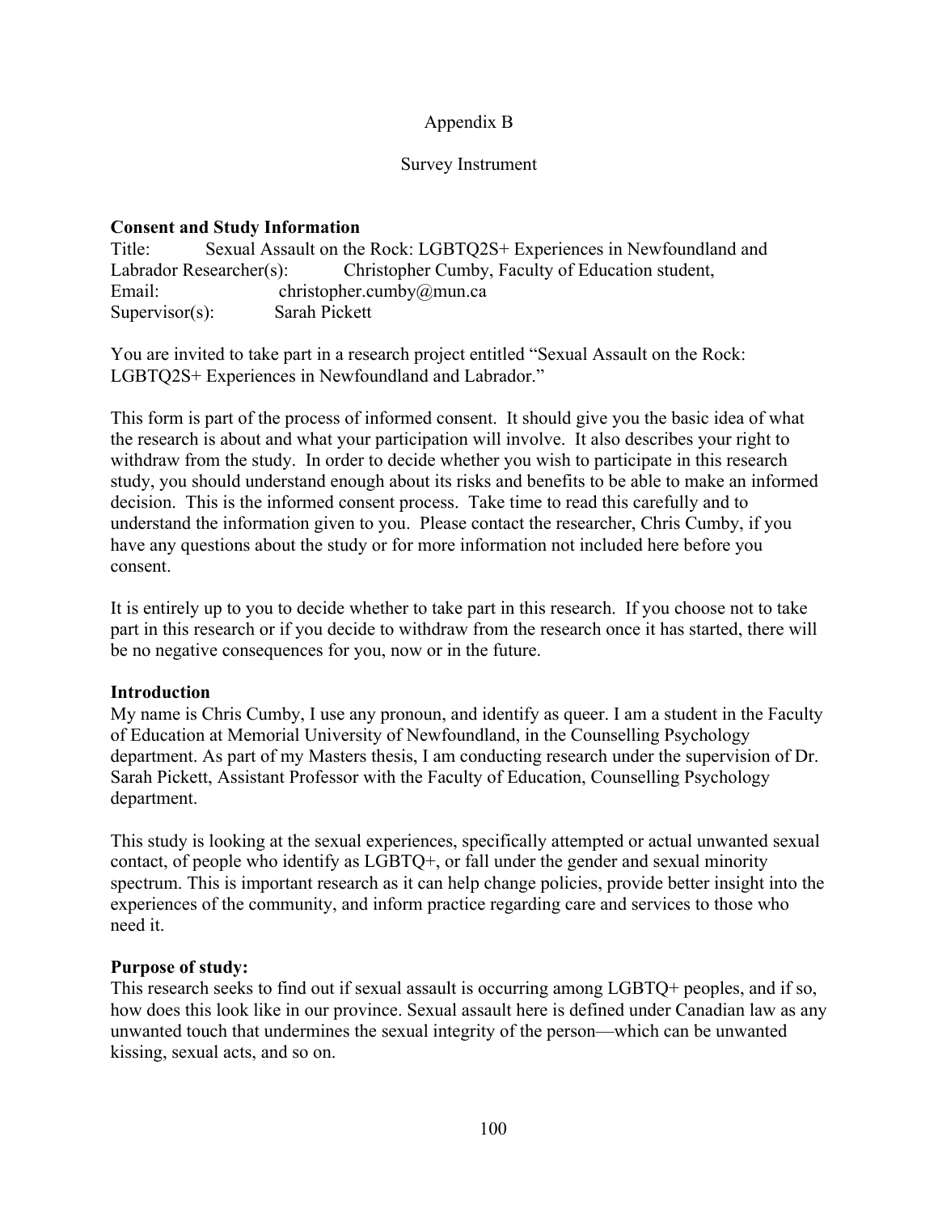Appendix B

Survey Instrument

**Consent and Study Information**

Title: Sexual Assault on the Rock: LGBTQ2S+ Experiences in Newfoundland and Labrador Researcher(s): Christopher Cumby, Faculty of Education student,
Email: christopher.cumby@mun.ca
Supervisor(s): Sarah Pickett

You are invited to take part in a research project entitled "Sexual Assault on the Rock: LGBTQ2S+ Experiences in Newfoundland and Labrador."

This form is part of the process of informed consent. It should give you the basic idea of what the research is about and what your participation will involve. It also describes your right to withdraw from the study. In order to decide whether you wish to participate in this research study, you should understand enough about its risks and benefits to be able to make an informed decision. This is the informed consent process. Take time to read this carefully and to understand the information given to you. Please contact the researcher, Chris Cumby, if you have any questions about the study or for more information not included here before you consent.

It is entirely up to you to decide whether to take part in this research. If you choose not to take part in this research or if you decide to withdraw from the research once it has started, there will be no negative consequences for you, now or in the future.

**Introduction**

My name is Chris Cumby, I use any pronoun, and identify as queer. I am a student in the Faculty of Education at Memorial University of Newfoundland, in the Counselling Psychology department. As part of my Masters thesis, I am conducting research under the supervision of Dr. Sarah Pickett, Assistant Professor with the Faculty of Education, Counselling Psychology department.

This study is looking at the sexual experiences, specifically attempted or actual unwanted sexual contact, of people who identify as LGBTQ+, or fall under the gender and sexual minority spectrum. This is important research as it can help change policies, provide better insight into the experiences of the community, and inform practice regarding care and services to those who need it.

**Purpose of study:**

This research seeks to find out if sexual assault is occurring among LGBTQ+ peoples, and if so, how does this look like in our province. Sexual assault here is defined under Canadian law as any unwanted touch that undermines the sexual integrity of the person—which can be unwanted kissing, sexual acts, and so on.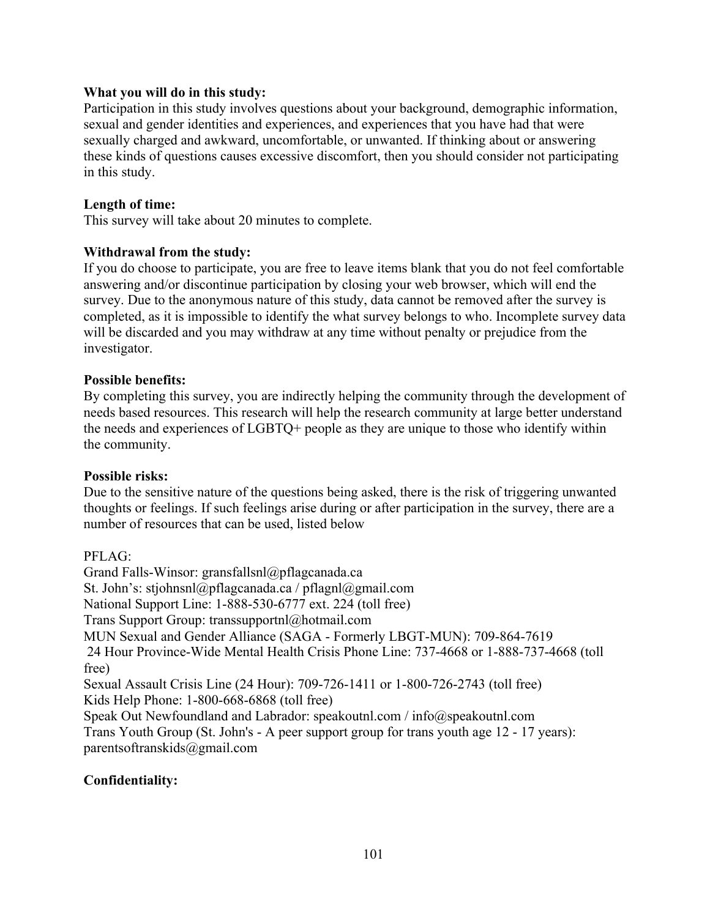**What you will do in this study:**
Participation in this study involves questions about your background, demographic information, sexual and gender identities and experiences, and experiences that you have had that were sexually charged and awkward, uncomfortable, or unwanted. If thinking about or answering these kinds of questions causes excessive discomfort, then you should consider not participating in this study.

**Length of time:**
This survey will take about 20 minutes to complete.

**Withdrawal from the study:**
If you do choose to participate, you are free to leave items blank that you do not feel comfortable answering and/or discontinue participation by closing your web browser, which will end the survey. Due to the anonymous nature of this study, data cannot be removed after the survey is completed, as it is impossible to identify the what survey belongs to who. Incomplete survey data will be discarded and you may withdraw at any time without penalty or prejudice from the investigator.

**Possible benefits:**
By completing this survey, you are indirectly helping the community through the development of needs based resources. This research will help the research community at large better understand the needs and experiences of LGBTQ+ people as they are unique to those who identify within the community.

**Possible risks:**
Due to the sensitive nature of the questions being asked, there is the risk of triggering unwanted thoughts or feelings. If such feelings arise during or after participation in the survey, there are a number of resources that can be used, listed below

PFLAG:
Grand Falls-Winsor: gransfallsnl@pflagcanada.ca
St. John's: stjohnsnl@pflagcanada.ca / pflagnl@gmail.com
National Support Line: 1-888-530-6777 ext. 224 (toll free)
Trans Support Group: transsupportnl@hotmail.com
MUN Sexual and Gender Alliance (SAGA - Formerly LBGT-MUN): 709-864-7619
24 Hour Province-Wide Mental Health Crisis Phone Line: 737-4668 or 1-888-737-4668 (toll free)
Sexual Assault Crisis Line (24 Hour): 709-726-1411 or 1-800-726-2743 (toll free)
Kids Help Phone: 1-800-668-6868 (toll free)
Speak Out Newfoundland and Labrador: speakoutnl.com / info@speakoutnl.com
Trans Youth Group (St. John's - A peer support group for trans youth age 12 - 17 years): parentsoftranskids@gmail.com

**Confidentiality:**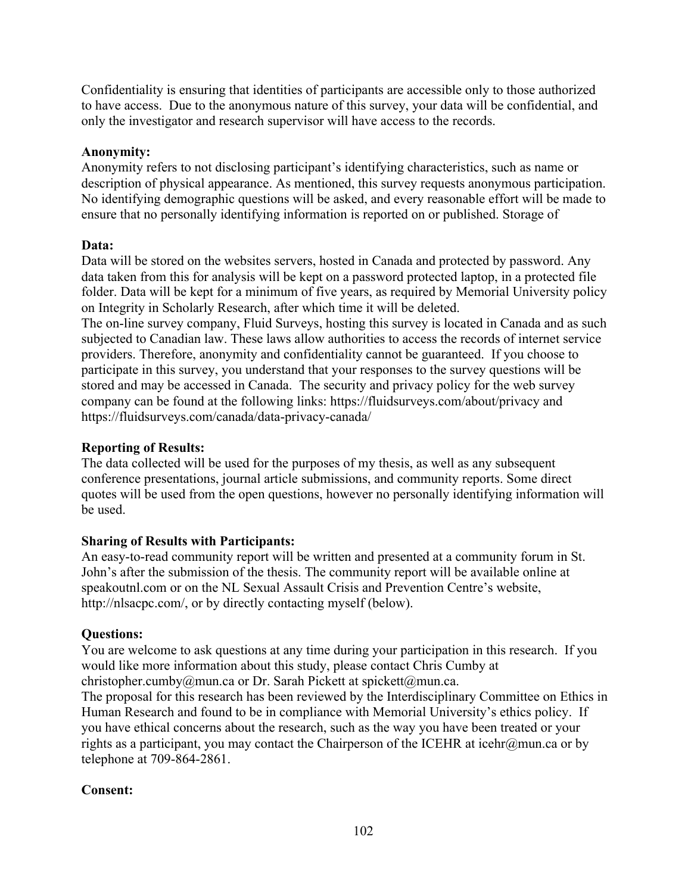Confidentiality is ensuring that identities of participants are accessible only to those authorized to have access. Due to the anonymous nature of this survey, your data will be confidential, and only the investigator and research supervisor will have access to the records.

**Anonymity:**

Anonymity refers to not disclosing participant's identifying characteristics, such as name or description of physical appearance. As mentioned, this survey requests anonymous participation. No identifying demographic questions will be asked, and every reasonable effort will be made to ensure that no personally identifying information is reported on or published. Storage of

**Data:**

Data will be stored on the websites servers, hosted in Canada and protected by password. Any data taken from this for analysis will be kept on a password protected laptop, in a protected file folder. Data will be kept for a minimum of five years, as required by Memorial University policy on Integrity in Scholarly Research, after which time it will be deleted.

The on-line survey company, Fluid Surveys, hosting this survey is located in Canada and as such subjected to Canadian law. These laws allow authorities to access the records of internet service providers. Therefore, anonymity and confidentiality cannot be guaranteed. If you choose to participate in this survey, you understand that your responses to the survey questions will be stored and may be accessed in Canada. The security and privacy policy for the web survey company can be found at the following links: https://fluidsurveys.com/about/privacy and https://fluidsurveys.com/canada/data-privacy-canada/

**Reporting of Results:**

The data collected will be used for the purposes of my thesis, as well as any subsequent conference presentations, journal article submissions, and community reports. Some direct quotes will be used from the open questions, however no personally identifying information will be used.

**Sharing of Results with Participants:**

An easy-to-read community report will be written and presented at a community forum in St. John's after the submission of the thesis. The community report will be available online at speakoutnl.com or on the NL Sexual Assault Crisis and Prevention Centre's website, http://nlsacpc.com/, or by directly contacting myself (below).

**Questions:**

You are welcome to ask questions at any time during your participation in this research. If you would like more information about this study, please contact Chris Cumby at christopher.cumby@mun.ca or Dr. Sarah Pickett at spickett@mun.ca.

The proposal for this research has been reviewed by the Interdisciplinary Committee on Ethics in Human Research and found to be in compliance with Memorial University's ethics policy. If you have ethical concerns about the research, such as the way you have been treated or your rights as a participant, you may contact the Chairperson of the ICEHR at icehr@mun.ca or by telephone at 709-864-2861.

**Consent:**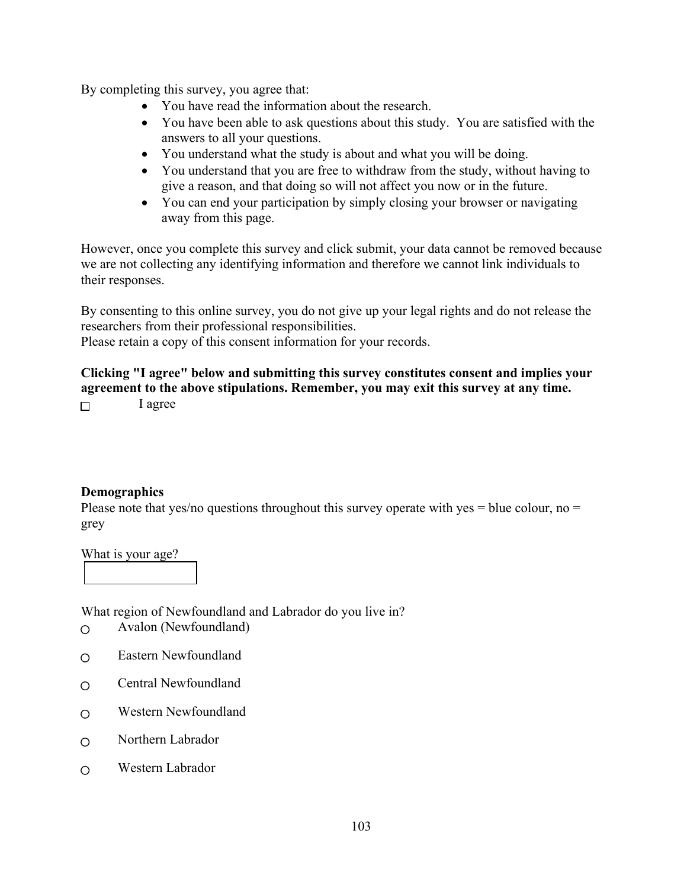By completing this survey, you agree that:

- You have read the information about the research.
- You have been able to ask questions about this study. You are satisfied with the answers to all your questions.
- You understand what the study is about and what you will be doing.
- You understand that you are free to withdraw from the study, without having to give a reason, and that doing so will not affect you now or in the future.
- You can end your participation by simply closing your browser or navigating away from this page.

However, once you complete this survey and click submit, your data cannot be removed because we are not collecting any identifying information and therefore we cannot link individuals to their responses.

By consenting to this online survey, you do not give up your legal rights and do not release the researchers from their professional responsibilities.
Please retain a copy of this consent information for your records.

**Clicking "I agree" below and submitting this survey constitutes consent and implies your agreement to the above stipulations. Remember, you may exit this survey at any time.**

☐ I agree

**Demographics**

Please note that yes/no questions throughout this survey operate with yes = blue colour, no = grey

What is your age?

[ ]

What region of Newfoundland and Labrador do you live in?

○ Avalon (Newfoundland)

○ Eastern Newfoundland

○ Central Newfoundland

○ Western Newfoundland

○ Northern Labrador

○ Western Labrador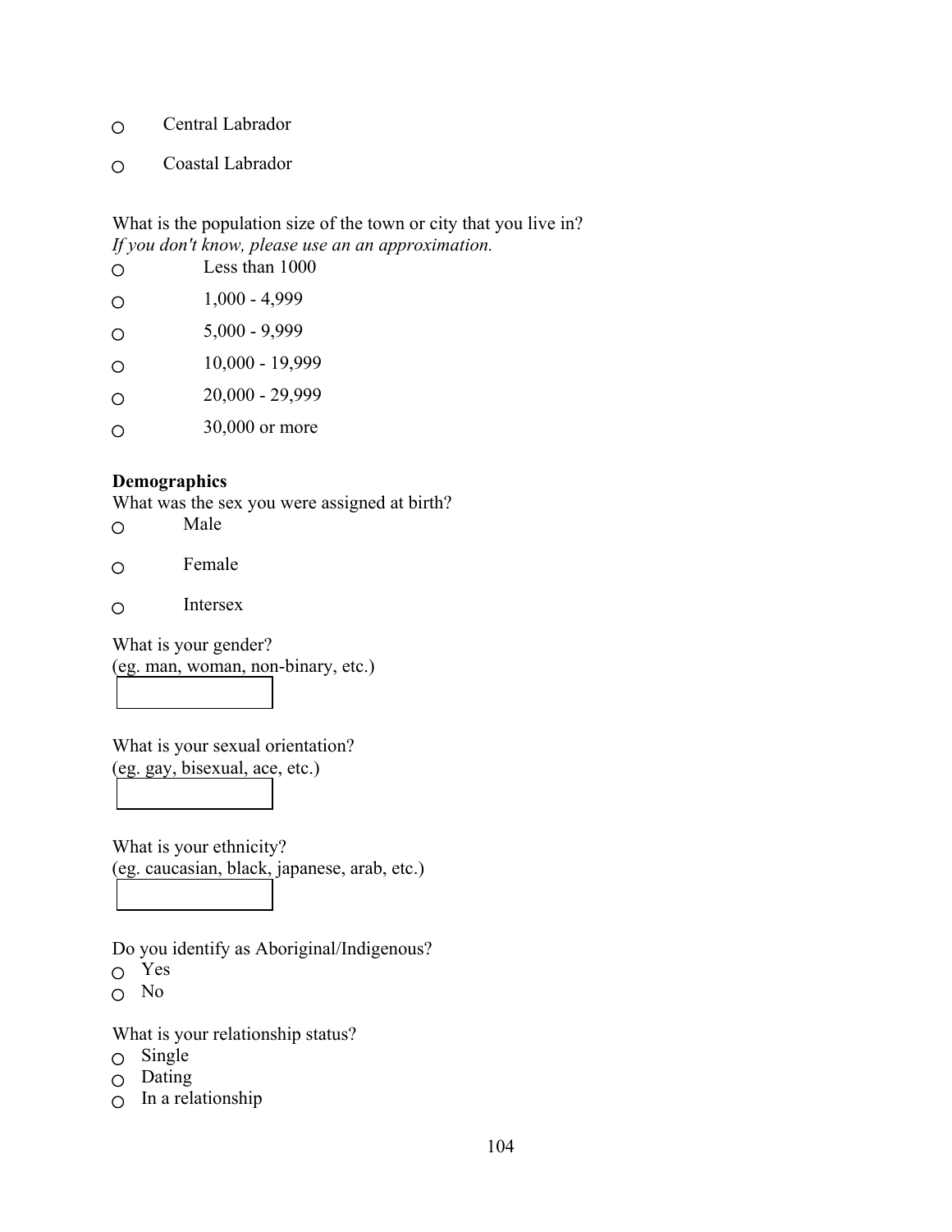- ○ Central Labrador
- ○ Coastal Labrador

What is the population size of the town or city that you live in?
*If you don't know, please use an an approximation.*

- ○ Less than 1000
- ○ 1,000 - 4,999
- ○ 5,000 - 9,999
- ○ 10,000 - 19,999
- ○ 20,000 - 29,999
- ○ 30,000 or more

**Demographics**

What was the sex you were assigned at birth?

- ○ Male
- ○ Female
- ○ Intersex

What is your gender?
(eg. man, woman, non-binary, etc.)

[ ]

What is your sexual orientation?
(eg. gay, bisexual, ace, etc.)

[ ]

What is your ethnicity?
(eg. caucasian, black, japanese, arab, etc.)

[ ]

Do you identify as Aboriginal/Indigenous?

- ○ Yes
- ○ No

What is your relationship status?

- ○ Single
- ○ Dating
- ○ In a relationship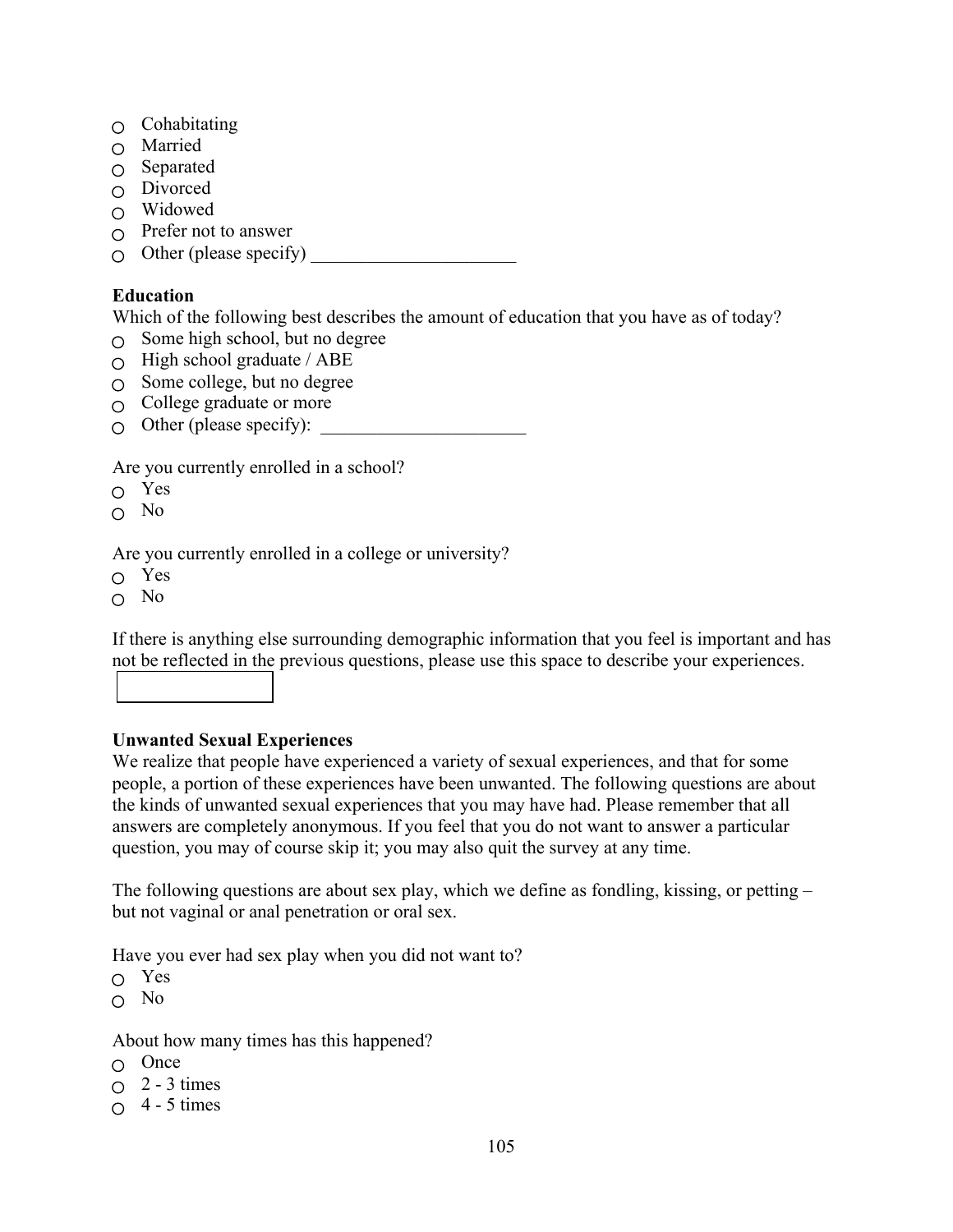- ○ Cohabitating
- ○ Married
- ○ Separated
- ○ Divorced
- ○ Widowed
- ○ Prefer not to answer
- ○ Other (please specify) ______________________

**Education**

Which of the following best describes the amount of education that you have as of today?

- ○ Some high school, but no degree
- ○ High school graduate / ABE
- ○ Some college, but no degree
- ○ College graduate or more
- ○ Other (please specify): ______________________

Are you currently enrolled in a school?

- ○ Yes
- ○ No

Are you currently enrolled in a college or university?

- ○ Yes
- ○ No

If there is anything else surrounding demographic information that you feel is important and has not be reflected in the previous questions, please use this space to describe your experiences.

[ ]

**Unwanted Sexual Experiences**

We realize that people have experienced a variety of sexual experiences, and that for some people, a portion of these experiences have been unwanted. The following questions are about the kinds of unwanted sexual experiences that you may have had. Please remember that all answers are completely anonymous. If you feel that you do not want to answer a particular question, you may of course skip it; you may also quit the survey at any time.

The following questions are about sex play, which we define as fondling, kissing, or petting – but not vaginal or anal penetration or oral sex.

Have you ever had sex play when you did not want to?

- ○ Yes
- ○ No

About how many times has this happened?

- ○ Once
- ○ 2 - 3 times
- ○ 4 - 5 times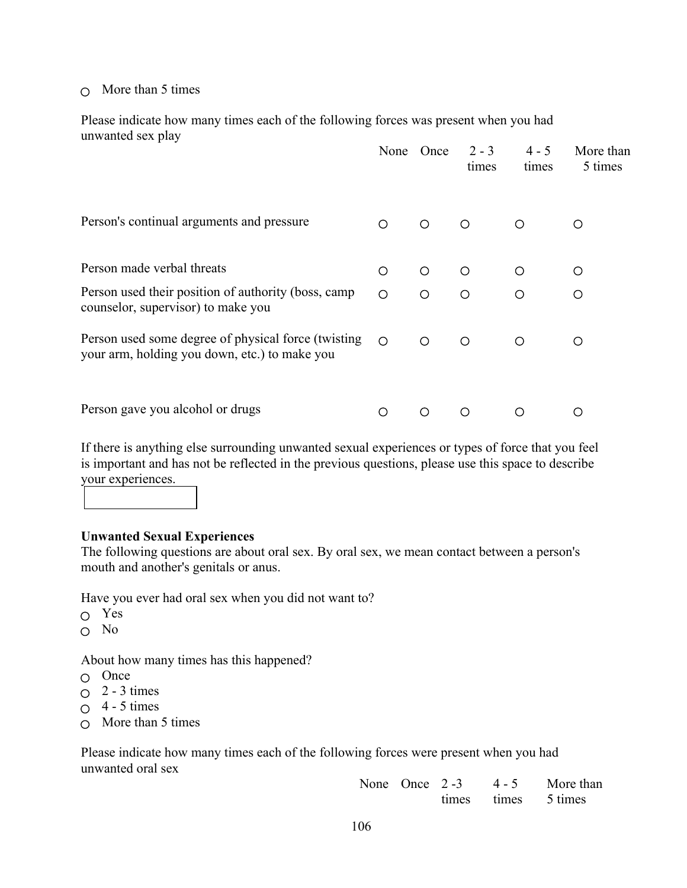○ More than 5 times

Please indicate how many times each of the following forces was present when you had unwanted sex play

| | None | Once | 2 - 3 times | 4 - 5 times | More than 5 times |
|---|---|---|---|---|---|
| Person's continual arguments and pressure | ○ | ○ | ○ | ○ | ○ |
| Person made verbal threats | ○ | ○ | ○ | ○ | ○ |
| Person used their position of authority (boss, camp counselor, supervisor) to make you | ○ | ○ | ○ | ○ | ○ |
| Person used some degree of physical force (twisting your arm, holding you down, etc.) to make you | ○ | ○ | ○ | ○ | ○ |
| Person gave you alcohol or drugs | ○ | ○ | ○ | ○ | ○ |

If there is anything else surrounding unwanted sexual experiences or types of force that you feel is important and has not be reflected in the previous questions, please use this space to describe your experiences.

**Unwanted Sexual Experiences**
The following questions are about oral sex. By oral sex, we mean contact between a person's mouth and another's genitals or anus.

Have you ever had oral sex when you did not want to?
○ Yes
○ No

About how many times has this happened?
○ Once
○ 2 - 3 times
○ 4 - 5 times
○ More than 5 times

Please indicate how many times each of the following forces were present when you had unwanted oral sex

| | None | Once | 2 -3 times | 4 - 5 times | More than 5 times |
|---|---|---|---|---|---|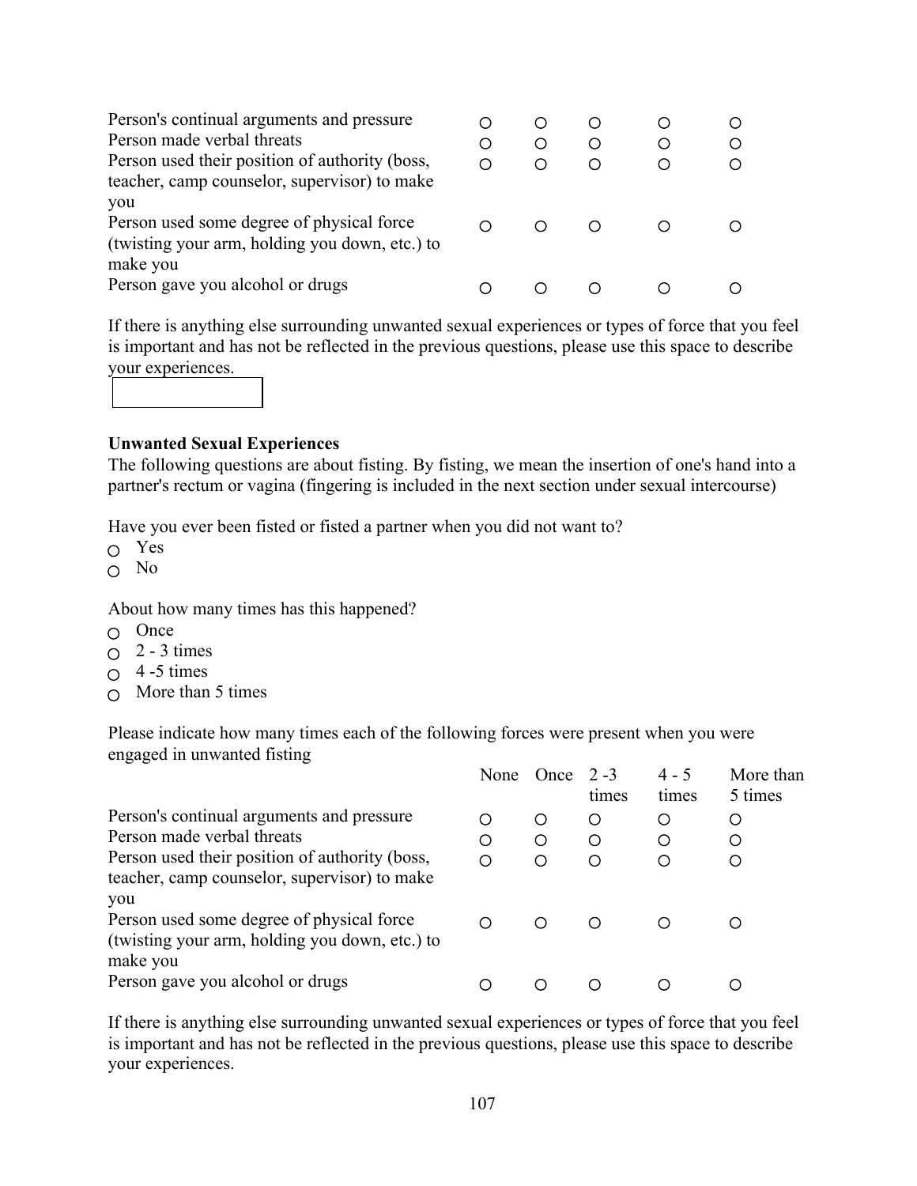| | | | | | |
|---|---|---|---|---|---|
| Person's continual arguments and pressure | ○ | ○ | ○ | ○ | ○ |
| Person made verbal threats | ○ | ○ | ○ | ○ | ○ |
| Person used their position of authority (boss, teacher, camp counselor, supervisor) to make you | ○ | ○ | ○ | ○ | ○ |
| Person used some degree of physical force (twisting your arm, holding you down, etc.) to make you | ○ | ○ | ○ | ○ | ○ |
| Person gave you alcohol or drugs | ○ | ○ | ○ | ○ | ○ |

If there is anything else surrounding unwanted sexual experiences or types of force that you feel is important and has not be reflected in the previous questions, please use this space to describe your experiences.

**Unwanted Sexual Experiences**

The following questions are about fisting. By fisting, we mean the insertion of one's hand into a partner's rectum or vagina (fingering is included in the next section under sexual intercourse)

Have you ever been fisted or fisted a partner when you did not want to?

- ○ Yes
- ○ No

About how many times has this happened?

- ○ Once
- ○ 2 - 3 times
- ○ 4 -5 times
- ○ More than 5 times

Please indicate how many times each of the following forces were present when you were engaged in unwanted fisting

| | None | Once | 2 -3 times | 4 - 5 times | More than 5 times |
|---|---|---|---|---|---|
| Person's continual arguments and pressure | ○ | ○ | ○ | ○ | ○ |
| Person made verbal threats | ○ | ○ | ○ | ○ | ○ |
| Person used their position of authority (boss, teacher, camp counselor, supervisor) to make you | ○ | ○ | ○ | ○ | ○ |
| Person used some degree of physical force (twisting your arm, holding you down, etc.) to make you | ○ | ○ | ○ | ○ | ○ |
| Person gave you alcohol or drugs | ○ | ○ | ○ | ○ | ○ |

If there is anything else surrounding unwanted sexual experiences or types of force that you feel is important and has not be reflected in the previous questions, please use this space to describe your experiences.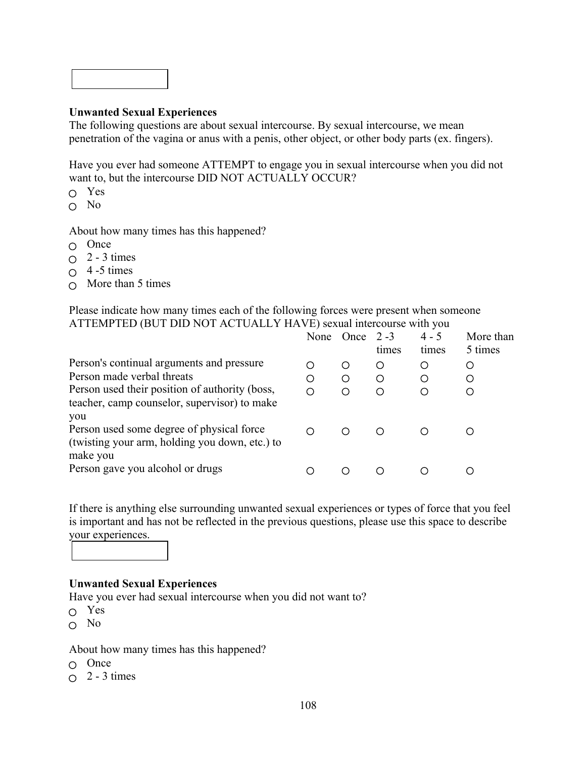## Unwanted Sexual Experiences

The following questions are about sexual intercourse. By sexual intercourse, we mean penetration of the vagina or anus with a penis, other object, or other body parts (ex. fingers).

Have you ever had someone ATTEMPT to engage you in sexual intercourse when you did not want to, but the intercourse DID NOT ACTUALLY OCCUR?

- ○ Yes
- ○ No

About how many times has this happened?

- ○ Once
- ○ 2 - 3 times
- ○ 4 -5 times
- ○ More than 5 times

Please indicate how many times each of the following forces were present when someone ATTEMPTED (BUT DID NOT ACTUALLY HAVE) sexual intercourse with you

| | None | Once | 2 -3 times | 4 - 5 times | More than 5 times |
|---|---|---|---|---|---|
| Person's continual arguments and pressure | ○ | ○ | ○ | ○ | ○ |
| Person made verbal threats | ○ | ○ | ○ | ○ | ○ |
| Person used their position of authority (boss, teacher, camp counselor, supervisor) to make you | ○ | ○ | ○ | ○ | ○ |
| Person used some degree of physical force (twisting your arm, holding you down, etc.) to make you | ○ | ○ | ○ | ○ | ○ |
| Person gave you alcohol or drugs | ○ | ○ | ○ | ○ | ○ |

If there is anything else surrounding unwanted sexual experiences or types of force that you feel is important and has not be reflected in the previous questions, please use this space to describe your experiences.

## Unwanted Sexual Experiences

Have you ever had sexual intercourse when you did not want to?

- ○ Yes
- ○ No

About how many times has this happened?

- ○ Once
- ○ 2 - 3 times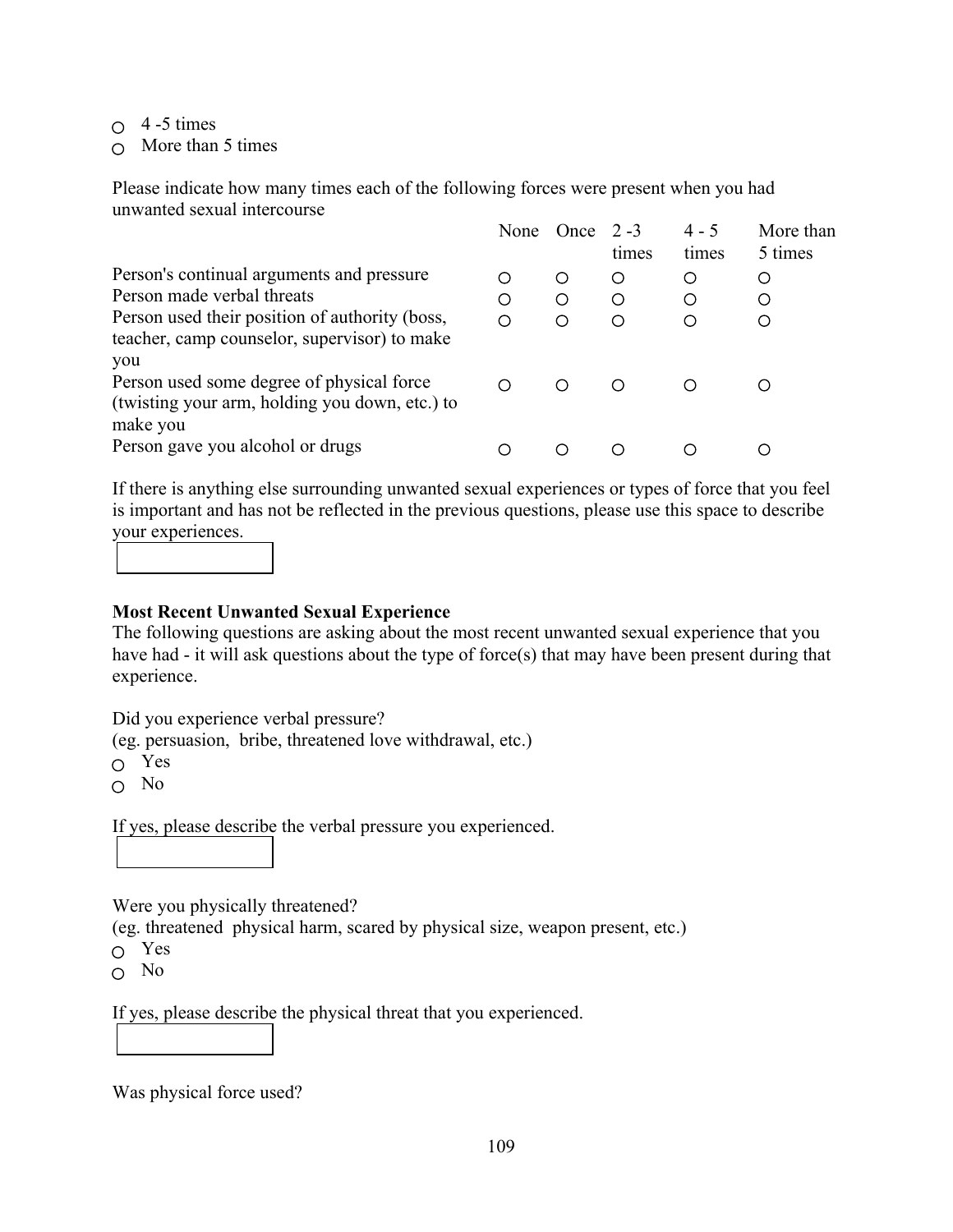- ○ 4 -5 times
- ○ More than 5 times

Please indicate how many times each of the following forces were present when you had unwanted sexual intercourse

| | None | Once | 2 -3 times | 4 - 5 times | More than 5 times |
|---|---|---|---|---|---|
| Person's continual arguments and pressure | ○ | ○ | ○ | ○ | ○ |
| Person made verbal threats | ○ | ○ | ○ | ○ | ○ |
| Person used their position of authority (boss, teacher, camp counselor, supervisor) to make you | ○ | ○ | ○ | ○ | ○ |
| Person used some degree of physical force (twisting your arm, holding you down, etc.) to make you | ○ | ○ | ○ | ○ | ○ |
| Person gave you alcohol or drugs | ○ | ○ | ○ | ○ | ○ |

If there is anything else surrounding unwanted sexual experiences or types of force that you feel is important and has not be reflected in the previous questions, please use this space to describe your experiences.

[ ]

**Most Recent Unwanted Sexual Experience**
The following questions are asking about the most recent unwanted sexual experience that you have had - it will ask questions about the type of force(s) that may have been present during that experience.

Did you experience verbal pressure?
(eg. persuasion, bribe, threatened love withdrawal, etc.)

- ○ Yes
- ○ No

If yes, please describe the verbal pressure you experienced.

[ ]

Were you physically threatened?
(eg. threatened physical harm, scared by physical size, weapon present, etc.)

- ○ Yes
- ○ No

If yes, please describe the physical threat that you experienced.

[ ]

Was physical force used?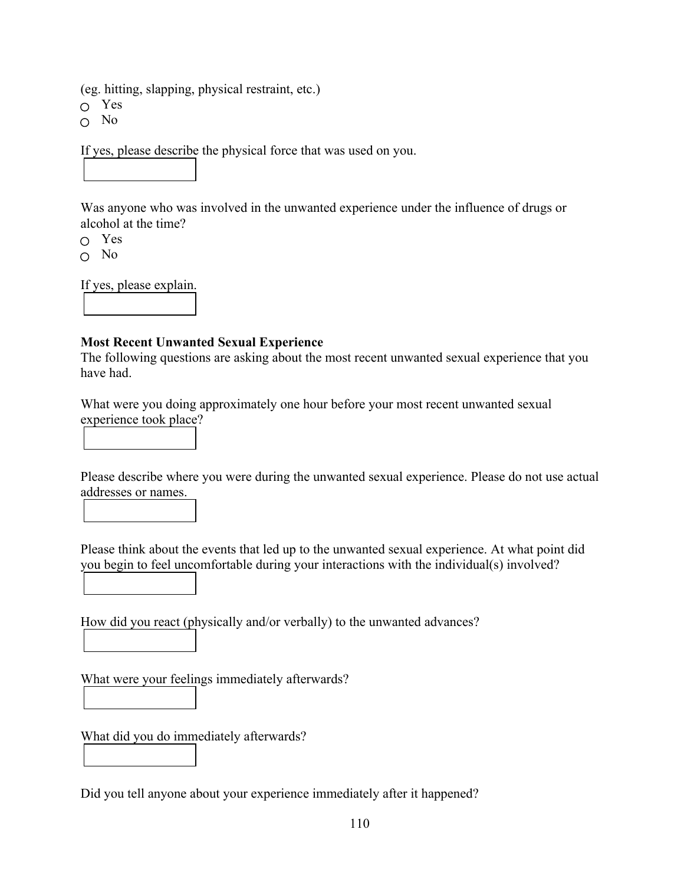(eg. hitting, slapping, physical restraint, etc.)

- ○ Yes
- ○ No

If yes, please describe the physical force that was used on you.

Was anyone who was involved in the unwanted experience under the influence of drugs or alcohol at the time?

- ○ Yes
- ○ No

If yes, please explain.

**Most Recent Unwanted Sexual Experience**

The following questions are asking about the most recent unwanted sexual experience that you have had.

What were you doing approximately one hour before your most recent unwanted sexual experience took place?

Please describe where you were during the unwanted sexual experience. Please do not use actual addresses or names.

Please think about the events that led up to the unwanted sexual experience. At what point did you begin to feel uncomfortable during your interactions with the individual(s) involved?

How did you react (physically and/or verbally) to the unwanted advances?

What were your feelings immediately afterwards?

What did you do immediately afterwards?

Did you tell anyone about your experience immediately after it happened?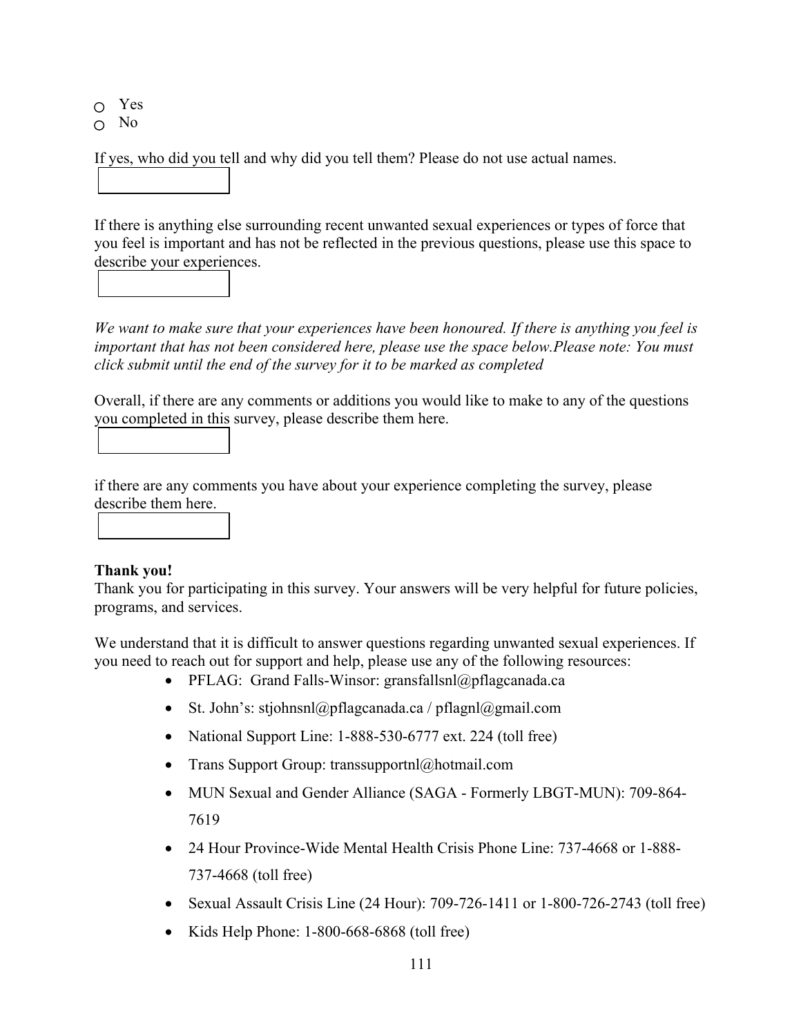- ○ Yes
- ○ No

If yes, who did you tell and why did you tell them? Please do not use actual names.

If there is anything else surrounding recent unwanted sexual experiences or types of force that you feel is important and has not be reflected in the previous questions, please use this space to describe your experiences.

*We want to make sure that your experiences have been honoured. If there is anything you feel is important that has not been considered here, please use the space below.Please note: You must click submit until the end of the survey for it to be marked as completed*

Overall, if there are any comments or additions you would like to make to any of the questions you completed in this survey, please describe them here.

if there are any comments you have about your experience completing the survey, please describe them here.

**Thank you!**

Thank you for participating in this survey. Your answers will be very helpful for future policies, programs, and services.

We understand that it is difficult to answer questions regarding unwanted sexual experiences. If you need to reach out for support and help, please use any of the following resources:

- PFLAG: Grand Falls-Winsor: gransfallsnl@pflagcanada.ca
- St. John's: stjohnsnl@pflagcanada.ca / pflagnl@gmail.com
- National Support Line: 1-888-530-6777 ext. 224 (toll free)
- Trans Support Group: transsupportnl@hotmail.com
- MUN Sexual and Gender Alliance (SAGA - Formerly LBGT-MUN): 709-864-7619
- 24 Hour Province-Wide Mental Health Crisis Phone Line: 737-4668 or 1-888-737-4668 (toll free)
- Sexual Assault Crisis Line (24 Hour): 709-726-1411 or 1-800-726-2743 (toll free)
- Kids Help Phone: 1-800-668-6868 (toll free)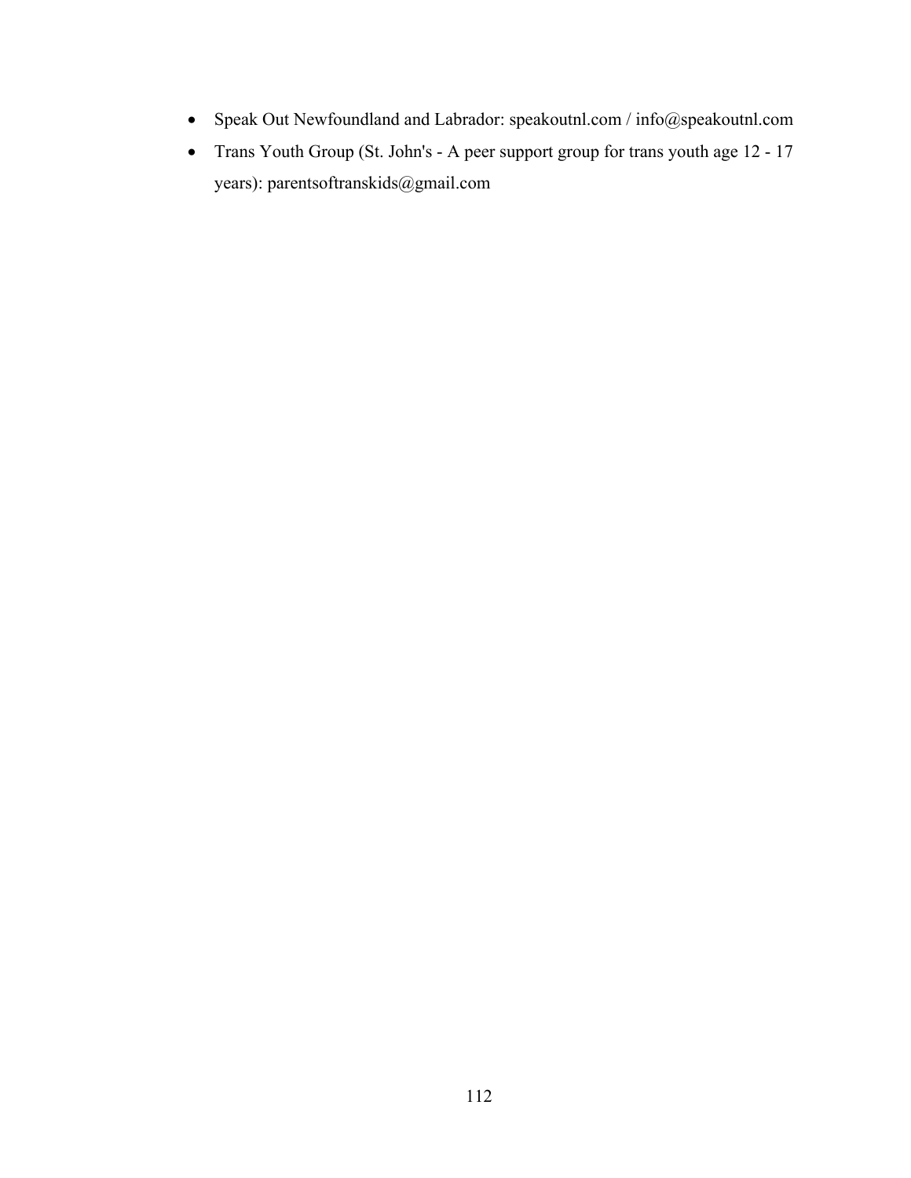- Speak Out Newfoundland and Labrador: speakoutnl.com / info@speakoutnl.com
- Trans Youth Group (St. John's - A peer support group for trans youth age 12 - 17 years): parentsoftranskids@gmail.com